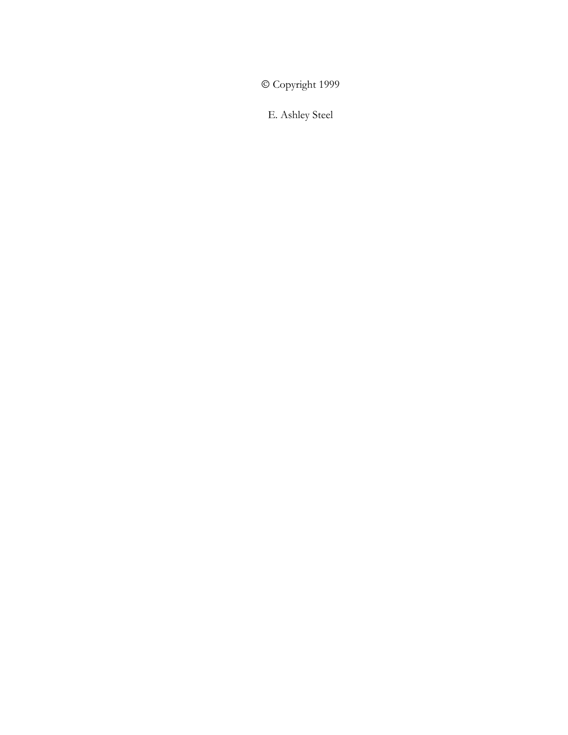© Copyright 1999

E. Ashley Steel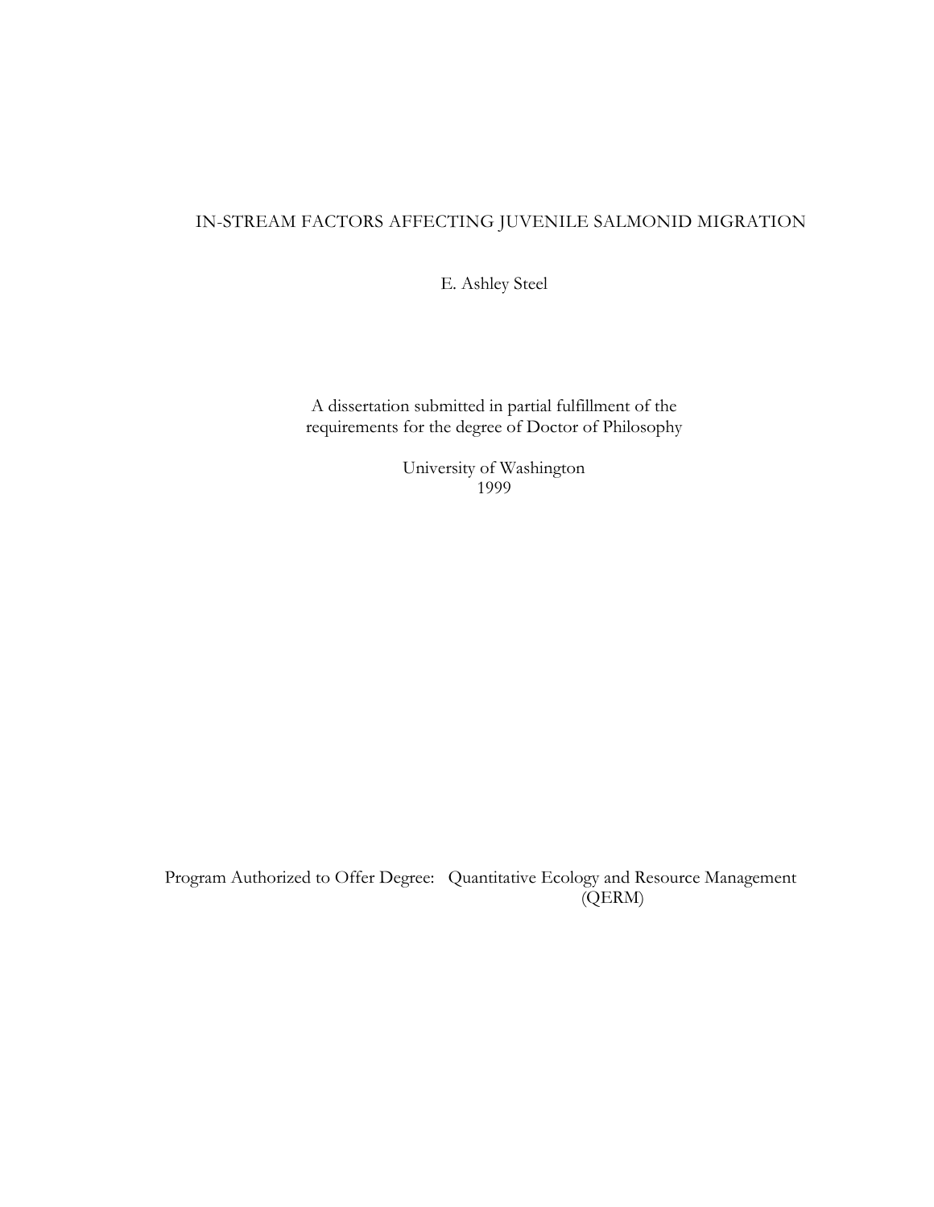IN-STREAM FACTORS AFFECTING JUVENILE SALMONID MIGRATION

E. Ashley Steel

A dissertation submitted in partial fulfillment of the
requirements for the degree of Doctor of Philosophy

University of Washington
1999

Program Authorized to Offer Degree: Quantitative Ecology and Resource Management
(QERM)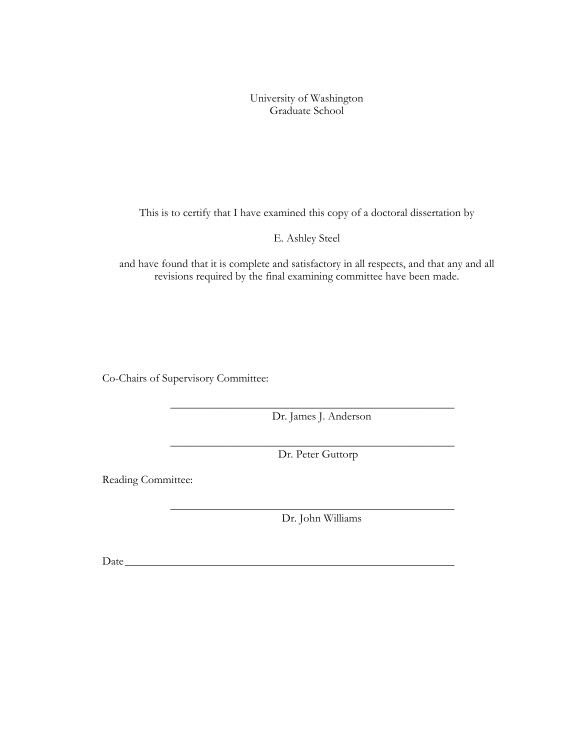University of Washington
Graduate School

This is to certify that I have examined this copy of a doctoral dissertation by

E. Ashley Steel

and have found that it is complete and satisfactory in all respects, and that any and all revisions required by the final examining committee have been made.

Co-Chairs of Supervisory Committee:

_______________________________________________
Dr. James J. Anderson

_______________________________________________
Dr. Peter Guttorp

Reading Committee:

_______________________________________________
Dr. John Williams

Date___________________________________________________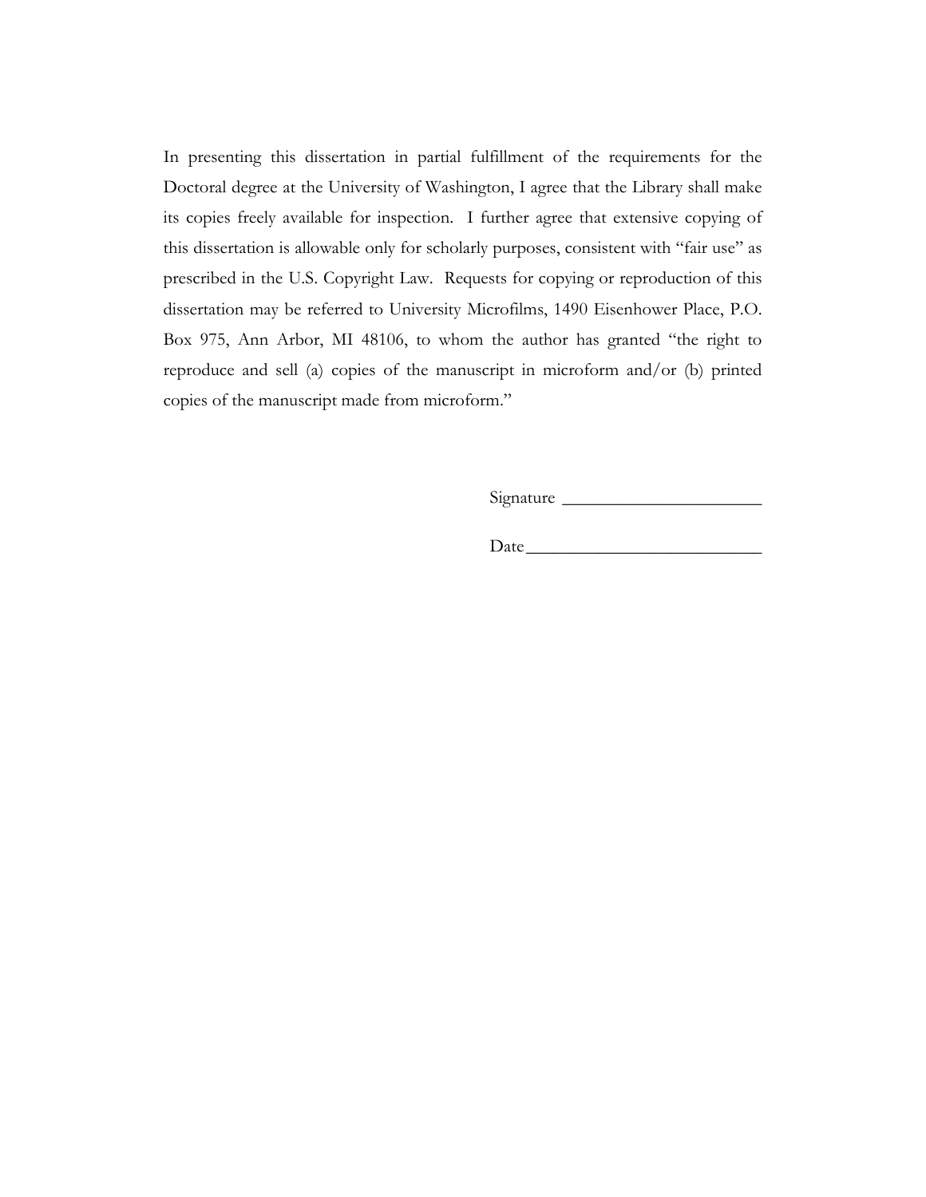In presenting this dissertation in partial fulfillment of the requirements for the Doctoral degree at the University of Washington, I agree that the Library shall make its copies freely available for inspection. I further agree that extensive copying of this dissertation is allowable only for scholarly purposes, consistent with "fair use" as prescribed in the U.S. Copyright Law. Requests for copying or reproduction of this dissertation may be referred to University Microfilms, 1490 Eisenhower Place, P.O. Box 975, Ann Arbor, MI 48106, to whom the author has granted "the right to reproduce and sell (a) copies of the manuscript in microform and/or (b) printed copies of the manuscript made from microform."

Signature ______________________

Date__________________________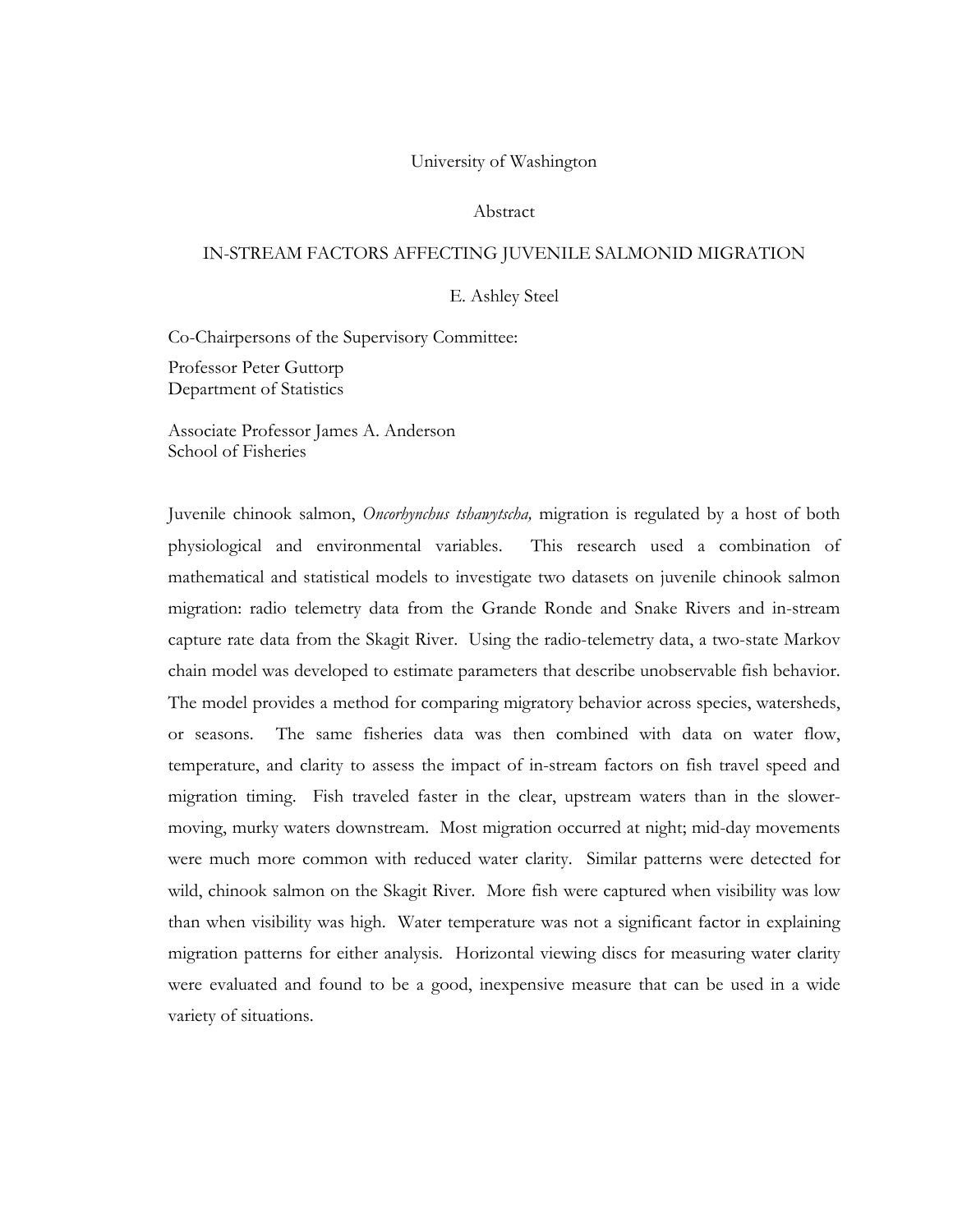University of Washington

Abstract

# IN-STREAM FACTORS AFFECTING JUVENILE SALMONID MIGRATION

E. Ashley Steel

Co-Chairpersons of the Supervisory Committee:

Professor Peter Guttorp
Department of Statistics

Associate Professor James A. Anderson
School of Fisheries

Juvenile chinook salmon, *Oncorhynchus tshawytscha,* migration is regulated by a host of both physiological and environmental variables. This research used a combination of mathematical and statistical models to investigate two datasets on juvenile chinook salmon migration: radio telemetry data from the Grande Ronde and Snake Rivers and in-stream capture rate data from the Skagit River. Using the radio-telemetry data, a two-state Markov chain model was developed to estimate parameters that describe unobservable fish behavior. The model provides a method for comparing migratory behavior across species, watersheds, or seasons. The same fisheries data was then combined with data on water flow, temperature, and clarity to assess the impact of in-stream factors on fish travel speed and migration timing. Fish traveled faster in the clear, upstream waters than in the slower-moving, murky waters downstream. Most migration occurred at night; mid-day movements were much more common with reduced water clarity. Similar patterns were detected for wild, chinook salmon on the Skagit River. More fish were captured when visibility was low than when visibility was high. Water temperature was not a significant factor in explaining migration patterns for either analysis. Horizontal viewing discs for measuring water clarity were evaluated and found to be a good, inexpensive measure that can be used in a wide variety of situations.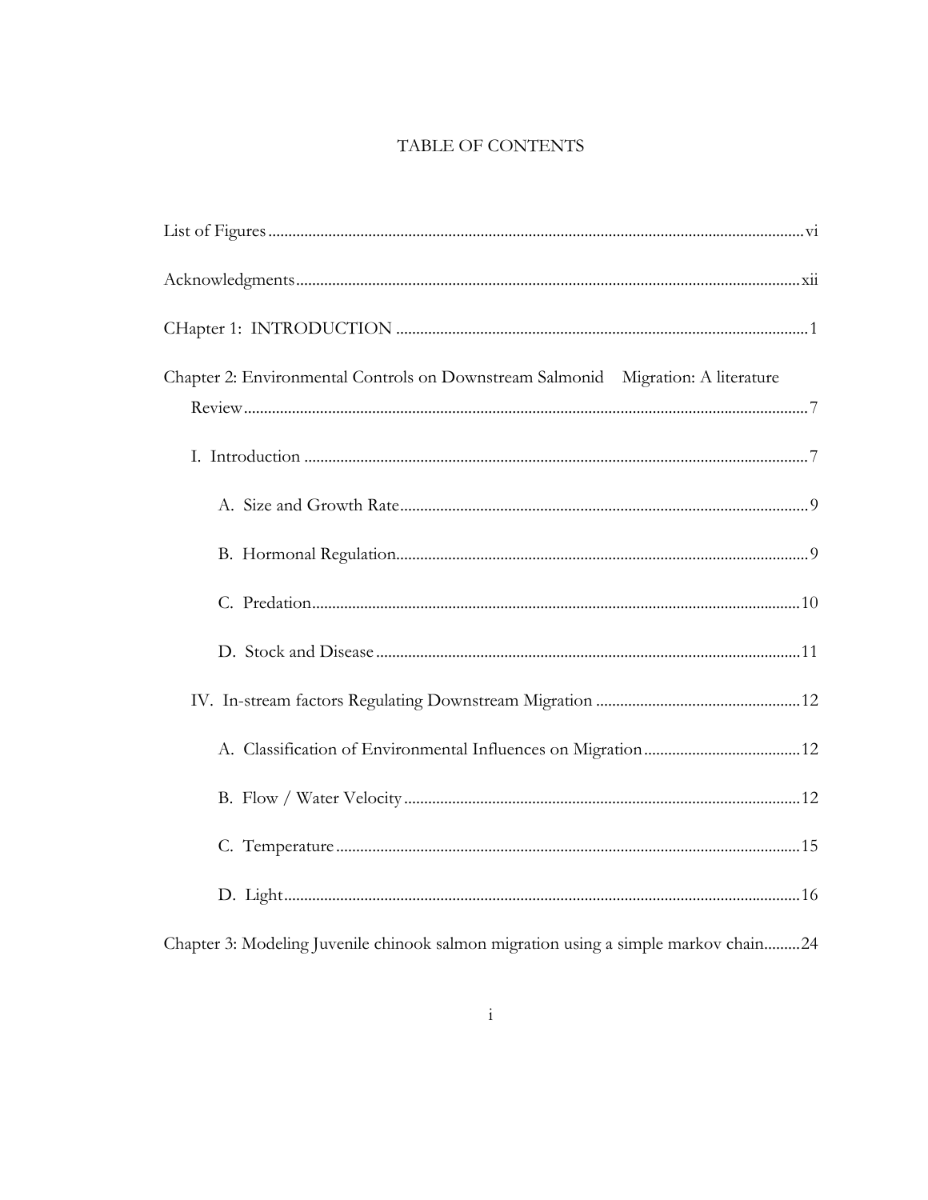# TABLE OF CONTENTS

List of Figures .......... vi

Acknowledgments .......... xii

CHapter 1: INTRODUCTION .......... 1

Chapter 2: Environmental Controls on Downstream Salmonid Migration: A literature Review .......... 7

- I. Introduction .......... 7
  - A. Size and Growth Rate .......... 9
  - B. Hormonal Regulation .......... 9
  - C. Predation .......... 10
  - D. Stock and Disease .......... 11
- IV. In-stream factors Regulating Downstream Migration .......... 12
  - A. Classification of Environmental Influences on Migration .......... 12
  - B. Flow / Water Velocity .......... 12
  - C. Temperature .......... 15
  - D. Light .......... 16

Chapter 3: Modeling Juvenile chinook salmon migration using a simple markov chain .......... 24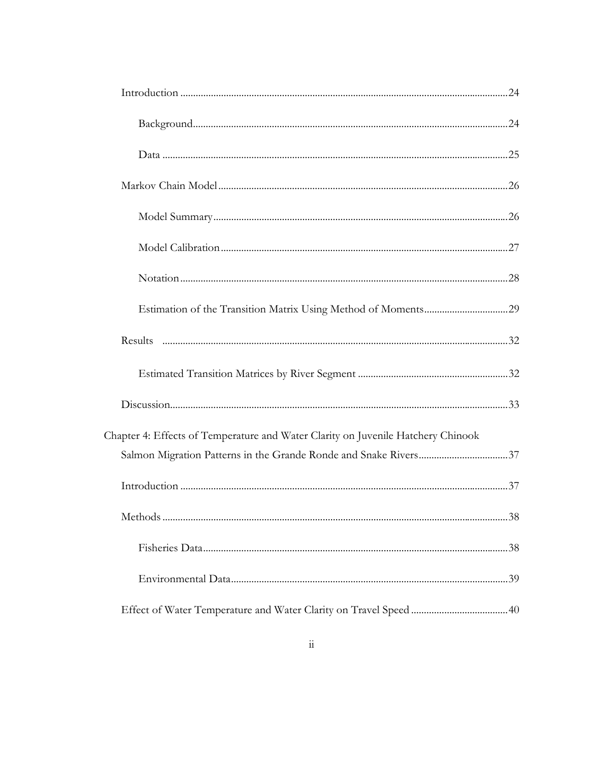Introduction ............................................................................................................................24

Background......................................................................................................................24

Data ..................................................................................................................................25

Markov Chain Model ............................................................................................................26

Model Summary..............................................................................................................26

Model Calibration ............................................................................................................27

Notation............................................................................................................................28

Estimation of the Transition Matrix Using Method of Moments ................................29

Results ....................................................................................................................................32

Estimated Transition Matrices by River Segment .........................................................32

Discussion................................................................................................................................33

Chapter 4: Effects of Temperature and Water Clarity on Juvenile Hatchery Chinook Salmon Migration Patterns in the Grande Ronde and Snake Rivers ..................................37

Introduction ............................................................................................................................37

Methods ..................................................................................................................................38

Fisheries Data ..................................................................................................................38

Environmental Data........................................................................................................39

Effect of Water Temperature and Water Clarity on Travel Speed .....................................40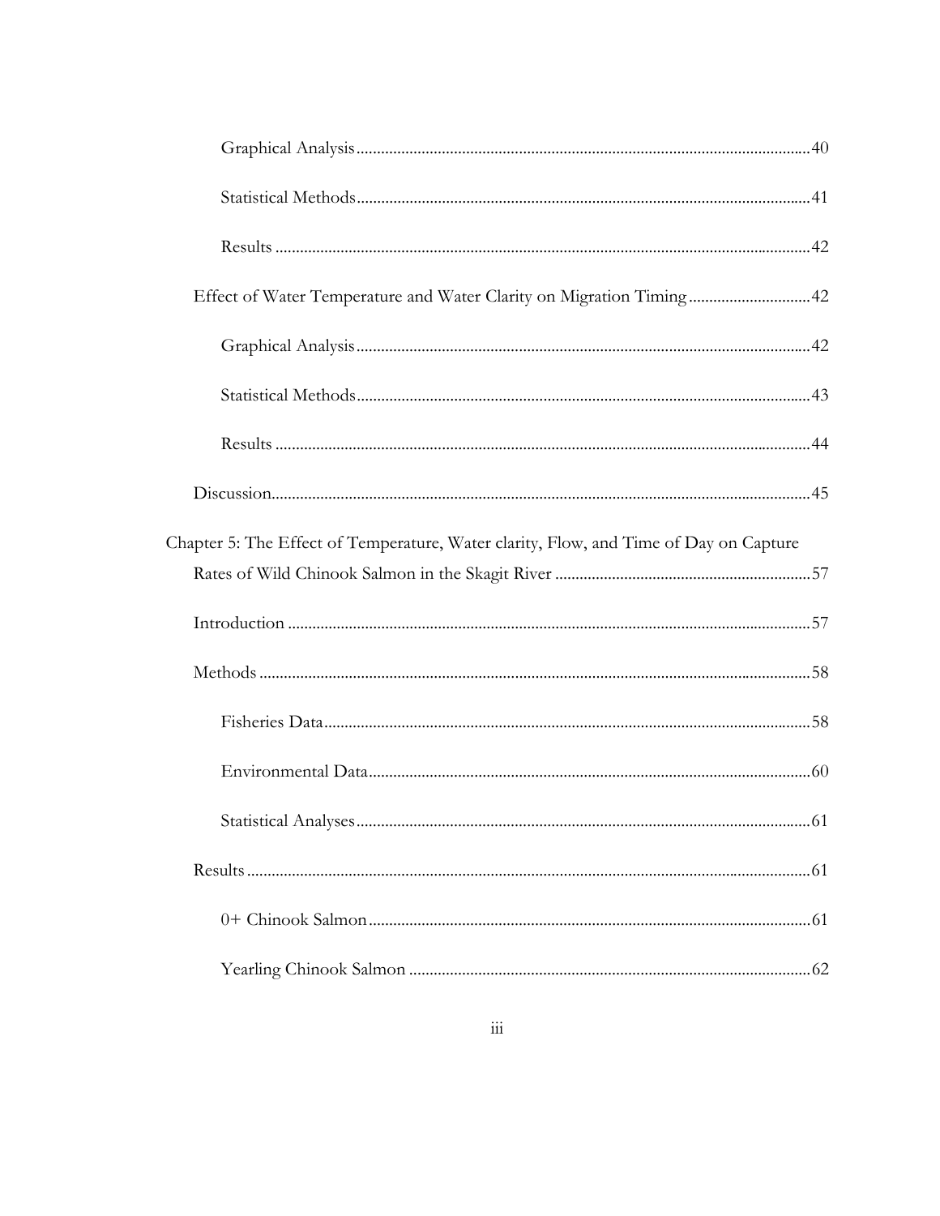Graphical Analysis ........................................................................................................ 40

Statistical Methods ........................................................................................................ 41

Results ........................................................................................................................ 42

Effect of Water Temperature and Water Clarity on Migration Timing ................................ 42

Graphical Analysis ........................................................................................................ 42

Statistical Methods ........................................................................................................ 43

Results ........................................................................................................................ 44

Discussion ........................................................................................................................ 45

Chapter 5: The Effect of Temperature, Water clarity, Flow, and Time of Day on Capture Rates of Wild Chinook Salmon in the Skagit River ........................................................ 57

Introduction ........................................................................................................................ 57

Methods ........................................................................................................................ 58

Fisheries Data ........................................................................................................................ 58

Environmental Data ........................................................................................................ 60

Statistical Analyses ........................................................................................................ 61

Results ........................................................................................................................ 61

0+ Chinook Salmon ........................................................................................................ 61

Yearling Chinook Salmon ........................................................................................................ 62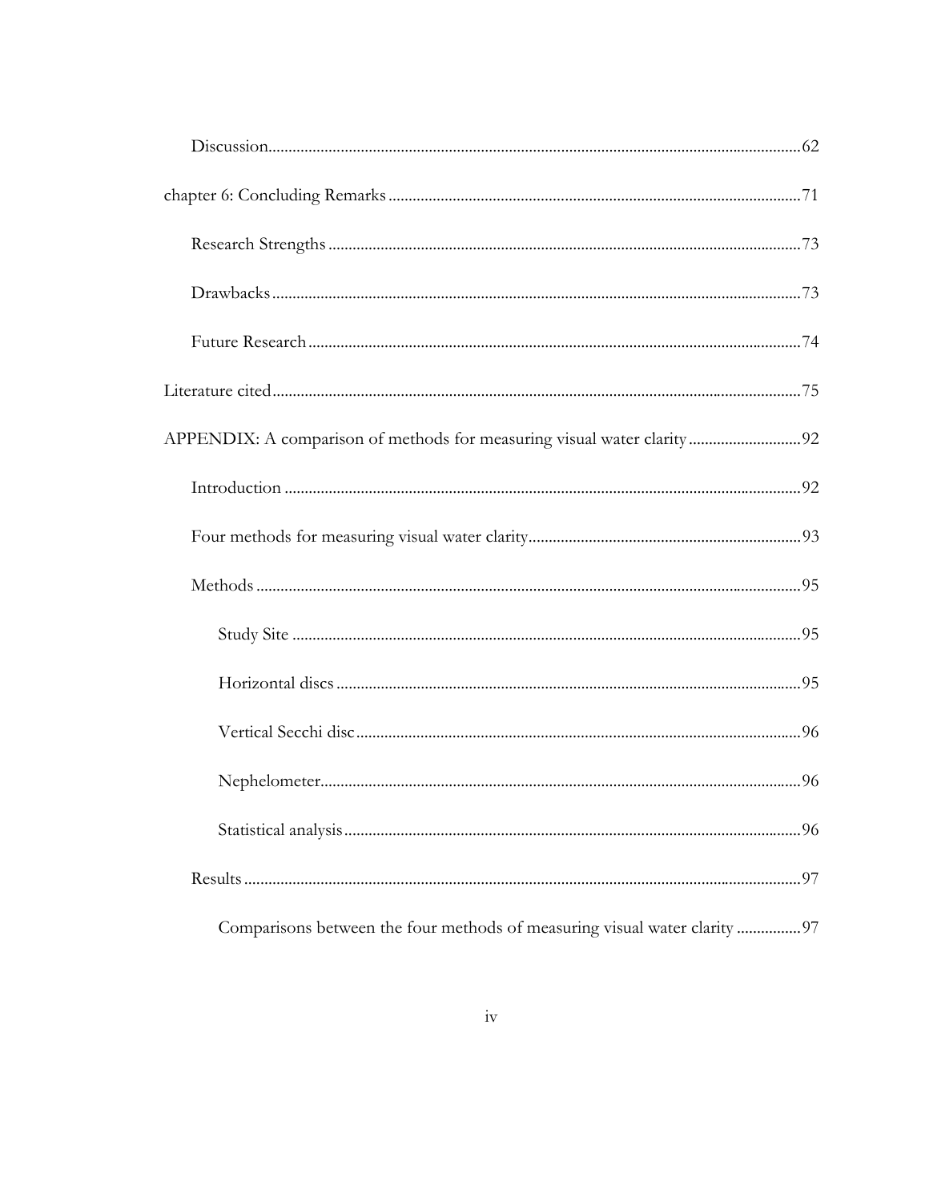Discussion ..... 62

chapter 6: Concluding Remarks ..... 71

Research Strengths ..... 73

Drawbacks ..... 73

Future Research ..... 74

Literature cited ..... 75

APPENDIX: A comparison of methods for measuring visual water clarity ..... 92

Introduction ..... 92

Four methods for measuring visual water clarity ..... 93

Methods ..... 95

Study Site ..... 95

Horizontal discs ..... 95

Vertical Secchi disc ..... 96

Nephelometer ..... 96

Statistical analysis ..... 96

Results ..... 97

Comparisons between the four methods of measuring visual water clarity ..... 97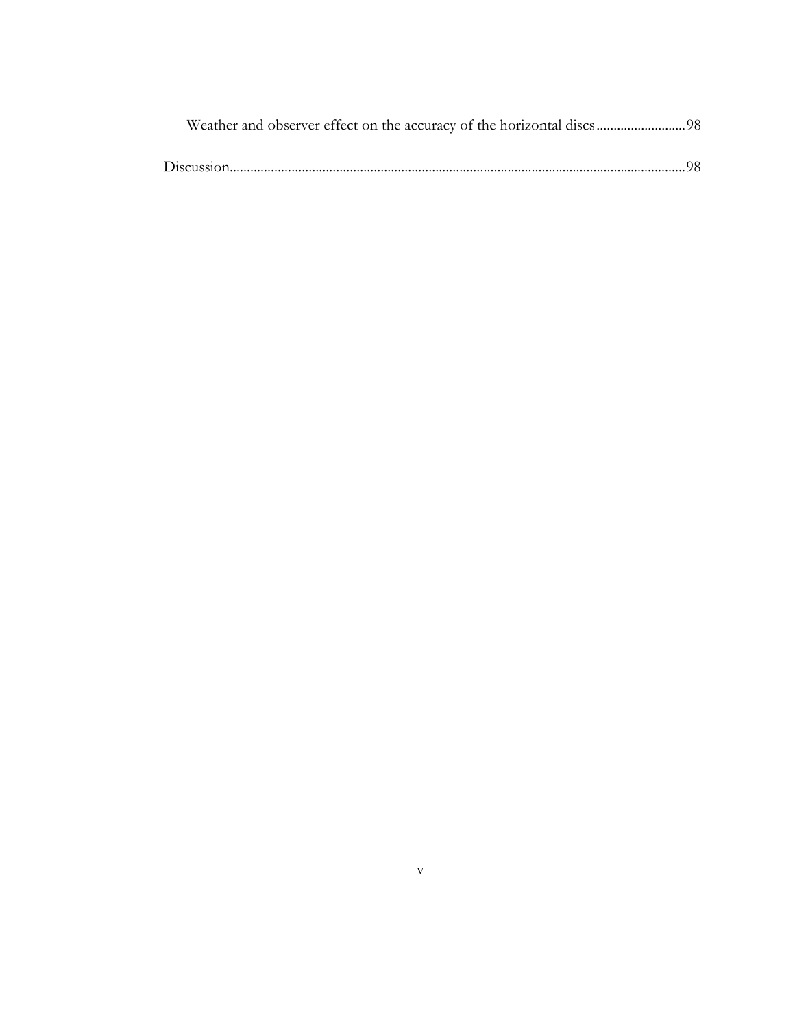Weather and observer effect on the accuracy of the horizontal discs ........................ 98

Discussion ................................................................................................................ 98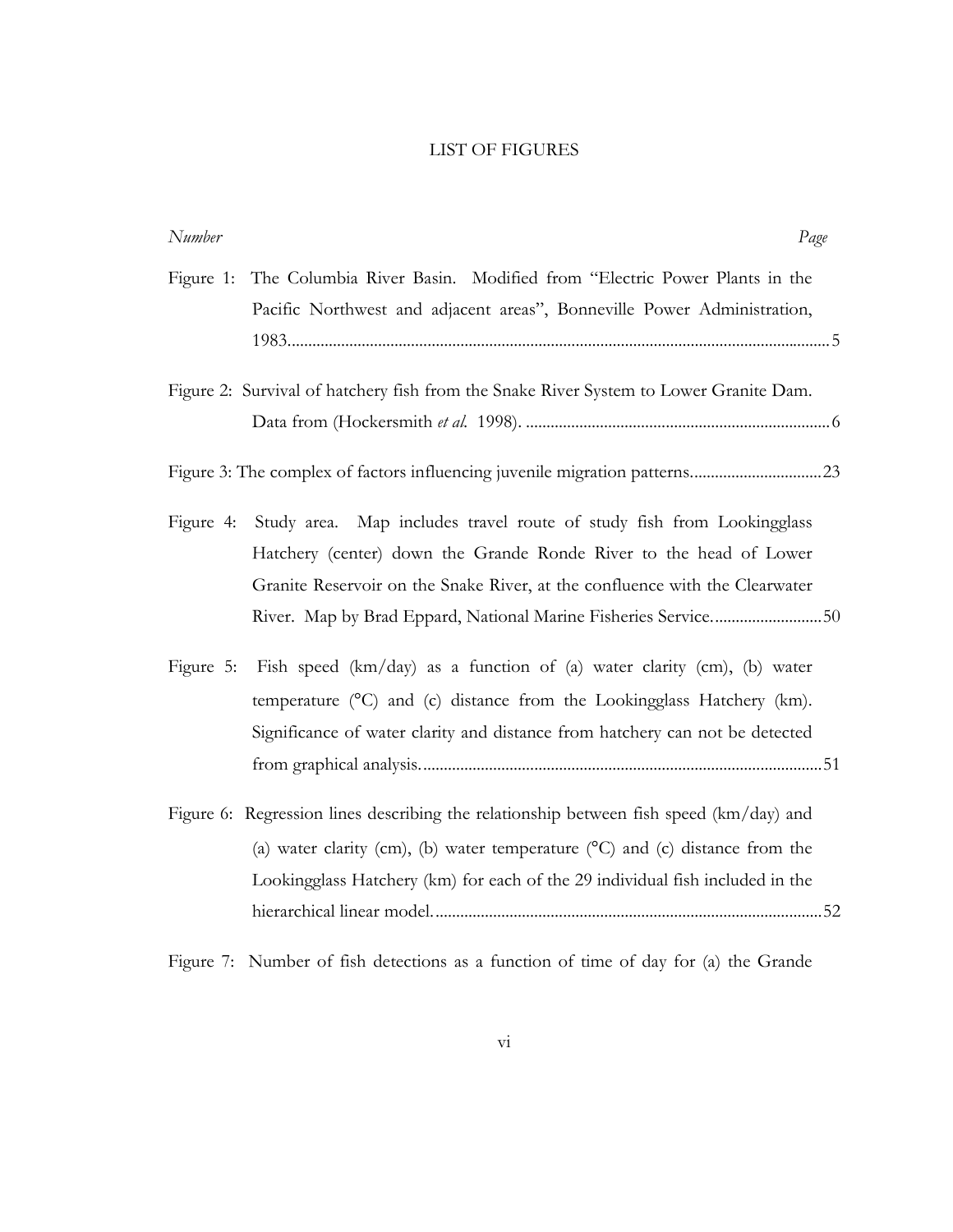# LIST OF FIGURES

*Number* *Page*

Figure 1: The Columbia River Basin. Modified from "Electric Power Plants in the Pacific Northwest and adjacent areas", Bonneville Power Administration, 1983.......................................................................................................................5

Figure 2: Survival of hatchery fish from the Snake River System to Lower Granite Dam. Data from (Hockersmith *et al.* 1998). .........................................................................6

Figure 3: The complex of factors influencing juvenile migration patterns...............................23

Figure 4: Study area. Map includes travel route of study fish from Lookingglass Hatchery (center) down the Grande Ronde River to the head of Lower Granite Reservoir on the Snake River, at the confluence with the Clearwater River. Map by Brad Eppard, National Marine Fisheries Service..........................50

Figure 5: Fish speed (km/day) as a function of (a) water clarity (cm), (b) water temperature (°C) and (c) distance from the Lookingglass Hatchery (km). Significance of water clarity and distance from hatchery can not be detected from graphical analysis...............................................................................................51

Figure 6: Regression lines describing the relationship between fish speed (km/day) and (a) water clarity (cm), (b) water temperature (°C) and (c) distance from the Lookingglass Hatchery (km) for each of the 29 individual fish included in the hierarchical linear model. ............................................................................................52

Figure 7: Number of fish detections as a function of time of day for (a) the Grande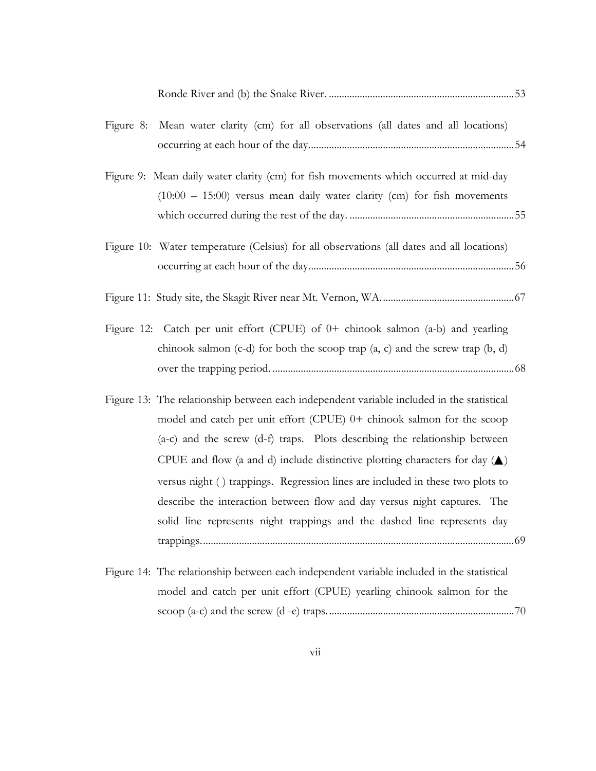Ronde River and (b) the Snake River. ......................................................................53

Figure 8: Mean water clarity (cm) for all observations (all dates and all locations) occurring at each hour of the day..............................................................................54

Figure 9: Mean daily water clarity (cm) for fish movements which occurred at mid-day (10:00 – 15:00) versus mean daily water clarity (cm) for fish movements which occurred during the rest of the day. ...............................................................55

Figure 10: Water temperature (Celsius) for all observations (all dates and all locations) occurring at each hour of the day..............................................................................56

Figure 11: Study site, the Skagit River near Mt. Vernon, WA..................................................67

Figure 12: Catch per unit effort (CPUE) of 0+ chinook salmon (a-b) and yearling chinook salmon (c-d) for both the scoop trap (a, c) and the screw trap (b, d) over the trapping period. ............................................................................................68

Figure 13: The relationship between each independent variable included in the statistical model and catch per unit effort (CPUE) 0+ chinook salmon for the scoop (a-c) and the screw (d-f) traps. Plots describing the relationship between CPUE and flow (a and d) include distinctive plotting characters for day (▲) versus night ( ) trappings. Regression lines are included in these two plots to describe the interaction between flow and day versus night captures. The solid line represents night trappings and the dashed line represents day trappings.......................................................................................................................69

Figure 14: The relationship between each independent variable included in the statistical model and catch per unit effort (CPUE) yearling chinook salmon for the scoop (a-c) and the screw (d -e) traps. ......................................................................70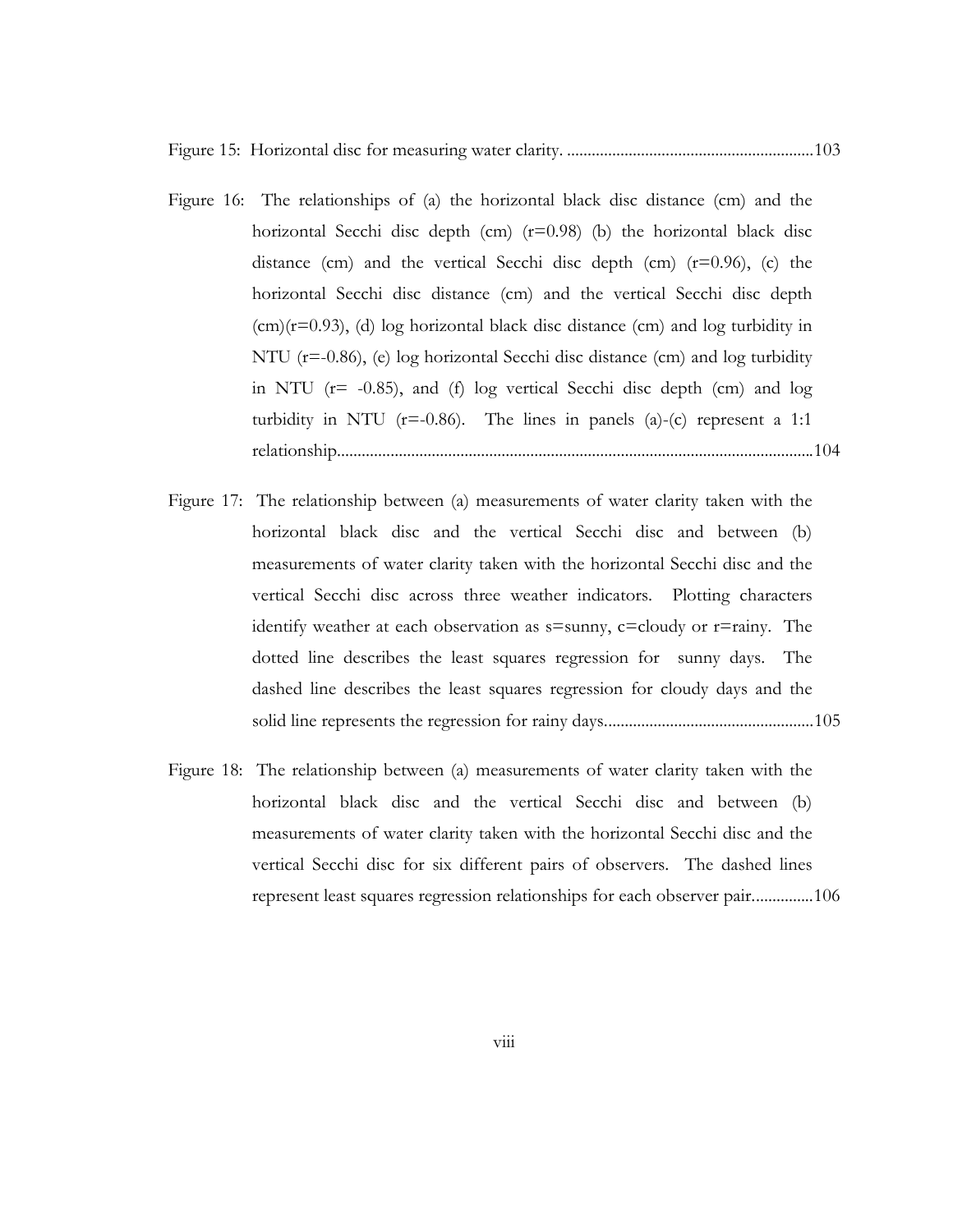Figure 15: Horizontal disc for measuring water clarity. ...........................................................103

Figure 16: The relationships of (a) the horizontal black disc distance (cm) and the horizontal Secchi disc depth (cm) ($r=0.98$) (b) the horizontal black disc distance (cm) and the vertical Secchi disc depth (cm) ($r=0.96$), (c) the horizontal Secchi disc distance (cm) and the vertical Secchi disc depth (cm)($r=0.93$), (d) log horizontal black disc distance (cm) and log turbidity in NTU ($r=-0.86$), (e) log horizontal Secchi disc distance (cm) and log turbidity in NTU ($r= -0.85$), and (f) log vertical Secchi disc depth (cm) and log turbidity in NTU ($r=-0.86$). The lines in panels (a)-(c) represent a 1:1 relationship..................................................................................................................104

Figure 17: The relationship between (a) measurements of water clarity taken with the horizontal black disc and the vertical Secchi disc and between (b) measurements of water clarity taken with the horizontal Secchi disc and the vertical Secchi disc across three weather indicators. Plotting characters identify weather at each observation as s=sunny, c=cloudy or r=rainy. The dotted line describes the least squares regression for sunny days. The dashed line describes the least squares regression for cloudy days and the solid line represents the regression for rainy days..................................................105

Figure 18: The relationship between (a) measurements of water clarity taken with the horizontal black disc and the vertical Secchi disc and between (b) measurements of water clarity taken with the horizontal Secchi disc and the vertical Secchi disc for six different pairs of observers. The dashed lines represent least squares regression relationships for each observer pair..............106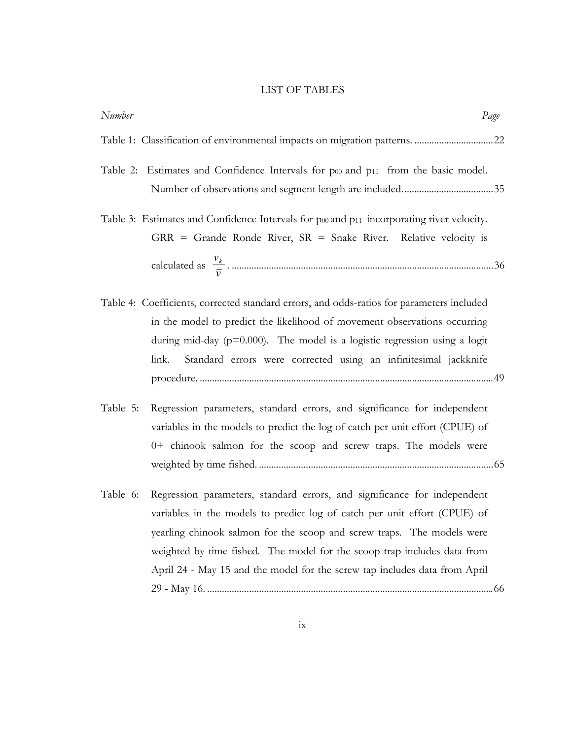# LIST OF TABLES

*Number* *Page*

Table 1: Classification of environmental impacts on migration patterns. ................................22

Table 2: Estimates and Confidence Intervals for $p_{00}$ and $p_{11}$ from the basic model. Number of observations and segment length are included. ....................................35

Table 3: Estimates and Confidence Intervals for $p_{00}$ and $p_{11}$ incorporating river velocity. GRR = Grande Ronde River, SR = Snake River. Relative velocity is calculated as $\frac{v_k}{\bar{v}}$. ........................................................................................................36

Table 4: Coefficients, corrected standard errors, and odds-ratios for parameters included in the model to predict the likelihood of movement observations occurring during mid-day (p=0.000). The model is a logistic regression using a logit link. Standard errors were corrected using an infinitesimal jackknife procedure. ....................................................................................................................49

Table 5: Regression parameters, standard errors, and significance for independent variables in the models to predict the log of catch per unit effort (CPUE) of 0+ chinook salmon for the scoop and screw traps. The models were weighted by time fished. ..............................................................................................65

Table 6: Regression parameters, standard errors, and significance for independent variables in the models to predict log of catch per unit effort (CPUE) of yearling chinook salmon for the scoop and screw traps. The models were weighted by time fished. The model for the scoop trap includes data from April 24 - May 15 and the model for the screw tap includes data from April 29 - May 16. ..................................................................................................................66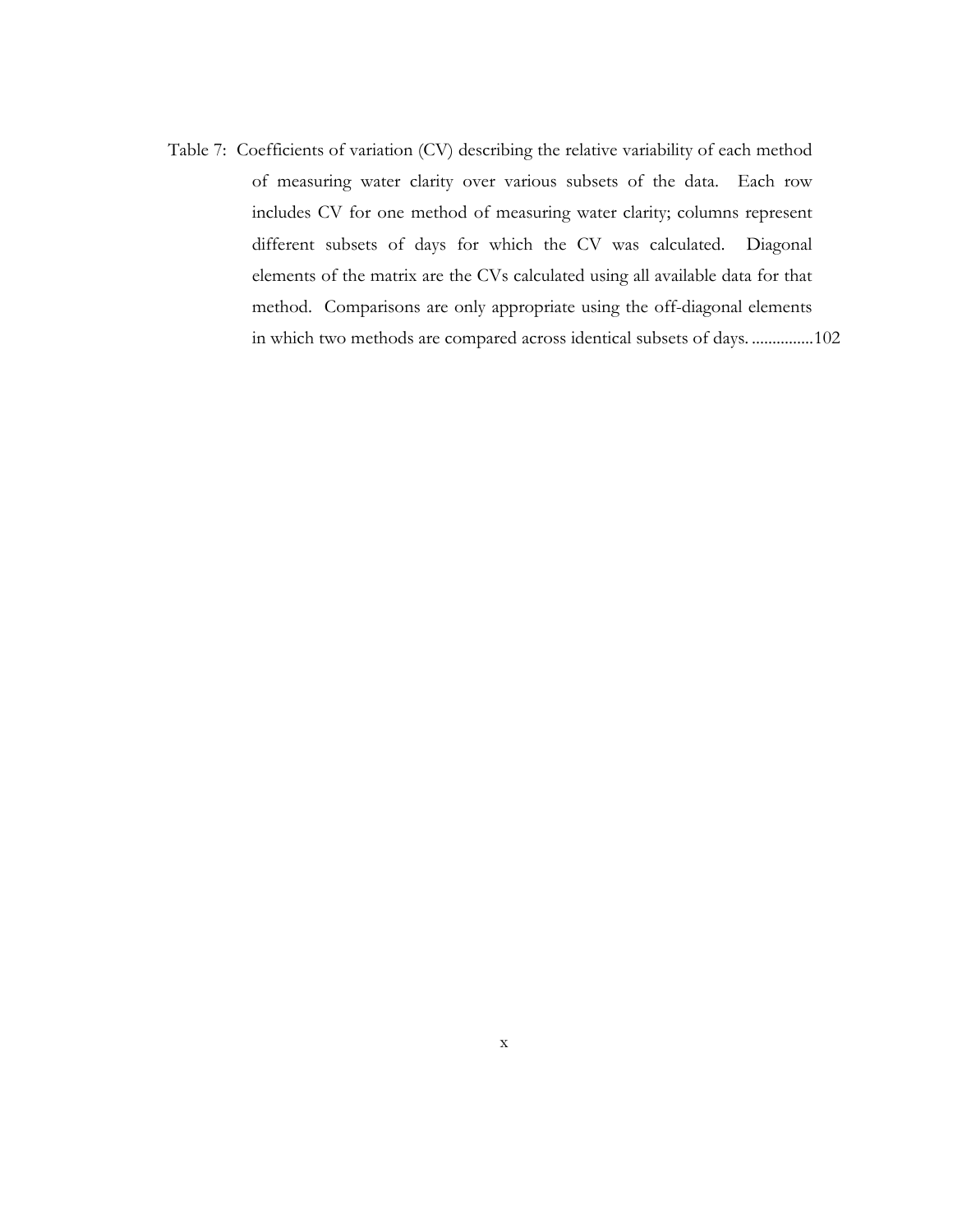Table 7: Coefficients of variation (CV) describing the relative variability of each method of measuring water clarity over various subsets of the data. Each row includes CV for one method of measuring water clarity; columns represent different subsets of days for which the CV was calculated. Diagonal elements of the matrix are the CVs calculated using all available data for that method. Comparisons are only appropriate using the off-diagonal elements in which two methods are compared across identical subsets of days. ..............102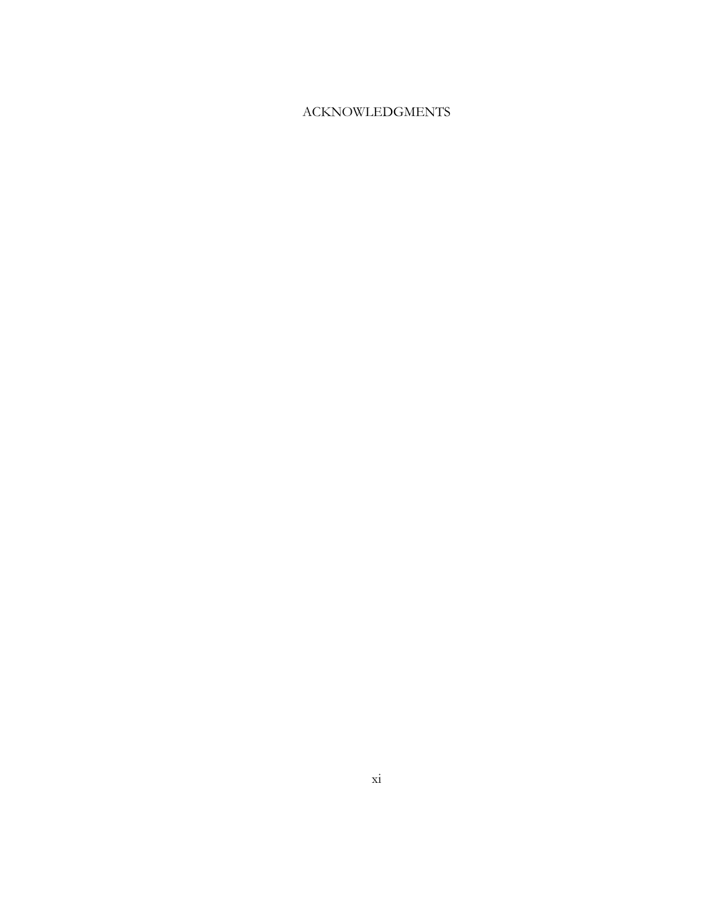# ACKNOWLEDGMENTS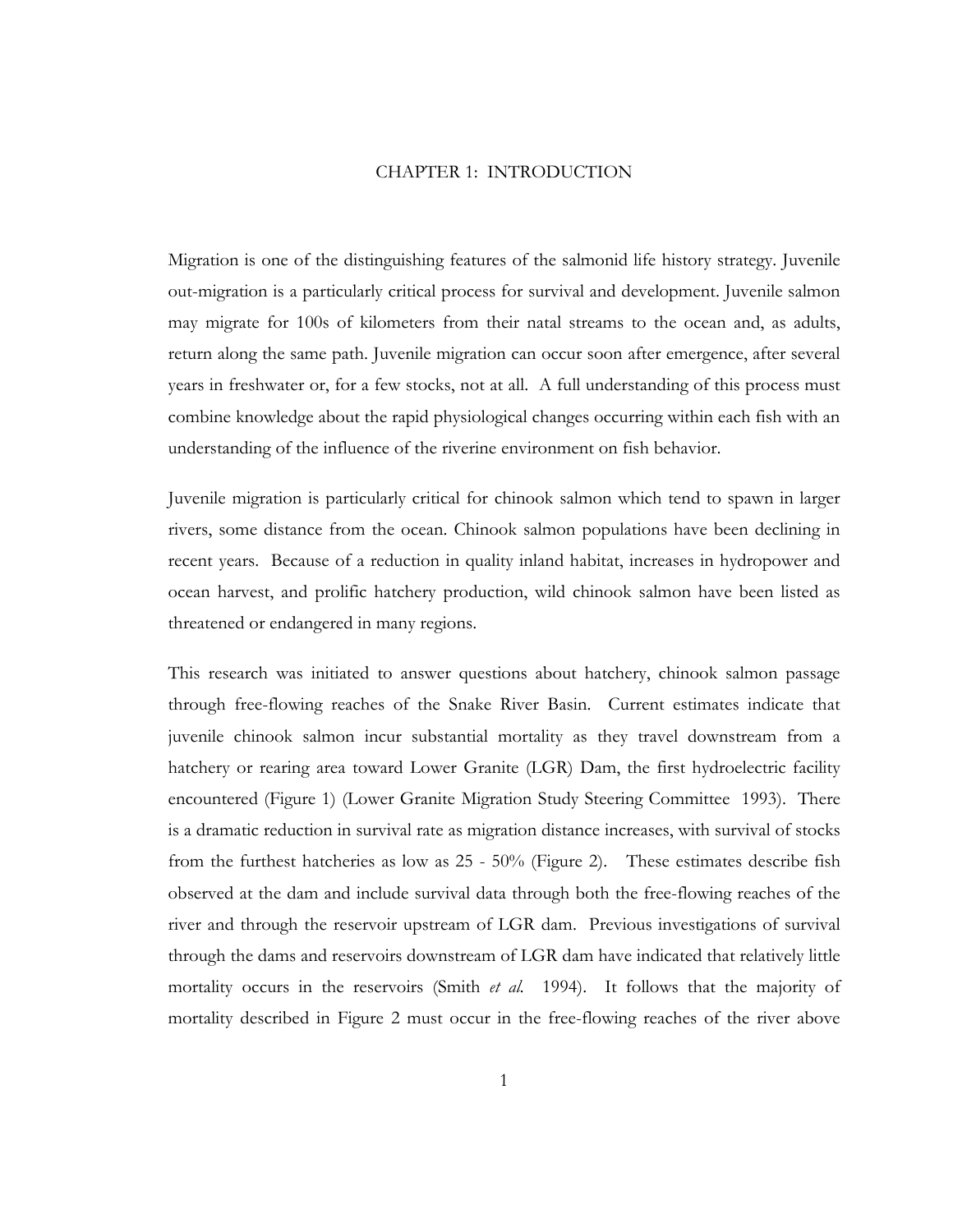# CHAPTER 1: INTRODUCTION

Migration is one of the distinguishing features of the salmonid life history strategy. Juvenile out-migration is a particularly critical process for survival and development. Juvenile salmon may migrate for 100s of kilometers from their natal streams to the ocean and, as adults, return along the same path. Juvenile migration can occur soon after emergence, after several years in freshwater or, for a few stocks, not at all. A full understanding of this process must combine knowledge about the rapid physiological changes occurring within each fish with an understanding of the influence of the riverine environment on fish behavior.

Juvenile migration is particularly critical for chinook salmon which tend to spawn in larger rivers, some distance from the ocean. Chinook salmon populations have been declining in recent years. Because of a reduction in quality inland habitat, increases in hydropower and ocean harvest, and prolific hatchery production, wild chinook salmon have been listed as threatened or endangered in many regions.

This research was initiated to answer questions about hatchery, chinook salmon passage through free-flowing reaches of the Snake River Basin. Current estimates indicate that juvenile chinook salmon incur substantial mortality as they travel downstream from a hatchery or rearing area toward Lower Granite (LGR) Dam, the first hydroelectric facility encountered (Figure 1) (Lower Granite Migration Study Steering Committee 1993). There is a dramatic reduction in survival rate as migration distance increases, with survival of stocks from the furthest hatcheries as low as 25 - 50% (Figure 2). These estimates describe fish observed at the dam and include survival data through both the free-flowing reaches of the river and through the reservoir upstream of LGR dam. Previous investigations of survival through the dams and reservoirs downstream of LGR dam have indicated that relatively little mortality occurs in the reservoirs (Smith *et al.* 1994). It follows that the majority of mortality described in Figure 2 must occur in the free-flowing reaches of the river above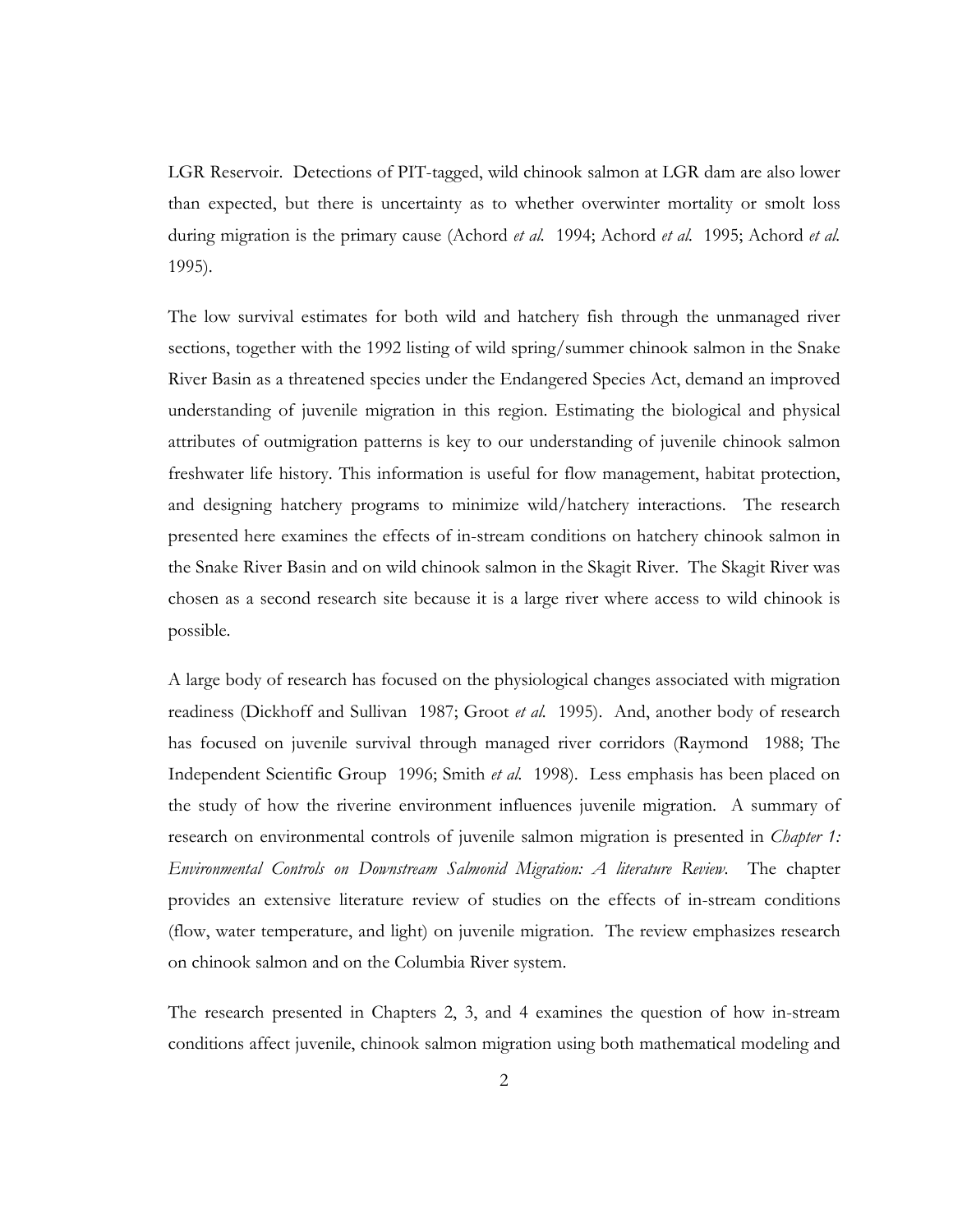LGR Reservoir. Detections of PIT-tagged, wild chinook salmon at LGR dam are also lower than expected, but there is uncertainty as to whether overwinter mortality or smolt loss during migration is the primary cause (Achord *et al.* 1994; Achord *et al.* 1995; Achord *et al.* 1995).

The low survival estimates for both wild and hatchery fish through the unmanaged river sections, together with the 1992 listing of wild spring/summer chinook salmon in the Snake River Basin as a threatened species under the Endangered Species Act, demand an improved understanding of juvenile migration in this region. Estimating the biological and physical attributes of outmigration patterns is key to our understanding of juvenile chinook salmon freshwater life history. This information is useful for flow management, habitat protection, and designing hatchery programs to minimize wild/hatchery interactions. The research presented here examines the effects of in-stream conditions on hatchery chinook salmon in the Snake River Basin and on wild chinook salmon in the Skagit River. The Skagit River was chosen as a second research site because it is a large river where access to wild chinook is possible.

A large body of research has focused on the physiological changes associated with migration readiness (Dickhoff and Sullivan 1987; Groot *et al.* 1995). And, another body of research has focused on juvenile survival through managed river corridors (Raymond 1988; The Independent Scientific Group 1996; Smith *et al.* 1998). Less emphasis has been placed on the study of how the riverine environment influences juvenile migration. A summary of research on environmental controls of juvenile salmon migration is presented in *Chapter 1: Environmental Controls on Downstream Salmonid Migration: A literature Review*. The chapter provides an extensive literature review of studies on the effects of in-stream conditions (flow, water temperature, and light) on juvenile migration. The review emphasizes research on chinook salmon and on the Columbia River system.

The research presented in Chapters 2, 3, and 4 examines the question of how in-stream conditions affect juvenile, chinook salmon migration using both mathematical modeling and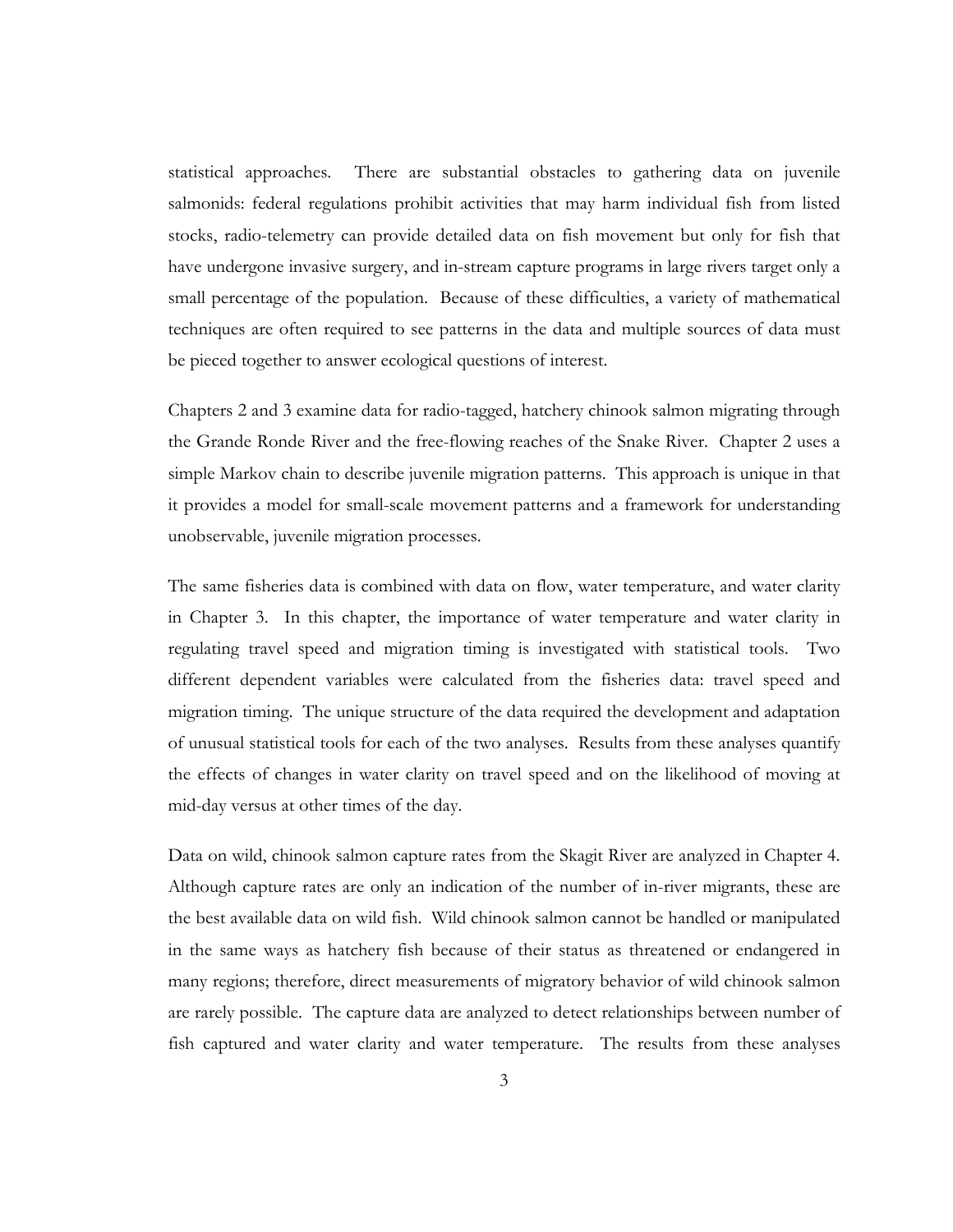statistical approaches. There are substantial obstacles to gathering data on juvenile salmonids: federal regulations prohibit activities that may harm individual fish from listed stocks, radio-telemetry can provide detailed data on fish movement but only for fish that have undergone invasive surgery, and in-stream capture programs in large rivers target only a small percentage of the population. Because of these difficulties, a variety of mathematical techniques are often required to see patterns in the data and multiple sources of data must be pieced together to answer ecological questions of interest.

Chapters 2 and 3 examine data for radio-tagged, hatchery chinook salmon migrating through the Grande Ronde River and the free-flowing reaches of the Snake River. Chapter 2 uses a simple Markov chain to describe juvenile migration patterns. This approach is unique in that it provides a model for small-scale movement patterns and a framework for understanding unobservable, juvenile migration processes.

The same fisheries data is combined with data on flow, water temperature, and water clarity in Chapter 3. In this chapter, the importance of water temperature and water clarity in regulating travel speed and migration timing is investigated with statistical tools. Two different dependent variables were calculated from the fisheries data: travel speed and migration timing. The unique structure of the data required the development and adaptation of unusual statistical tools for each of the two analyses. Results from these analyses quantify the effects of changes in water clarity on travel speed and on the likelihood of moving at mid-day versus at other times of the day.

Data on wild, chinook salmon capture rates from the Skagit River are analyzed in Chapter 4. Although capture rates are only an indication of the number of in-river migrants, these are the best available data on wild fish. Wild chinook salmon cannot be handled or manipulated in the same ways as hatchery fish because of their status as threatened or endangered in many regions; therefore, direct measurements of migratory behavior of wild chinook salmon are rarely possible. The capture data are analyzed to detect relationships between number of fish captured and water clarity and water temperature. The results from these analyses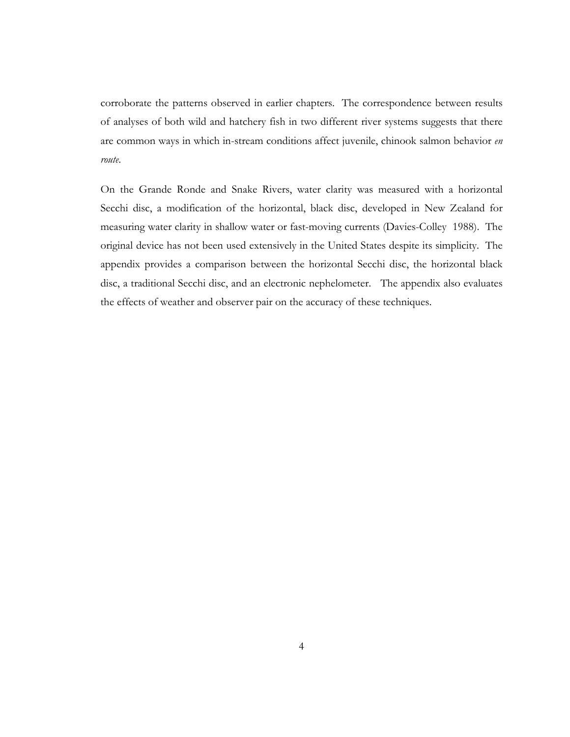corroborate the patterns observed in earlier chapters. The correspondence between results of analyses of both wild and hatchery fish in two different river systems suggests that there are common ways in which in-stream conditions affect juvenile, chinook salmon behavior *en route*.

On the Grande Ronde and Snake Rivers, water clarity was measured with a horizontal Secchi disc, a modification of the horizontal, black disc, developed in New Zealand for measuring water clarity in shallow water or fast-moving currents (Davies-Colley 1988). The original device has not been used extensively in the United States despite its simplicity. The appendix provides a comparison between the horizontal Secchi disc, the horizontal black disc, a traditional Secchi disc, and an electronic nephelometer. The appendix also evaluates the effects of weather and observer pair on the accuracy of these techniques.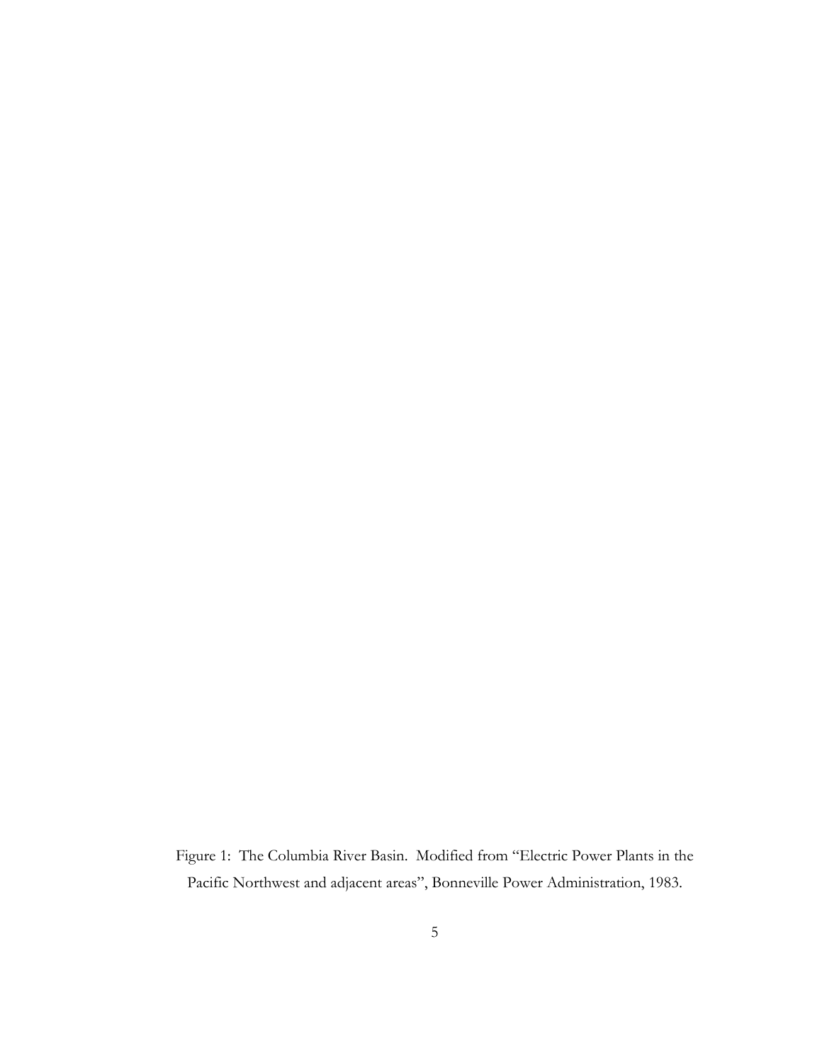Figure 1: The Columbia River Basin. Modified from "Electric Power Plants in the Pacific Northwest and adjacent areas", Bonneville Power Administration, 1983.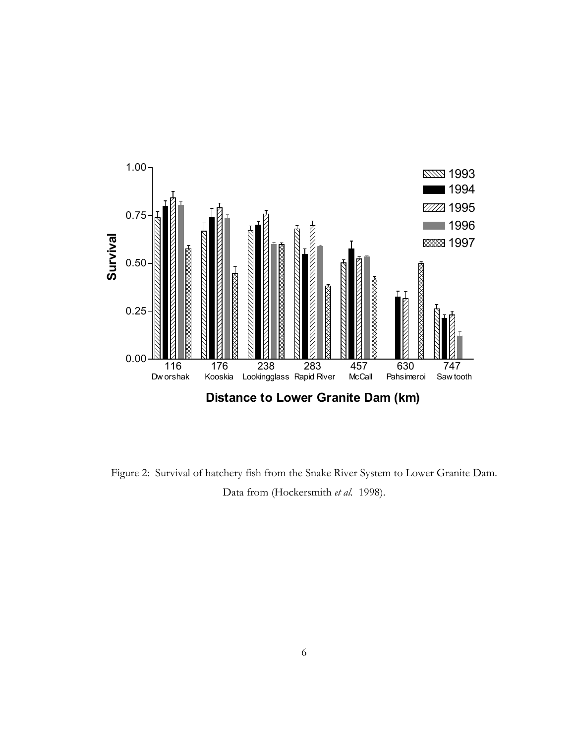1.00
0.75
0.50
0.25
0.00

Survival

1993
1994
1995
1996
1997

116
Dw orshak
176
Kooskia
238
Lookingglass
283
Rapid River
457
McCall
630
Pahsimeroi
747
Saw tooth

Distance to Lower Granite Dam (km)

Figure 2: Survival of hatchery fish from the Snake River System to Lower Granite Dam. Data from (Hockersmith *et al*. 1998).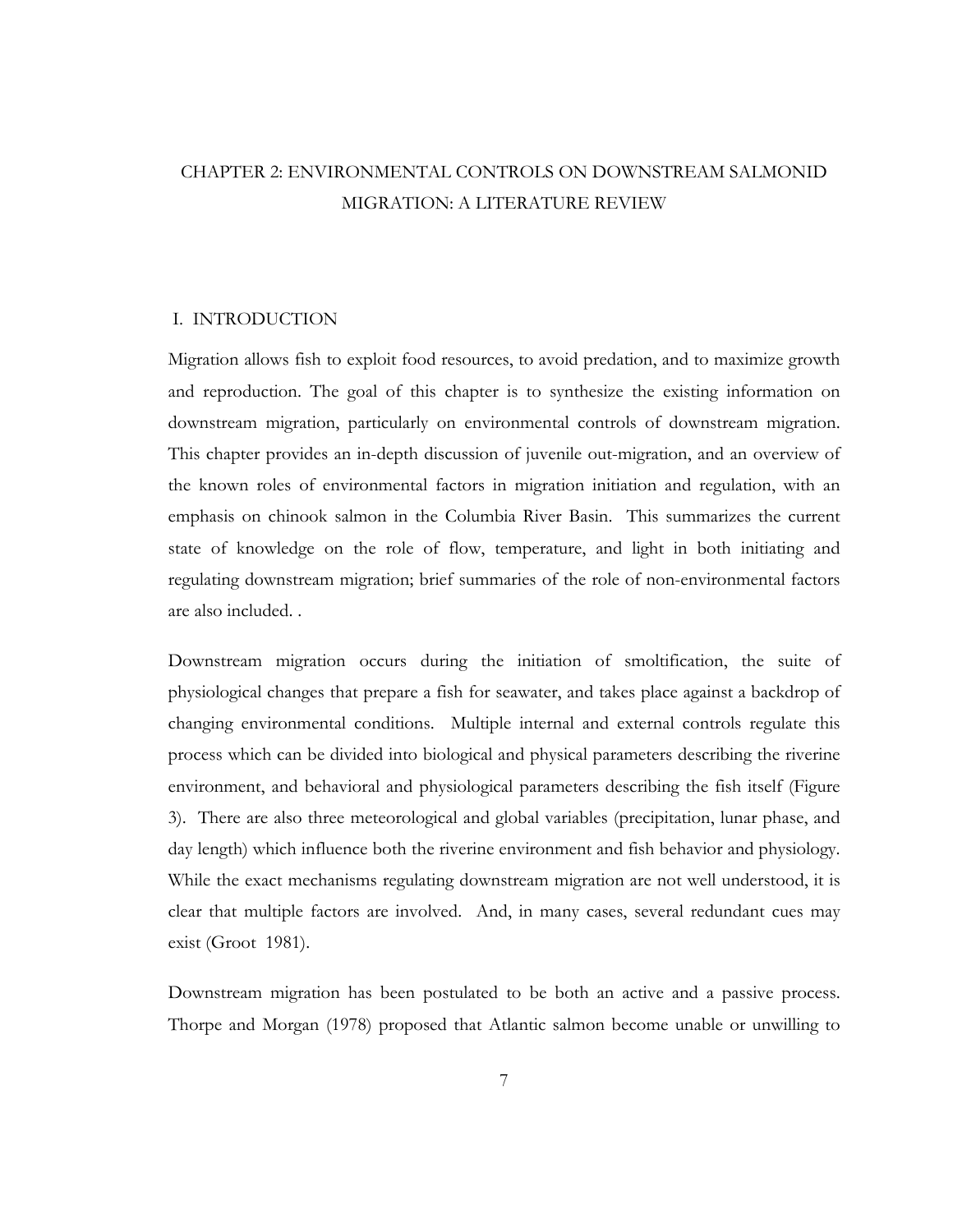# CHAPTER 2: ENVIRONMENTAL CONTROLS ON DOWNSTREAM SALMONID MIGRATION: A LITERATURE REVIEW

## I. INTRODUCTION

Migration allows fish to exploit food resources, to avoid predation, and to maximize growth and reproduction. The goal of this chapter is to synthesize the existing information on downstream migration, particularly on environmental controls of downstream migration. This chapter provides an in-depth discussion of juvenile out-migration, and an overview of the known roles of environmental factors in migration initiation and regulation, with an emphasis on chinook salmon in the Columbia River Basin. This summarizes the current state of knowledge on the role of flow, temperature, and light in both initiating and regulating downstream migration; brief summaries of the role of non-environmental factors are also included. .

Downstream migration occurs during the initiation of smoltification, the suite of physiological changes that prepare a fish for seawater, and takes place against a backdrop of changing environmental conditions. Multiple internal and external controls regulate this process which can be divided into biological and physical parameters describing the riverine environment, and behavioral and physiological parameters describing the fish itself (Figure 3). There are also three meteorological and global variables (precipitation, lunar phase, and day length) which influence both the riverine environment and fish behavior and physiology. While the exact mechanisms regulating downstream migration are not well understood, it is clear that multiple factors are involved. And, in many cases, several redundant cues may exist (Groot 1981).

Downstream migration has been postulated to be both an active and a passive process. Thorpe and Morgan (1978) proposed that Atlantic salmon become unable or unwilling to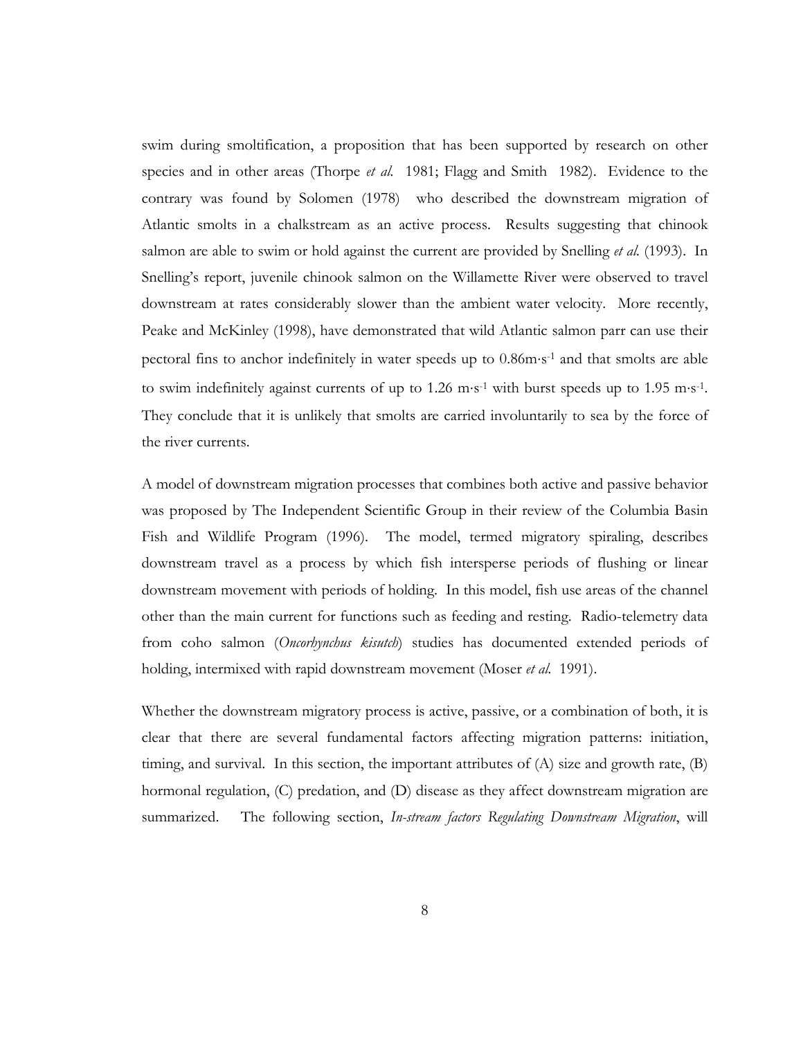swim during smoltification, a proposition that has been supported by research on other species and in other areas (Thorpe *et al.* 1981; Flagg and Smith 1982). Evidence to the contrary was found by Solomen (1978) who described the downstream migration of Atlantic smolts in a chalkstream as an active process. Results suggesting that chinook salmon are able to swim or hold against the current are provided by Snelling *et al.* (1993). In Snelling's report, juvenile chinook salmon on the Willamette River were observed to travel downstream at rates considerably slower than the ambient water velocity. More recently, Peake and McKinley (1998), have demonstrated that wild Atlantic salmon parr can use their pectoral fins to anchor indefinitely in water speeds up to $0.86 m \cdot s^{-1}$ and that smolts are able to swim indefinitely against currents of up to $1.26 m \cdot s^{-1}$ with burst speeds up to $1.95 m \cdot s^{-1}$. They conclude that it is unlikely that smolts are carried involuntarily to sea by the force of the river currents.

A model of downstream migration processes that combines both active and passive behavior was proposed by The Independent Scientific Group in their review of the Columbia Basin Fish and Wildlife Program (1996). The model, termed migratory spiraling, describes downstream travel as a process by which fish intersperse periods of flushing or linear downstream movement with periods of holding. In this model, fish use areas of the channel other than the main current for functions such as feeding and resting. Radio-telemetry data from coho salmon (*Oncorhynchus kisutch*) studies has documented extended periods of holding, intermixed with rapid downstream movement (Moser *et al.* 1991).

Whether the downstream migratory process is active, passive, or a combination of both, it is clear that there are several fundamental factors affecting migration patterns: initiation, timing, and survival. In this section, the important attributes of (A) size and growth rate, (B) hormonal regulation, (C) predation, and (D) disease as they affect downstream migration are summarized. The following section, *In-stream factors Regulating Downstream Migration*, will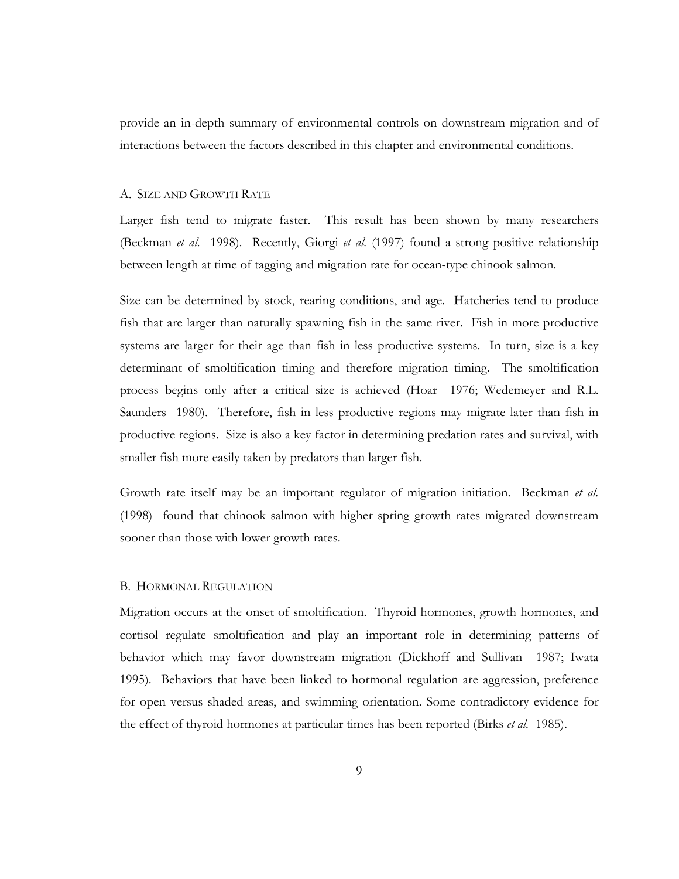provide an in-depth summary of environmental controls on downstream migration and of interactions between the factors described in this chapter and environmental conditions.

### A. Size and Growth Rate

Larger fish tend to migrate faster. This result has been shown by many researchers (Beckman *et al.* 1998). Recently, Giorgi *et al.* (1997) found a strong positive relationship between length at time of tagging and migration rate for ocean-type chinook salmon.

Size can be determined by stock, rearing conditions, and age. Hatcheries tend to produce fish that are larger than naturally spawning fish in the same river. Fish in more productive systems are larger for their age than fish in less productive systems. In turn, size is a key determinant of smoltification timing and therefore migration timing. The smoltification process begins only after a critical size is achieved (Hoar 1976; Wedemeyer and R.L. Saunders 1980). Therefore, fish in less productive regions may migrate later than fish in productive regions. Size is also a key factor in determining predation rates and survival, with smaller fish more easily taken by predators than larger fish.

Growth rate itself may be an important regulator of migration initiation. Beckman *et al.* (1998) found that chinook salmon with higher spring growth rates migrated downstream sooner than those with lower growth rates.

### B. Hormonal Regulation

Migration occurs at the onset of smoltification. Thyroid hormones, growth hormones, and cortisol regulate smoltification and play an important role in determining patterns of behavior which may favor downstream migration (Dickhoff and Sullivan 1987; Iwata 1995). Behaviors that have been linked to hormonal regulation are aggression, preference for open versus shaded areas, and swimming orientation. Some contradictory evidence for the effect of thyroid hormones at particular times has been reported (Birks *et al.* 1985).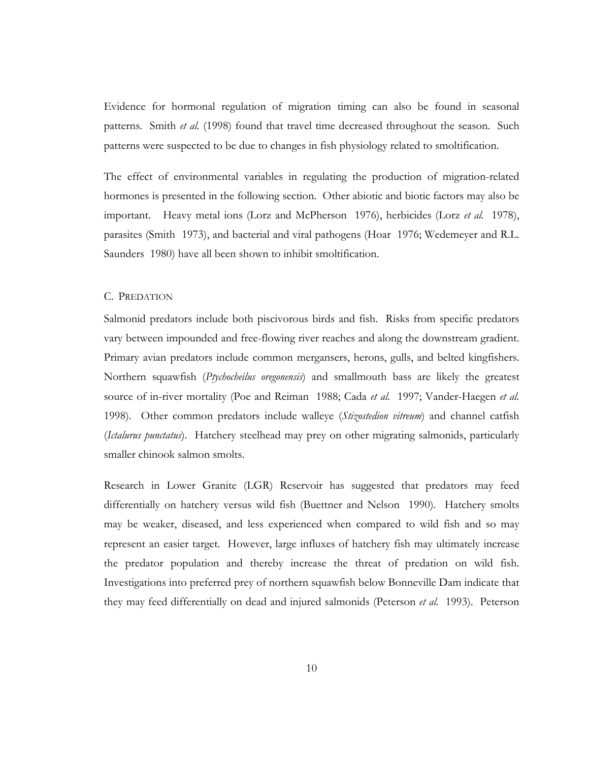Evidence for hormonal regulation of migration timing can also be found in seasonal patterns. Smith *et al.* (1998) found that travel time decreased throughout the season. Such patterns were suspected to be due to changes in fish physiology related to smoltification.

The effect of environmental variables in regulating the production of migration-related hormones is presented in the following section. Other abiotic and biotic factors may also be important. Heavy metal ions (Lorz and McPherson 1976), herbicides (Lorz *et al.* 1978), parasites (Smith 1973), and bacterial and viral pathogens (Hoar 1976; Wedemeyer and R.L. Saunders 1980) have all been shown to inhibit smoltification.

### C. Predation

Salmonid predators include both piscivorous birds and fish. Risks from specific predators vary between impounded and free-flowing river reaches and along the downstream gradient. Primary avian predators include common mergansers, herons, gulls, and belted kingfishers. Northern squawfish (*Ptychocheilus oregonensis*) and smallmouth bass are likely the greatest source of in-river mortality (Poe and Reiman 1988; Cada *et al.* 1997; Vander-Haegen *et al.* 1998). Other common predators include walleye (*Stizostedion vitreum*) and channel catfish (*Ictalurus punctatus*). Hatchery steelhead may prey on other migrating salmonids, particularly smaller chinook salmon smolts.

Research in Lower Granite (LGR) Reservoir has suggested that predators may feed differentially on hatchery versus wild fish (Buettner and Nelson 1990). Hatchery smolts may be weaker, diseased, and less experienced when compared to wild fish and so may represent an easier target. However, large influxes of hatchery fish may ultimately increase the predator population and thereby increase the threat of predation on wild fish. Investigations into preferred prey of northern squawfish below Bonneville Dam indicate that they may feed differentially on dead and injured salmonids (Peterson *et al.* 1993). Peterson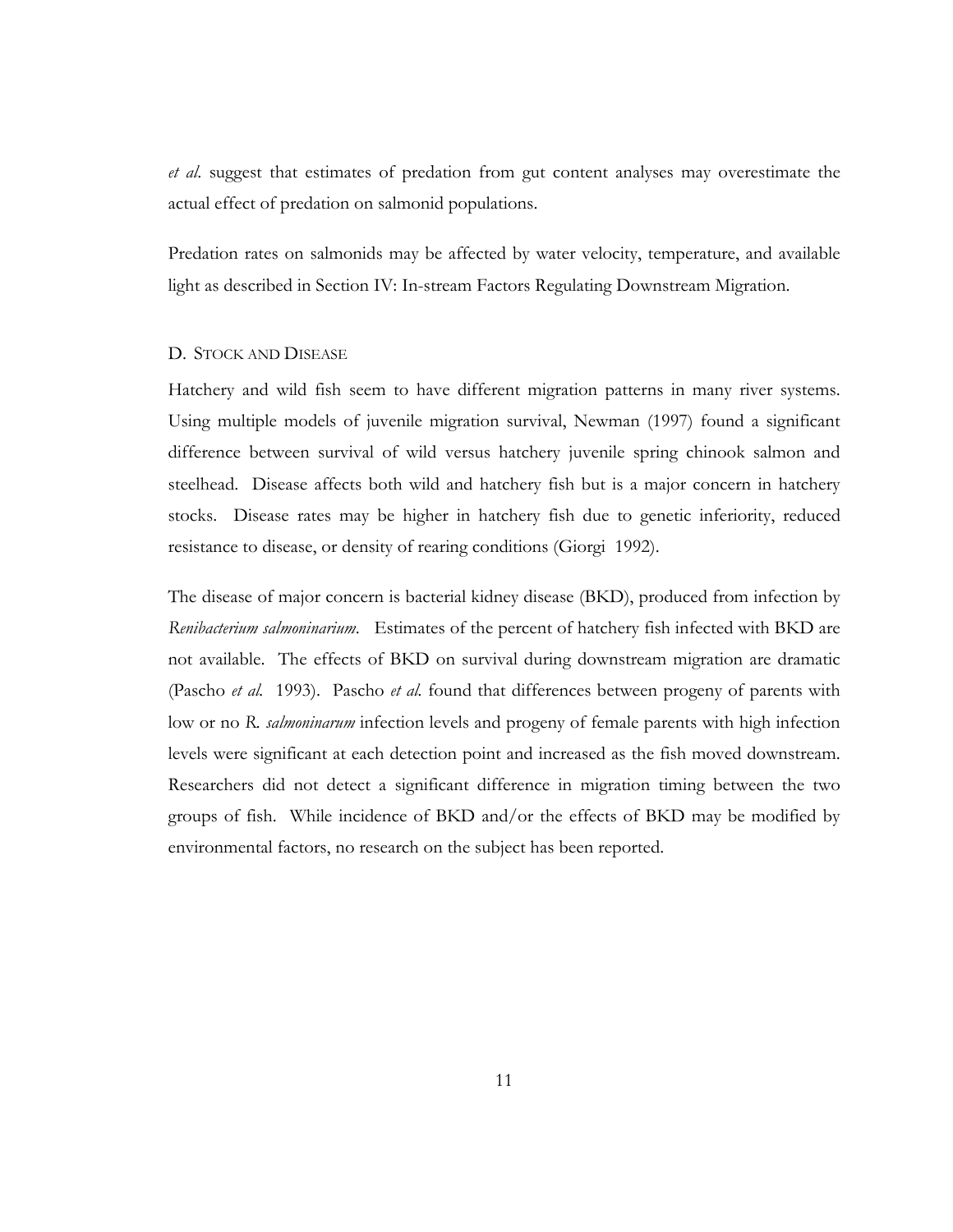*et al.* suggest that estimates of predation from gut content analyses may overestimate the actual effect of predation on salmonid populations.

Predation rates on salmonids may be affected by water velocity, temperature, and available light as described in Section IV: In-stream Factors Regulating Downstream Migration.

### D. Stock and Disease

Hatchery and wild fish seem to have different migration patterns in many river systems. Using multiple models of juvenile migration survival, Newman (1997) found a significant difference between survival of wild versus hatchery juvenile spring chinook salmon and steelhead. Disease affects both wild and hatchery fish but is a major concern in hatchery stocks. Disease rates may be higher in hatchery fish due to genetic inferiority, reduced resistance to disease, or density of rearing conditions (Giorgi 1992).

The disease of major concern is bacterial kidney disease (BKD), produced from infection by *Renibacterium salmoninarium*. Estimates of the percent of hatchery fish infected with BKD are not available. The effects of BKD on survival during downstream migration are dramatic (Pascho *et al.* 1993). Pascho *et al.* found that differences between progeny of parents with low or no *R. salmoninarum* infection levels and progeny of female parents with high infection levels were significant at each detection point and increased as the fish moved downstream. Researchers did not detect a significant difference in migration timing between the two groups of fish. While incidence of BKD and/or the effects of BKD may be modified by environmental factors, no research on the subject has been reported.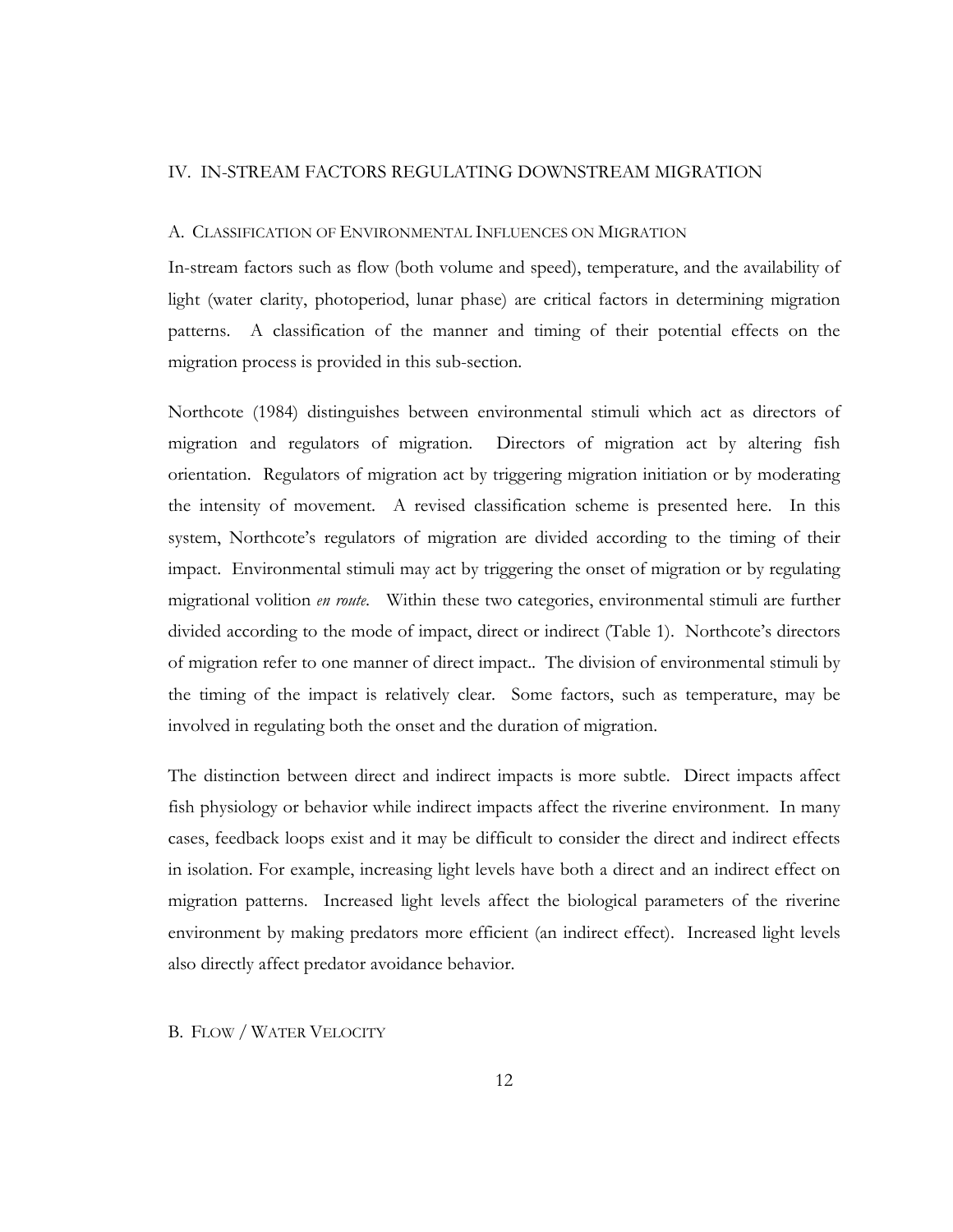## IV. IN-STREAM FACTORS REGULATING DOWNSTREAM MIGRATION

### A. Classification of Environmental Influences on Migration

In-stream factors such as flow (both volume and speed), temperature, and the availability of light (water clarity, photoperiod, lunar phase) are critical factors in determining migration patterns. A classification of the manner and timing of their potential effects on the migration process is provided in this sub-section.

Northcote (1984) distinguishes between environmental stimuli which act as directors of migration and regulators of migration. Directors of migration act by altering fish orientation. Regulators of migration act by triggering migration initiation or by moderating the intensity of movement. A revised classification scheme is presented here. In this system, Northcote's regulators of migration are divided according to the timing of their impact. Environmental stimuli may act by triggering the onset of migration or by regulating migrational volition *en route*. Within these two categories, environmental stimuli are further divided according to the mode of impact, direct or indirect (Table 1). Northcote's directors of migration refer to one manner of direct impact.. The division of environmental stimuli by the timing of the impact is relatively clear. Some factors, such as temperature, may be involved in regulating both the onset and the duration of migration.

The distinction between direct and indirect impacts is more subtle. Direct impacts affect fish physiology or behavior while indirect impacts affect the riverine environment. In many cases, feedback loops exist and it may be difficult to consider the direct and indirect effects in isolation. For example, increasing light levels have both a direct and an indirect effect on migration patterns. Increased light levels affect the biological parameters of the riverine environment by making predators more efficient (an indirect effect). Increased light levels also directly affect predator avoidance behavior.

### B. Flow / Water Velocity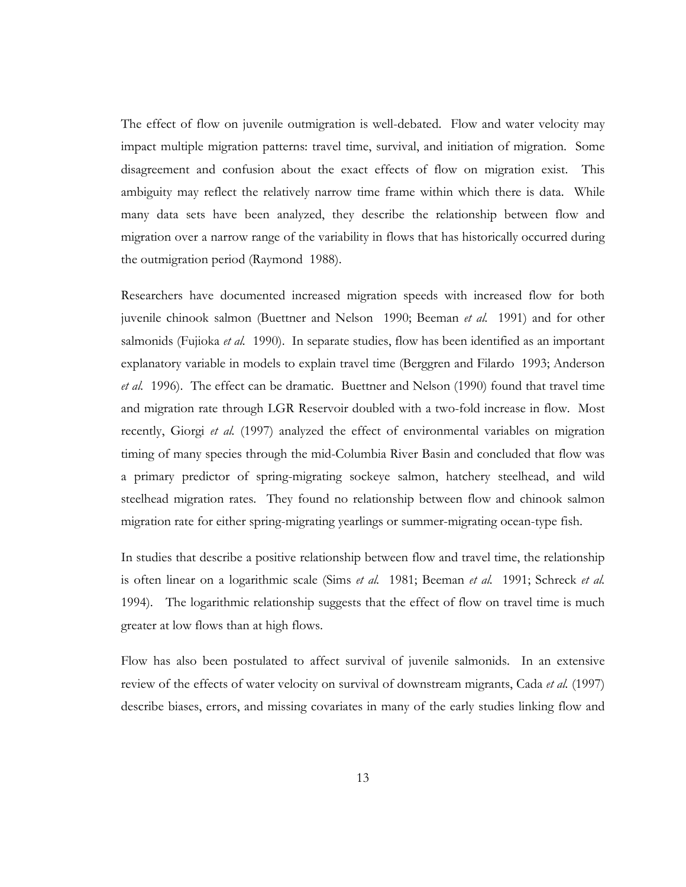The effect of flow on juvenile outmigration is well-debated. Flow and water velocity may impact multiple migration patterns: travel time, survival, and initiation of migration. Some disagreement and confusion about the exact effects of flow on migration exist. This ambiguity may reflect the relatively narrow time frame within which there is data. While many data sets have been analyzed, they describe the relationship between flow and migration over a narrow range of the variability in flows that has historically occurred during the outmigration period (Raymond 1988).

Researchers have documented increased migration speeds with increased flow for both juvenile chinook salmon (Buettner and Nelson 1990; Beeman *et al.* 1991) and for other salmonids (Fujioka *et al.* 1990). In separate studies, flow has been identified as an important explanatory variable in models to explain travel time (Berggren and Filardo 1993; Anderson *et al.* 1996). The effect can be dramatic. Buettner and Nelson (1990) found that travel time and migration rate through LGR Reservoir doubled with a two-fold increase in flow. Most recently, Giorgi *et al.* (1997) analyzed the effect of environmental variables on migration timing of many species through the mid-Columbia River Basin and concluded that flow was a primary predictor of spring-migrating sockeye salmon, hatchery steelhead, and wild steelhead migration rates. They found no relationship between flow and chinook salmon migration rate for either spring-migrating yearlings or summer-migrating ocean-type fish.

In studies that describe a positive relationship between flow and travel time, the relationship is often linear on a logarithmic scale (Sims *et al.* 1981; Beeman *et al.* 1991; Schreck *et al.* 1994). The logarithmic relationship suggests that the effect of flow on travel time is much greater at low flows than at high flows.

Flow has also been postulated to affect survival of juvenile salmonids. In an extensive review of the effects of water velocity on survival of downstream migrants, Cada *et al.* (1997) describe biases, errors, and missing covariates in many of the early studies linking flow and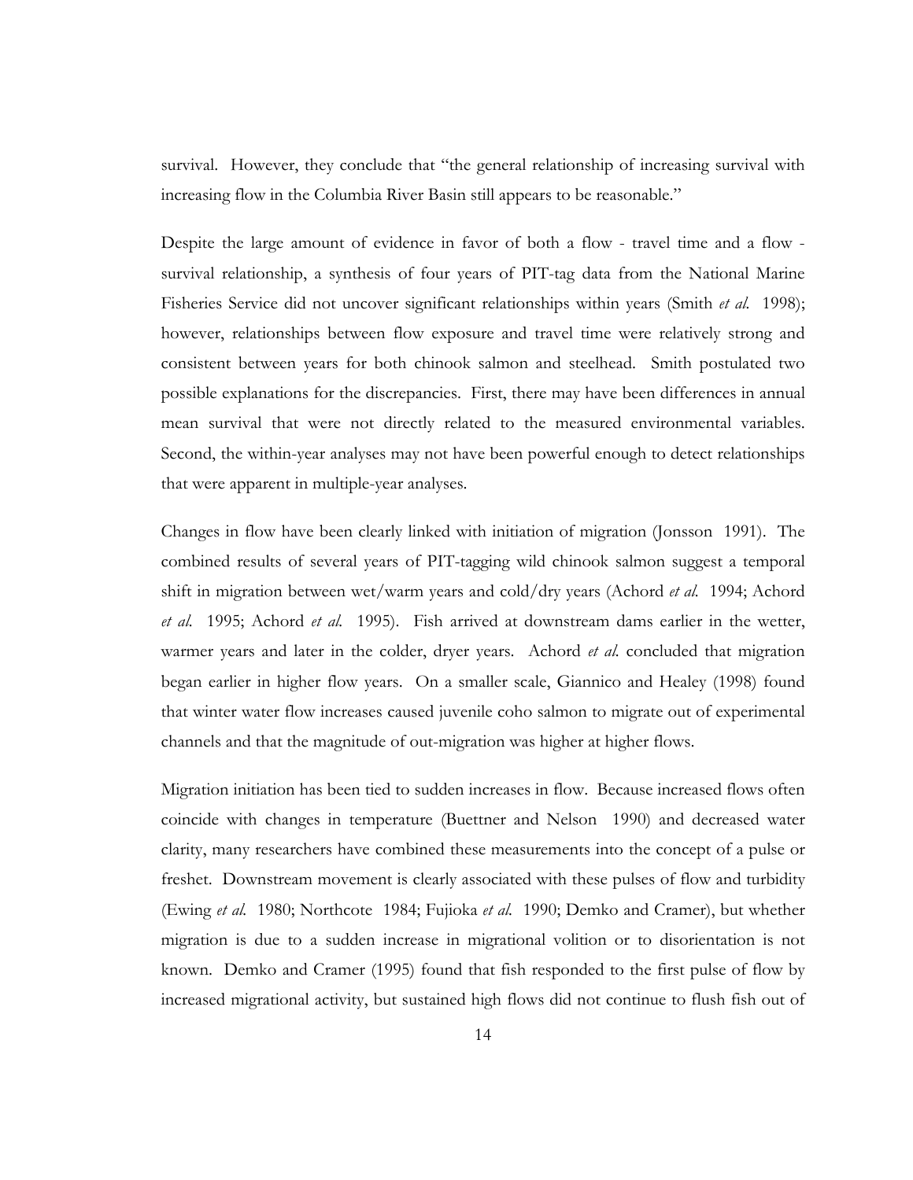survival. However, they conclude that "the general relationship of increasing survival with increasing flow in the Columbia River Basin still appears to be reasonable."

Despite the large amount of evidence in favor of both a flow - travel time and a flow - survival relationship, a synthesis of four years of PIT-tag data from the National Marine Fisheries Service did not uncover significant relationships within years (Smith *et al.* 1998); however, relationships between flow exposure and travel time were relatively strong and consistent between years for both chinook salmon and steelhead. Smith postulated two possible explanations for the discrepancies. First, there may have been differences in annual mean survival that were not directly related to the measured environmental variables. Second, the within-year analyses may not have been powerful enough to detect relationships that were apparent in multiple-year analyses.

Changes in flow have been clearly linked with initiation of migration (Jonsson 1991). The combined results of several years of PIT-tagging wild chinook salmon suggest a temporal shift in migration between wet/warm years and cold/dry years (Achord *et al.* 1994; Achord *et al.* 1995; Achord *et al.* 1995). Fish arrived at downstream dams earlier in the wetter, warmer years and later in the colder, dryer years. Achord *et al.* concluded that migration began earlier in higher flow years. On a smaller scale, Giannico and Healey (1998) found that winter water flow increases caused juvenile coho salmon to migrate out of experimental channels and that the magnitude of out-migration was higher at higher flows.

Migration initiation has been tied to sudden increases in flow. Because increased flows often coincide with changes in temperature (Buettner and Nelson 1990) and decreased water clarity, many researchers have combined these measurements into the concept of a pulse or freshet. Downstream movement is clearly associated with these pulses of flow and turbidity (Ewing *et al.* 1980; Northcote 1984; Fujioka *et al.* 1990; Demko and Cramer), but whether migration is due to a sudden increase in migrational volition or to disorientation is not known. Demko and Cramer (1995) found that fish responded to the first pulse of flow by increased migrational activity, but sustained high flows did not continue to flush fish out of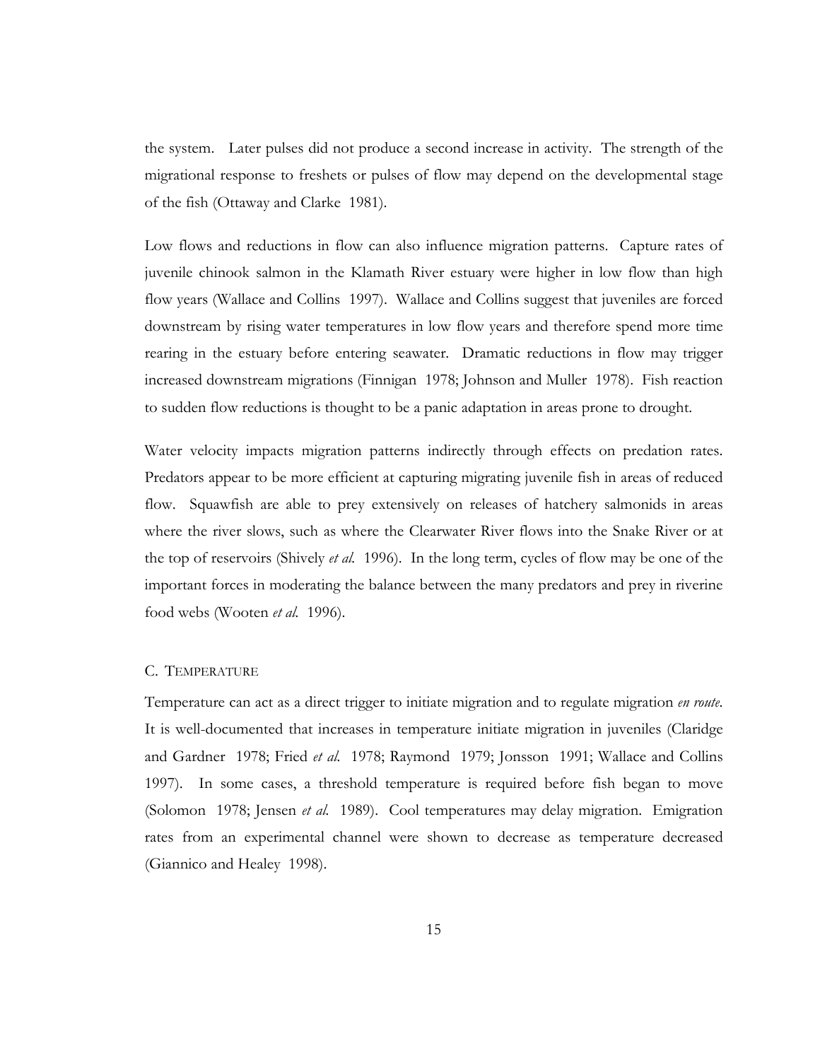the system. Later pulses did not produce a second increase in activity. The strength of the migrational response to freshets or pulses of flow may depend on the developmental stage of the fish (Ottaway and Clarke 1981).

Low flows and reductions in flow can also influence migration patterns. Capture rates of juvenile chinook salmon in the Klamath River estuary were higher in low flow than high flow years (Wallace and Collins 1997). Wallace and Collins suggest that juveniles are forced downstream by rising water temperatures in low flow years and therefore spend more time rearing in the estuary before entering seawater. Dramatic reductions in flow may trigger increased downstream migrations (Finnigan 1978; Johnson and Muller 1978). Fish reaction to sudden flow reductions is thought to be a panic adaptation in areas prone to drought.

Water velocity impacts migration patterns indirectly through effects on predation rates. Predators appear to be more efficient at capturing migrating juvenile fish in areas of reduced flow. Squawfish are able to prey extensively on releases of hatchery salmonids in areas where the river slows, such as where the Clearwater River flows into the Snake River or at the top of reservoirs (Shively *et al.* 1996). In the long term, cycles of flow may be one of the important forces in moderating the balance between the many predators and prey in riverine food webs (Wooten *et al.* 1996).

### C. Temperature

Temperature can act as a direct trigger to initiate migration and to regulate migration *en route*. It is well-documented that increases in temperature initiate migration in juveniles (Claridge and Gardner 1978; Fried *et al.* 1978; Raymond 1979; Jonsson 1991; Wallace and Collins 1997). In some cases, a threshold temperature is required before fish began to move (Solomon 1978; Jensen *et al.* 1989). Cool temperatures may delay migration. Emigration rates from an experimental channel were shown to decrease as temperature decreased (Giannico and Healey 1998).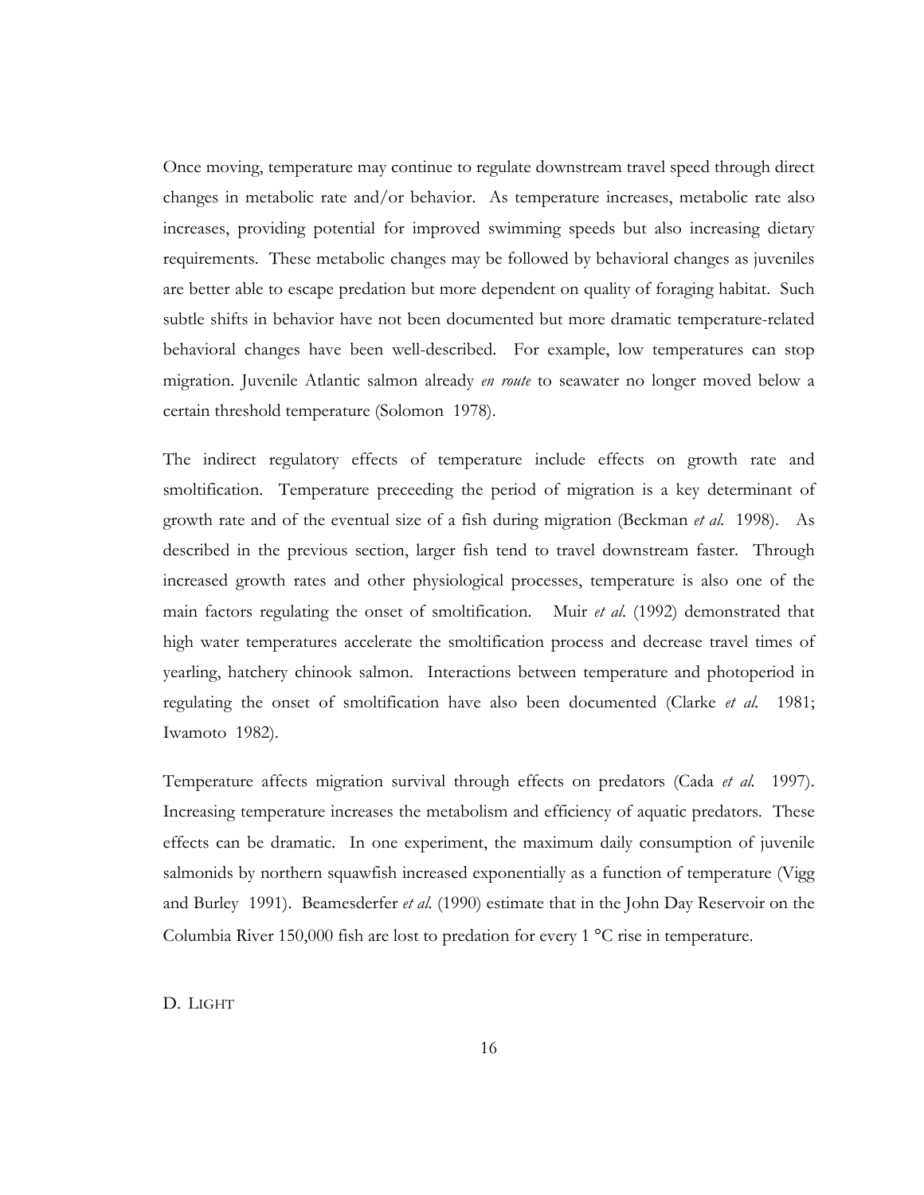Once moving, temperature may continue to regulate downstream travel speed through direct changes in metabolic rate and/or behavior. As temperature increases, metabolic rate also increases, providing potential for improved swimming speeds but also increasing dietary requirements. These metabolic changes may be followed by behavioral changes as juveniles are better able to escape predation but more dependent on quality of foraging habitat. Such subtle shifts in behavior have not been documented but more dramatic temperature-related behavioral changes have been well-described. For example, low temperatures can stop migration. Juvenile Atlantic salmon already *en route* to seawater no longer moved below a certain threshold temperature (Solomon 1978).

The indirect regulatory effects of temperature include effects on growth rate and smoltification. Temperature preceeding the period of migration is a key determinant of growth rate and of the eventual size of a fish during migration (Beckman *et al.* 1998). As described in the previous section, larger fish tend to travel downstream faster. Through increased growth rates and other physiological processes, temperature is also one of the main factors regulating the onset of smoltification. Muir *et al.* (1992) demonstrated that high water temperatures accelerate the smoltification process and decrease travel times of yearling, hatchery chinook salmon. Interactions between temperature and photoperiod in regulating the onset of smoltification have also been documented (Clarke *et al.* 1981; Iwamoto 1982).

Temperature affects migration survival through effects on predators (Cada *et al.* 1997). Increasing temperature increases the metabolism and efficiency of aquatic predators. These effects can be dramatic. In one experiment, the maximum daily consumption of juvenile salmonids by northern squawfish increased exponentially as a function of temperature (Vigg and Burley 1991). Beamesderfer *et al.* (1990) estimate that in the John Day Reservoir on the Columbia River 150,000 fish are lost to predation for every 1 °C rise in temperature.

## D. Light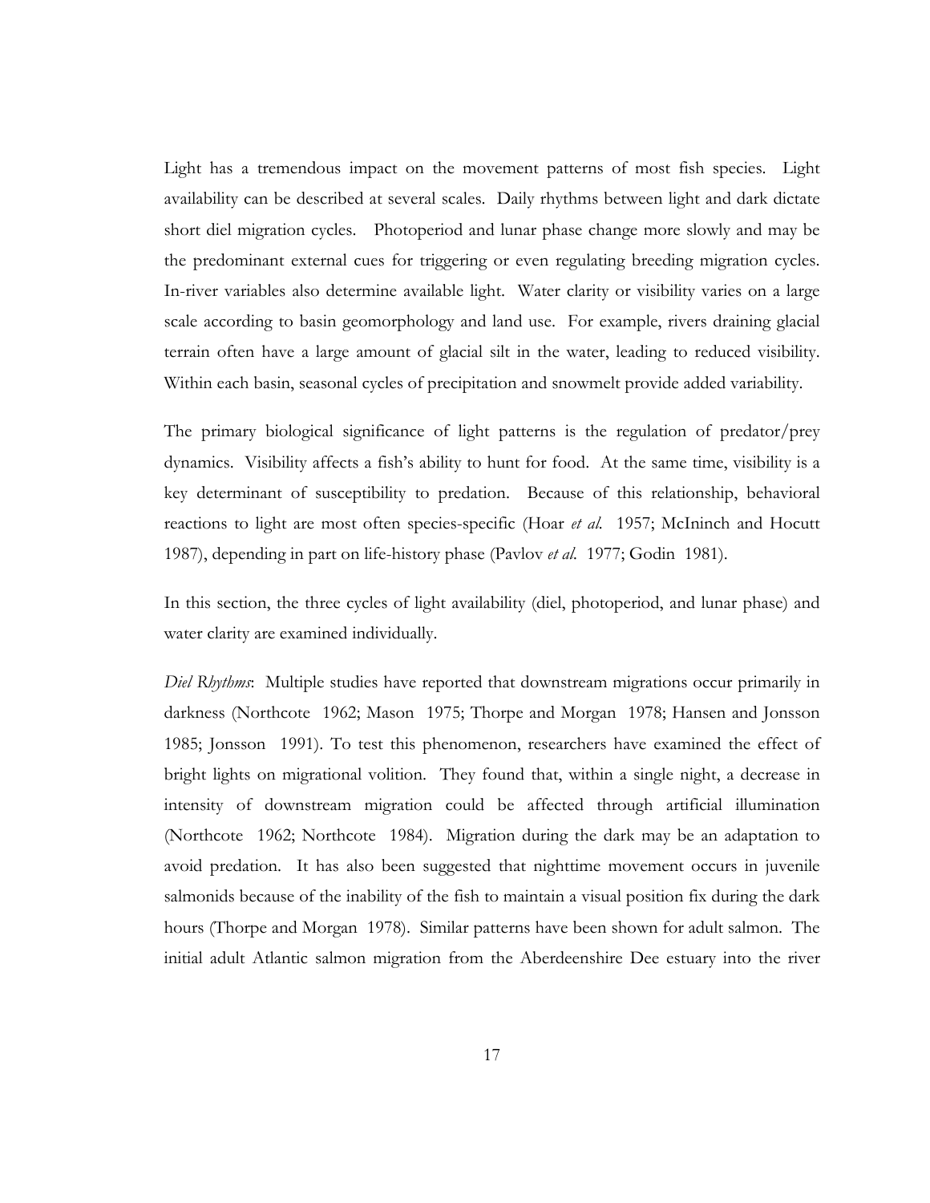Light has a tremendous impact on the movement patterns of most fish species. Light availability can be described at several scales. Daily rhythms between light and dark dictate short diel migration cycles. Photoperiod and lunar phase change more slowly and may be the predominant external cues for triggering or even regulating breeding migration cycles. In-river variables also determine available light. Water clarity or visibility varies on a large scale according to basin geomorphology and land use. For example, rivers draining glacial terrain often have a large amount of glacial silt in the water, leading to reduced visibility. Within each basin, seasonal cycles of precipitation and snowmelt provide added variability.

The primary biological significance of light patterns is the regulation of predator/prey dynamics. Visibility affects a fish's ability to hunt for food. At the same time, visibility is a key determinant of susceptibility to predation. Because of this relationship, behavioral reactions to light are most often species-specific (Hoar *et al.* 1957; McIninch and Hocutt 1987), depending in part on life-history phase (Pavlov *et al.* 1977; Godin 1981).

In this section, the three cycles of light availability (diel, photoperiod, and lunar phase) and water clarity are examined individually.

*Diel Rhythms*: Multiple studies have reported that downstream migrations occur primarily in darkness (Northcote 1962; Mason 1975; Thorpe and Morgan 1978; Hansen and Jonsson 1985; Jonsson 1991). To test this phenomenon, researchers have examined the effect of bright lights on migrational volition. They found that, within a single night, a decrease in intensity of downstream migration could be affected through artificial illumination (Northcote 1962; Northcote 1984). Migration during the dark may be an adaptation to avoid predation. It has also been suggested that nighttime movement occurs in juvenile salmonids because of the inability of the fish to maintain a visual position fix during the dark hours (Thorpe and Morgan 1978). Similar patterns have been shown for adult salmon. The initial adult Atlantic salmon migration from the Aberdeenshire Dee estuary into the river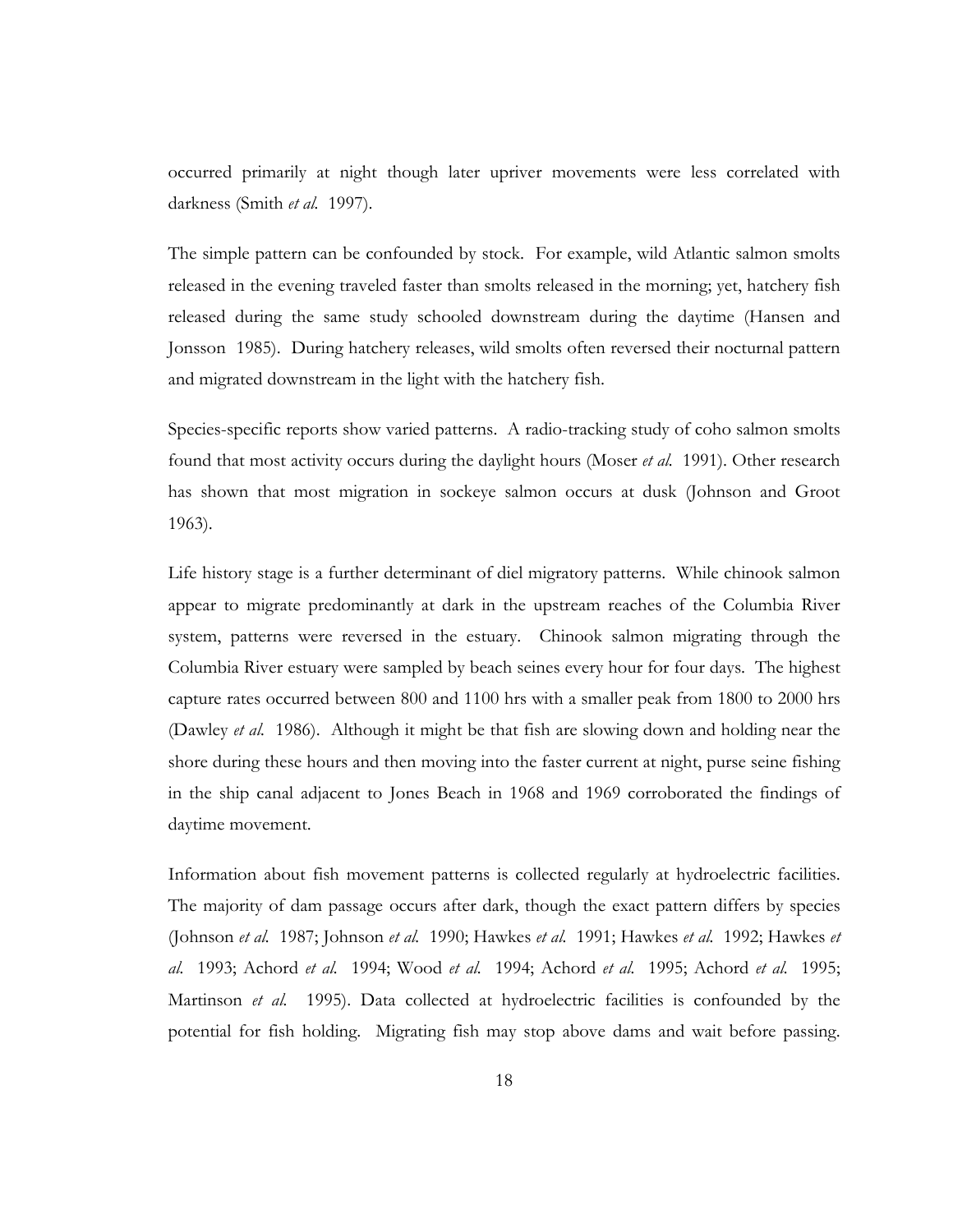occurred primarily at night though later upriver movements were less correlated with darkness (Smith *et al.* 1997).

The simple pattern can be confounded by stock. For example, wild Atlantic salmon smolts released in the evening traveled faster than smolts released in the morning; yet, hatchery fish released during the same study schooled downstream during the daytime (Hansen and Jonsson 1985). During hatchery releases, wild smolts often reversed their nocturnal pattern and migrated downstream in the light with the hatchery fish.

Species-specific reports show varied patterns. A radio-tracking study of coho salmon smolts found that most activity occurs during the daylight hours (Moser *et al.* 1991). Other research has shown that most migration in sockeye salmon occurs at dusk (Johnson and Groot 1963).

Life history stage is a further determinant of diel migratory patterns. While chinook salmon appear to migrate predominantly at dark in the upstream reaches of the Columbia River system, patterns were reversed in the estuary. Chinook salmon migrating through the Columbia River estuary were sampled by beach seines every hour for four days. The highest capture rates occurred between 800 and 1100 hrs with a smaller peak from 1800 to 2000 hrs (Dawley *et al.* 1986). Although it might be that fish are slowing down and holding near the shore during these hours and then moving into the faster current at night, purse seine fishing in the ship canal adjacent to Jones Beach in 1968 and 1969 corroborated the findings of daytime movement.

Information about fish movement patterns is collected regularly at hydroelectric facilities. The majority of dam passage occurs after dark, though the exact pattern differs by species (Johnson *et al.* 1987; Johnson *et al.* 1990; Hawkes *et al.* 1991; Hawkes *et al.* 1992; Hawkes *et al.* 1993; Achord *et al.* 1994; Wood *et al.* 1994; Achord *et al.* 1995; Achord *et al.* 1995; Martinson *et al.* 1995). Data collected at hydroelectric facilities is confounded by the potential for fish holding. Migrating fish may stop above dams and wait before passing.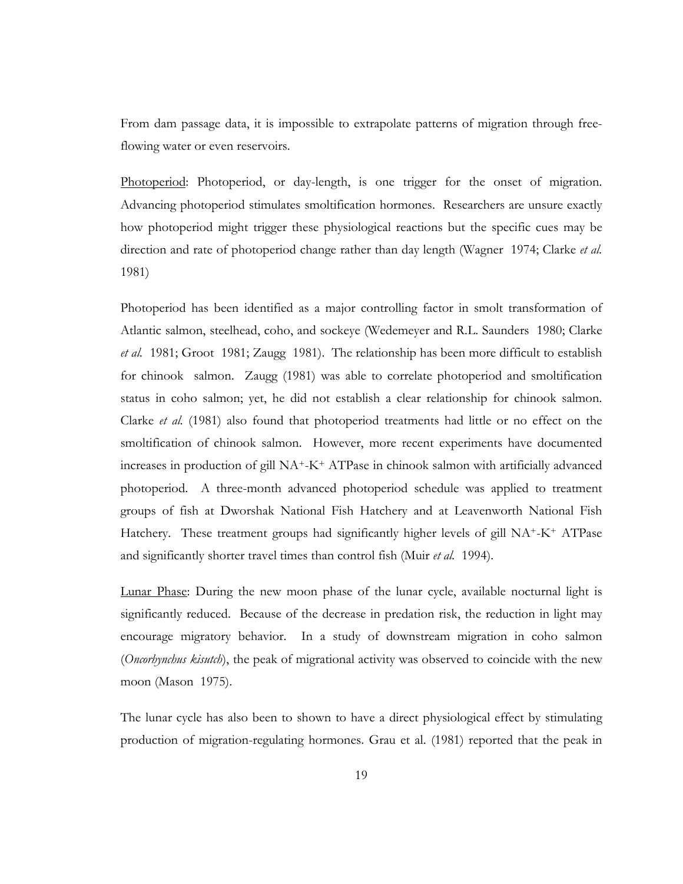From dam passage data, it is impossible to extrapolate patterns of migration through free-flowing water or even reservoirs.

<u>Photoperiod</u>: Photoperiod, or day-length, is one trigger for the onset of migration. Advancing photoperiod stimulates smoltification hormones. Researchers are unsure exactly how photoperiod might trigger these physiological reactions but the specific cues may be direction and rate of photoperiod change rather than day length (Wagner 1974; Clarke *et al.* 1981)

Photoperiod has been identified as a major controlling factor in smolt transformation of Atlantic salmon, steelhead, coho, and sockeye (Wedemeyer and R.L. Saunders 1980; Clarke *et al.* 1981; Groot 1981; Zaugg 1981). The relationship has been more difficult to establish for chinook salmon. Zaugg (1981) was able to correlate photoperiod and smoltification status in coho salmon; yet, he did not establish a clear relationship for chinook salmon. Clarke *et al.* (1981) also found that photoperiod treatments had little or no effect on the smoltification of chinook salmon. However, more recent experiments have documented increases in production of gill $NA^+$-$K^+$ ATPase in chinook salmon with artificially advanced photoperiod. A three-month advanced photoperiod schedule was applied to treatment groups of fish at Dworshak National Fish Hatchery and at Leavenworth National Fish Hatchery. These treatment groups had significantly higher levels of gill $NA^+$-$K^+$ ATPase and significantly shorter travel times than control fish (Muir *et al.* 1994).

<u>Lunar Phase</u>: During the new moon phase of the lunar cycle, available nocturnal light is significantly reduced. Because of the decrease in predation risk, the reduction in light may encourage migratory behavior. In a study of downstream migration in coho salmon (*Oncorhynchus kisutch*), the peak of migrational activity was observed to coincide with the new moon (Mason 1975).

The lunar cycle has also been to shown to have a direct physiological effect by stimulating production of migration-regulating hormones. Grau et al. (1981) reported that the peak in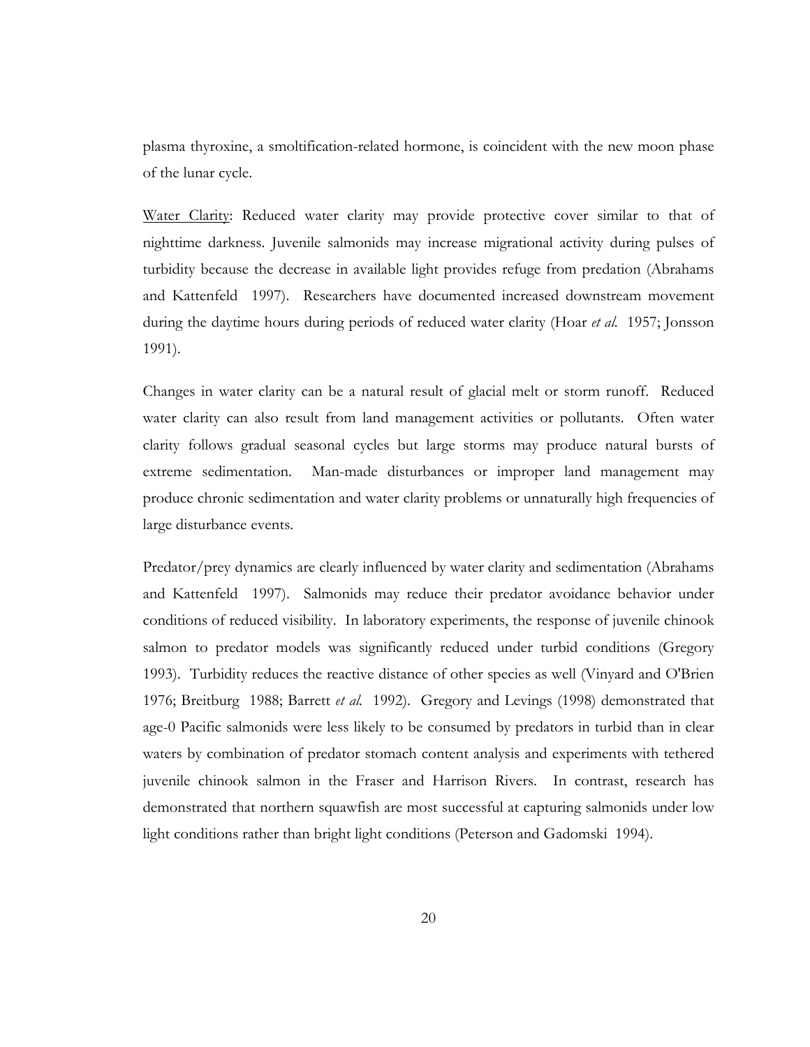plasma thyroxine, a smoltification-related hormone, is coincident with the new moon phase of the lunar cycle.

<u>Water Clarity</u>: Reduced water clarity may provide protective cover similar to that of nighttime darkness. Juvenile salmonids may increase migrational activity during pulses of turbidity because the decrease in available light provides refuge from predation (Abrahams and Kattenfeld 1997). Researchers have documented increased downstream movement during the daytime hours during periods of reduced water clarity (Hoar *et al.* 1957; Jonsson 1991).

Changes in water clarity can be a natural result of glacial melt or storm runoff. Reduced water clarity can also result from land management activities or pollutants. Often water clarity follows gradual seasonal cycles but large storms may produce natural bursts of extreme sedimentation. Man-made disturbances or improper land management may produce chronic sedimentation and water clarity problems or unnaturally high frequencies of large disturbance events.

Predator/prey dynamics are clearly influenced by water clarity and sedimentation (Abrahams and Kattenfeld 1997). Salmonids may reduce their predator avoidance behavior under conditions of reduced visibility. In laboratory experiments, the response of juvenile chinook salmon to predator models was significantly reduced under turbid conditions (Gregory 1993). Turbidity reduces the reactive distance of other species as well (Vinyard and O'Brien 1976; Breitburg 1988; Barrett *et al.* 1992). Gregory and Levings (1998) demonstrated that age-0 Pacific salmonids were less likely to be consumed by predators in turbid than in clear waters by combination of predator stomach content analysis and experiments with tethered juvenile chinook salmon in the Fraser and Harrison Rivers. In contrast, research has demonstrated that northern squawfish are most successful at capturing salmonids under low light conditions rather than bright light conditions (Peterson and Gadomski 1994).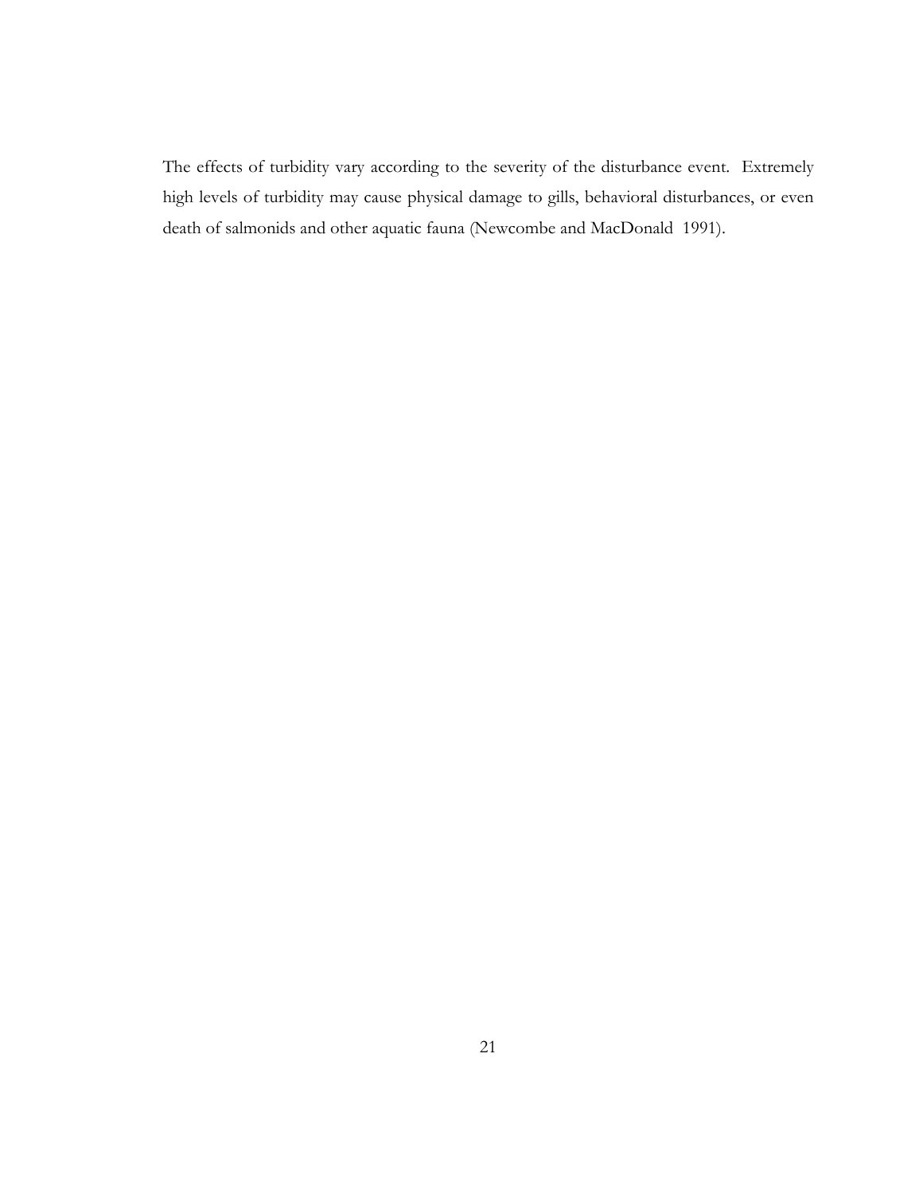The effects of turbidity vary according to the severity of the disturbance event. Extremely high levels of turbidity may cause physical damage to gills, behavioral disturbances, or even death of salmonids and other aquatic fauna (Newcombe and MacDonald 1991).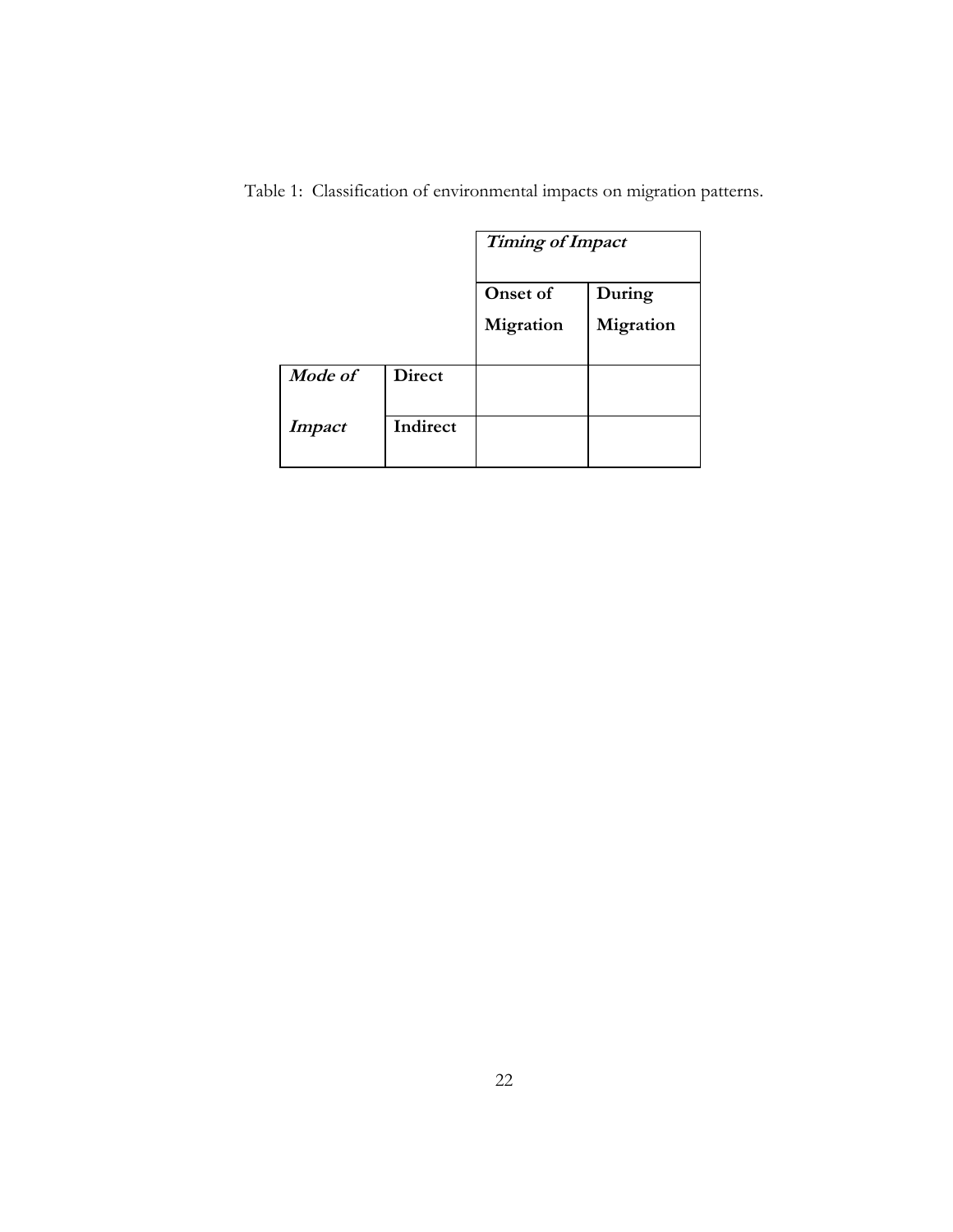Table 1: Classification of environmental impacts on migration patterns.

| | | *Timing of Impact* | |
|---|---|---|---|
| | | **Onset of Migration** | **During Migration** |
| ***Mode of Impact*** | **Direct** | | |
| | **Indirect** | | |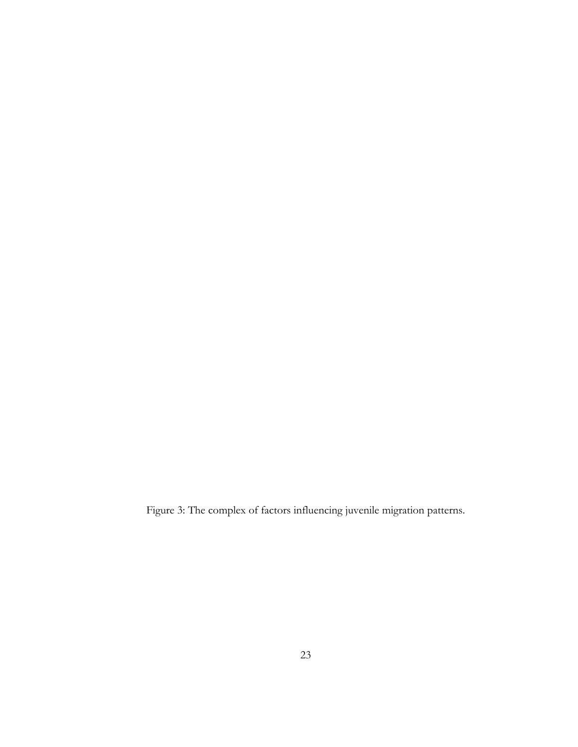Figure 3: The complex of factors influencing juvenile migration patterns.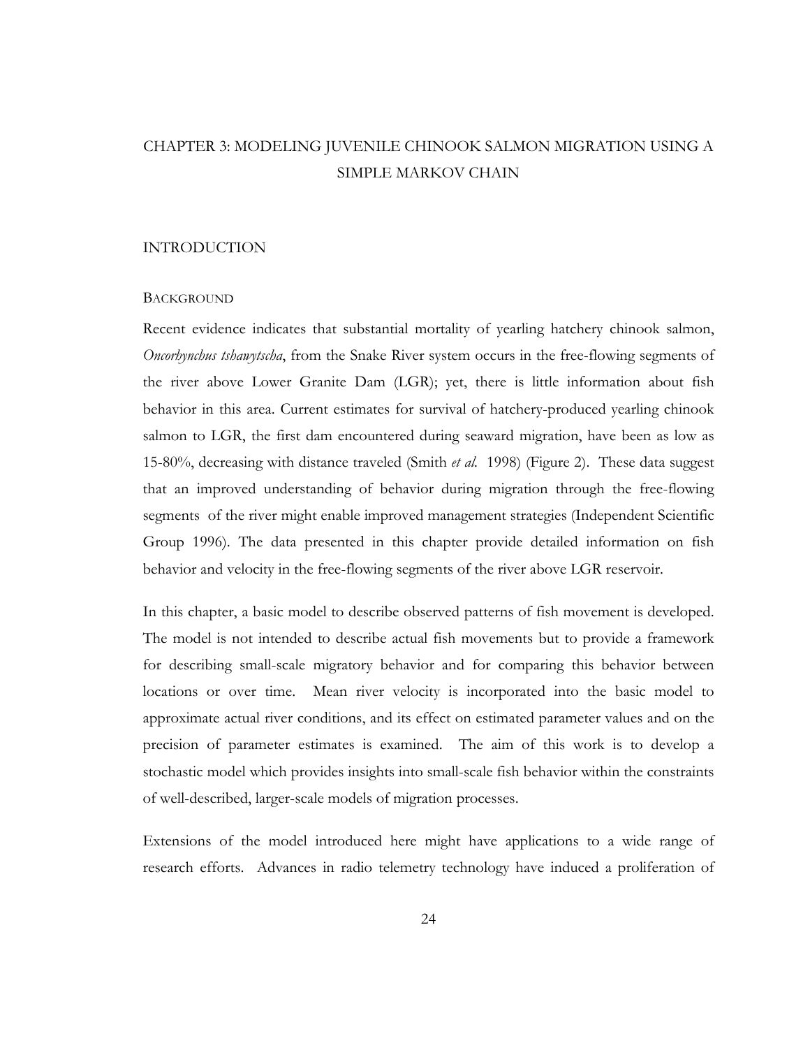# CHAPTER 3: MODELING JUVENILE CHINOOK SALMON MIGRATION USING A SIMPLE MARKOV CHAIN

## INTRODUCTION

### BACKGROUND

Recent evidence indicates that substantial mortality of yearling hatchery chinook salmon, *Oncorhynchus tshawytscha*, from the Snake River system occurs in the free-flowing segments of the river above Lower Granite Dam (LGR); yet, there is little information about fish behavior in this area. Current estimates for survival of hatchery-produced yearling chinook salmon to LGR, the first dam encountered during seaward migration, have been as low as 15-80%, decreasing with distance traveled (Smith *et al.* 1998) (Figure 2). These data suggest that an improved understanding of behavior during migration through the free-flowing segments of the river might enable improved management strategies (Independent Scientific Group 1996). The data presented in this chapter provide detailed information on fish behavior and velocity in the free-flowing segments of the river above LGR reservoir.

In this chapter, a basic model to describe observed patterns of fish movement is developed. The model is not intended to describe actual fish movements but to provide a framework for describing small-scale migratory behavior and for comparing this behavior between locations or over time. Mean river velocity is incorporated into the basic model to approximate actual river conditions, and its effect on estimated parameter values and on the precision of parameter estimates is examined. The aim of this work is to develop a stochastic model which provides insights into small-scale fish behavior within the constraints of well-described, larger-scale models of migration processes.

Extensions of the model introduced here might have applications to a wide range of research efforts. Advances in radio telemetry technology have induced a proliferation of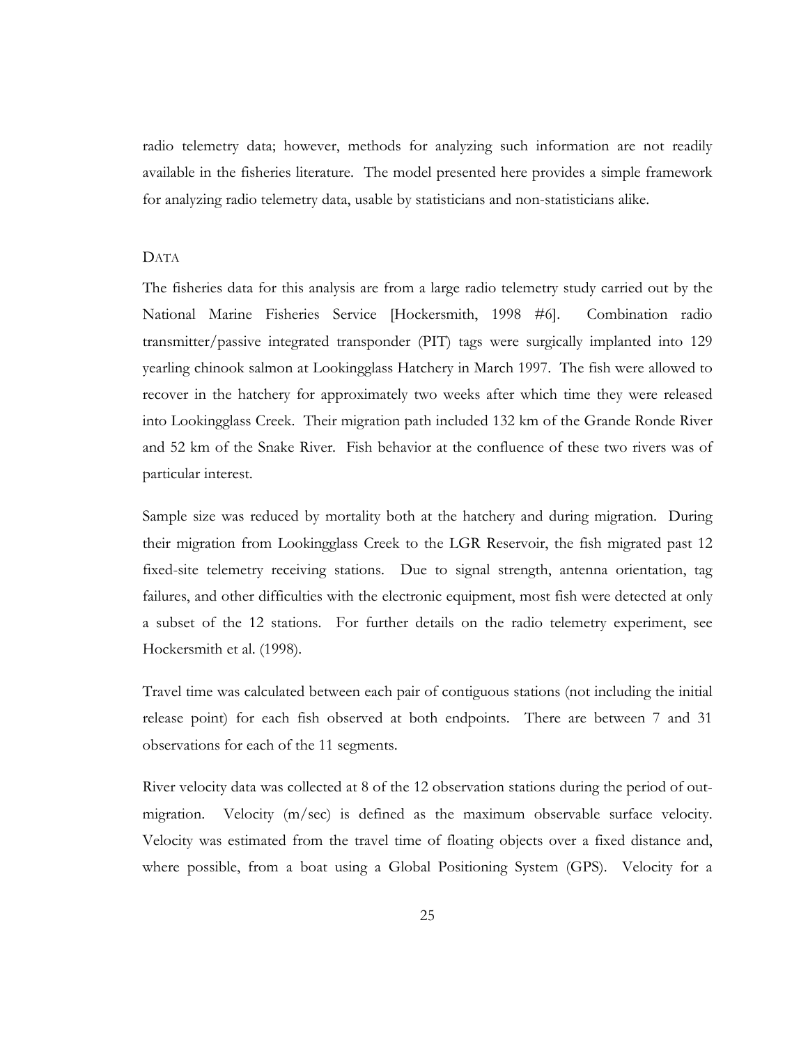radio telemetry data; however, methods for analyzing such information are not readily available in the fisheries literature. The model presented here provides a simple framework for analyzing radio telemetry data, usable by statisticians and non-statisticians alike.

## DATA

The fisheries data for this analysis are from a large radio telemetry study carried out by the National Marine Fisheries Service [Hockersmith, 1998 #6]. Combination radio transmitter/passive integrated transponder (PIT) tags were surgically implanted into 129 yearling chinook salmon at Lookingglass Hatchery in March 1997. The fish were allowed to recover in the hatchery for approximately two weeks after which time they were released into Lookingglass Creek. Their migration path included 132 km of the Grande Ronde River and 52 km of the Snake River. Fish behavior at the confluence of these two rivers was of particular interest.

Sample size was reduced by mortality both at the hatchery and during migration. During their migration from Lookingglass Creek to the LGR Reservoir, the fish migrated past 12 fixed-site telemetry receiving stations. Due to signal strength, antenna orientation, tag failures, and other difficulties with the electronic equipment, most fish were detected at only a subset of the 12 stations. For further details on the radio telemetry experiment, see Hockersmith et al. (1998).

Travel time was calculated between each pair of contiguous stations (not including the initial release point) for each fish observed at both endpoints. There are between 7 and 31 observations for each of the 11 segments.

River velocity data was collected at 8 of the 12 observation stations during the period of out-migration. Velocity (m/sec) is defined as the maximum observable surface velocity. Velocity was estimated from the travel time of floating objects over a fixed distance and, where possible, from a boat using a Global Positioning System (GPS). Velocity for a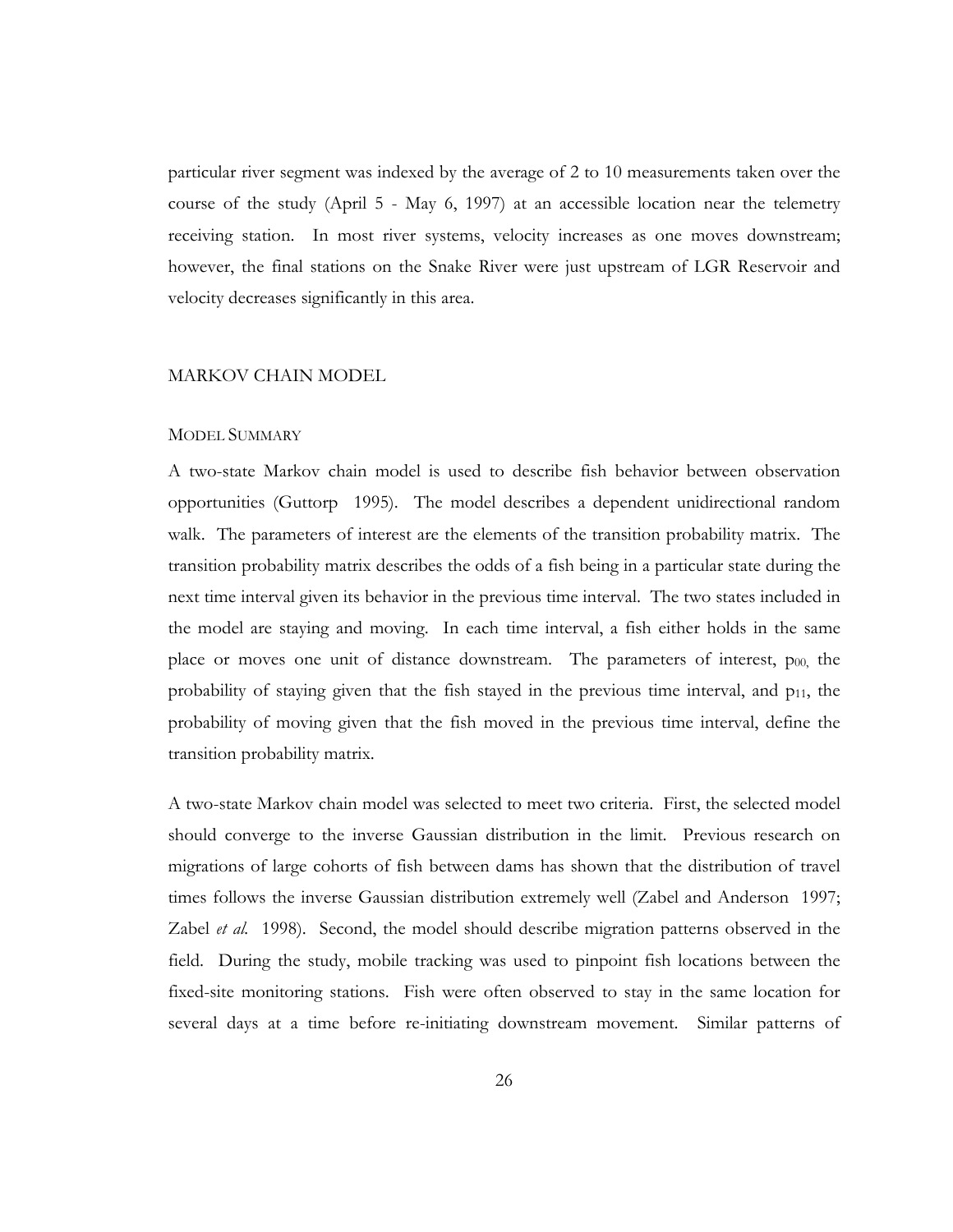particular river segment was indexed by the average of 2 to 10 measurements taken over the course of the study (April 5 - May 6, 1997) at an accessible location near the telemetry receiving station. In most river systems, velocity increases as one moves downstream; however, the final stations on the Snake River were just upstream of LGR Reservoir and velocity decreases significantly in this area.

## MARKOV CHAIN MODEL

### MODEL SUMMARY

A two-state Markov chain model is used to describe fish behavior between observation opportunities (Guttorp 1995). The model describes a dependent unidirectional random walk. The parameters of interest are the elements of the transition probability matrix. The transition probability matrix describes the odds of a fish being in a particular state during the next time interval given its behavior in the previous time interval. The two states included in the model are staying and moving. In each time interval, a fish either holds in the same place or moves one unit of distance downstream. The parameters of interest, $p_{00}$, the probability of staying given that the fish stayed in the previous time interval, and $p_{11}$, the probability of moving given that the fish moved in the previous time interval, define the transition probability matrix.

A two-state Markov chain model was selected to meet two criteria. First, the selected model should converge to the inverse Gaussian distribution in the limit. Previous research on migrations of large cohorts of fish between dams has shown that the distribution of travel times follows the inverse Gaussian distribution extremely well (Zabel and Anderson 1997; Zabel *et al.* 1998). Second, the model should describe migration patterns observed in the field. During the study, mobile tracking was used to pinpoint fish locations between the fixed-site monitoring stations. Fish were often observed to stay in the same location for several days at a time before re-initiating downstream movement. Similar patterns of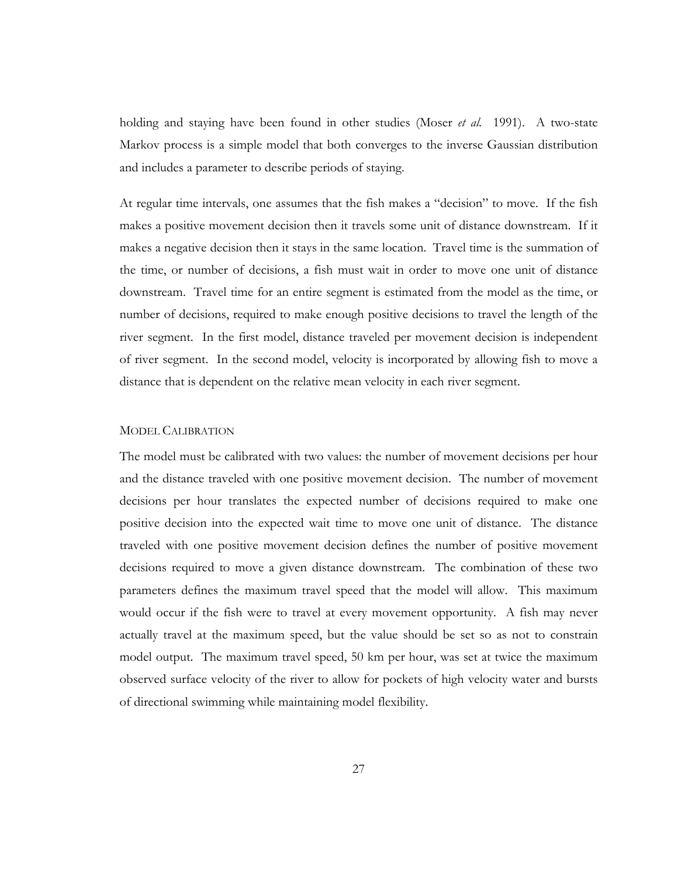holding and staying have been found in other studies (Moser *et al.* 1991). A two-state Markov process is a simple model that both converges to the inverse Gaussian distribution and includes a parameter to describe periods of staying.

At regular time intervals, one assumes that the fish makes a "decision" to move. If the fish makes a positive movement decision then it travels some unit of distance downstream. If it makes a negative decision then it stays in the same location. Travel time is the summation of the time, or number of decisions, a fish must wait in order to move one unit of distance downstream. Travel time for an entire segment is estimated from the model as the time, or number of decisions, required to make enough positive decisions to travel the length of the river segment. In the first model, distance traveled per movement decision is independent of river segment. In the second model, velocity is incorporated by allowing fish to move a distance that is dependent on the relative mean velocity in each river segment.

### Model Calibration

The model must be calibrated with two values: the number of movement decisions per hour and the distance traveled with one positive movement decision. The number of movement decisions per hour translates the expected number of decisions required to make one positive decision into the expected wait time to move one unit of distance. The distance traveled with one positive movement decision defines the number of positive movement decisions required to move a given distance downstream. The combination of these two parameters defines the maximum travel speed that the model will allow. This maximum would occur if the fish were to travel at every movement opportunity. A fish may never actually travel at the maximum speed, but the value should be set so as not to constrain model output. The maximum travel speed, 50 km per hour, was set at twice the maximum observed surface velocity of the river to allow for pockets of high velocity water and bursts of directional swimming while maintaining model flexibility.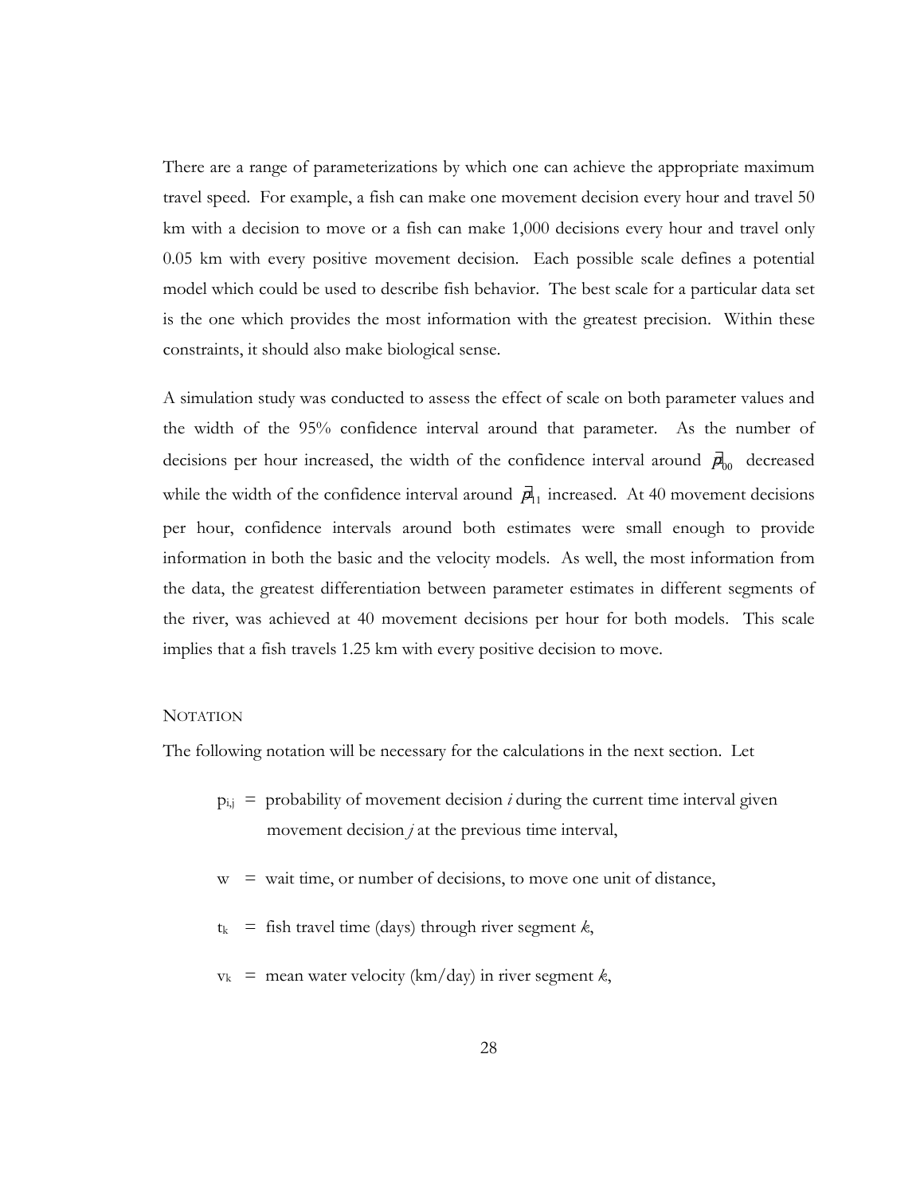There are a range of parameterizations by which one can achieve the appropriate maximum travel speed. For example, a fish can make one movement decision every hour and travel 50 km with a decision to move or a fish can make 1,000 decisions every hour and travel only 0.05 km with every positive movement decision. Each possible scale defines a potential model which could be used to describe fish behavior. The best scale for a particular data set is the one which provides the most information with the greatest precision. Within these constraints, it should also make biological sense.

A simulation study was conducted to assess the effect of scale on both parameter values and the width of the 95% confidence interval around that parameter. As the number of decisions per hour increased, the width of the confidence interval around $\bar{p}_{00}$ decreased while the width of the confidence interval around $\bar{p}_{11}$ increased. At 40 movement decisions per hour, confidence intervals around both estimates were small enough to provide information in both the basic and the velocity models. As well, the most information from the data, the greatest differentiation between parameter estimates in different segments of the river, was achieved at 40 movement decisions per hour for both models. This scale implies that a fish travels 1.25 km with every positive decision to move.

### NOTATION

The following notation will be necessary for the calculations in the next section. Let

- $p_{i,j}$ = probability of movement decision *i* during the current time interval given movement decision *j* at the previous time interval,
- $w$ = wait time, or number of decisions, to move one unit of distance,
- $t_k$ = fish travel time (days) through river segment *k*,
- $v_k$ = mean water velocity (km/day) in river segment *k*,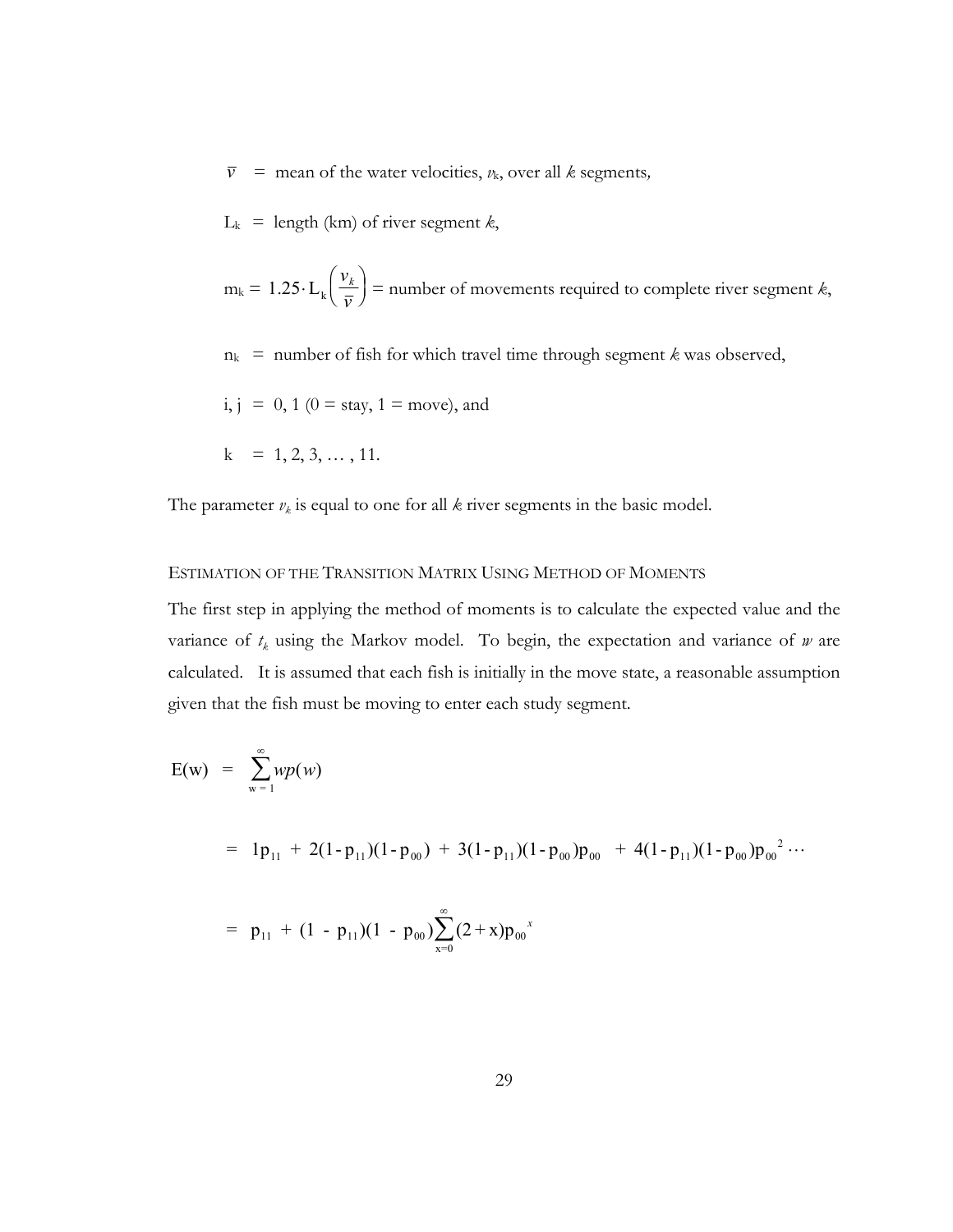$\bar{v}$ = mean of the water velocities, $v_k$, over all $k$ segments,

$L_k$ = length (km) of river segment $k$,

$m_k = 1.25 \cdot L_k \left( \frac{v_k}{\bar{v}} \right)$ = number of movements required to complete river segment $k$,

$n_k$ = number of fish for which travel time through segment $k$ was observed,

i, j = 0, 1 (0 = stay, 1 = move), and

k = 1, 2, 3, … , 11.

The parameter $v_k$ is equal to one for all $k$ river segments in the basic model.

### Estimation of the Transition Matrix Using Method of Moments

The first step in applying the method of moments is to calculate the expected value and the variance of $t_k$ using the Markov model. To begin, the expectation and variance of $w$ are calculated. It is assumed that each fish is initially in the move state, a reasonable assumption given that the fish must be moving to enter each study segment.

$$E(w) = \sum_{w=1}^{\infty} w p(w)$$

$$= 1p_{11} + 2(1-p_{11})(1-p_{00}) + 3(1-p_{11})(1-p_{00})p_{00} + 4(1-p_{11})(1-p_{00})p_{00}{}^{2} \cdots$$

$$= p_{11} + (1 - p_{11})(1 - p_{00})\sum_{x=0}^{\infty}(2+x)p_{00}{}^{x}$$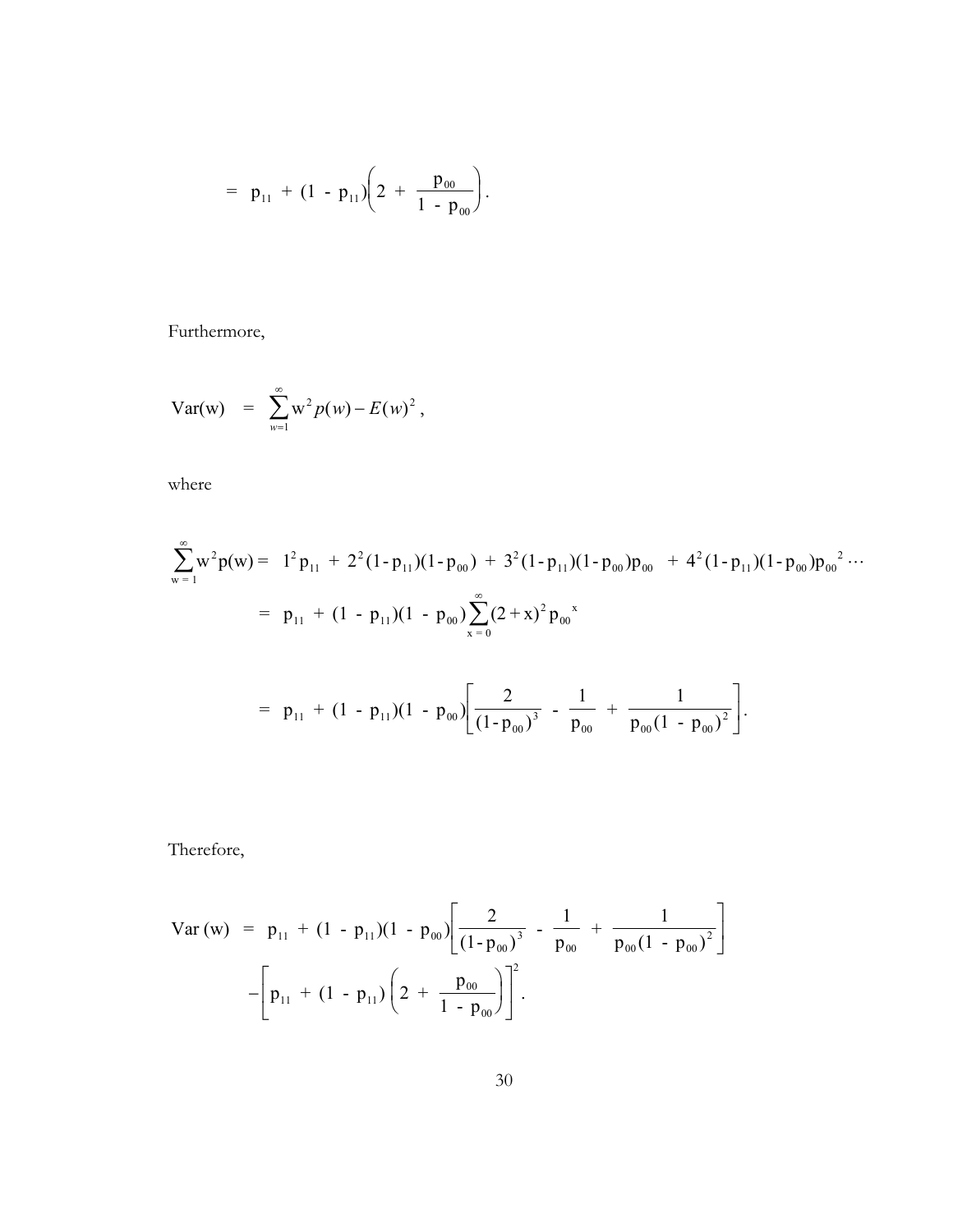$$= \; p_{11} \; + \; (1 \; - \; p_{11})\left(2 \; + \; \frac{p_{00}}{1 \; - \; p_{00}}\right).$$

Furthermore,

$$\text{Var(w)} \;\; = \;\; \sum_{w=1}^{\infty} \text{w}^2 p(w) - E(w)^2 \,,$$

where

$$\sum_{w\,=\,1}^{\infty} w^2 p(w) = \;\; 1^2 p_{11} \; + \; 2^2 (1 - p_{11})(1 - p_{00}) \; + \; 3^2 (1 - p_{11})(1 - p_{00}) p_{00} \;\; + \; 4^2 (1 - p_{11})(1 - p_{00}) p_{00}{}^2 \cdots$$

$$= \;\; p_{11} \; + \; (1 \; - \; p_{11})(1 \; - \; p_{00}) \sum_{x\,=\,0}^{\infty} (2 + x)^2 p_{00}{}^{x}$$

$$= \;\; p_{11} \; + \; (1 \; - \; p_{11})(1 \; - \; p_{00}) \left[ \frac{2}{(1 - p_{00})^3} \; - \; \frac{1}{p_{00}} \; + \; \frac{1}{p_{00}(1 \; - \; p_{00})^2} \right].$$

Therefore,

$$\text{Var (w)} \;\; = \;\; p_{11} \; + \; (1 \; - \; p_{11})(1 \; - \; p_{00}) \left[ \frac{2}{(1 - p_{00})^3} \; - \; \frac{1}{p_{00}} \; + \; \frac{1}{p_{00}(1 \; - \; p_{00})^2} \right]$$

$$- \left[ p_{11} \; + \; (1 \; - \; p_{11}) \left( 2 \; + \; \frac{p_{00}}{1 \; - \; p_{00}} \right) \right]^2.$$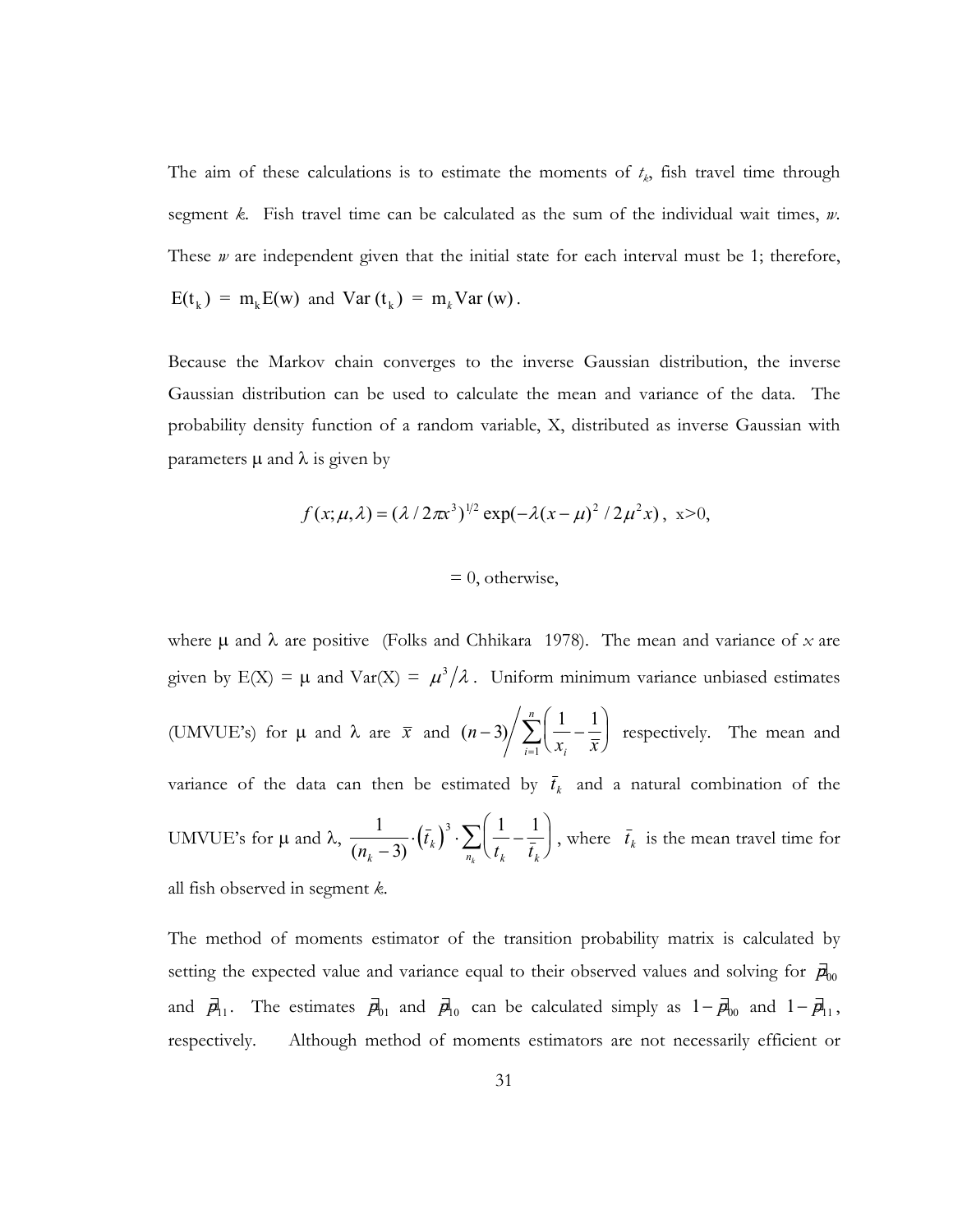The aim of these calculations is to estimate the moments of $t_k$, fish travel time through segment *k*. Fish travel time can be calculated as the sum of the individual wait times, *w*. These *w* are independent given that the initial state for each interval must be 1; therefore, $\mathrm{E(t_k) = m_k E(w)}$ and $\mathrm{Var\,(t_k) = m_k\,Var\,(w)}$.

Because the Markov chain converges to the inverse Gaussian distribution, the inverse Gaussian distribution can be used to calculate the mean and variance of the data. The probability density function of a random variable, X, distributed as inverse Gaussian with parameters μ and λ is given by

$$f(x;\mu,\lambda) = (\lambda / 2\pi x^3)^{1/2} \exp(-\lambda(x-\mu)^2 / 2\mu^2 x), \ \ x>0,$$

$$= 0, \text{ otherwise,}$$

where μ and λ are positive (Folks and Chhikara 1978). The mean and variance of *x* are given by E(X) = μ and Var(X) = $\mu^3/\lambda$. Uniform minimum variance unbiased estimates (UMVUE's) for μ and λ are $\bar{x}$ and $(n-3)\Big/\sum_{i=1}^{n}\left(\frac{1}{x_i}-\frac{1}{\bar{x}}\right)$ respectively. The mean and variance of the data can then be estimated by $\bar{t}_k$ and a natural combination of the UMVUE's for μ and λ, $\frac{1}{(n_k-3)}\cdot\left(\bar{t}_k\right)^3\cdot\sum_{n_k}\left(\frac{1}{t_k}-\frac{1}{\bar{t}_k}\right)$, where $\bar{t}_k$ is the mean travel time for all fish observed in segment *k*.

The method of moments estimator of the transition probability matrix is calculated by setting the expected value and variance equal to their observed values and solving for $\bar{p}_{00}$ and $\bar{p}_{11}$. The estimates $\bar{p}_{01}$ and $\bar{p}_{10}$ can be calculated simply as $1-\bar{p}_{00}$ and $1-\bar{p}_{11}$, respectively. Although method of moments estimators are not necessarily efficient or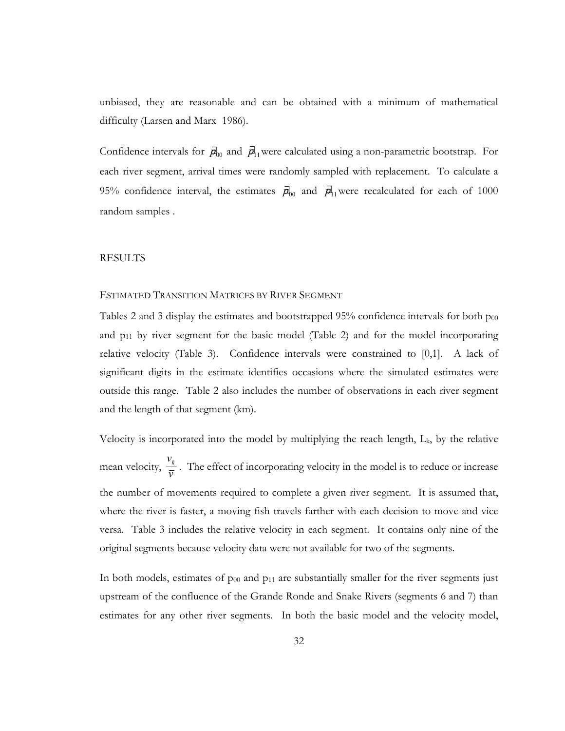unbiased, they are reasonable and can be obtained with a minimum of mathematical difficulty (Larsen and Marx 1986).

Confidence intervals for $\hat{p}_{00}$ and $\hat{p}_{11}$ were calculated using a non-parametric bootstrap. For each river segment, arrival times were randomly sampled with replacement. To calculate a 95% confidence interval, the estimates $\hat{p}_{00}$ and $\hat{p}_{11}$ were recalculated for each of 1000 random samples .

## RESULTS

### ESTIMATED TRANSITION MATRICES BY RIVER SEGMENT

Tables 2 and 3 display the estimates and bootstrapped 95% confidence intervals for both $p_{00}$ and $p_{11}$ by river segment for the basic model (Table 2) and for the model incorporating relative velocity (Table 3). Confidence intervals were constrained to [0,1]. A lack of significant digits in the estimate identifies occasions where the simulated estimates were outside this range. Table 2 also includes the number of observations in each river segment and the length of that segment (km).

Velocity is incorporated into the model by multiplying the reach length, $L_k$, by the relative mean velocity, $\frac{v_k}{\bar{v}}$. The effect of incorporating velocity in the model is to reduce or increase the number of movements required to complete a given river segment. It is assumed that, where the river is faster, a moving fish travels farther with each decision to move and vice versa. Table 3 includes the relative velocity in each segment. It contains only nine of the original segments because velocity data were not available for two of the segments.

In both models, estimates of $p_{00}$ and $p_{11}$ are substantially smaller for the river segments just upstream of the confluence of the Grande Ronde and Snake Rivers (segments 6 and 7) than estimates for any other river segments. In both the basic model and the velocity model,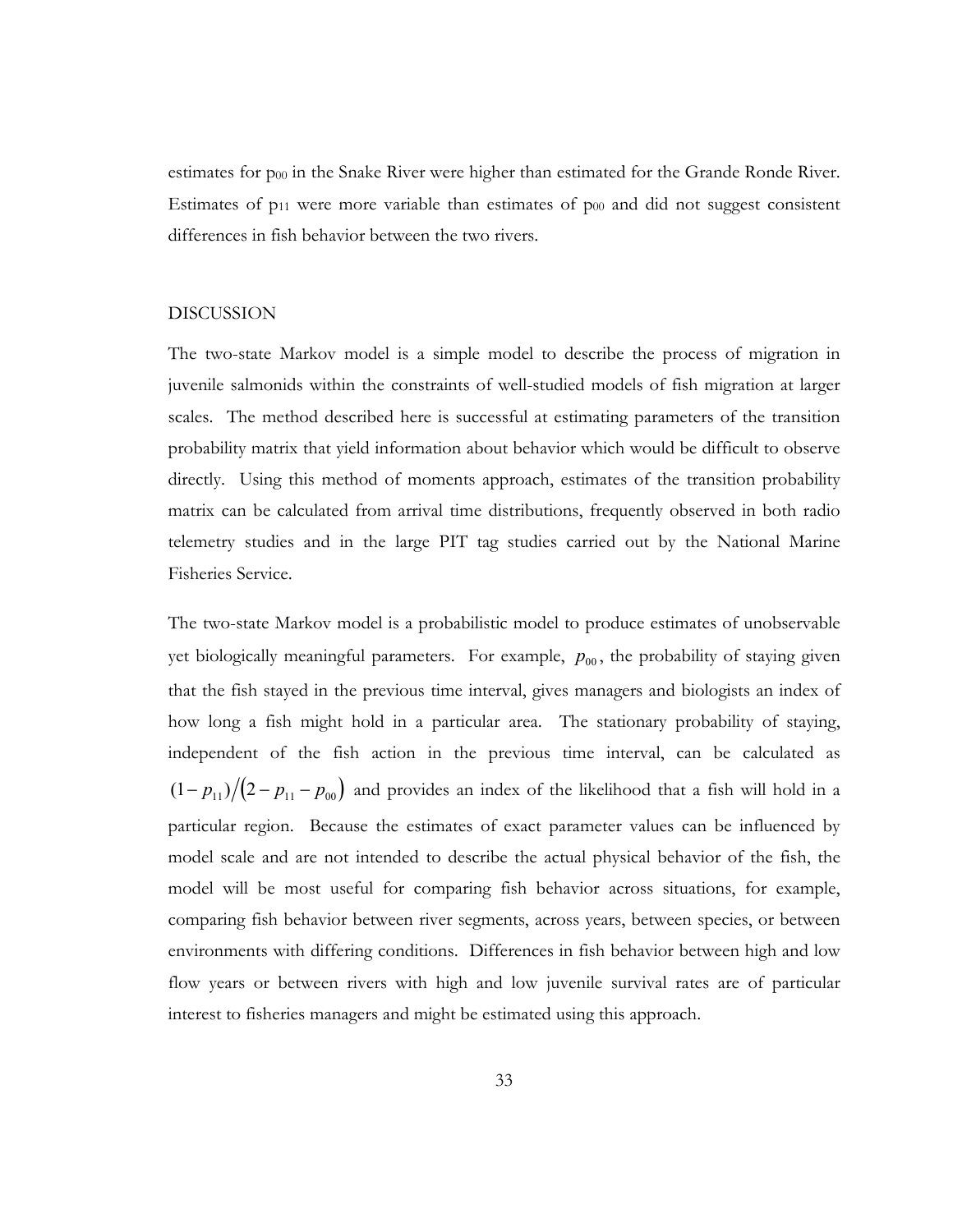estimates for $p_{00}$ in the Snake River were higher than estimated for the Grande Ronde River. Estimates of $p_{11}$ were more variable than estimates of $p_{00}$ and did not suggest consistent differences in fish behavior between the two rivers.

## DISCUSSION

The two-state Markov model is a simple model to describe the process of migration in juvenile salmonids within the constraints of well-studied models of fish migration at larger scales. The method described here is successful at estimating parameters of the transition probability matrix that yield information about behavior which would be difficult to observe directly. Using this method of moments approach, estimates of the transition probability matrix can be calculated from arrival time distributions, frequently observed in both radio telemetry studies and in the large PIT tag studies carried out by the National Marine Fisheries Service.

The two-state Markov model is a probabilistic model to produce estimates of unobservable yet biologically meaningful parameters. For example, $p_{00}$, the probability of staying given that the fish stayed in the previous time interval, gives managers and biologists an index of how long a fish might hold in a particular area. The stationary probability of staying, independent of the fish action in the previous time interval, can be calculated as $(1-p_{11})/(2-p_{11}-p_{00})$ and provides an index of the likelihood that a fish will hold in a particular region. Because the estimates of exact parameter values can be influenced by model scale and are not intended to describe the actual physical behavior of the fish, the model will be most useful for comparing fish behavior across situations, for example, comparing fish behavior between river segments, across years, between species, or between environments with differing conditions. Differences in fish behavior between high and low flow years or between rivers with high and low juvenile survival rates are of particular interest to fisheries managers and might be estimated using this approach.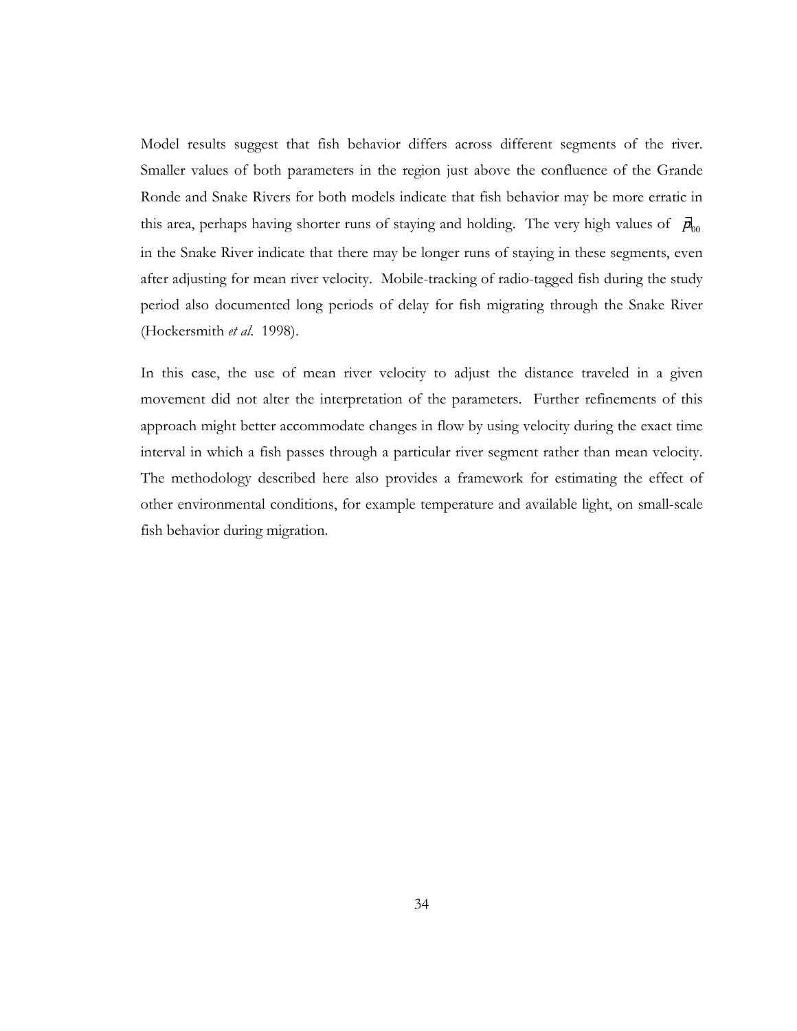Model results suggest that fish behavior differs across different segments of the river. Smaller values of both parameters in the region just above the confluence of the Grande Ronde and Snake Rivers for both models indicate that fish behavior may be more erratic in this area, perhaps having shorter runs of staying and holding. The very high values of $\bar{p}_{00}$ in the Snake River indicate that there may be longer runs of staying in these segments, even after adjusting for mean river velocity. Mobile-tracking of radio-tagged fish during the study period also documented long periods of delay for fish migrating through the Snake River (Hockersmith *et al.* 1998).

In this case, the use of mean river velocity to adjust the distance traveled in a given movement did not alter the interpretation of the parameters. Further refinements of this approach might better accommodate changes in flow by using velocity during the exact time interval in which a fish passes through a particular river segment rather than mean velocity. The methodology described here also provides a framework for estimating the effect of other environmental conditions, for example temperature and available light, on small-scale fish behavior during migration.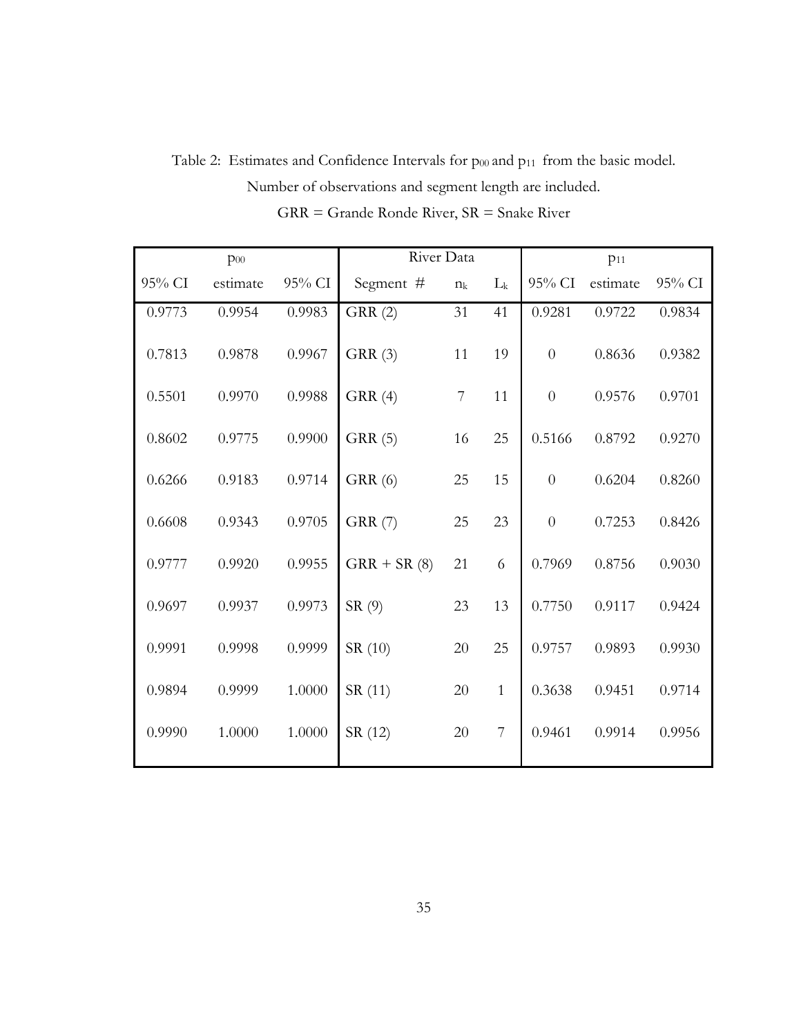Table 2: Estimates and Confidence Intervals for $p_{00}$ and $p_{11}$ from the basic model.

Number of observations and segment length are included.

GRR = Grande Ronde River, SR = Snake River

| $p_{00}$ | | | River Data | | | $p_{11}$ | | |
|---|---|---|---|---|---|---|---|---|
| 95% CI | estimate | 95% CI | Segment # | $n_k$ | $L_k$ | 95% CI | estimate | 95% CI |
| 0.9773 | 0.9954 | 0.9983 | GRR (2) | 31 | 41 | 0.9281 | 0.9722 | 0.9834 |
| 0.7813 | 0.9878 | 0.9967 | GRR (3) | 11 | 19 | 0 | 0.8636 | 0.9382 |
| 0.5501 | 0.9970 | 0.9988 | GRR (4) | 7 | 11 | 0 | 0.9576 | 0.9701 |
| 0.8602 | 0.9775 | 0.9900 | GRR (5) | 16 | 25 | 0.5166 | 0.8792 | 0.9270 |
| 0.6266 | 0.9183 | 0.9714 | GRR (6) | 25 | 15 | 0 | 0.6204 | 0.8260 |
| 0.6608 | 0.9343 | 0.9705 | GRR (7) | 25 | 23 | 0 | 0.7253 | 0.8426 |
| 0.9777 | 0.9920 | 0.9955 | GRR + SR (8) | 21 | 6 | 0.7969 | 0.8756 | 0.9030 |
| 0.9697 | 0.9937 | 0.9973 | SR (9) | 23 | 13 | 0.7750 | 0.9117 | 0.9424 |
| 0.9991 | 0.9998 | 0.9999 | SR (10) | 20 | 25 | 0.9757 | 0.9893 | 0.9930 |
| 0.9894 | 0.9999 | 1.0000 | SR (11) | 20 | 1 | 0.3638 | 0.9451 | 0.9714 |
| 0.9990 | 1.0000 | 1.0000 | SR (12) | 20 | 7 | 0.9461 | 0.9914 | 0.9956 |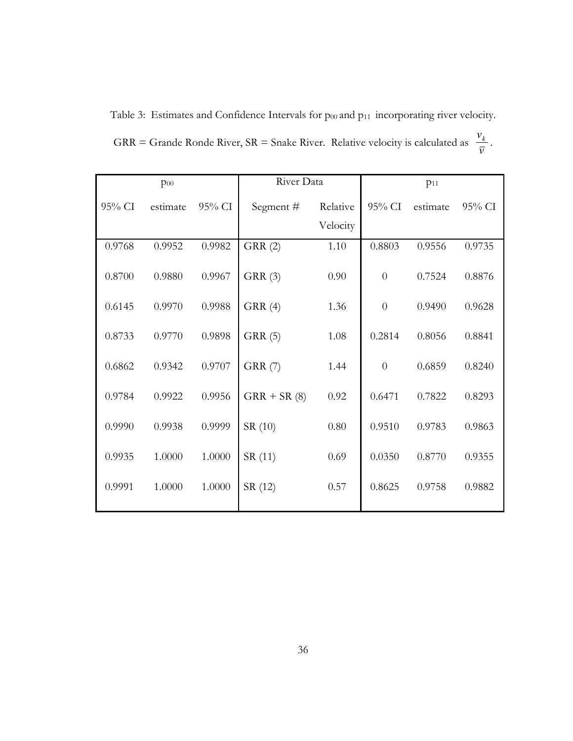Table 3: Estimates and Confidence Intervals for $p_{00}$ and $p_{11}$ incorporating river velocity. GRR = Grande Ronde River, SR = Snake River. Relative velocity is calculated as $\frac{v_k}{\bar{v}}$.

| $p_{00}$ | | | River Data | | $p_{11}$ | | |
|---|---|---|---|---|---|---|---|
| 95% CI | estimate | 95% CI | Segment # | Relative Velocity | 95% CI | estimate | 95% CI |
| 0.9768 | 0.9952 | 0.9982 | GRR (2) | 1.10 | 0.8803 | 0.9556 | 0.9735 |
| 0.8700 | 0.9880 | 0.9967 | GRR (3) | 0.90 | 0 | 0.7524 | 0.8876 |
| 0.6145 | 0.9970 | 0.9988 | GRR (4) | 1.36 | 0 | 0.9490 | 0.9628 |
| 0.8733 | 0.9770 | 0.9898 | GRR (5) | 1.08 | 0.2814 | 0.8056 | 0.8841 |
| 0.6862 | 0.9342 | 0.9707 | GRR (7) | 1.44 | 0 | 0.6859 | 0.8240 |
| 0.9784 | 0.9922 | 0.9956 | GRR + SR (8) | 0.92 | 0.6471 | 0.7822 | 0.8293 |
| 0.9990 | 0.9938 | 0.9999 | SR (10) | 0.80 | 0.9510 | 0.9783 | 0.9863 |
| 0.9935 | 1.0000 | 1.0000 | SR (11) | 0.69 | 0.0350 | 0.8770 | 0.9355 |
| 0.9991 | 1.0000 | 1.0000 | SR (12) | 0.57 | 0.8625 | 0.9758 | 0.9882 |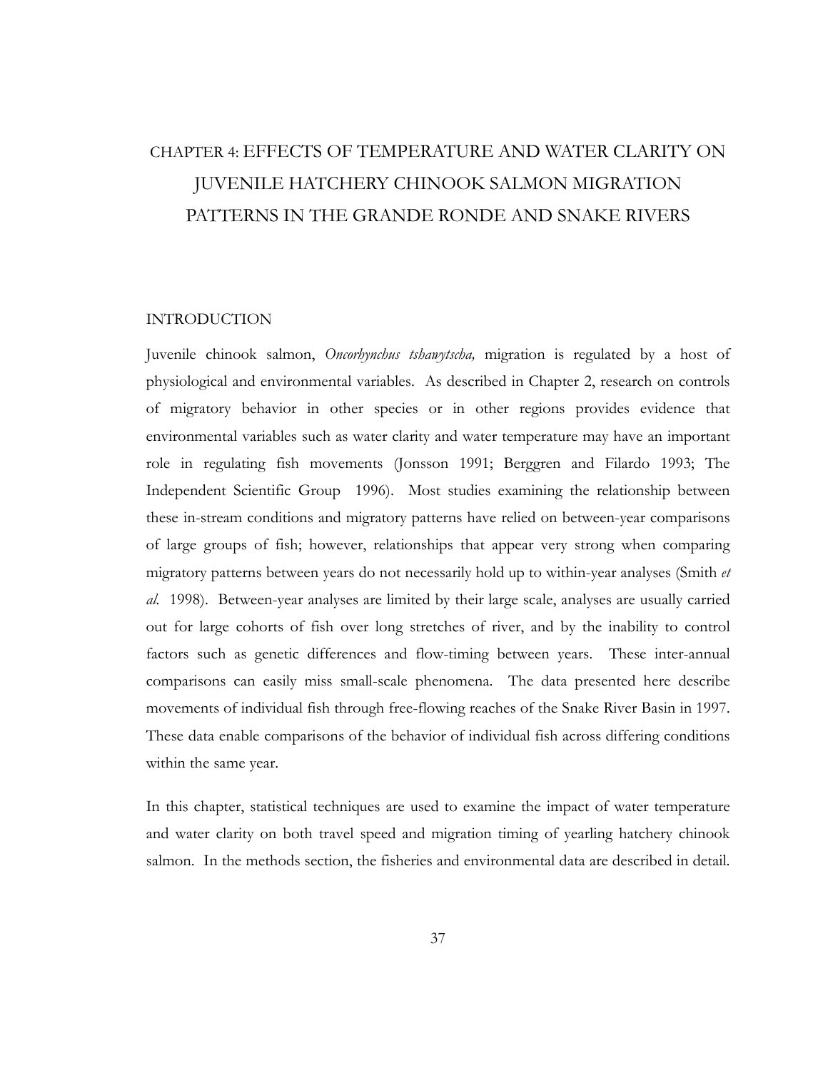# CHAPTER 4: EFFECTS OF TEMPERATURE AND WATER CLARITY ON JUVENILE HATCHERY CHINOOK SALMON MIGRATION PATTERNS IN THE GRANDE RONDE AND SNAKE RIVERS

## INTRODUCTION

Juvenile chinook salmon, *Oncorhynchus tshawytscha,* migration is regulated by a host of physiological and environmental variables. As described in Chapter 2, research on controls of migratory behavior in other species or in other regions provides evidence that environmental variables such as water clarity and water temperature may have an important role in regulating fish movements (Jonsson 1991; Berggren and Filardo 1993; The Independent Scientific Group 1996). Most studies examining the relationship between these in-stream conditions and migratory patterns have relied on between-year comparisons of large groups of fish; however, relationships that appear very strong when comparing migratory patterns between years do not necessarily hold up to within-year analyses (Smith *et al.* 1998). Between-year analyses are limited by their large scale, analyses are usually carried out for large cohorts of fish over long stretches of river, and by the inability to control factors such as genetic differences and flow-timing between years. These inter-annual comparisons can easily miss small-scale phenomena. The data presented here describe movements of individual fish through free-flowing reaches of the Snake River Basin in 1997. These data enable comparisons of the behavior of individual fish across differing conditions within the same year.

In this chapter, statistical techniques are used to examine the impact of water temperature and water clarity on both travel speed and migration timing of yearling hatchery chinook salmon. In the methods section, the fisheries and environmental data are described in detail.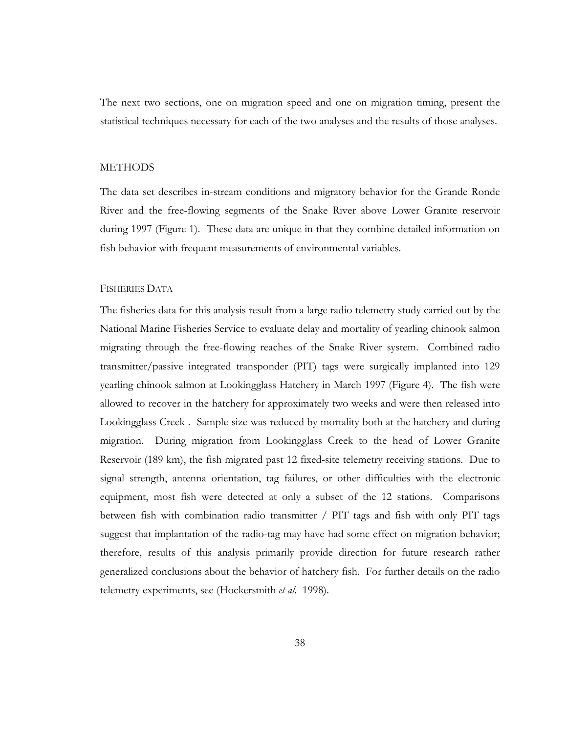The next two sections, one on migration speed and one on migration timing, present the statistical techniques necessary for each of the two analyses and the results of those analyses.

## METHODS

The data set describes in-stream conditions and migratory behavior for the Grande Ronde River and the free-flowing segments of the Snake River above Lower Granite reservoir during 1997 (Figure 1). These data are unique in that they combine detailed information on fish behavior with frequent measurements of environmental variables.

### FISHERIES DATA

The fisheries data for this analysis result from a large radio telemetry study carried out by the National Marine Fisheries Service to evaluate delay and mortality of yearling chinook salmon migrating through the free-flowing reaches of the Snake River system. Combined radio transmitter/passive integrated transponder (PIT) tags were surgically implanted into 129 yearling chinook salmon at Lookingglass Hatchery in March 1997 (Figure 4). The fish were allowed to recover in the hatchery for approximately two weeks and were then released into Lookingglass Creek . Sample size was reduced by mortality both at the hatchery and during migration. During migration from Lookingglass Creek to the head of Lower Granite Reservoir (189 km), the fish migrated past 12 fixed-site telemetry receiving stations. Due to signal strength, antenna orientation, tag failures, or other difficulties with the electronic equipment, most fish were detected at only a subset of the 12 stations. Comparisons between fish with combination radio transmitter / PIT tags and fish with only PIT tags suggest that implantation of the radio-tag may have had some effect on migration behavior; therefore, results of this analysis primarily provide direction for future research rather generalized conclusions about the behavior of hatchery fish. For further details on the radio telemetry experiments, see (Hockersmith *et al.* 1998).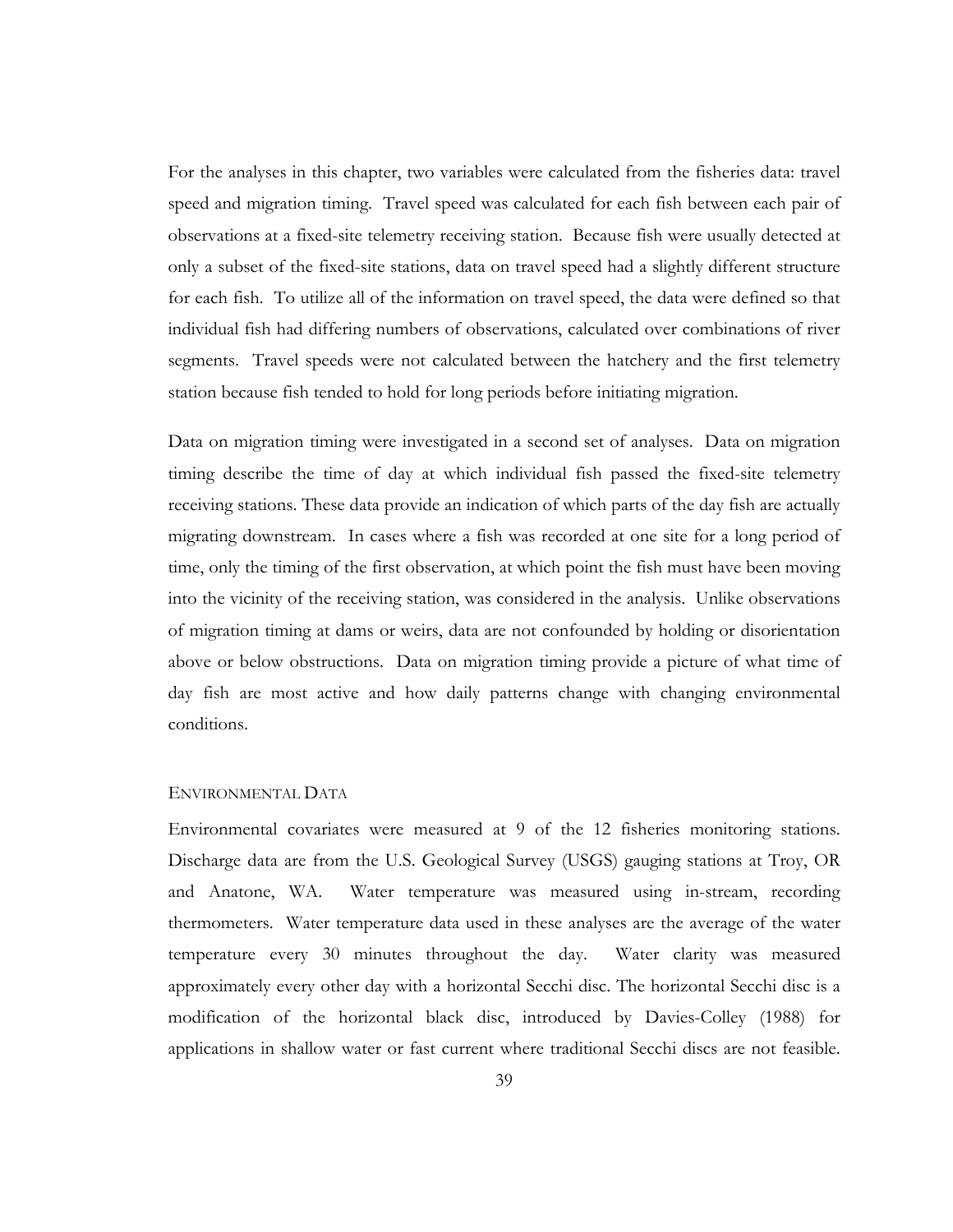For the analyses in this chapter, two variables were calculated from the fisheries data: travel speed and migration timing. Travel speed was calculated for each fish between each pair of observations at a fixed-site telemetry receiving station. Because fish were usually detected at only a subset of the fixed-site stations, data on travel speed had a slightly different structure for each fish. To utilize all of the information on travel speed, the data were defined so that individual fish had differing numbers of observations, calculated over combinations of river segments. Travel speeds were not calculated between the hatchery and the first telemetry station because fish tended to hold for long periods before initiating migration.

Data on migration timing were investigated in a second set of analyses. Data on migration timing describe the time of day at which individual fish passed the fixed-site telemetry receiving stations. These data provide an indication of which parts of the day fish are actually migrating downstream. In cases where a fish was recorded at one site for a long period of time, only the timing of the first observation, at which point the fish must have been moving into the vicinity of the receiving station, was considered in the analysis. Unlike observations of migration timing at dams or weirs, data are not confounded by holding or disorientation above or below obstructions. Data on migration timing provide a picture of what time of day fish are most active and how daily patterns change with changing environmental conditions.

### ENVIRONMENTAL DATA

Environmental covariates were measured at 9 of the 12 fisheries monitoring stations. Discharge data are from the U.S. Geological Survey (USGS) gauging stations at Troy, OR and Anatone, WA. Water temperature was measured using in-stream, recording thermometers. Water temperature data used in these analyses are the average of the water temperature every 30 minutes throughout the day. Water clarity was measured approximately every other day with a horizontal Secchi disc. The horizontal Secchi disc is a modification of the horizontal black disc, introduced by Davies-Colley (1988) for applications in shallow water or fast current where traditional Secchi discs are not feasible.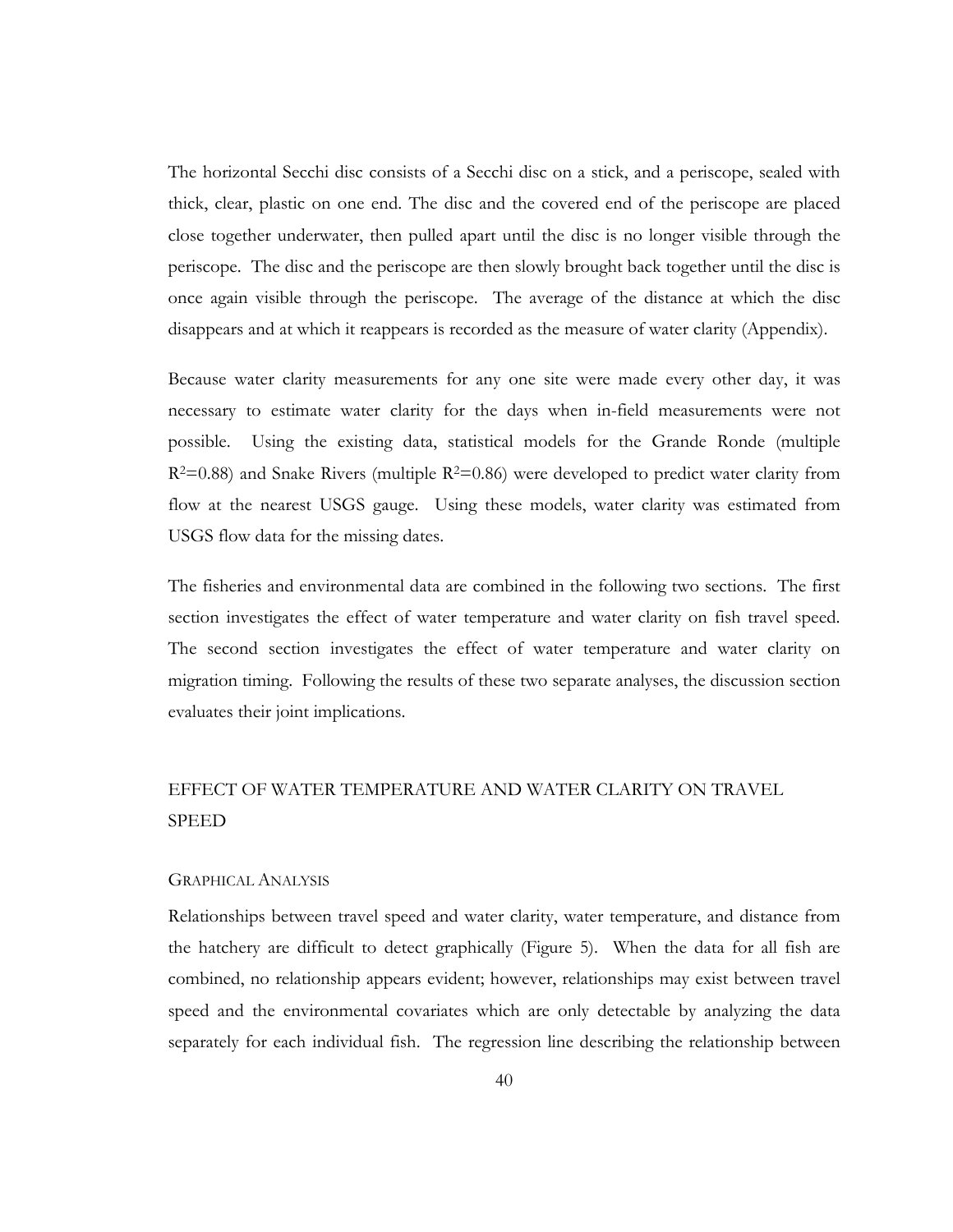The horizontal Secchi disc consists of a Secchi disc on a stick, and a periscope, sealed with thick, clear, plastic on one end. The disc and the covered end of the periscope are placed close together underwater, then pulled apart until the disc is no longer visible through the periscope. The disc and the periscope are then slowly brought back together until the disc is once again visible through the periscope. The average of the distance at which the disc disappears and at which it reappears is recorded as the measure of water clarity (Appendix).

Because water clarity measurements for any one site were made every other day, it was necessary to estimate water clarity for the days when in-field measurements were not possible. Using the existing data, statistical models for the Grande Ronde (multiple $R^2$=0.88) and Snake Rivers (multiple $R^2$=0.86) were developed to predict water clarity from flow at the nearest USGS gauge. Using these models, water clarity was estimated from USGS flow data for the missing dates.

The fisheries and environmental data are combined in the following two sections. The first section investigates the effect of water temperature and water clarity on fish travel speed. The second section investigates the effect of water temperature and water clarity on migration timing. Following the results of these two separate analyses, the discussion section evaluates their joint implications.

## EFFECT OF WATER TEMPERATURE AND WATER CLARITY ON TRAVEL SPEED

### GRAPHICAL ANALYSIS

Relationships between travel speed and water clarity, water temperature, and distance from the hatchery are difficult to detect graphically (Figure 5). When the data for all fish are combined, no relationship appears evident; however, relationships may exist between travel speed and the environmental covariates which are only detectable by analyzing the data separately for each individual fish. The regression line describing the relationship between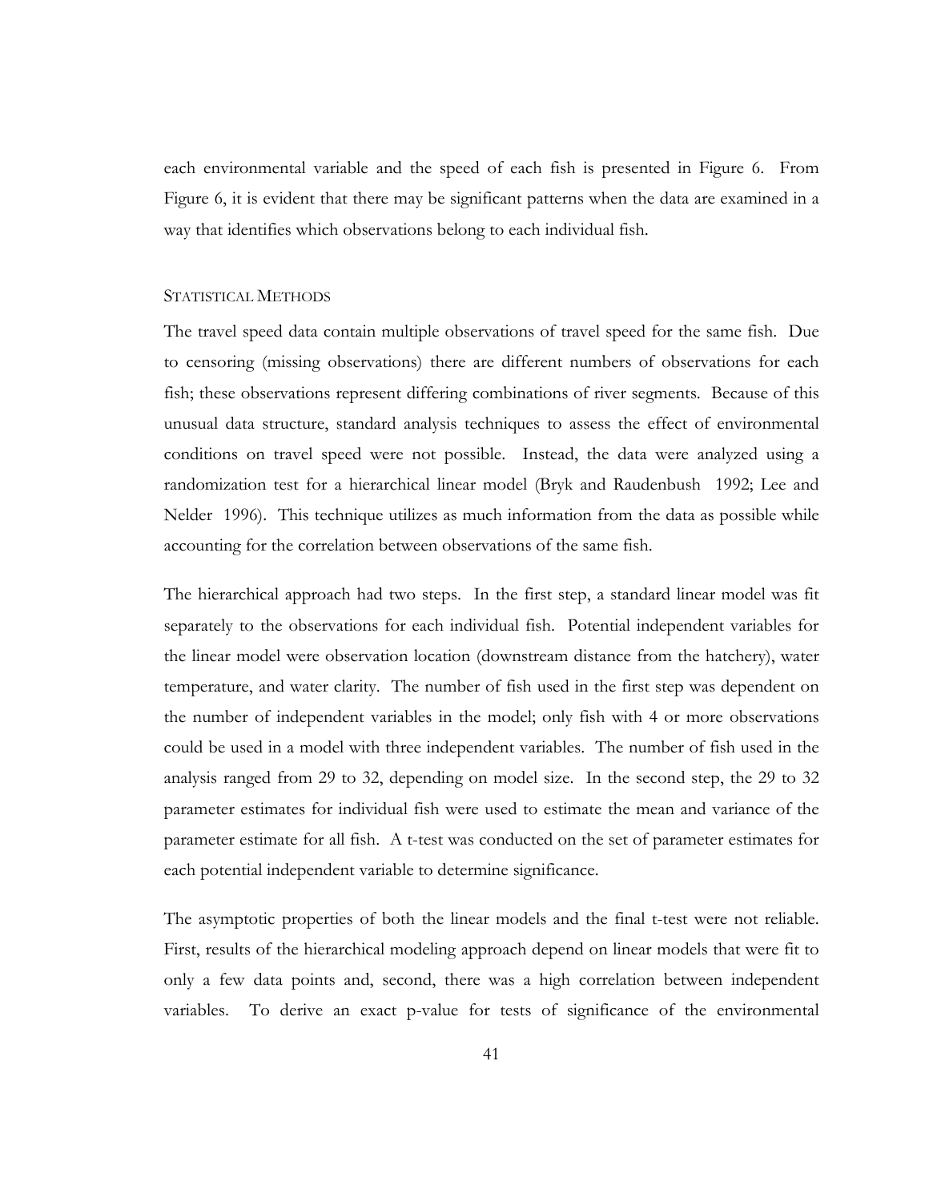each environmental variable and the speed of each fish is presented in Figure 6. From Figure 6, it is evident that there may be significant patterns when the data are examined in a way that identifies which observations belong to each individual fish.

### STATISTICAL METHODS

The travel speed data contain multiple observations of travel speed for the same fish. Due to censoring (missing observations) there are different numbers of observations for each fish; these observations represent differing combinations of river segments. Because of this unusual data structure, standard analysis techniques to assess the effect of environmental conditions on travel speed were not possible. Instead, the data were analyzed using a randomization test for a hierarchical linear model (Bryk and Raudenbush 1992; Lee and Nelder 1996). This technique utilizes as much information from the data as possible while accounting for the correlation between observations of the same fish.

The hierarchical approach had two steps. In the first step, a standard linear model was fit separately to the observations for each individual fish. Potential independent variables for the linear model were observation location (downstream distance from the hatchery), water temperature, and water clarity. The number of fish used in the first step was dependent on the number of independent variables in the model; only fish with 4 or more observations could be used in a model with three independent variables. The number of fish used in the analysis ranged from 29 to 32, depending on model size. In the second step, the 29 to 32 parameter estimates for individual fish were used to estimate the mean and variance of the parameter estimate for all fish. A t-test was conducted on the set of parameter estimates for each potential independent variable to determine significance.

The asymptotic properties of both the linear models and the final t-test were not reliable. First, results of the hierarchical modeling approach depend on linear models that were fit to only a few data points and, second, there was a high correlation between independent variables. To derive an exact p-value for tests of significance of the environmental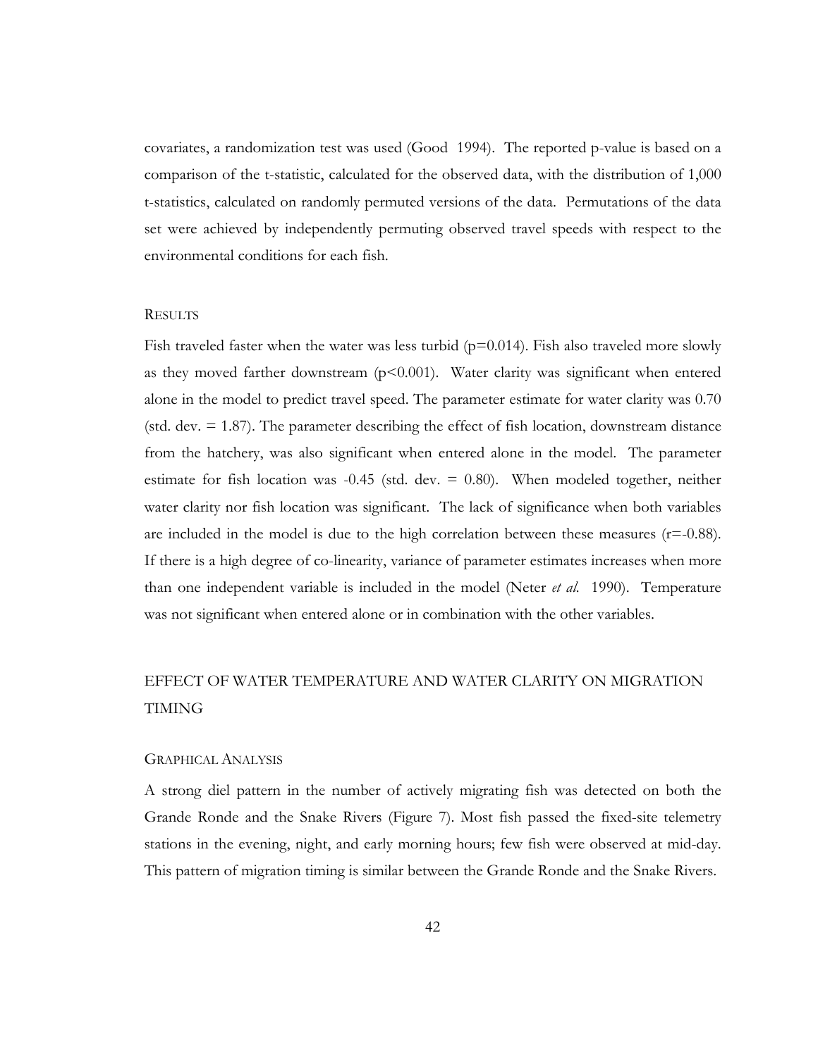covariates, a randomization test was used (Good 1994). The reported p-value is based on a comparison of the t-statistic, calculated for the observed data, with the distribution of 1,000 t-statistics, calculated on randomly permuted versions of the data. Permutations of the data set were achieved by independently permuting observed travel speeds with respect to the environmental conditions for each fish.

### RESULTS

Fish traveled faster when the water was less turbid ($p=0.014$). Fish also traveled more slowly as they moved farther downstream ($p<0.001$). Water clarity was significant when entered alone in the model to predict travel speed. The parameter estimate for water clarity was 0.70 (std. dev. = 1.87). The parameter describing the effect of fish location, downstream distance from the hatchery, was also significant when entered alone in the model. The parameter estimate for fish location was -0.45 (std. dev. = 0.80). When modeled together, neither water clarity nor fish location was significant. The lack of significance when both variables are included in the model is due to the high correlation between these measures ($r=-0.88$). If there is a high degree of co-linearity, variance of parameter estimates increases when more than one independent variable is included in the model (Neter *et al.* 1990). Temperature was not significant when entered alone or in combination with the other variables.

## EFFECT OF WATER TEMPERATURE AND WATER CLARITY ON MIGRATION TIMING

### GRAPHICAL ANALYSIS

A strong diel pattern in the number of actively migrating fish was detected on both the Grande Ronde and the Snake Rivers (Figure 7). Most fish passed the fixed-site telemetry stations in the evening, night, and early morning hours; few fish were observed at mid-day. This pattern of migration timing is similar between the Grande Ronde and the Snake Rivers.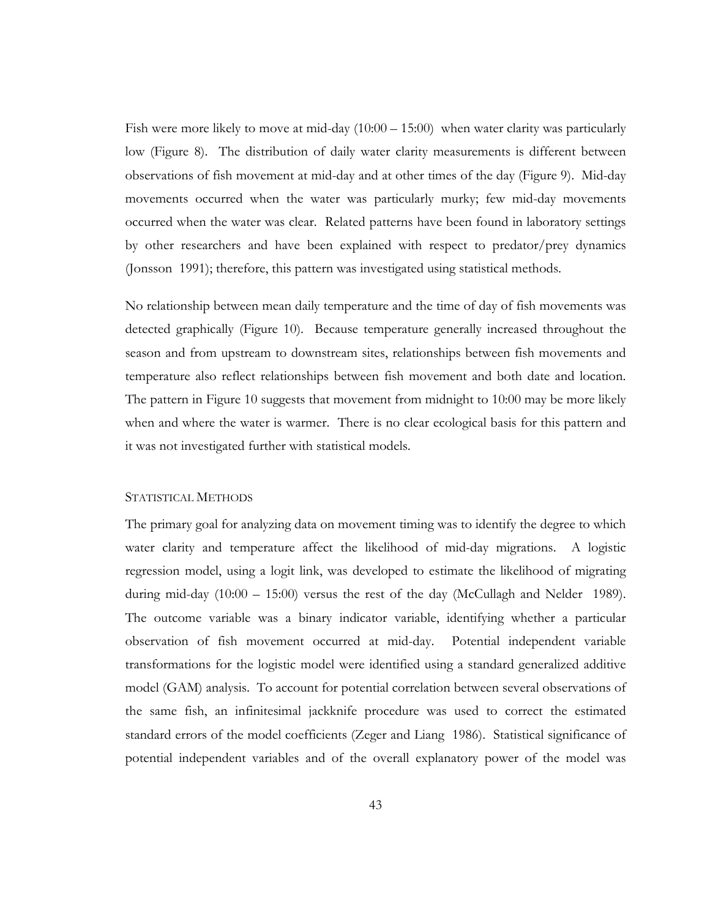Fish were more likely to move at mid-day (10:00 – 15:00) when water clarity was particularly low (Figure 8). The distribution of daily water clarity measurements is different between observations of fish movement at mid-day and at other times of the day (Figure 9). Mid-day movements occurred when the water was particularly murky; few mid-day movements occurred when the water was clear. Related patterns have been found in laboratory settings by other researchers and have been explained with respect to predator/prey dynamics (Jonsson 1991); therefore, this pattern was investigated using statistical methods.

No relationship between mean daily temperature and the time of day of fish movements was detected graphically (Figure 10). Because temperature generally increased throughout the season and from upstream to downstream sites, relationships between fish movements and temperature also reflect relationships between fish movement and both date and location. The pattern in Figure 10 suggests that movement from midnight to 10:00 may be more likely when and where the water is warmer. There is no clear ecological basis for this pattern and it was not investigated further with statistical models.

## Statistical Methods

The primary goal for analyzing data on movement timing was to identify the degree to which water clarity and temperature affect the likelihood of mid-day migrations. A logistic regression model, using a logit link, was developed to estimate the likelihood of migrating during mid-day (10:00 – 15:00) versus the rest of the day (McCullagh and Nelder 1989). The outcome variable was a binary indicator variable, identifying whether a particular observation of fish movement occurred at mid-day. Potential independent variable transformations for the logistic model were identified using a standard generalized additive model (GAM) analysis. To account for potential correlation between several observations of the same fish, an infinitesimal jackknife procedure was used to correct the estimated standard errors of the model coefficients (Zeger and Liang 1986). Statistical significance of potential independent variables and of the overall explanatory power of the model was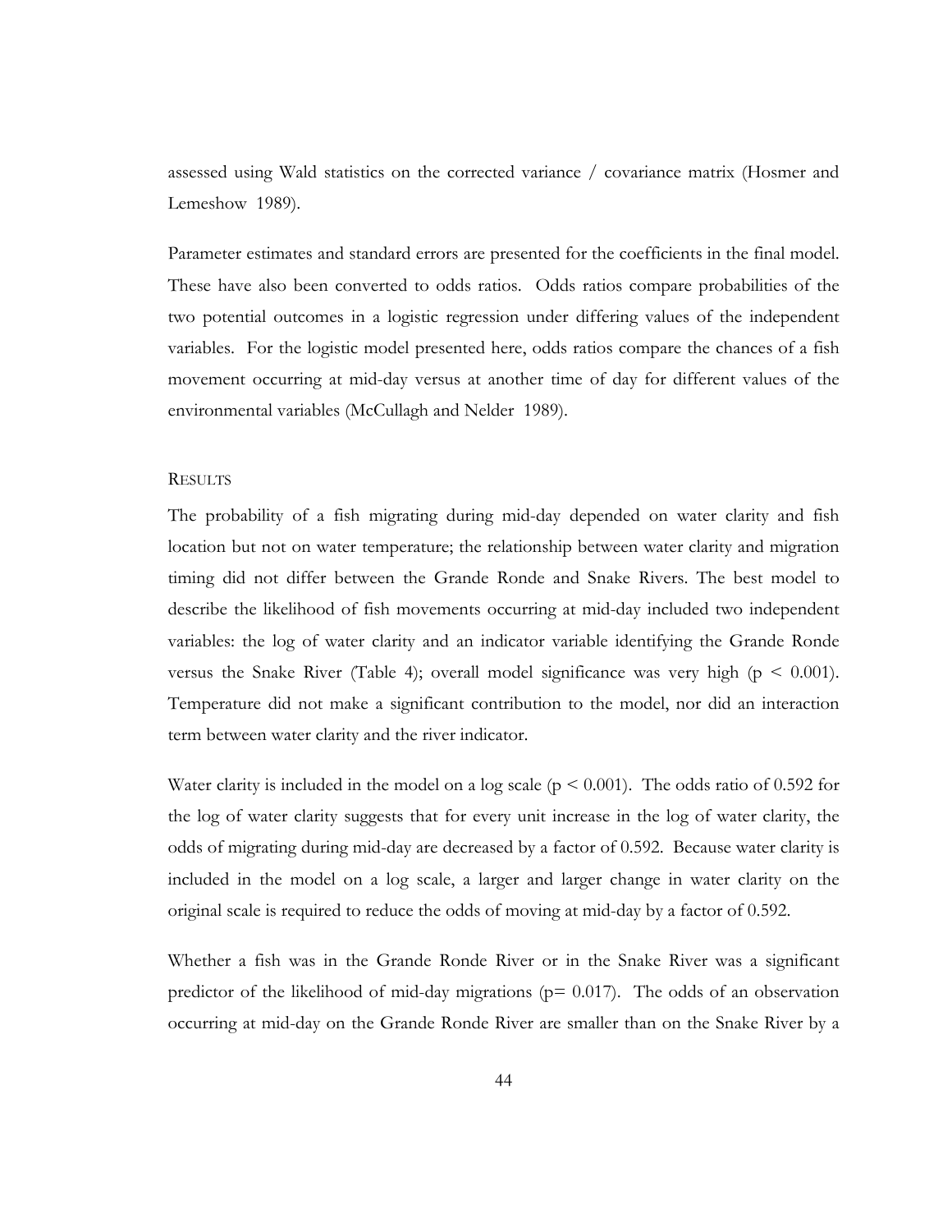assessed using Wald statistics on the corrected variance / covariance matrix (Hosmer and Lemeshow 1989).

Parameter estimates and standard errors are presented for the coefficients in the final model. These have also been converted to odds ratios. Odds ratios compare probabilities of the two potential outcomes in a logistic regression under differing values of the independent variables. For the logistic model presented here, odds ratios compare the chances of a fish movement occurring at mid-day versus at another time of day for different values of the environmental variables (McCullagh and Nelder 1989).

## RESULTS

The probability of a fish migrating during mid-day depended on water clarity and fish location but not on water temperature; the relationship between water clarity and migration timing did not differ between the Grande Ronde and Snake Rivers. The best model to describe the likelihood of fish movements occurring at mid-day included two independent variables: the log of water clarity and an indicator variable identifying the Grande Ronde versus the Snake River (Table 4); overall model significance was very high ($p < 0.001$). Temperature did not make a significant contribution to the model, nor did an interaction term between water clarity and the river indicator.

Water clarity is included in the model on a log scale ($p < 0.001$). The odds ratio of 0.592 for the log of water clarity suggests that for every unit increase in the log of water clarity, the odds of migrating during mid-day are decreased by a factor of 0.592. Because water clarity is included in the model on a log scale, a larger and larger change in water clarity on the original scale is required to reduce the odds of moving at mid-day by a factor of 0.592.

Whether a fish was in the Grande Ronde River or in the Snake River was a significant predictor of the likelihood of mid-day migrations ($p = 0.017$). The odds of an observation occurring at mid-day on the Grande Ronde River are smaller than on the Snake River by a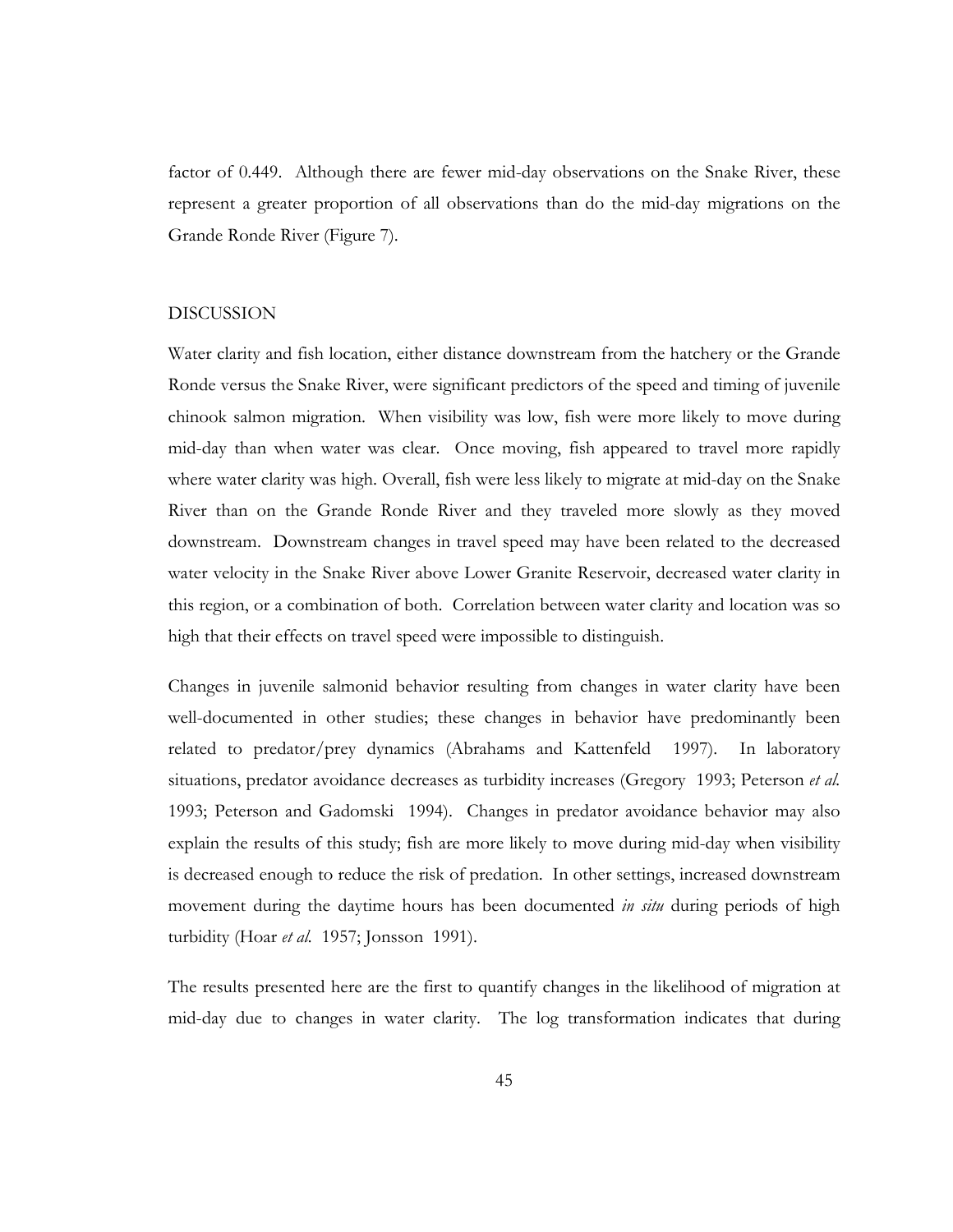factor of 0.449. Although there are fewer mid-day observations on the Snake River, these represent a greater proportion of all observations than do the mid-day migrations on the Grande Ronde River (Figure 7).

## DISCUSSION

Water clarity and fish location, either distance downstream from the hatchery or the Grande Ronde versus the Snake River, were significant predictors of the speed and timing of juvenile chinook salmon migration. When visibility was low, fish were more likely to move during mid-day than when water was clear. Once moving, fish appeared to travel more rapidly where water clarity was high. Overall, fish were less likely to migrate at mid-day on the Snake River than on the Grande Ronde River and they traveled more slowly as they moved downstream. Downstream changes in travel speed may have been related to the decreased water velocity in the Snake River above Lower Granite Reservoir, decreased water clarity in this region, or a combination of both. Correlation between water clarity and location was so high that their effects on travel speed were impossible to distinguish.

Changes in juvenile salmonid behavior resulting from changes in water clarity have been well-documented in other studies; these changes in behavior have predominantly been related to predator/prey dynamics (Abrahams and Kattenfeld 1997). In laboratory situations, predator avoidance decreases as turbidity increases (Gregory 1993; Peterson *et al.* 1993; Peterson and Gadomski 1994). Changes in predator avoidance behavior may also explain the results of this study; fish are more likely to move during mid-day when visibility is decreased enough to reduce the risk of predation. In other settings, increased downstream movement during the daytime hours has been documented *in situ* during periods of high turbidity (Hoar *et al.* 1957; Jonsson 1991).

The results presented here are the first to quantify changes in the likelihood of migration at mid-day due to changes in water clarity. The log transformation indicates that during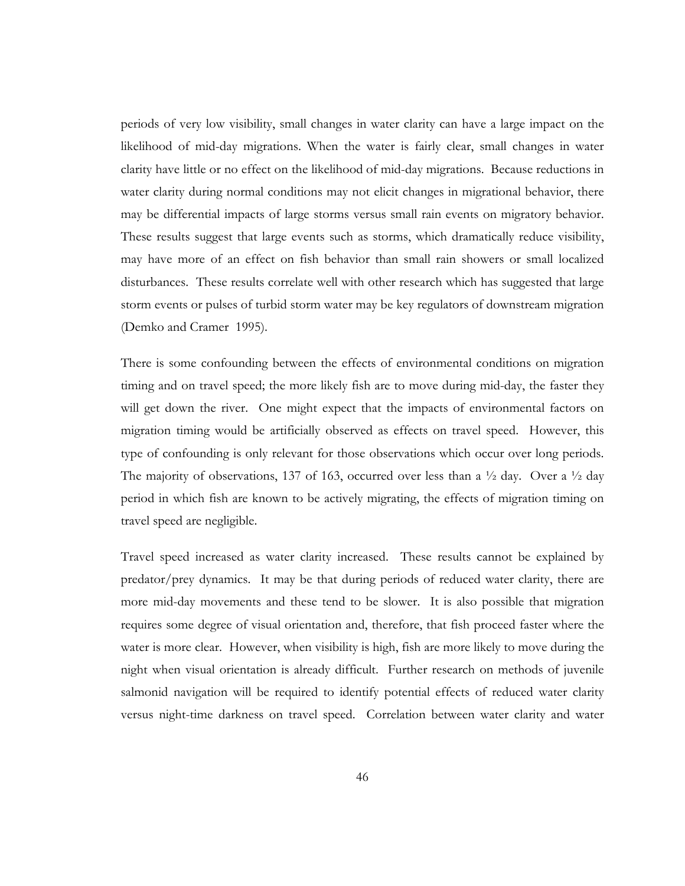periods of very low visibility, small changes in water clarity can have a large impact on the likelihood of mid-day migrations. When the water is fairly clear, small changes in water clarity have little or no effect on the likelihood of mid-day migrations. Because reductions in water clarity during normal conditions may not elicit changes in migrational behavior, there may be differential impacts of large storms versus small rain events on migratory behavior. These results suggest that large events such as storms, which dramatically reduce visibility, may have more of an effect on fish behavior than small rain showers or small localized disturbances. These results correlate well with other research which has suggested that large storm events or pulses of turbid storm water may be key regulators of downstream migration (Demko and Cramer 1995).

There is some confounding between the effects of environmental conditions on migration timing and on travel speed; the more likely fish are to move during mid-day, the faster they will get down the river. One might expect that the impacts of environmental factors on migration timing would be artificially observed as effects on travel speed. However, this type of confounding is only relevant for those observations which occur over long periods. The majority of observations, 137 of 163, occurred over less than a ½ day. Over a ½ day period in which fish are known to be actively migrating, the effects of migration timing on travel speed are negligible.

Travel speed increased as water clarity increased. These results cannot be explained by predator/prey dynamics. It may be that during periods of reduced water clarity, there are more mid-day movements and these tend to be slower. It is also possible that migration requires some degree of visual orientation and, therefore, that fish proceed faster where the water is more clear. However, when visibility is high, fish are more likely to move during the night when visual orientation is already difficult. Further research on methods of juvenile salmonid navigation will be required to identify potential effects of reduced water clarity versus night-time darkness on travel speed. Correlation between water clarity and water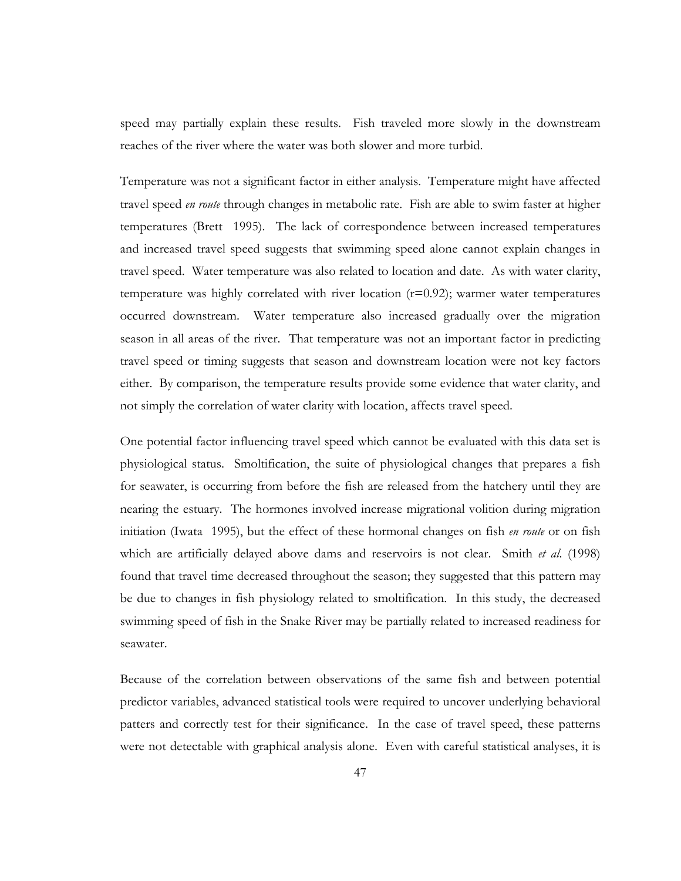speed may partially explain these results. Fish traveled more slowly in the downstream reaches of the river where the water was both slower and more turbid.

Temperature was not a significant factor in either analysis. Temperature might have affected travel speed *en route* through changes in metabolic rate. Fish are able to swim faster at higher temperatures (Brett 1995). The lack of correspondence between increased temperatures and increased travel speed suggests that swimming speed alone cannot explain changes in travel speed. Water temperature was also related to location and date. As with water clarity, temperature was highly correlated with river location ($r=0.92$); warmer water temperatures occurred downstream. Water temperature also increased gradually over the migration season in all areas of the river. That temperature was not an important factor in predicting travel speed or timing suggests that season and downstream location were not key factors either. By comparison, the temperature results provide some evidence that water clarity, and not simply the correlation of water clarity with location, affects travel speed.

One potential factor influencing travel speed which cannot be evaluated with this data set is physiological status. Smoltification, the suite of physiological changes that prepares a fish for seawater, is occurring from before the fish are released from the hatchery until they are nearing the estuary. The hormones involved increase migrational volition during migration initiation (Iwata 1995), but the effect of these hormonal changes on fish *en route* or on fish which are artificially delayed above dams and reservoirs is not clear. Smith *et al.* (1998) found that travel time decreased throughout the season; they suggested that this pattern may be due to changes in fish physiology related to smoltification. In this study, the decreased swimming speed of fish in the Snake River may be partially related to increased readiness for seawater.

Because of the correlation between observations of the same fish and between potential predictor variables, advanced statistical tools were required to uncover underlying behavioral patters and correctly test for their significance. In the case of travel speed, these patterns were not detectable with graphical analysis alone. Even with careful statistical analyses, it is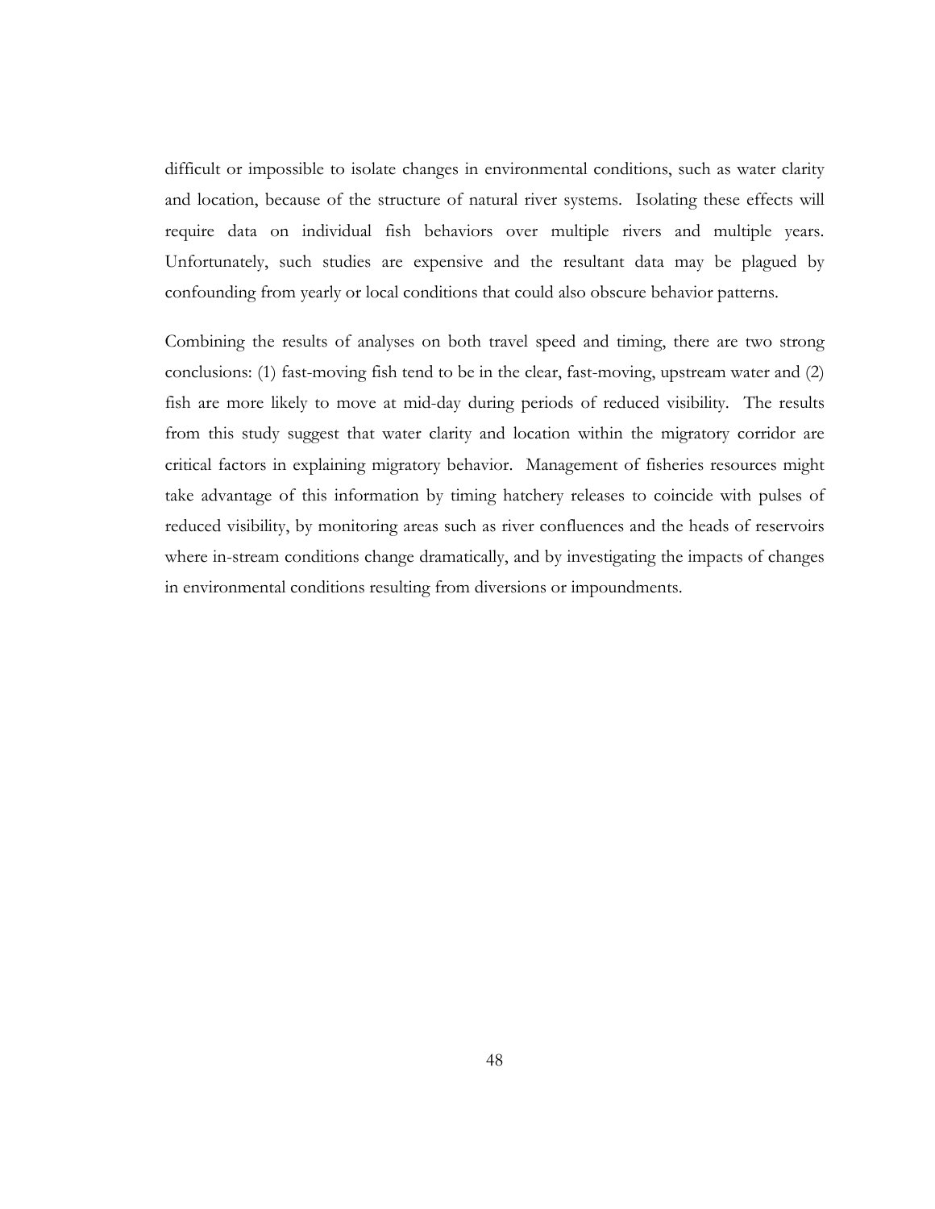difficult or impossible to isolate changes in environmental conditions, such as water clarity and location, because of the structure of natural river systems. Isolating these effects will require data on individual fish behaviors over multiple rivers and multiple years. Unfortunately, such studies are expensive and the resultant data may be plagued by confounding from yearly or local conditions that could also obscure behavior patterns.

Combining the results of analyses on both travel speed and timing, there are two strong conclusions: (1) fast-moving fish tend to be in the clear, fast-moving, upstream water and (2) fish are more likely to move at mid-day during periods of reduced visibility. The results from this study suggest that water clarity and location within the migratory corridor are critical factors in explaining migratory behavior. Management of fisheries resources might take advantage of this information by timing hatchery releases to coincide with pulses of reduced visibility, by monitoring areas such as river confluences and the heads of reservoirs where in-stream conditions change dramatically, and by investigating the impacts of changes in environmental conditions resulting from diversions or impoundments.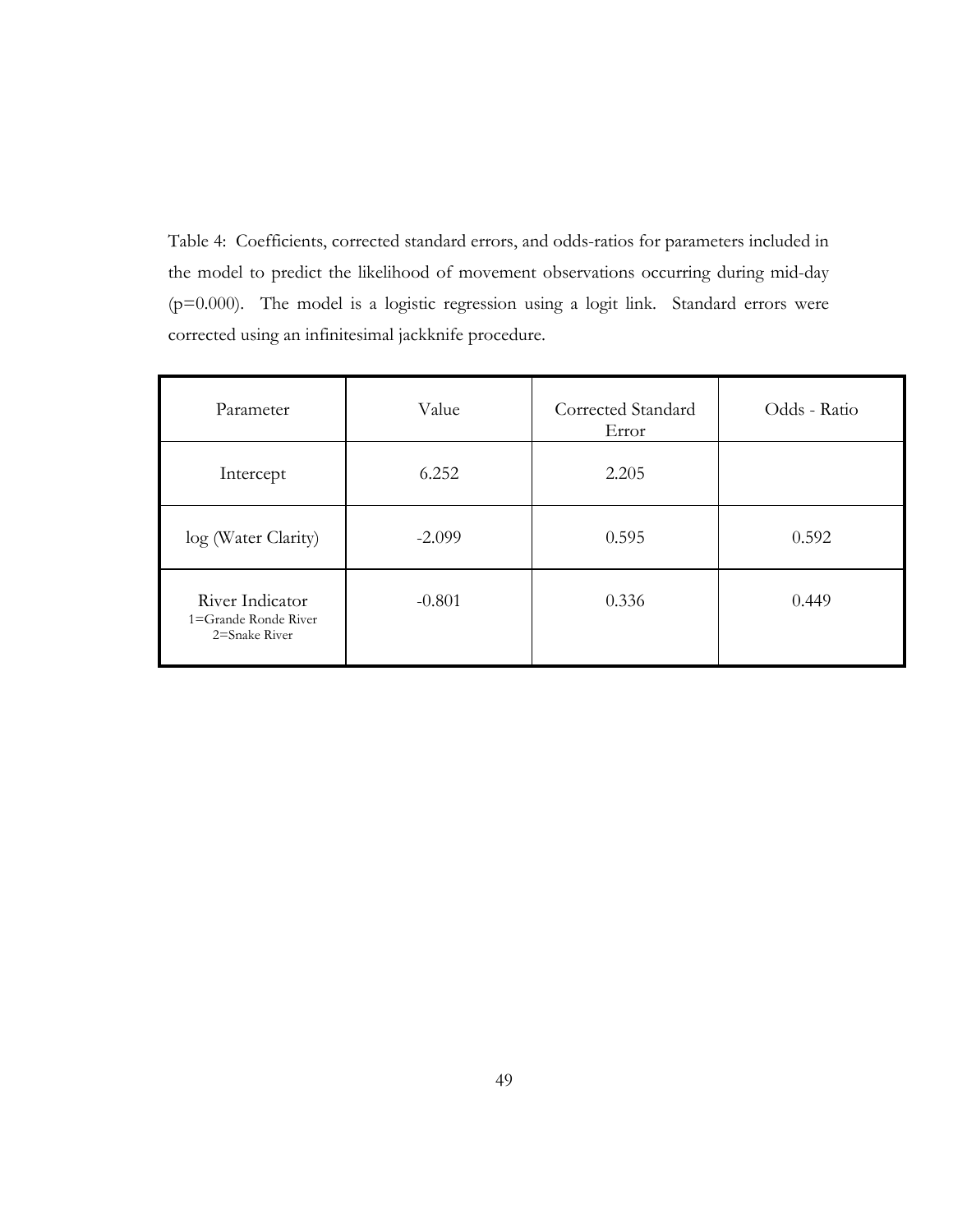Table 4: Coefficients, corrected standard errors, and odds-ratios for parameters included in the model to predict the likelihood of movement observations occurring during mid-day ($p=0.000$). The model is a logistic regression using a logit link. Standard errors were corrected using an infinitesimal jackknife procedure.

| Parameter | Value | Corrected Standard Error | Odds - Ratio |
|---|---|---|---|
| Intercept | 6.252 | 2.205 | |
| log (Water Clarity) | -2.099 | 0.595 | 0.592 |
| River Indicator 1=Grande Ronde River 2=Snake River | -0.801 | 0.336 | 0.449 |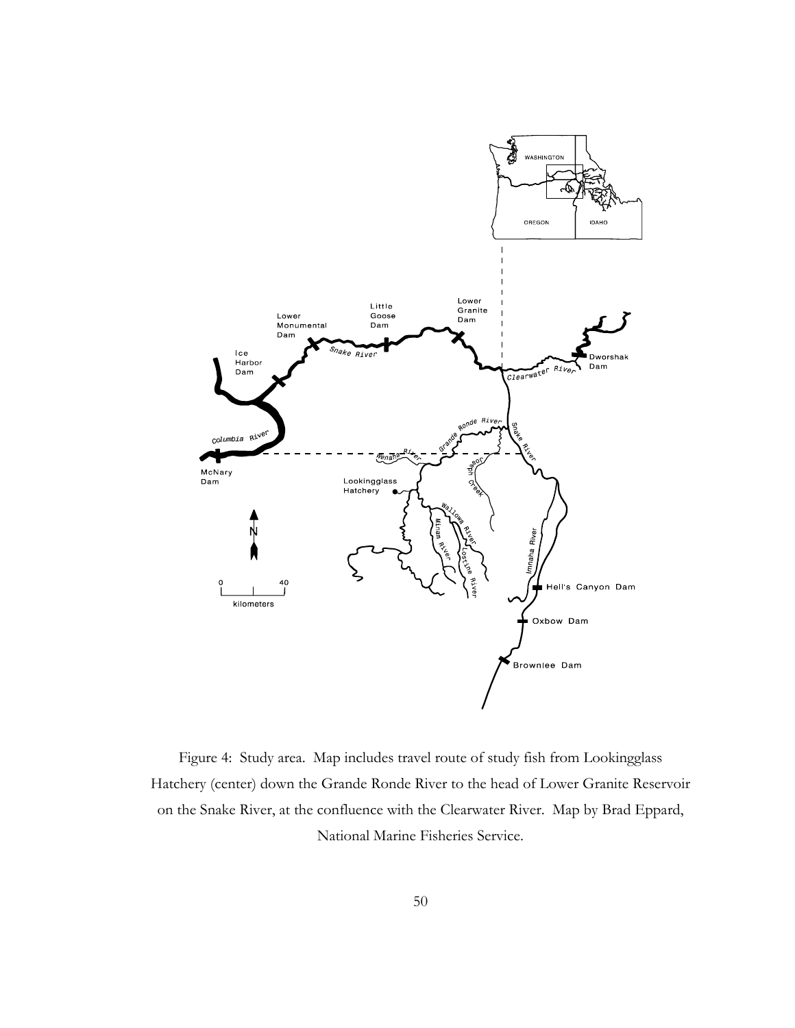WASHINGTON

OREGON

IDAHO

Lower Granite Dam

Little Goose Dam

Lower Monumental Dam

Ice Harbor Dam

Snake River

Clearwater River

Dworshak Dam

Columbia River

McNary Dam

Grande Ronde River

Wenaha River

Joseph Creek

Snake River

Lookingglass Hatchery

Wallowa River

Minam River

Lostine River

Imnaha River

Hell's Canyon Dam

Oxbow Dam

Brownlee Dam

N

0

40

kilometers

Figure 4: Study area. Map includes travel route of study fish from Lookingglass Hatchery (center) down the Grande Ronde River to the head of Lower Granite Reservoir on the Snake River, at the confluence with the Clearwater River. Map by Brad Eppard, National Marine Fisheries Service.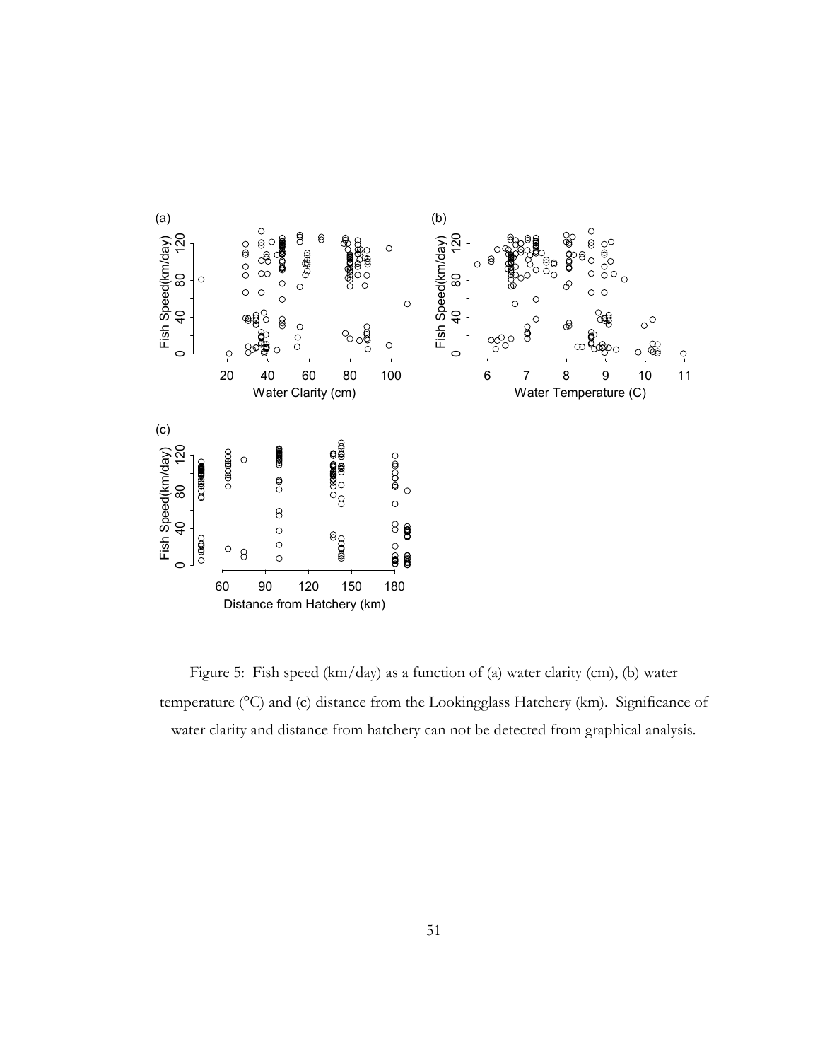(a)

Fish Speed(km/day)

0 40 80 120

20 40 60 80 100

Water Clarity (cm)

(b)

Fish Speed(km/day)

0 40 80 120

6 7 8 9 10 11

Water Temperature (C)

(c)

Fish Speed(km/day)

0 40 80 120

60 90 120 150 180

Distance from Hatchery (km)

Figure 5: Fish speed (km/day) as a function of (a) water clarity (cm), (b) water temperature (°C) and (c) distance from the Lookingglass Hatchery (km). Significance of water clarity and distance from hatchery can not be detected from graphical analysis.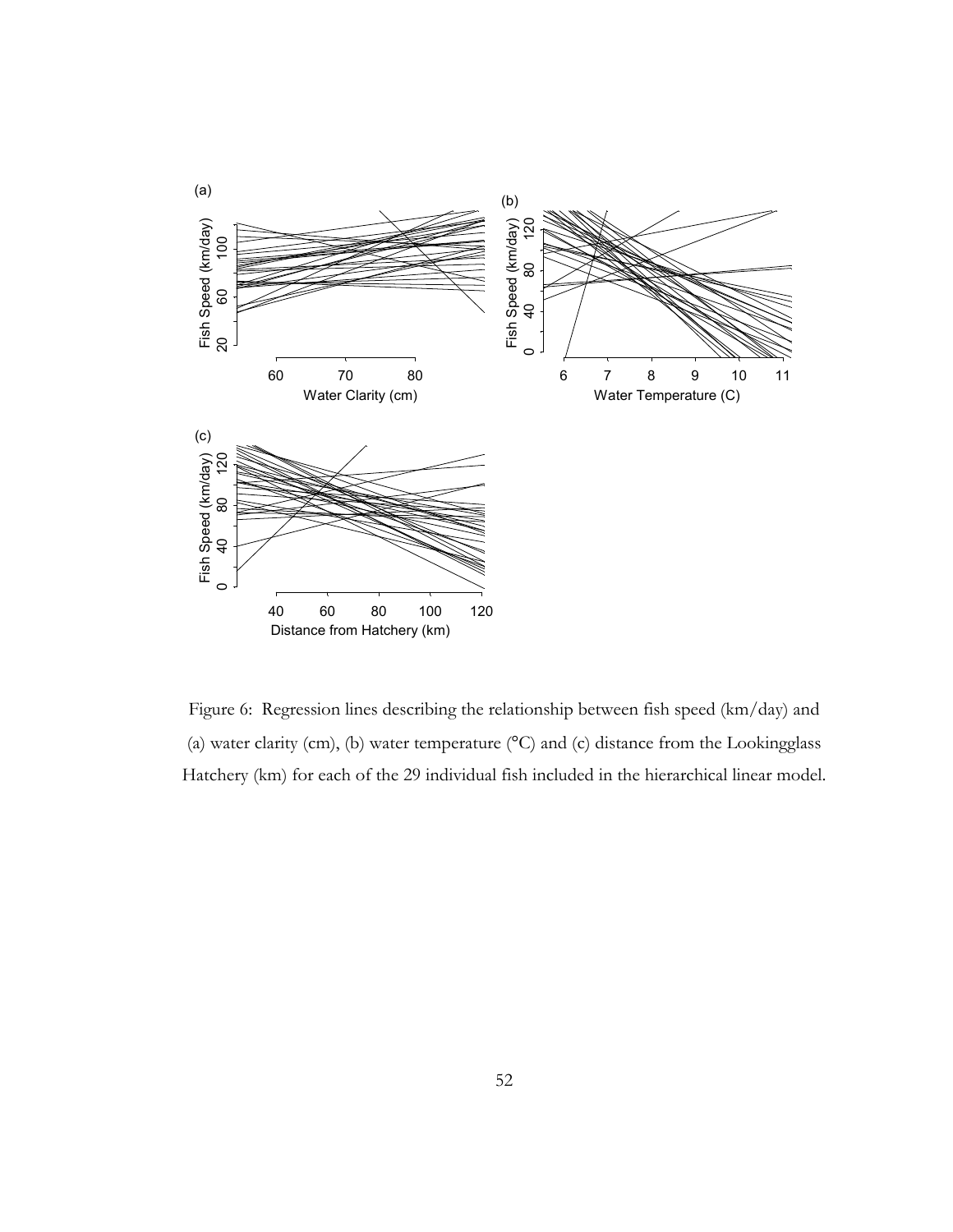(a)

Fish Speed (km/day)

20
60
100

60
70
80

Water Clarity (cm)

(b)

Fish Speed (km/day)

0
40
80
120

6
7
8
9
10
11

Water Temperature (C)

(c)

Fish Speed (km/day)

0
40
80
120

40
60
80
100
120

Distance from Hatchery (km)

Figure 6: Regression lines describing the relationship between fish speed (km/day) and (a) water clarity (cm), (b) water temperature (°C) and (c) distance from the Lookingglass Hatchery (km) for each of the 29 individual fish included in the hierarchical linear model.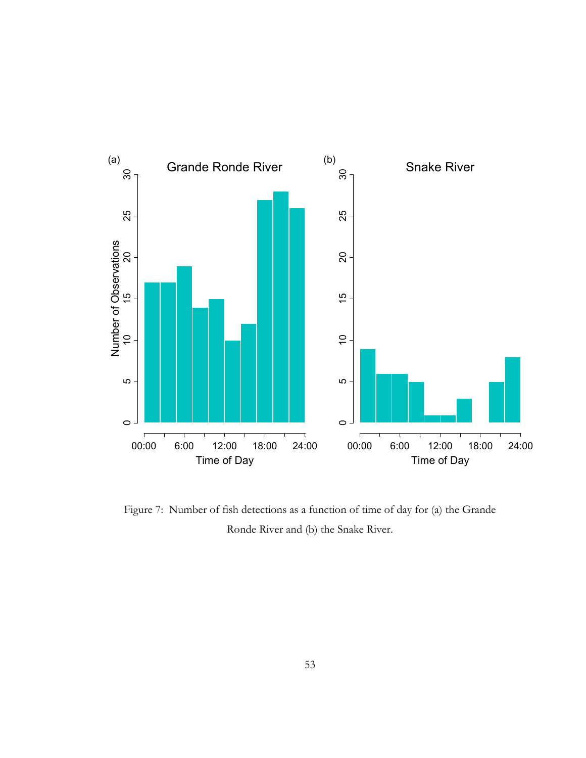(a)

Grande Ronde River

Number of Observations

0 5 10 15 20 25 30

00:00 6:00 12:00 18:00 24:00

Time of Day

(b)

Snake River

0 5 10 15 20 25 30

00:00 6:00 12:00 18:00 24:00

Time of Day

Figure 7: Number of fish detections as a function of time of day for (a) the Grande Ronde River and (b) the Snake River.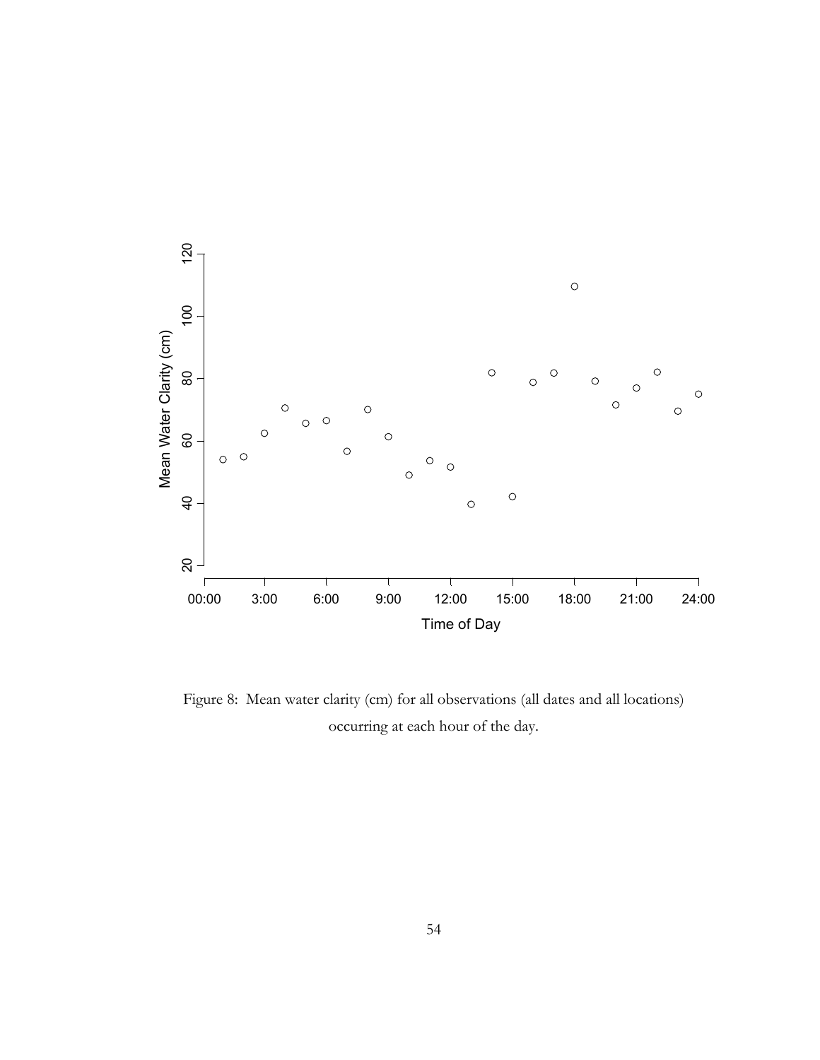Mean Water Clarity (cm)

120
100
80
60
40
20

00:00 3:00 6:00 9:00 12:00 15:00 18:00 21:00 24:00

Time of Day

Figure 8: Mean water clarity (cm) for all observations (all dates and all locations) occurring at each hour of the day.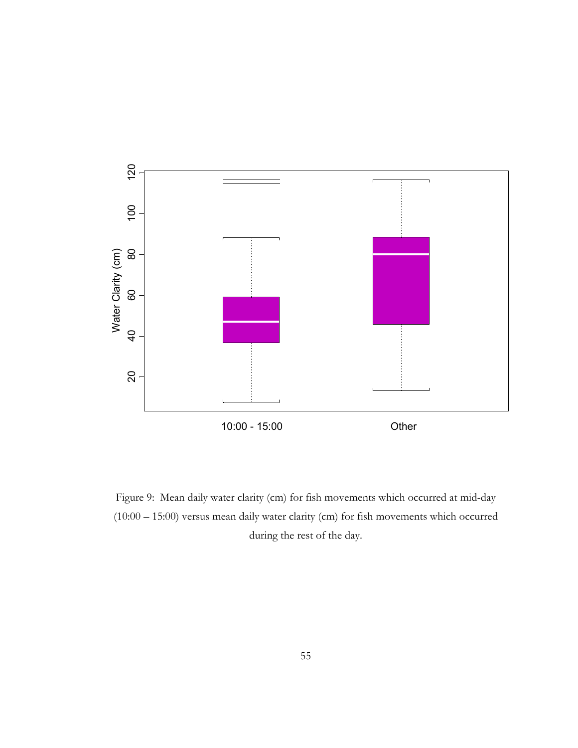Water Clarity (cm)

120

100

80

60

40

20

10:00 - 15:00

Other

Figure 9: Mean daily water clarity (cm) for fish movements which occurred at mid-day (10:00 – 15:00) versus mean daily water clarity (cm) for fish movements which occurred during the rest of the day.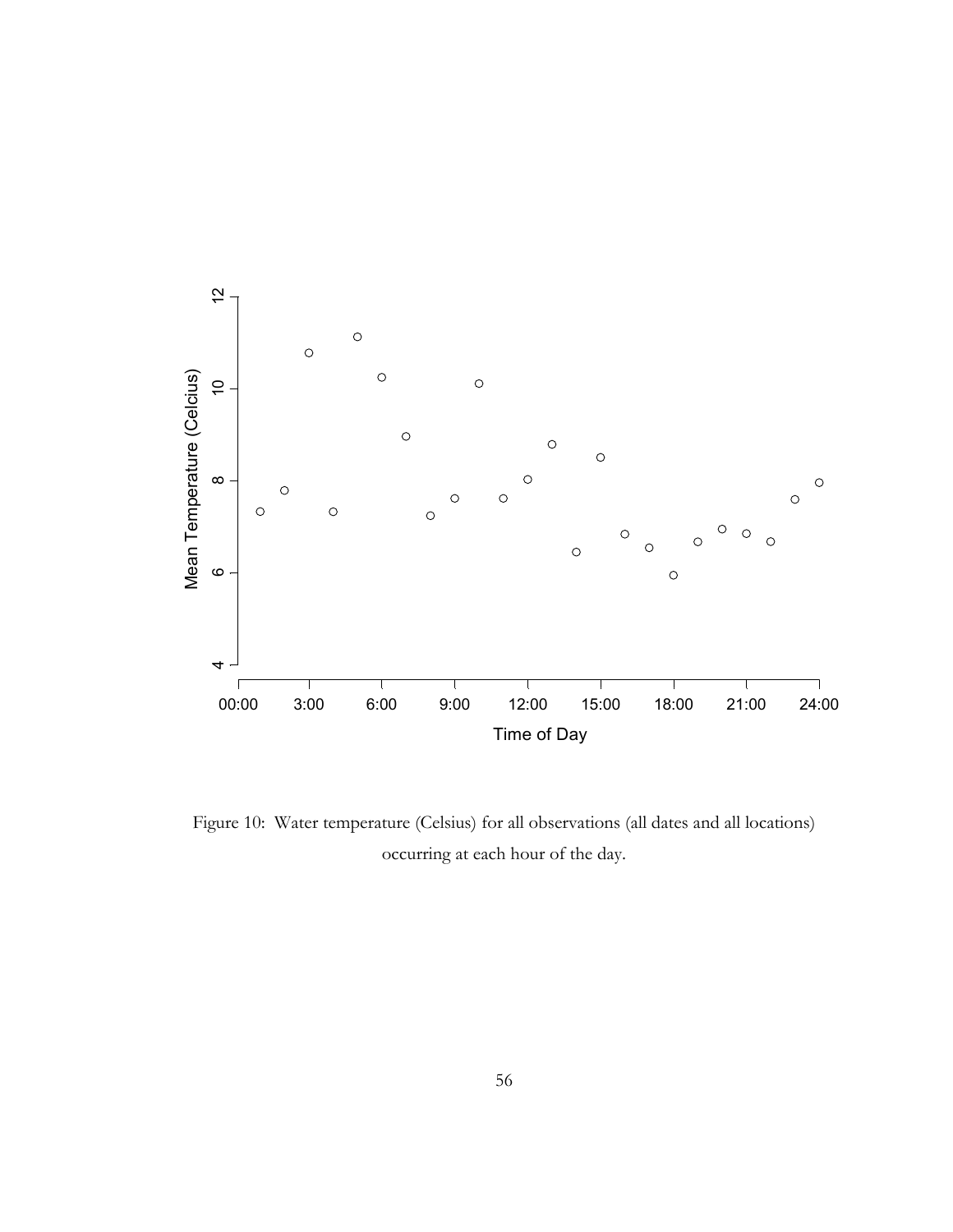Mean Temperature (Celcius)

12

10

8

6

4

00:00 3:00 6:00 9:00 12:00 15:00 18:00 21:00 24:00

Time of Day

Figure 10: Water temperature (Celsius) for all observations (all dates and all locations) occurring at each hour of the day.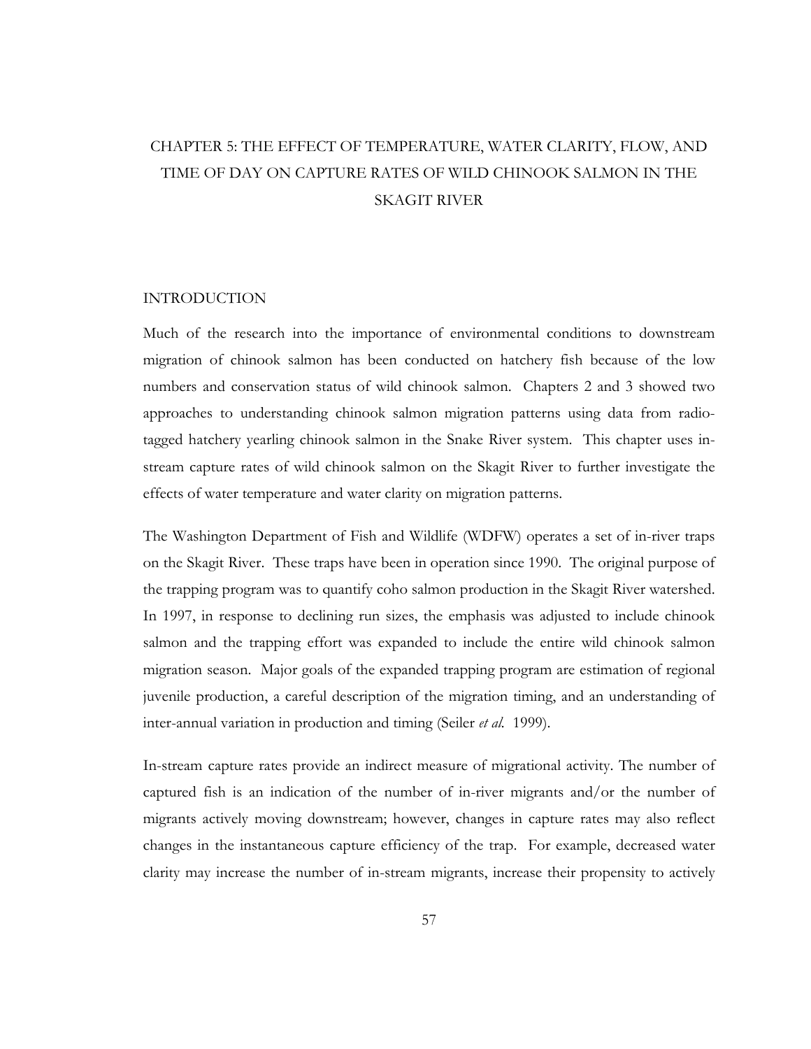# CHAPTER 5: THE EFFECT OF TEMPERATURE, WATER CLARITY, FLOW, AND TIME OF DAY ON CAPTURE RATES OF WILD CHINOOK SALMON IN THE SKAGIT RIVER

## INTRODUCTION

Much of the research into the importance of environmental conditions to downstream migration of chinook salmon has been conducted on hatchery fish because of the low numbers and conservation status of wild chinook salmon. Chapters 2 and 3 showed two approaches to understanding chinook salmon migration patterns using data from radio-tagged hatchery yearling chinook salmon in the Snake River system. This chapter uses in-stream capture rates of wild chinook salmon on the Skagit River to further investigate the effects of water temperature and water clarity on migration patterns.

The Washington Department of Fish and Wildlife (WDFW) operates a set of in-river traps on the Skagit River. These traps have been in operation since 1990. The original purpose of the trapping program was to quantify coho salmon production in the Skagit River watershed. In 1997, in response to declining run sizes, the emphasis was adjusted to include chinook salmon and the trapping effort was expanded to include the entire wild chinook salmon migration season. Major goals of the expanded trapping program are estimation of regional juvenile production, a careful description of the migration timing, and an understanding of inter-annual variation in production and timing (Seiler *et al.* 1999).

In-stream capture rates provide an indirect measure of migrational activity. The number of captured fish is an indication of the number of in-river migrants and/or the number of migrants actively moving downstream; however, changes in capture rates may also reflect changes in the instantaneous capture efficiency of the trap. For example, decreased water clarity may increase the number of in-stream migrants, increase their propensity to actively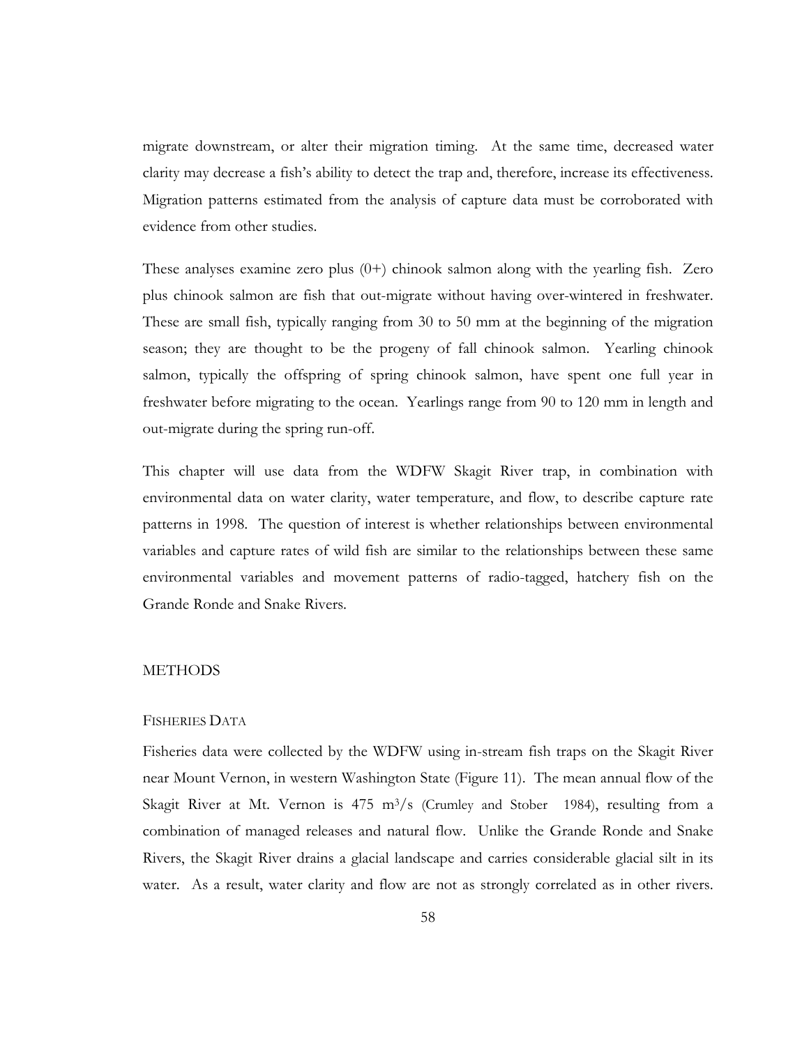migrate downstream, or alter their migration timing. At the same time, decreased water clarity may decrease a fish's ability to detect the trap and, therefore, increase its effectiveness. Migration patterns estimated from the analysis of capture data must be corroborated with evidence from other studies.

These analyses examine zero plus (0+) chinook salmon along with the yearling fish. Zero plus chinook salmon are fish that out-migrate without having over-wintered in freshwater. These are small fish, typically ranging from 30 to 50 mm at the beginning of the migration season; they are thought to be the progeny of fall chinook salmon. Yearling chinook salmon, typically the offspring of spring chinook salmon, have spent one full year in freshwater before migrating to the ocean. Yearlings range from 90 to 120 mm in length and out-migrate during the spring run-off.

This chapter will use data from the WDFW Skagit River trap, in combination with environmental data on water clarity, water temperature, and flow, to describe capture rate patterns in 1998. The question of interest is whether relationships between environmental variables and capture rates of wild fish are similar to the relationships between these same environmental variables and movement patterns of radio-tagged, hatchery fish on the Grande Ronde and Snake Rivers.

## METHODS

### FISHERIES DATA

Fisheries data were collected by the WDFW using in-stream fish traps on the Skagit River near Mount Vernon, in western Washington State (Figure 11). The mean annual flow of the Skagit River at Mt. Vernon is 475 $m^3/s$ (Crumley and Stober 1984), resulting from a combination of managed releases and natural flow. Unlike the Grande Ronde and Snake Rivers, the Skagit River drains a glacial landscape and carries considerable glacial silt in its water. As a result, water clarity and flow are not as strongly correlated as in other rivers.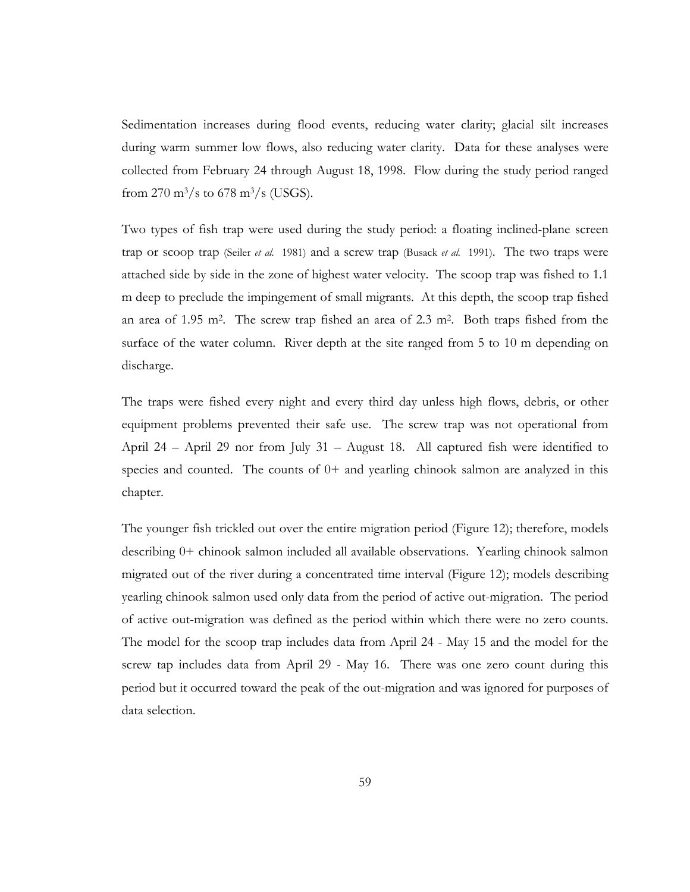Sedimentation increases during flood events, reducing water clarity; glacial silt increases during warm summer low flows, also reducing water clarity. Data for these analyses were collected from February 24 through August 18, 1998. Flow during the study period ranged from 270 $m^3/s$ to 678 $m^3/s$ (USGS).

Two types of fish trap were used during the study period: a floating inclined-plane screen trap or scoop trap (Seiler *et al.* 1981) and a screw trap (Busack *et al.* 1991). The two traps were attached side by side in the zone of highest water velocity. The scoop trap was fished to 1.1 m deep to preclude the impingement of small migrants. At this depth, the scoop trap fished an area of 1.95 $m^2$. The screw trap fished an area of 2.3 $m^2$. Both traps fished from the surface of the water column. River depth at the site ranged from 5 to 10 m depending on discharge.

The traps were fished every night and every third day unless high flows, debris, or other equipment problems prevented their safe use. The screw trap was not operational from April 24 – April 29 nor from July 31 – August 18. All captured fish were identified to species and counted. The counts of 0+ and yearling chinook salmon are analyzed in this chapter.

The younger fish trickled out over the entire migration period (Figure 12); therefore, models describing 0+ chinook salmon included all available observations. Yearling chinook salmon migrated out of the river during a concentrated time interval (Figure 12); models describing yearling chinook salmon used only data from the period of active out-migration. The period of active out-migration was defined as the period within which there were no zero counts. The model for the scoop trap includes data from April 24 - May 15 and the model for the screw tap includes data from April 29 - May 16. There was one zero count during this period but it occurred toward the peak of the out-migration and was ignored for purposes of data selection.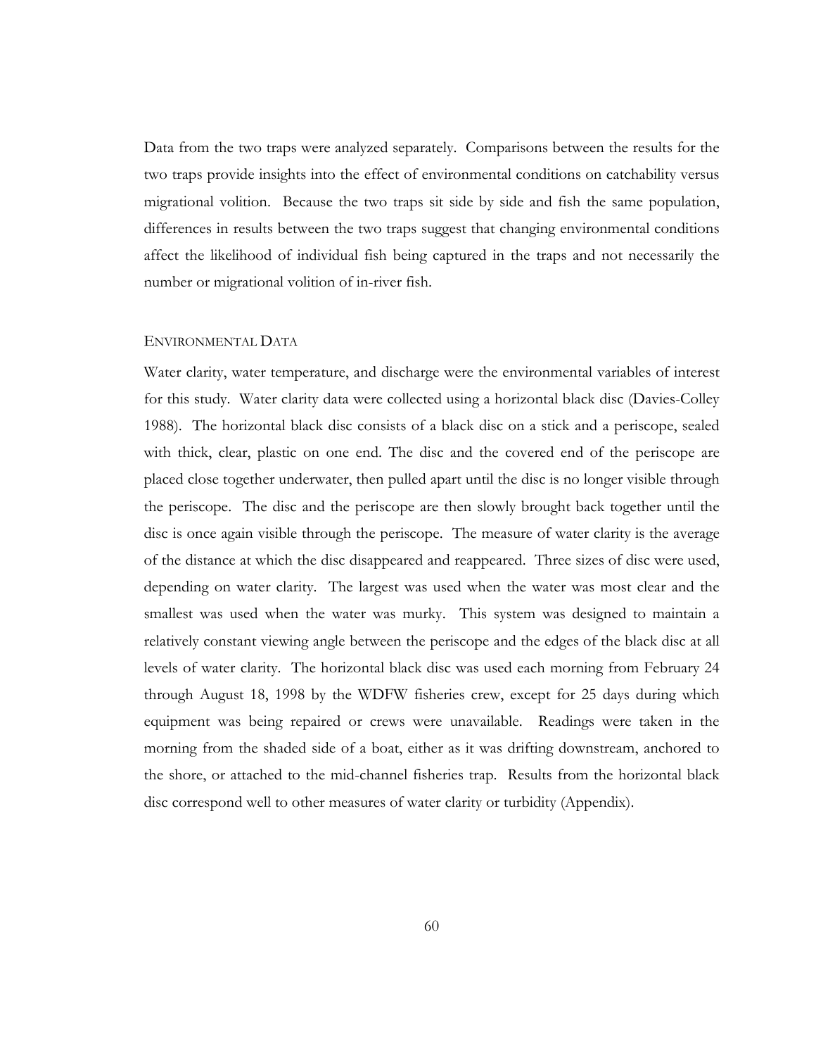Data from the two traps were analyzed separately. Comparisons between the results for the two traps provide insights into the effect of environmental conditions on catchability versus migrational volition. Because the two traps sit side by side and fish the same population, differences in results between the two traps suggest that changing environmental conditions affect the likelihood of individual fish being captured in the traps and not necessarily the number or migrational volition of in-river fish.

### ENVIRONMENTAL DATA

Water clarity, water temperature, and discharge were the environmental variables of interest for this study. Water clarity data were collected using a horizontal black disc (Davies-Colley 1988). The horizontal black disc consists of a black disc on a stick and a periscope, sealed with thick, clear, plastic on one end. The disc and the covered end of the periscope are placed close together underwater, then pulled apart until the disc is no longer visible through the periscope. The disc and the periscope are then slowly brought back together until the disc is once again visible through the periscope. The measure of water clarity is the average of the distance at which the disc disappeared and reappeared. Three sizes of disc were used, depending on water clarity. The largest was used when the water was most clear and the smallest was used when the water was murky. This system was designed to maintain a relatively constant viewing angle between the periscope and the edges of the black disc at all levels of water clarity. The horizontal black disc was used each morning from February 24 through August 18, 1998 by the WDFW fisheries crew, except for 25 days during which equipment was being repaired or crews were unavailable. Readings were taken in the morning from the shaded side of a boat, either as it was drifting downstream, anchored to the shore, or attached to the mid-channel fisheries trap. Results from the horizontal black disc correspond well to other measures of water clarity or turbidity (Appendix).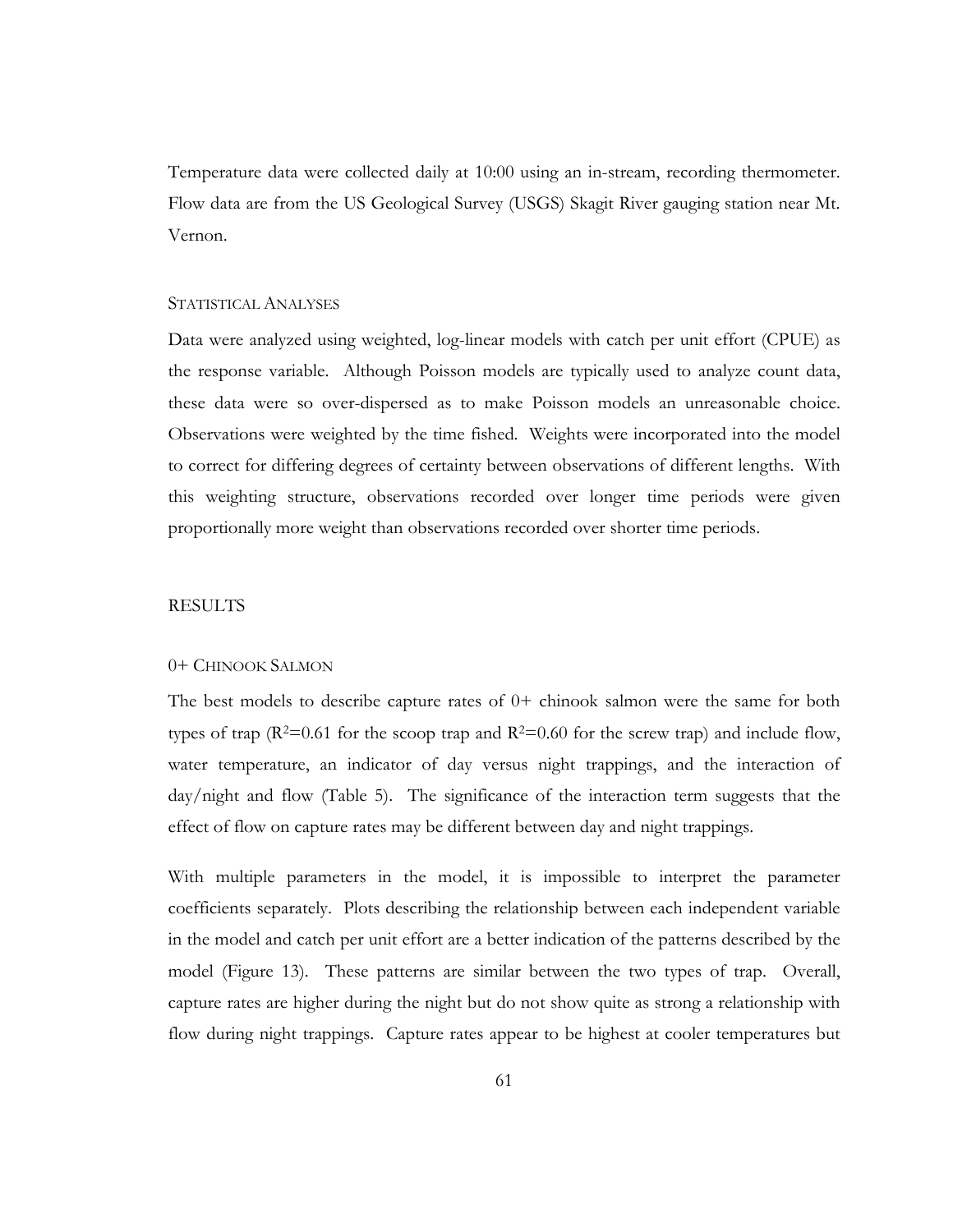Temperature data were collected daily at 10:00 using an in-stream, recording thermometer. Flow data are from the US Geological Survey (USGS) Skagit River gauging station near Mt. Vernon.

### Statistical Analyses

Data were analyzed using weighted, log-linear models with catch per unit effort (CPUE) as the response variable. Although Poisson models are typically used to analyze count data, these data were so over-dispersed as to make Poisson models an unreasonable choice. Observations were weighted by the time fished. Weights were incorporated into the model to correct for differing degrees of certainty between observations of different lengths. With this weighting structure, observations recorded over longer time periods were given proportionally more weight than observations recorded over shorter time periods.

## RESULTS

### 0+ Chinook Salmon

The best models to describe capture rates of 0+ chinook salmon were the same for both types of trap ($R^2$=0.61 for the scoop trap and $R^2$=0.60 for the screw trap) and include flow, water temperature, an indicator of day versus night trappings, and the interaction of day/night and flow (Table 5). The significance of the interaction term suggests that the effect of flow on capture rates may be different between day and night trappings.

With multiple parameters in the model, it is impossible to interpret the parameter coefficients separately. Plots describing the relationship between each independent variable in the model and catch per unit effort are a better indication of the patterns described by the model (Figure 13). These patterns are similar between the two types of trap. Overall, capture rates are higher during the night but do not show quite as strong a relationship with flow during night trappings. Capture rates appear to be highest at cooler temperatures but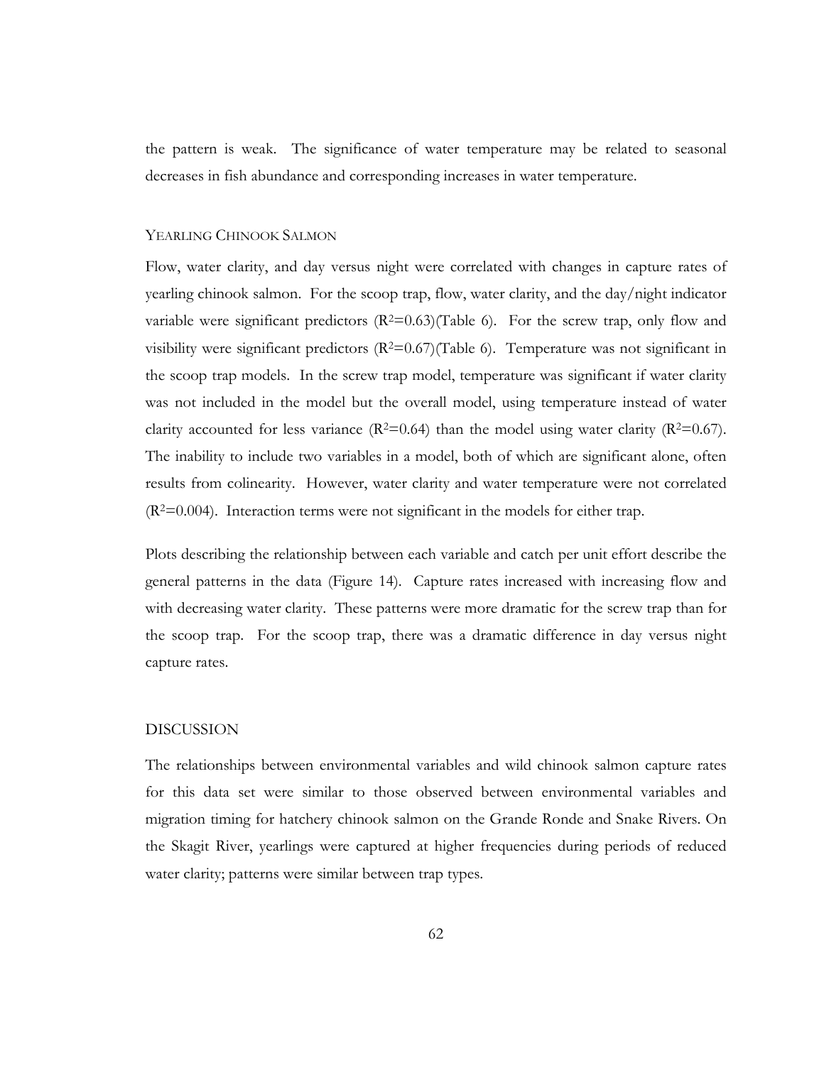the pattern is weak. The significance of water temperature may be related to seasonal decreases in fish abundance and corresponding increases in water temperature.

### Yearling Chinook Salmon

Flow, water clarity, and day versus night were correlated with changes in capture rates of yearling chinook salmon. For the scoop trap, flow, water clarity, and the day/night indicator variable were significant predictors ($R^2$=0.63)(Table 6). For the screw trap, only flow and visibility were significant predictors ($R^2$=0.67)(Table 6). Temperature was not significant in the scoop trap models. In the screw trap model, temperature was significant if water clarity was not included in the model but the overall model, using temperature instead of water clarity accounted for less variance ($R^2$=0.64) than the model using water clarity ($R^2$=0.67). The inability to include two variables in a model, both of which are significant alone, often results from colinearity. However, water clarity and water temperature were not correlated ($R^2$=0.004). Interaction terms were not significant in the models for either trap.

Plots describing the relationship between each variable and catch per unit effort describe the general patterns in the data (Figure 14). Capture rates increased with increasing flow and with decreasing water clarity. These patterns were more dramatic for the screw trap than for the scoop trap. For the scoop trap, there was a dramatic difference in day versus night capture rates.

## DISCUSSION

The relationships between environmental variables and wild chinook salmon capture rates for this data set were similar to those observed between environmental variables and migration timing for hatchery chinook salmon on the Grande Ronde and Snake Rivers. On the Skagit River, yearlings were captured at higher frequencies during periods of reduced water clarity; patterns were similar between trap types.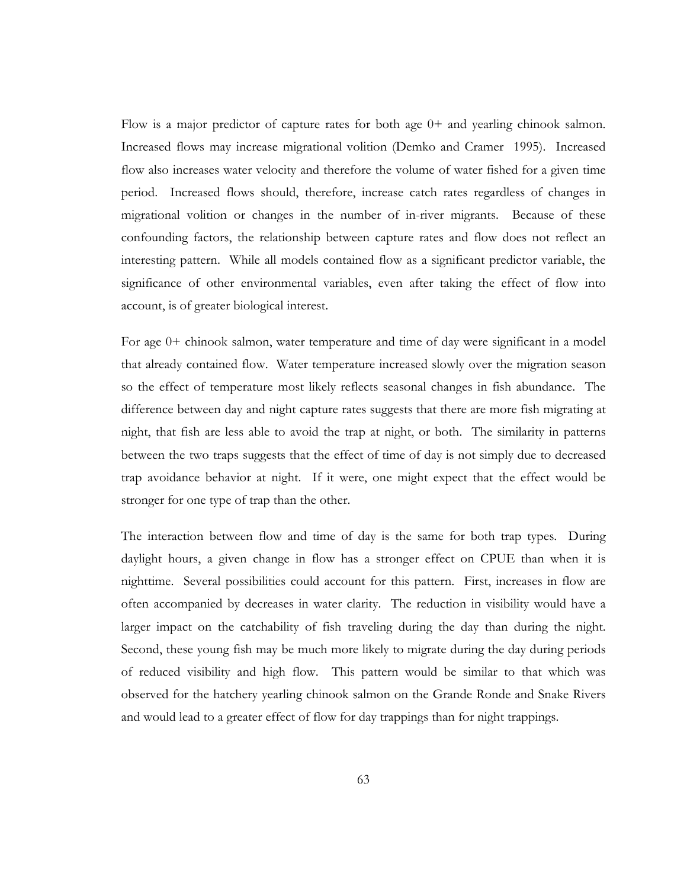Flow is a major predictor of capture rates for both age 0+ and yearling chinook salmon. Increased flows may increase migrational volition (Demko and Cramer 1995). Increased flow also increases water velocity and therefore the volume of water fished for a given time period. Increased flows should, therefore, increase catch rates regardless of changes in migrational volition or changes in the number of in-river migrants. Because of these confounding factors, the relationship between capture rates and flow does not reflect an interesting pattern. While all models contained flow as a significant predictor variable, the significance of other environmental variables, even after taking the effect of flow into account, is of greater biological interest.

For age 0+ chinook salmon, water temperature and time of day were significant in a model that already contained flow. Water temperature increased slowly over the migration season so the effect of temperature most likely reflects seasonal changes in fish abundance. The difference between day and night capture rates suggests that there are more fish migrating at night, that fish are less able to avoid the trap at night, or both. The similarity in patterns between the two traps suggests that the effect of time of day is not simply due to decreased trap avoidance behavior at night. If it were, one might expect that the effect would be stronger for one type of trap than the other.

The interaction between flow and time of day is the same for both trap types. During daylight hours, a given change in flow has a stronger effect on CPUE than when it is nighttime. Several possibilities could account for this pattern. First, increases in flow are often accompanied by decreases in water clarity. The reduction in visibility would have a larger impact on the catchability of fish traveling during the day than during the night. Second, these young fish may be much more likely to migrate during the day during periods of reduced visibility and high flow. This pattern would be similar to that which was observed for the hatchery yearling chinook salmon on the Grande Ronde and Snake Rivers and would lead to a greater effect of flow for day trappings than for night trappings.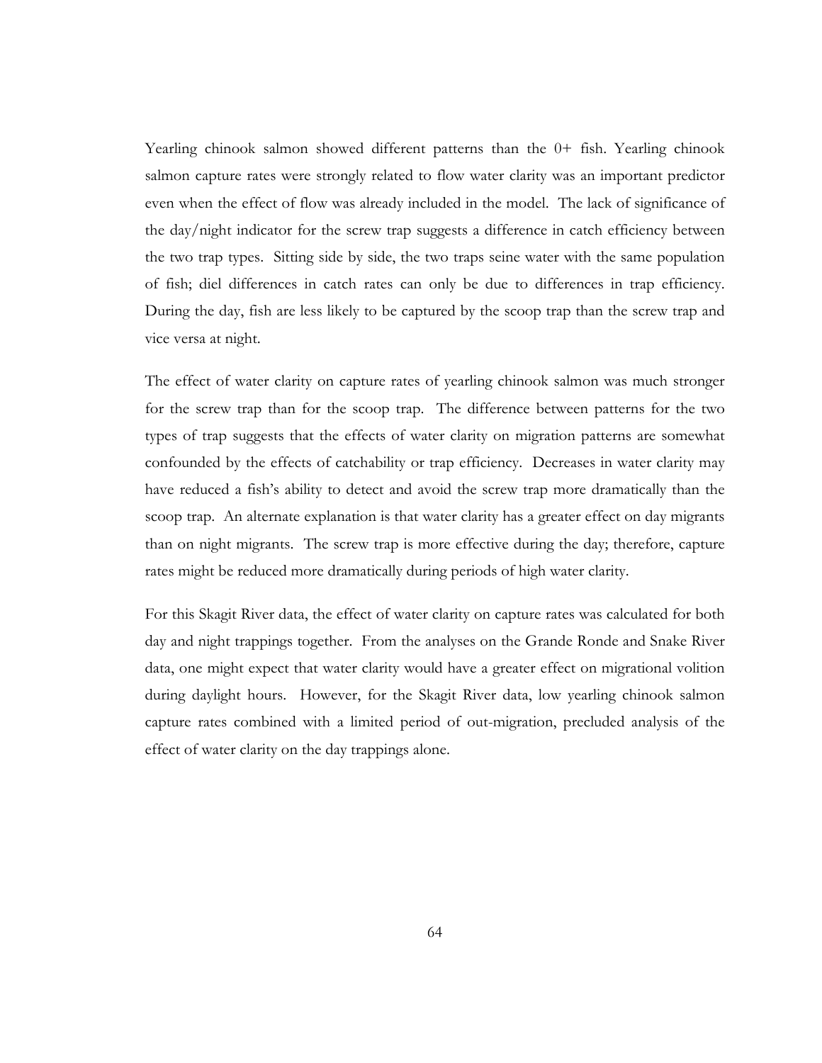Yearling chinook salmon showed different patterns than the 0+ fish. Yearling chinook salmon capture rates were strongly related to flow water clarity was an important predictor even when the effect of flow was already included in the model. The lack of significance of the day/night indicator for the screw trap suggests a difference in catch efficiency between the two trap types. Sitting side by side, the two traps seine water with the same population of fish; diel differences in catch rates can only be due to differences in trap efficiency. During the day, fish are less likely to be captured by the scoop trap than the screw trap and vice versa at night.

The effect of water clarity on capture rates of yearling chinook salmon was much stronger for the screw trap than for the scoop trap. The difference between patterns for the two types of trap suggests that the effects of water clarity on migration patterns are somewhat confounded by the effects of catchability or trap efficiency. Decreases in water clarity may have reduced a fish's ability to detect and avoid the screw trap more dramatically than the scoop trap. An alternate explanation is that water clarity has a greater effect on day migrants than on night migrants. The screw trap is more effective during the day; therefore, capture rates might be reduced more dramatically during periods of high water clarity.

For this Skagit River data, the effect of water clarity on capture rates was calculated for both day and night trappings together. From the analyses on the Grande Ronde and Snake River data, one might expect that water clarity would have a greater effect on migrational volition during daylight hours. However, for the Skagit River data, low yearling chinook salmon capture rates combined with a limited period of out-migration, precluded analysis of the effect of water clarity on the day trappings alone.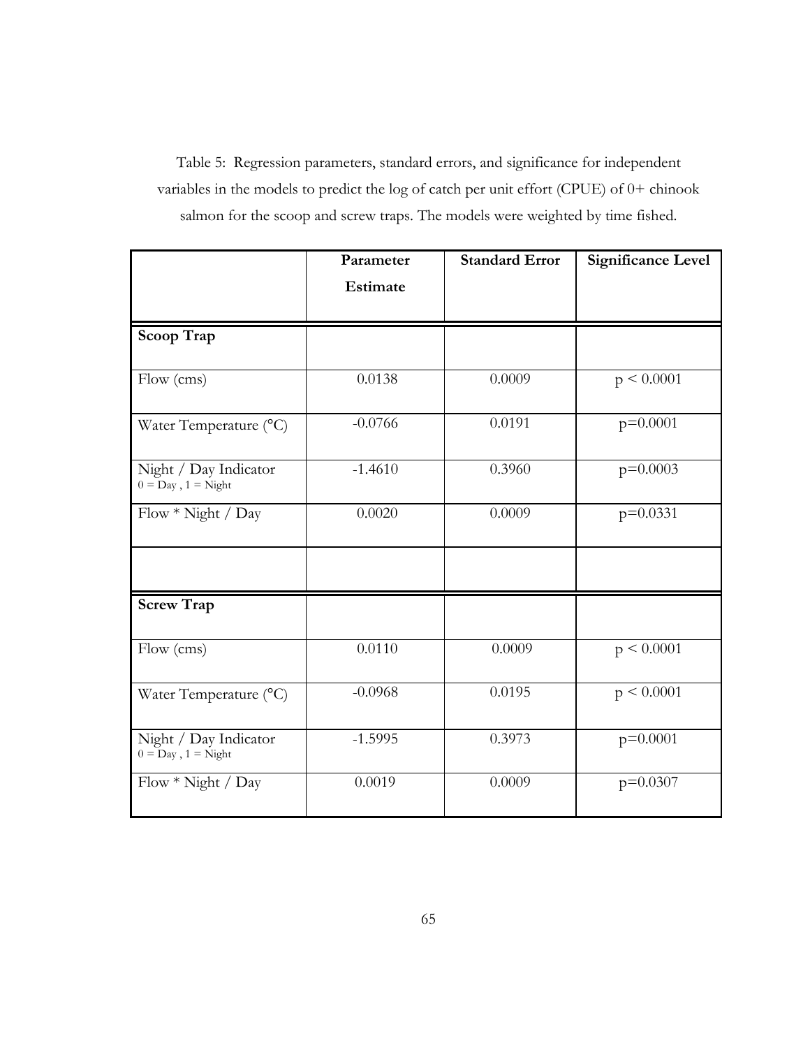Table 5: Regression parameters, standard errors, and significance for independent variables in the models to predict the log of catch per unit effort (CPUE) of 0+ chinook salmon for the scoop and screw traps. The models were weighted by time fished.

| | Parameter Estimate | Standard Error | Significance Level |
|---|---|---|---|
| **Scoop Trap** | | | |
| Flow (cms) | 0.0138 | 0.0009 | $p < 0.0001$ |
| Water Temperature (°C) | -0.0766 | 0.0191 | $p=0.0001$ |
| Night / Day Indicator 0 = Day , 1 = Night | -1.4610 | 0.3960 | $p=0.0003$ |
| Flow * Night / Day | 0.0020 | 0.0009 | $p=0.0331$ |
| | | | |
| **Screw Trap** | | | |
| Flow (cms) | 0.0110 | 0.0009 | $p < 0.0001$ |
| Water Temperature (°C) | -0.0968 | 0.0195 | $p < 0.0001$ |
| Night / Day Indicator 0 = Day , 1 = Night | -1.5995 | 0.3973 | $p=0.0001$ |
| Flow * Night / Day | 0.0019 | 0.0009 | $p=0.0307$ |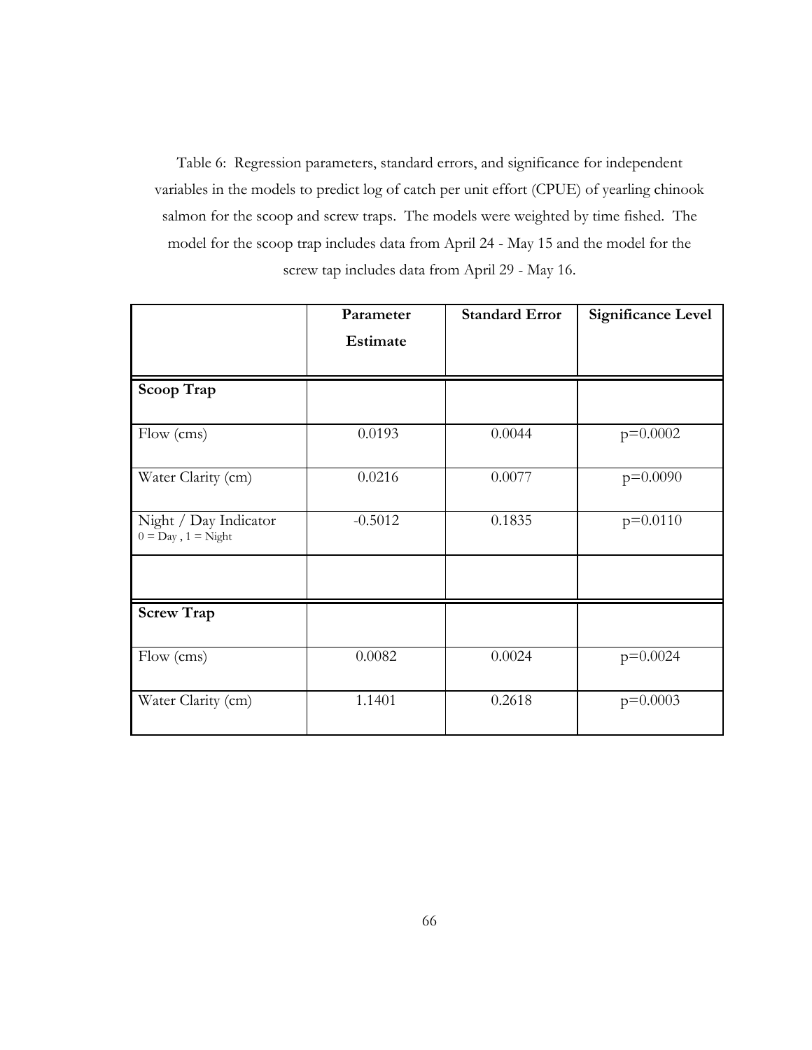Table 6: Regression parameters, standard errors, and significance for independent variables in the models to predict log of catch per unit effort (CPUE) of yearling chinook salmon for the scoop and screw traps. The models were weighted by time fished. The model for the scoop trap includes data from April 24 - May 15 and the model for the screw tap includes data from April 29 - May 16.

| | **Parameter Estimate** | **Standard Error** | **Significance Level** |
|---|---|---|---|
| **Scoop Trap** | | | |
| Flow (cms) | 0.0193 | 0.0044 | p=0.0002 |
| Water Clarity (cm) | 0.0216 | 0.0077 | p=0.0090 |
| Night / Day Indicator 0 = Day , 1 = Night | -0.5012 | 0.1835 | p=0.0110 |
| | | | |
| **Screw Trap** | | | |
| Flow (cms) | 0.0082 | 0.0024 | p=0.0024 |
| Water Clarity (cm) | 1.1401 | 0.2618 | p=0.0003 |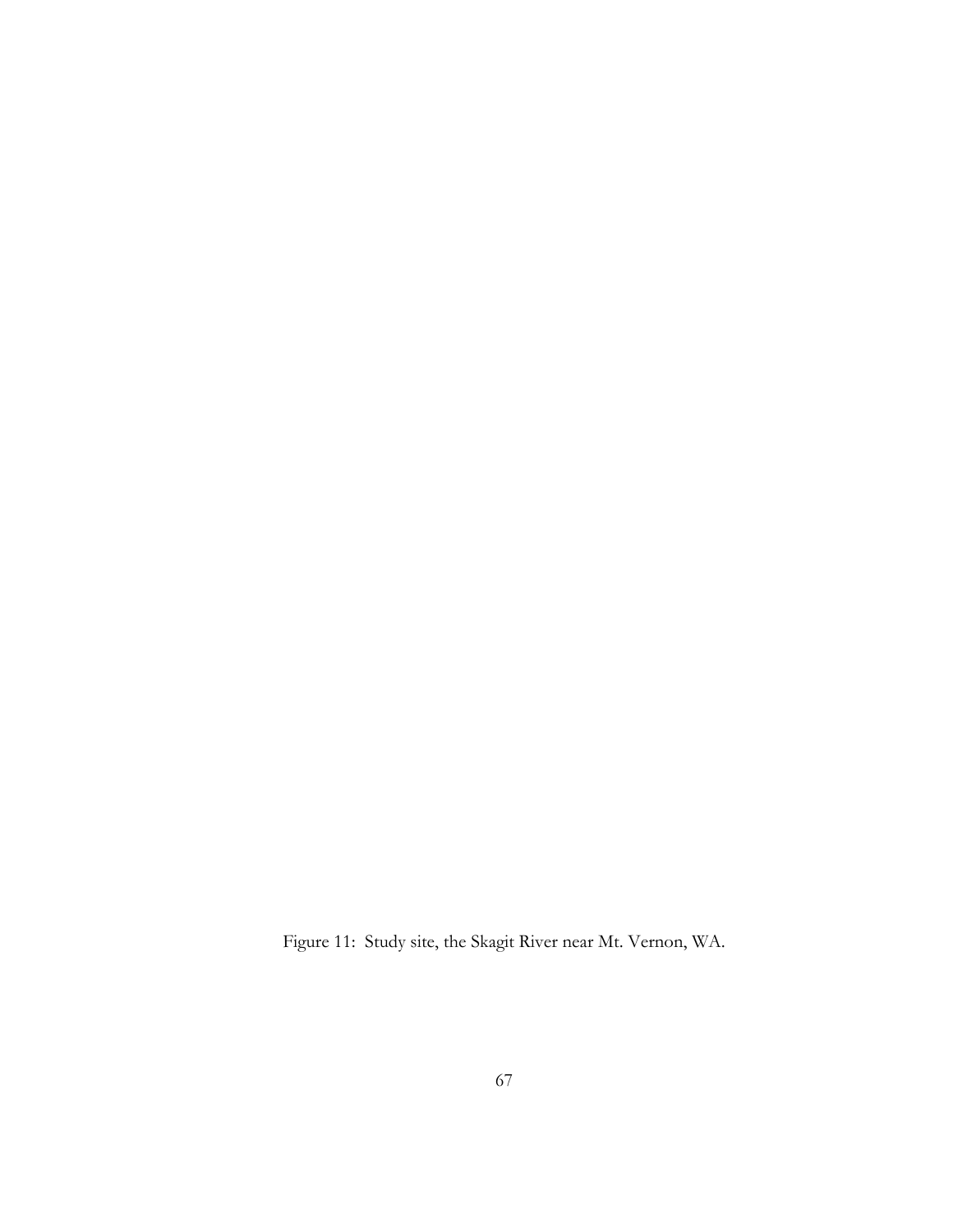Figure 11: Study site, the Skagit River near Mt. Vernon, WA.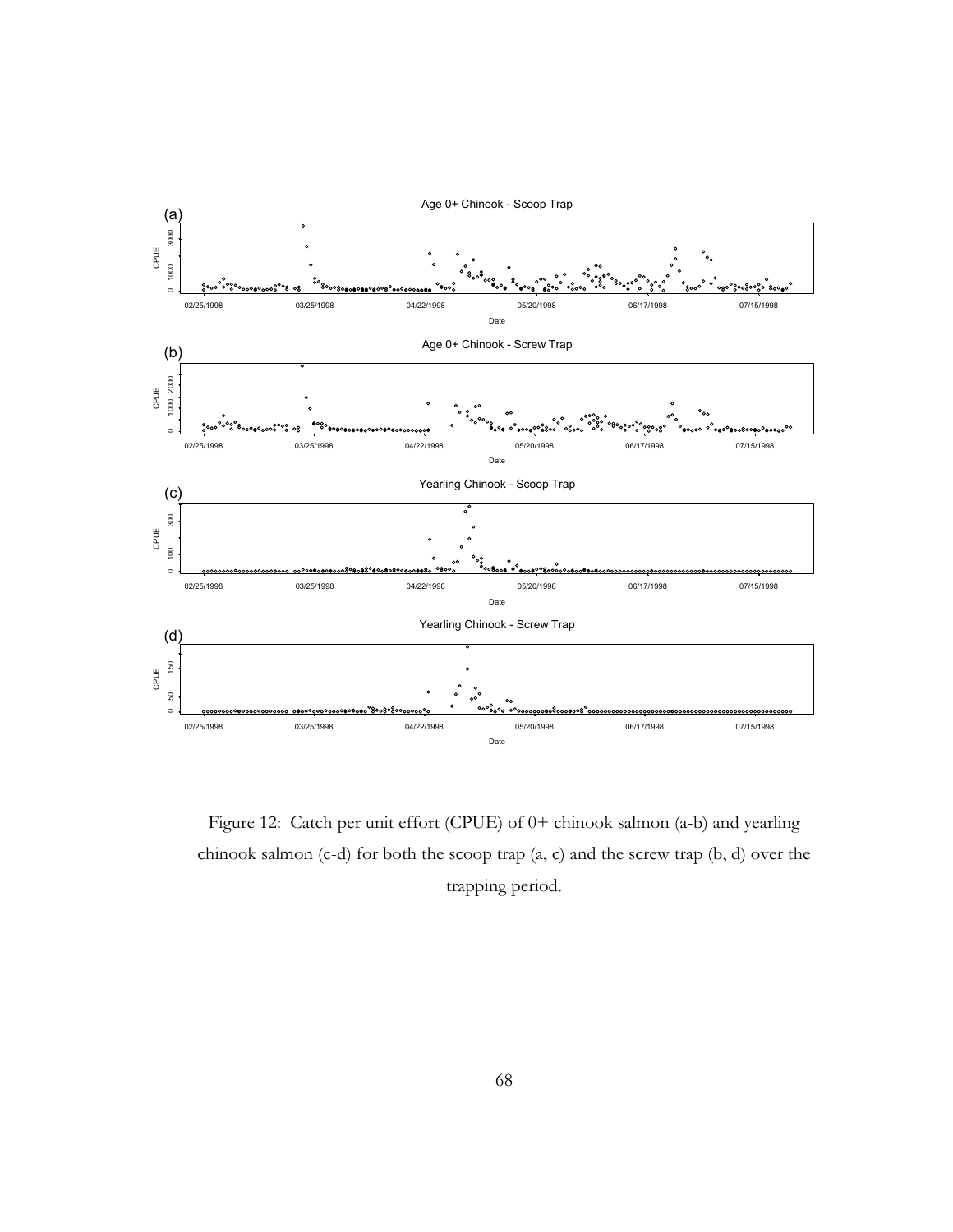(a)

Age 0+ Chinook - Scoop Trap

CPUE

0 1000 3000

02/25/1998 03/25/1998 04/22/1998 05/20/1998 06/17/1998 07/15/1998

Date

(b)

Age 0+ Chinook - Screw Trap

CPUE

0 1000 2000

02/25/1998 03/25/1998 04/22/1998 05/20/1998 06/17/1998 07/15/1998

Date

(c)

Yearling Chinook - Scoop Trap

CPUE

0 100 300

02/25/1998 03/25/1998 04/22/1998 05/20/1998 06/17/1998 07/15/1998

Date

(d)

Yearling Chinook - Screw Trap

CPUE

0 50 150

02/25/1998 03/25/1998 04/22/1998 05/20/1998 06/17/1998 07/15/1998

Date

Figure 12: Catch per unit effort (CPUE) of 0+ chinook salmon (a-b) and yearling chinook salmon (c-d) for both the scoop trap (a, c) and the screw trap (b, d) over the trapping period.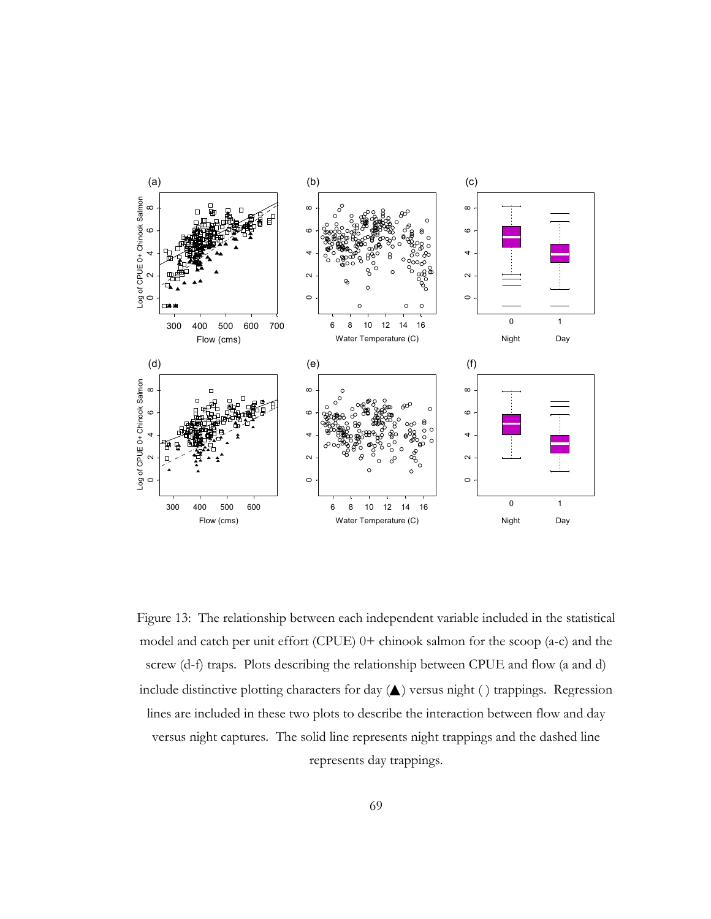(a)

Log of CPUE 0+ Chinook Salmon

0
2
4
6
8

300 400 500 600 700

Flow (cms)

(b)

0
2
4
6
8

6 8 10 12 14 16

Water Temperature (C)

(c)

0
2
4
6
8

0 1

Night Day

(d)

Log of CPUE 0+ Chinook Salmon

0
2
4
6
8

300 400 500 600

Flow (cms)

(e)

0
2
4
6
8

6 8 10 12 14 16

Water Temperature (C)

(f)

0
2
4
6
8

0 1

Night Day

Figure 13: The relationship between each independent variable included in the statistical model and catch per unit effort (CPUE) 0+ chinook salmon for the scoop (a-c) and the screw (d-f) traps. Plots describing the relationship between CPUE and flow (a and d) include distinctive plotting characters for day (▲) versus night ( ) trappings. Regression lines are included in these two plots to describe the interaction between flow and day versus night captures. The solid line represents night trappings and the dashed line represents day trappings.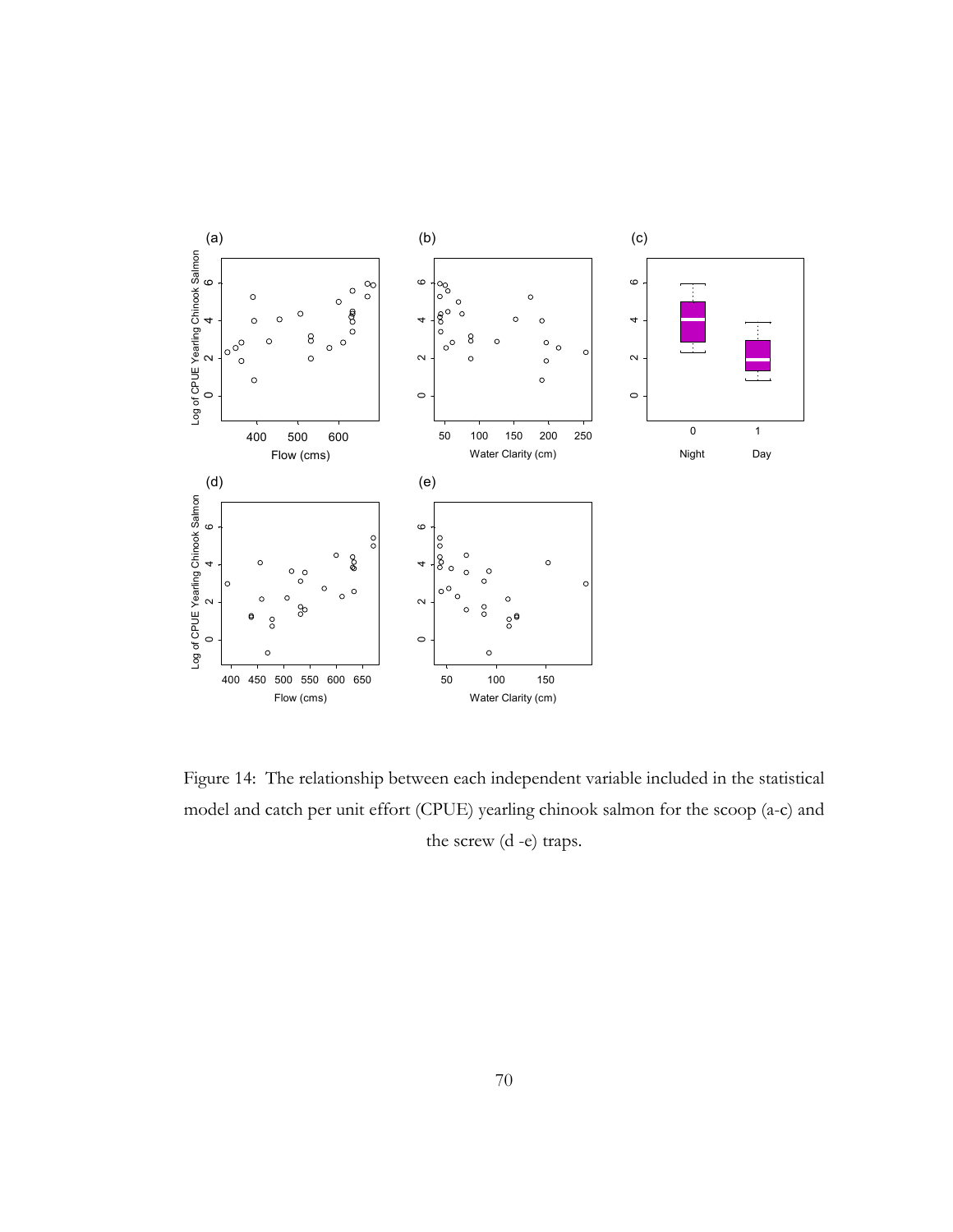(a)

Log of CPUE Yearling Chinook Salmon

0
2
4
6

400 500 600

Flow (cms)

(b)

0
2
4
6

50 100 150 200 250

Water Clarity (cm)

(c)

0
2
4
6

0 1

Night Day

(d)

Log of CPUE Yearling Chinook Salmon

0
2
4
6

400 450 500 550 600 650

Flow (cms)

(e)

0
2
4
6

50 100 150

Water Clarity (cm)

Figure 14: The relationship between each independent variable included in the statistical model and catch per unit effort (CPUE) yearling chinook salmon for the scoop (a-c) and the screw (d -e) traps.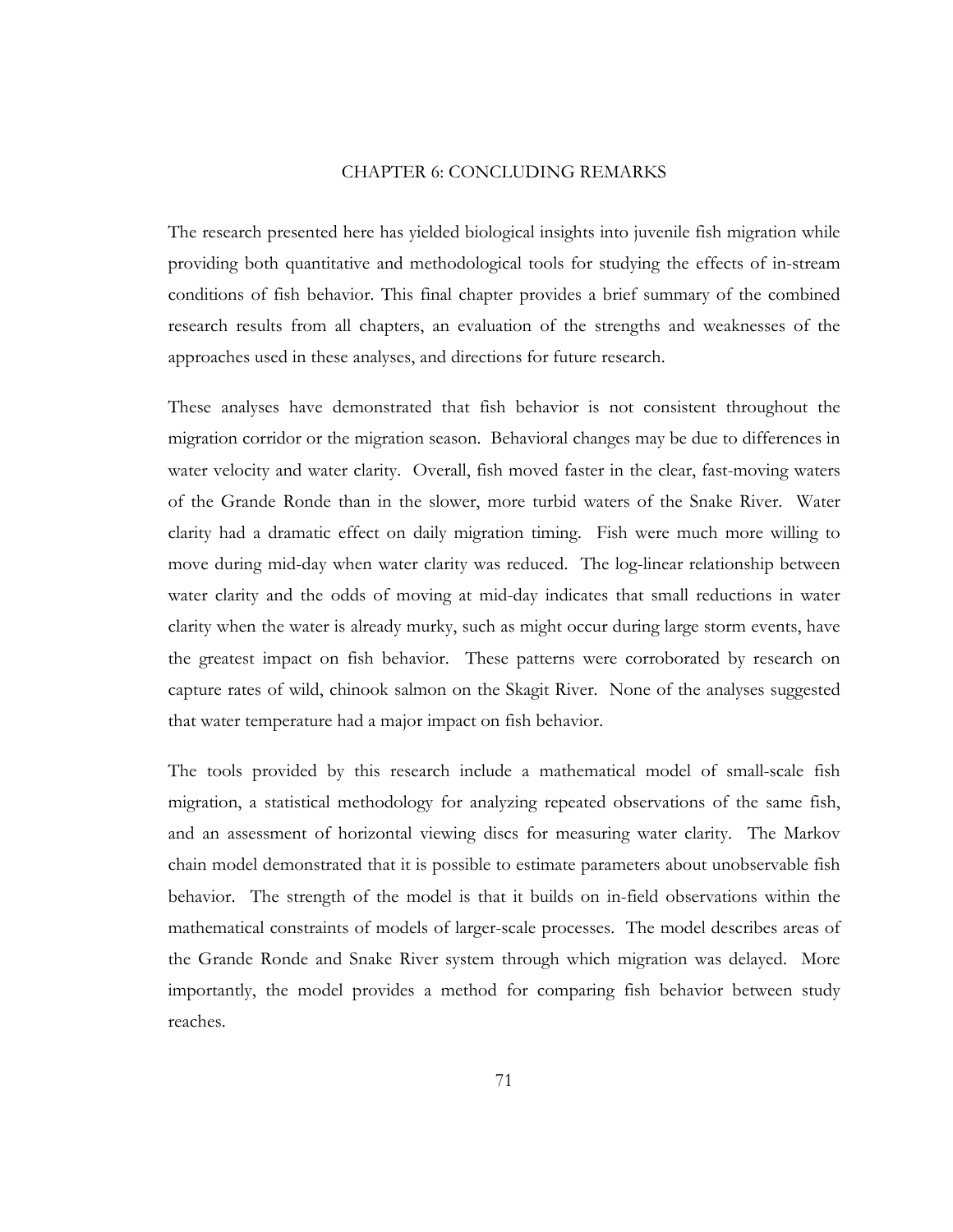# CHAPTER 6: CONCLUDING REMARKS

The research presented here has yielded biological insights into juvenile fish migration while providing both quantitative and methodological tools for studying the effects of in-stream conditions of fish behavior. This final chapter provides a brief summary of the combined research results from all chapters, an evaluation of the strengths and weaknesses of the approaches used in these analyses, and directions for future research.

These analyses have demonstrated that fish behavior is not consistent throughout the migration corridor or the migration season. Behavioral changes may be due to differences in water velocity and water clarity. Overall, fish moved faster in the clear, fast-moving waters of the Grande Ronde than in the slower, more turbid waters of the Snake River. Water clarity had a dramatic effect on daily migration timing. Fish were much more willing to move during mid-day when water clarity was reduced. The log-linear relationship between water clarity and the odds of moving at mid-day indicates that small reductions in water clarity when the water is already murky, such as might occur during large storm events, have the greatest impact on fish behavior. These patterns were corroborated by research on capture rates of wild, chinook salmon on the Skagit River. None of the analyses suggested that water temperature had a major impact on fish behavior.

The tools provided by this research include a mathematical model of small-scale fish migration, a statistical methodology for analyzing repeated observations of the same fish, and an assessment of horizontal viewing discs for measuring water clarity. The Markov chain model demonstrated that it is possible to estimate parameters about unobservable fish behavior. The strength of the model is that it builds on in-field observations within the mathematical constraints of models of larger-scale processes. The model describes areas of the Grande Ronde and Snake River system through which migration was delayed. More importantly, the model provides a method for comparing fish behavior between study reaches.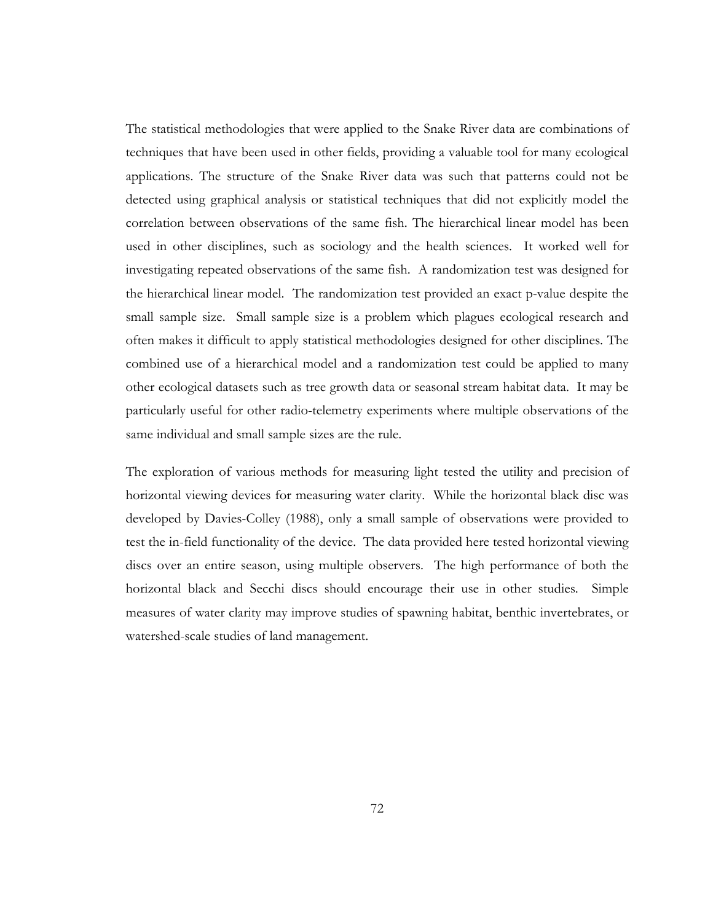The statistical methodologies that were applied to the Snake River data are combinations of techniques that have been used in other fields, providing a valuable tool for many ecological applications. The structure of the Snake River data was such that patterns could not be detected using graphical analysis or statistical techniques that did not explicitly model the correlation between observations of the same fish. The hierarchical linear model has been used in other disciplines, such as sociology and the health sciences. It worked well for investigating repeated observations of the same fish. A randomization test was designed for the hierarchical linear model. The randomization test provided an exact p-value despite the small sample size. Small sample size is a problem which plagues ecological research and often makes it difficult to apply statistical methodologies designed for other disciplines. The combined use of a hierarchical model and a randomization test could be applied to many other ecological datasets such as tree growth data or seasonal stream habitat data. It may be particularly useful for other radio-telemetry experiments where multiple observations of the same individual and small sample sizes are the rule.

The exploration of various methods for measuring light tested the utility and precision of horizontal viewing devices for measuring water clarity. While the horizontal black disc was developed by Davies-Colley (1988), only a small sample of observations were provided to test the in-field functionality of the device. The data provided here tested horizontal viewing discs over an entire season, using multiple observers. The high performance of both the horizontal black and Secchi discs should encourage their use in other studies. Simple measures of water clarity may improve studies of spawning habitat, benthic invertebrates, or watershed-scale studies of land management.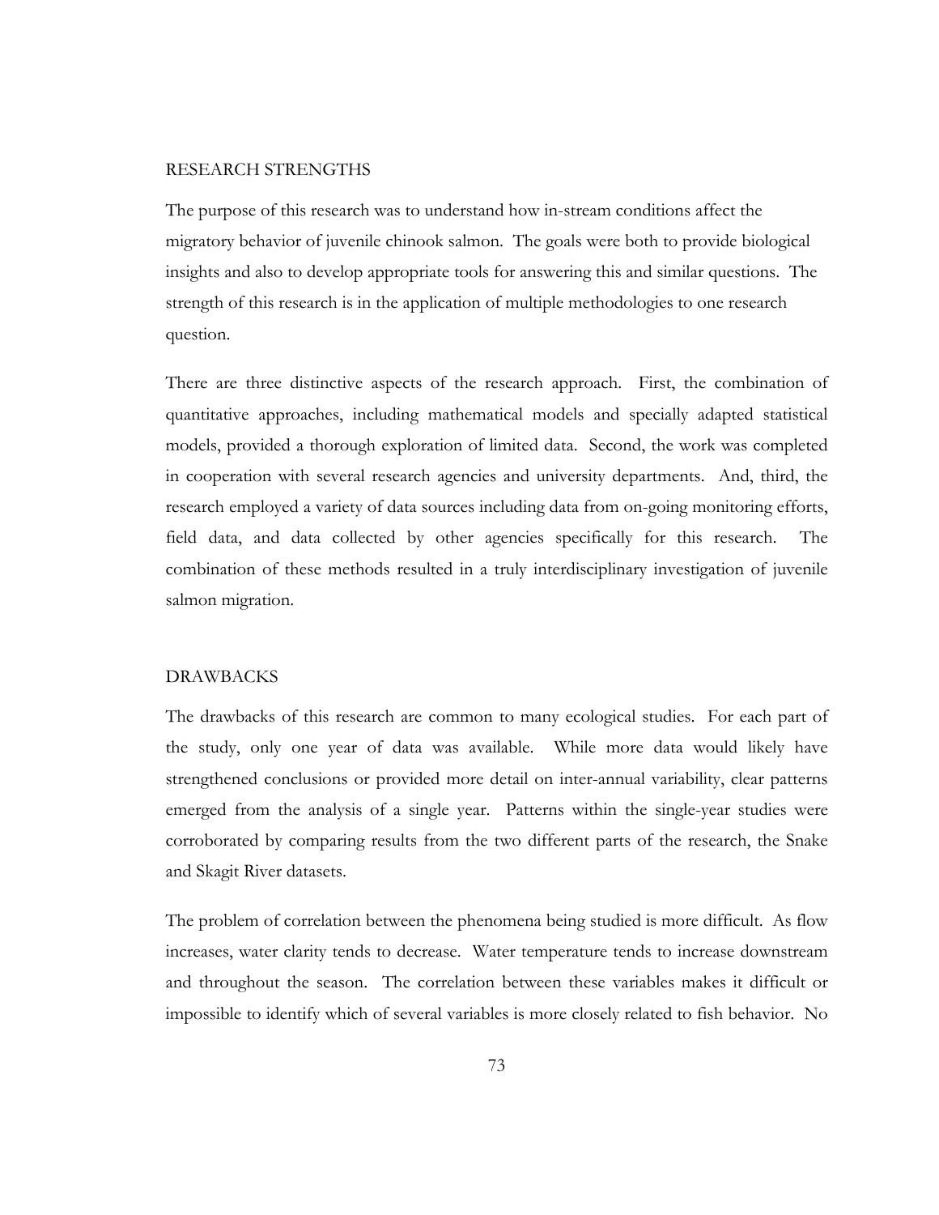## RESEARCH STRENGTHS

The purpose of this research was to understand how in-stream conditions affect the migratory behavior of juvenile chinook salmon. The goals were both to provide biological insights and also to develop appropriate tools for answering this and similar questions. The strength of this research is in the application of multiple methodologies to one research question.

There are three distinctive aspects of the research approach. First, the combination of quantitative approaches, including mathematical models and specially adapted statistical models, provided a thorough exploration of limited data. Second, the work was completed in cooperation with several research agencies and university departments. And, third, the research employed a variety of data sources including data from on-going monitoring efforts, field data, and data collected by other agencies specifically for this research. The combination of these methods resulted in a truly interdisciplinary investigation of juvenile salmon migration.

## DRAWBACKS

The drawbacks of this research are common to many ecological studies. For each part of the study, only one year of data was available. While more data would likely have strengthened conclusions or provided more detail on inter-annual variability, clear patterns emerged from the analysis of a single year. Patterns within the single-year studies were corroborated by comparing results from the two different parts of the research, the Snake and Skagit River datasets.

The problem of correlation between the phenomena being studied is more difficult. As flow increases, water clarity tends to decrease. Water temperature tends to increase downstream and throughout the season. The correlation between these variables makes it difficult or impossible to identify which of several variables is more closely related to fish behavior. No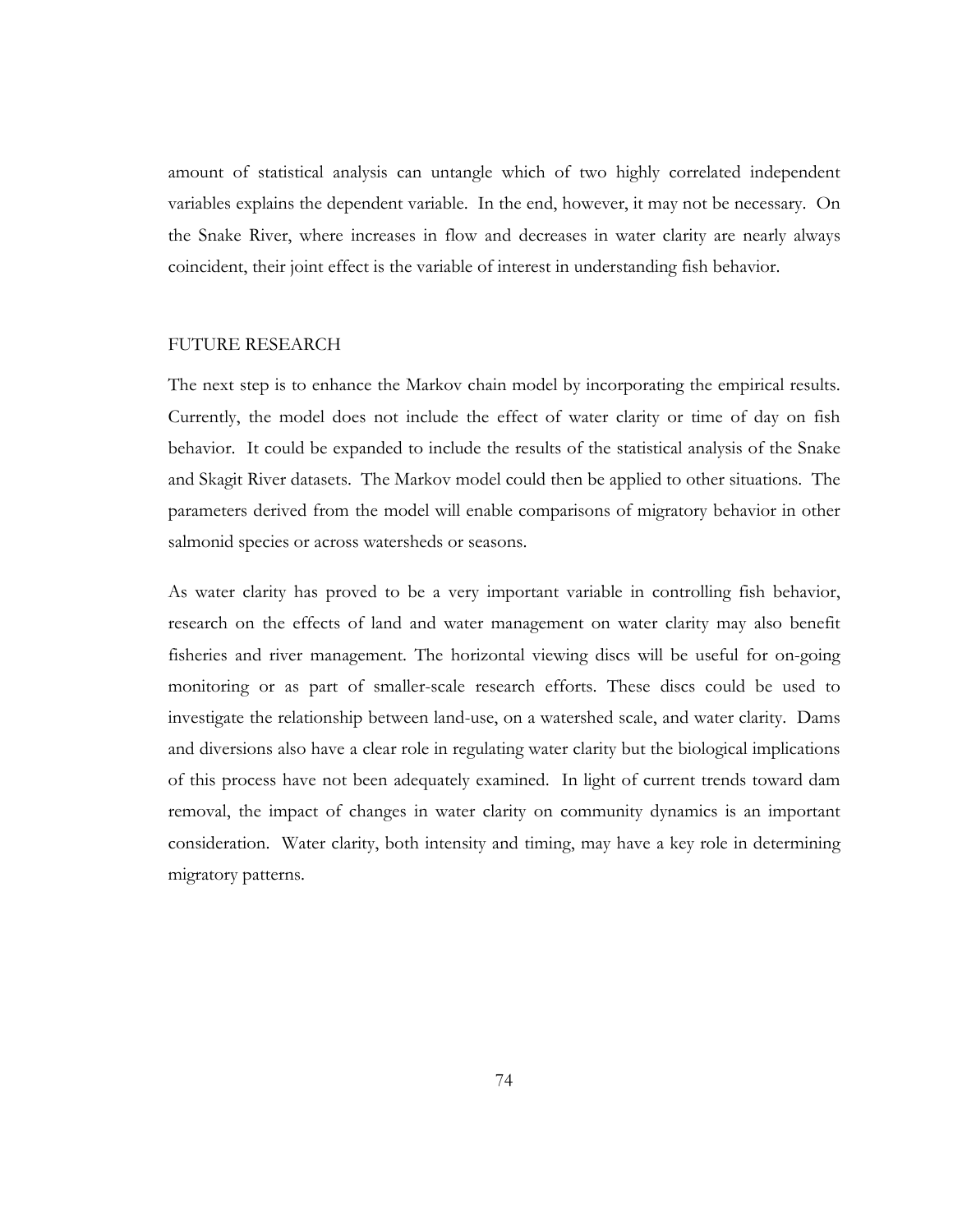amount of statistical analysis can untangle which of two highly correlated independent variables explains the dependent variable. In the end, however, it may not be necessary. On the Snake River, where increases in flow and decreases in water clarity are nearly always coincident, their joint effect is the variable of interest in understanding fish behavior.

## FUTURE RESEARCH

The next step is to enhance the Markov chain model by incorporating the empirical results. Currently, the model does not include the effect of water clarity or time of day on fish behavior. It could be expanded to include the results of the statistical analysis of the Snake and Skagit River datasets. The Markov model could then be applied to other situations. The parameters derived from the model will enable comparisons of migratory behavior in other salmonid species or across watersheds or seasons.

As water clarity has proved to be a very important variable in controlling fish behavior, research on the effects of land and water management on water clarity may also benefit fisheries and river management. The horizontal viewing discs will be useful for on-going monitoring or as part of smaller-scale research efforts. These discs could be used to investigate the relationship between land-use, on a watershed scale, and water clarity. Dams and diversions also have a clear role in regulating water clarity but the biological implications of this process have not been adequately examined. In light of current trends toward dam removal, the impact of changes in water clarity on community dynamics is an important consideration. Water clarity, both intensity and timing, may have a key role in determining migratory patterns.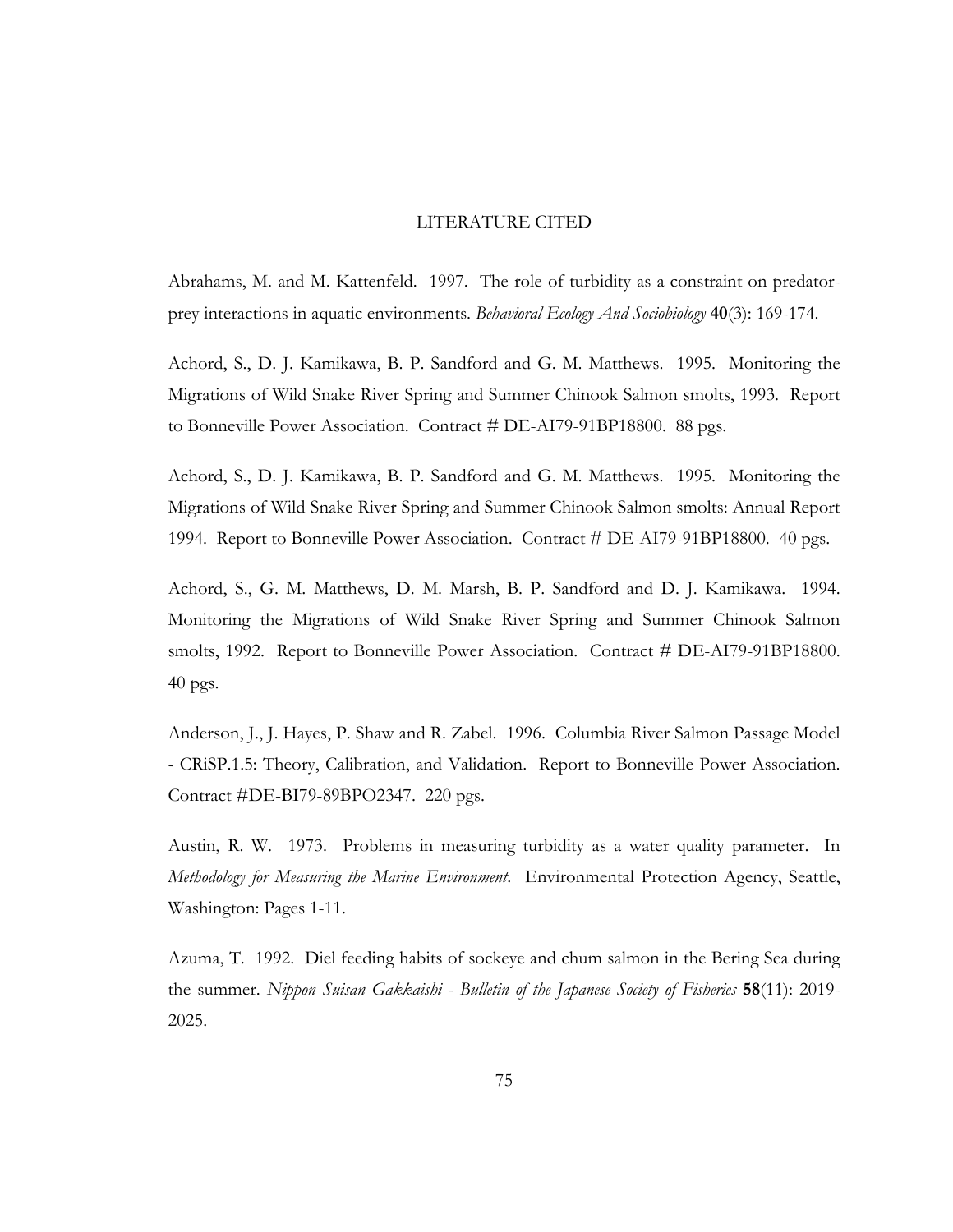# LITERATURE CITED

Abrahams, M. and M. Kattenfeld. 1997. The role of turbidity as a constraint on predator-prey interactions in aquatic environments. *Behavioral Ecology And Sociobiology* **40**(3): 169-174.

Achord, S., D. J. Kamikawa, B. P. Sandford and G. M. Matthews. 1995. Monitoring the Migrations of Wild Snake River Spring and Summer Chinook Salmon smolts, 1993. Report to Bonneville Power Association. Contract # DE-AI79-91BP18800. 88 pgs.

Achord, S., D. J. Kamikawa, B. P. Sandford and G. M. Matthews. 1995. Monitoring the Migrations of Wild Snake River Spring and Summer Chinook Salmon smolts: Annual Report 1994. Report to Bonneville Power Association. Contract # DE-AI79-91BP18800. 40 pgs.

Achord, S., G. M. Matthews, D. M. Marsh, B. P. Sandford and D. J. Kamikawa. 1994. Monitoring the Migrations of Wild Snake River Spring and Summer Chinook Salmon smolts, 1992. Report to Bonneville Power Association. Contract # DE-AI79-91BP18800. 40 pgs.

Anderson, J., J. Hayes, P. Shaw and R. Zabel. 1996. Columbia River Salmon Passage Model - CRiSP.1.5: Theory, Calibration, and Validation. Report to Bonneville Power Association. Contract #DE-BI79-89BPO2347. 220 pgs.

Austin, R. W. 1973. Problems in measuring turbidity as a water quality parameter. In *Methodology for Measuring the Marine Environment*. Environmental Protection Agency, Seattle, Washington: Pages 1-11.

Azuma, T. 1992. Diel feeding habits of sockeye and chum salmon in the Bering Sea during the summer. *Nippon Suisan Gakkaishi - Bulletin of the Japanese Society of Fisheries* **58**(11): 2019-2025.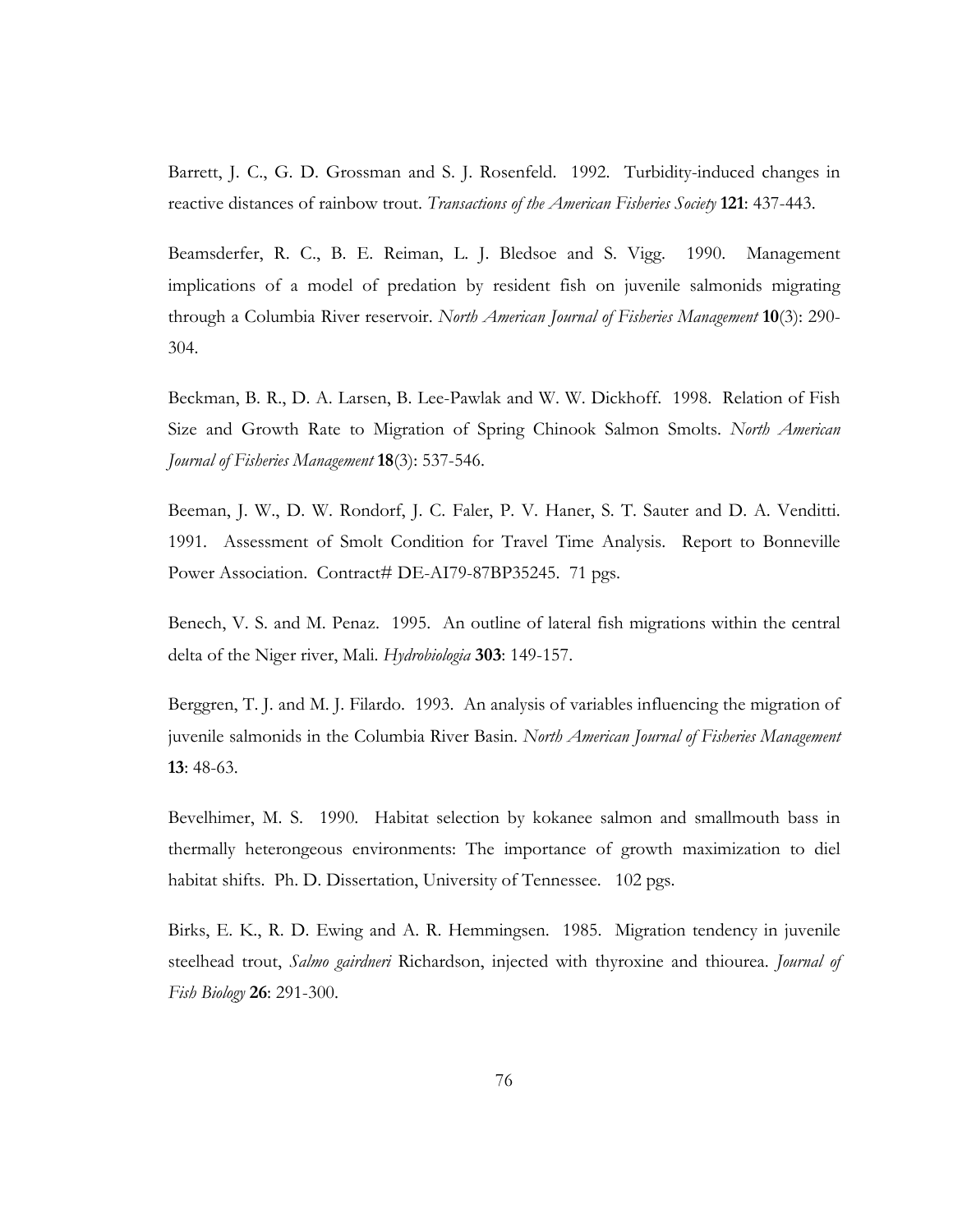Barrett, J. C., G. D. Grossman and S. J. Rosenfeld. 1992. Turbidity-induced changes in reactive distances of rainbow trout. *Transactions of the American Fisheries Society* **121**: 437-443.

Beamsderfer, R. C., B. E. Reiman, L. J. Bledsoe and S. Vigg. 1990. Management implications of a model of predation by resident fish on juvenile salmonids migrating through a Columbia River reservoir. *North American Journal of Fisheries Management* **10**(3): 290-304.

Beckman, B. R., D. A. Larsen, B. Lee-Pawlak and W. W. Dickhoff. 1998. Relation of Fish Size and Growth Rate to Migration of Spring Chinook Salmon Smolts. *North American Journal of Fisheries Management* **18**(3): 537-546.

Beeman, J. W., D. W. Rondorf, J. C. Faler, P. V. Haner, S. T. Sauter and D. A. Venditti. 1991. Assessment of Smolt Condition for Travel Time Analysis. Report to Bonneville Power Association. Contract# DE-AI79-87BP35245. 71 pgs.

Benech, V. S. and M. Penaz. 1995. An outline of lateral fish migrations within the central delta of the Niger river, Mali. *Hydrobiologia* **303**: 149-157.

Berggren, T. J. and M. J. Filardo. 1993. An analysis of variables influencing the migration of juvenile salmonids in the Columbia River Basin. *North American Journal of Fisheries Management* **13**: 48-63.

Bevelhimer, M. S. 1990. Habitat selection by kokanee salmon and smallmouth bass in thermally heterongeous environments: The importance of growth maximization to diel habitat shifts. Ph. D. Dissertation, University of Tennessee. 102 pgs.

Birks, E. K., R. D. Ewing and A. R. Hemmingsen. 1985. Migration tendency in juvenile steelhead trout, *Salmo gairdneri* Richardson, injected with thyroxine and thiourea. *Journal of Fish Biology* **26**: 291-300.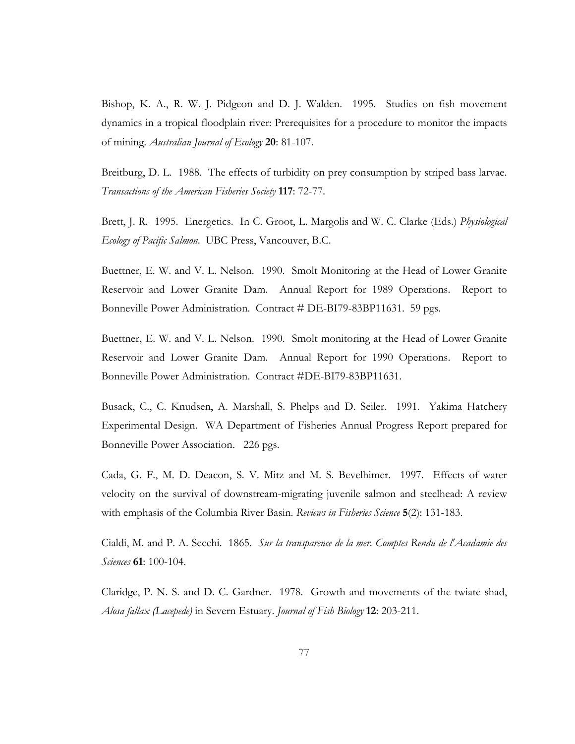Bishop, K. A., R. W. J. Pidgeon and D. J. Walden. 1995. Studies on fish movement dynamics in a tropical floodplain river: Prerequisites for a procedure to monitor the impacts of mining. *Australian Journal of Ecology* **20**: 81-107.

Breitburg, D. L. 1988. The effects of turbidity on prey consumption by striped bass larvae. *Transactions of the American Fisheries Society* **117**: 72-77.

Brett, J. R. 1995. Energetics. In C. Groot, L. Margolis and W. C. Clarke (Eds.) *Physiological Ecology of Pacific Salmon*. UBC Press, Vancouver, B.C.

Buettner, E. W. and V. L. Nelson. 1990. Smolt Monitoring at the Head of Lower Granite Reservoir and Lower Granite Dam. Annual Report for 1989 Operations. Report to Bonneville Power Administration. Contract # DE-BI79-83BP11631. 59 pgs.

Buettner, E. W. and V. L. Nelson. 1990. Smolt monitoring at the Head of Lower Granite Reservoir and Lower Granite Dam. Annual Report for 1990 Operations. Report to Bonneville Power Administration. Contract #DE-BI79-83BP11631.

Busack, C., C. Knudsen, A. Marshall, S. Phelps and D. Seiler. 1991. Yakima Hatchery Experimental Design. WA Department of Fisheries Annual Progress Report prepared for Bonneville Power Association. 226 pgs.

Cada, G. F., M. D. Deacon, S. V. Mitz and M. S. Bevelhimer. 1997. Effects of water velocity on the survival of downstream-migrating juvenile salmon and steelhead: A review with emphasis of the Columbia River Basin. *Reviews in Fisheries Science* **5**(2): 131-183.

Cialdi, M. and P. A. Secchi. 1865. *Sur la transparence de la mer*. *Comptes Rendu de l'Acadamie des Sciences* **61**: 100-104.

Claridge, P. N. S. and D. C. Gardner. 1978. Growth and movements of the twiate shad, *Alosa fallax (Lacepede)* in Severn Estuary. *Journal of Fish Biology* **12**: 203-211.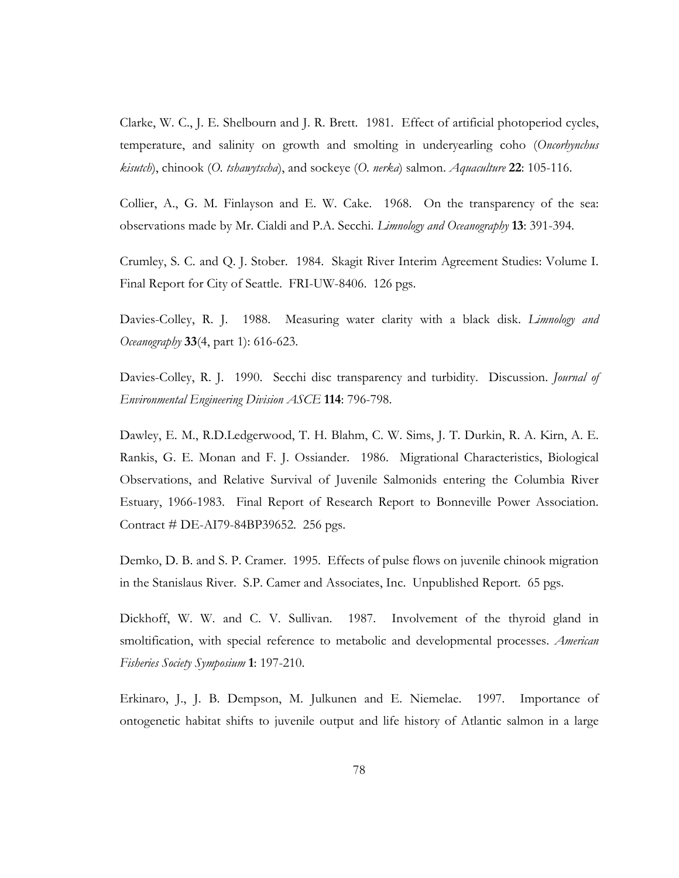Clarke, W. C., J. E. Shelbourn and J. R. Brett. 1981. Effect of artificial photoperiod cycles, temperature, and salinity on growth and smolting in underyearling coho (*Oncorhynchus kisutch*), chinook (*O. tshawytscha*), and sockeye (*O. nerka*) salmon. *Aquaculture* **22**: 105-116.

Collier, A., G. M. Finlayson and E. W. Cake. 1968. On the transparency of the sea: observations made by Mr. Cialdi and P.A. Secchi. *Limnology and Oceanography* **13**: 391-394.

Crumley, S. C. and Q. J. Stober. 1984. Skagit River Interim Agreement Studies: Volume I. Final Report for City of Seattle. FRI-UW-8406. 126 pgs.

Davies-Colley, R. J. 1988. Measuring water clarity with a black disk. *Limnology and Oceanography* **33**(4, part 1): 616-623.

Davies-Colley, R. J. 1990. Secchi disc transparency and turbidity. Discussion. *Journal of Environmental Engineering Division ASCE* **114**: 796-798.

Dawley, E. M., R.D.Ledgerwood, T. H. Blahm, C. W. Sims, J. T. Durkin, R. A. Kirn, A. E. Rankis, G. E. Monan and F. J. Ossiander. 1986. Migrational Characteristics, Biological Observations, and Relative Survival of Juvenile Salmonids entering the Columbia River Estuary, 1966-1983. Final Report of Research Report to Bonneville Power Association. Contract # DE-AI79-84BP39652. 256 pgs.

Demko, D. B. and S. P. Cramer. 1995. Effects of pulse flows on juvenile chinook migration in the Stanislaus River. S.P. Camer and Associates, Inc. Unpublished Report. 65 pgs.

Dickhoff, W. W. and C. V. Sullivan. 1987. Involvement of the thyroid gland in smoltification, with special reference to metabolic and developmental processes. *American Fisheries Society Symposium* **1**: 197-210.

Erkinaro, J., J. B. Dempson, M. Julkunen and E. Niemelae. 1997. Importance of ontogenetic habitat shifts to juvenile output and life history of Atlantic salmon in a large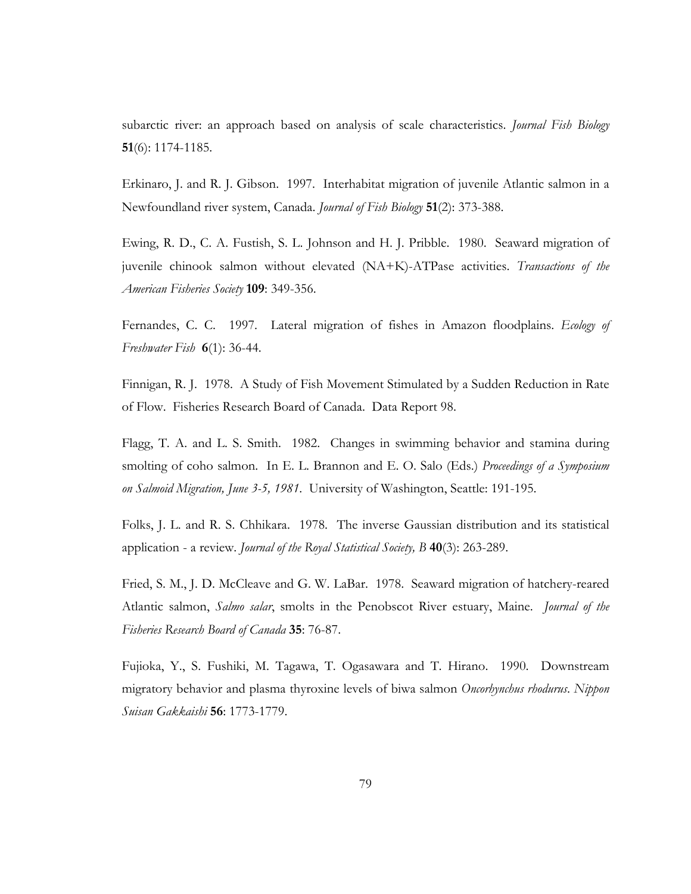subarctic river: an approach based on analysis of scale characteristics. *Journal Fish Biology* **51**(6): 1174-1185.

Erkinaro, J. and R. J. Gibson. 1997. Interhabitat migration of juvenile Atlantic salmon in a Newfoundland river system, Canada. *Journal of Fish Biology* **51**(2): 373-388.

Ewing, R. D., C. A. Fustish, S. L. Johnson and H. J. Pribble. 1980. Seaward migration of juvenile chinook salmon without elevated (NA+K)-ATPase activities. *Transactions of the American Fisheries Society* **109**: 349-356.

Fernandes, C. C. 1997. Lateral migration of fishes in Amazon floodplains. *Ecology of Freshwater Fish* **6**(1): 36-44.

Finnigan, R. J. 1978. A Study of Fish Movement Stimulated by a Sudden Reduction in Rate of Flow. Fisheries Research Board of Canada. Data Report 98.

Flagg, T. A. and L. S. Smith. 1982. Changes in swimming behavior and stamina during smolting of coho salmon. In E. L. Brannon and E. O. Salo (Eds.) *Proceedings of a Symposium on Salmoid Migration, June 3-5, 1981*. University of Washington, Seattle: 191-195.

Folks, J. L. and R. S. Chhikara. 1978. The inverse Gaussian distribution and its statistical application - a review. *Journal of the Royal Statistical Society, B* **40**(3): 263-289.

Fried, S. M., J. D. McCleave and G. W. LaBar. 1978. Seaward migration of hatchery-reared Atlantic salmon, *Salmo salar*, smolts in the Penobscot River estuary, Maine. *Journal of the Fisheries Research Board of Canada* **35**: 76-87.

Fujioka, Y., S. Fushiki, M. Tagawa, T. Ogasawara and T. Hirano. 1990. Downstream migratory behavior and plasma thyroxine levels of biwa salmon *Oncorhynchus rhodurus*. *Nippon Suisan Gakkaishi* **56**: 1773-1779.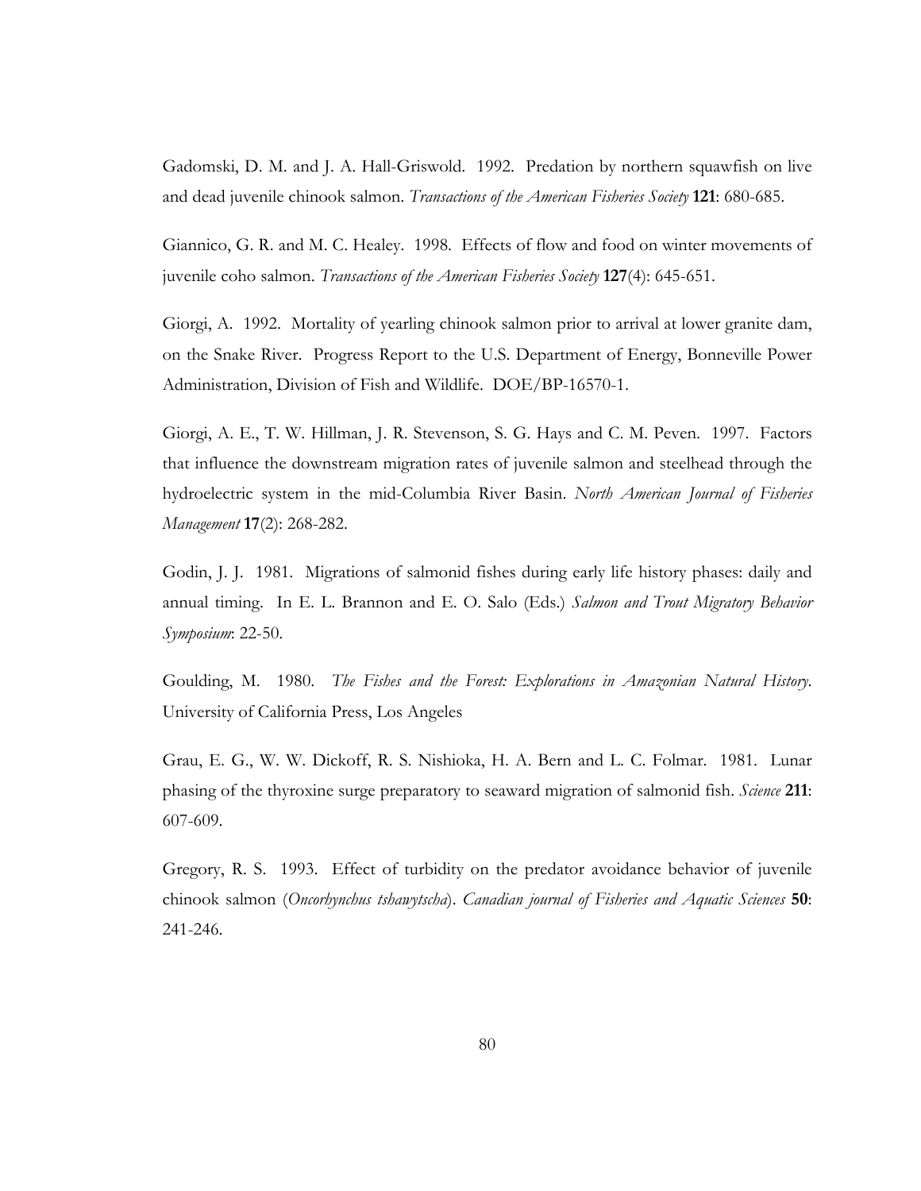Gadomski, D. M. and J. A. Hall-Griswold. 1992. Predation by northern squawfish on live and dead juvenile chinook salmon. *Transactions of the American Fisheries Society* **121**: 680-685.

Giannico, G. R. and M. C. Healey. 1998. Effects of flow and food on winter movements of juvenile coho salmon. *Transactions of the American Fisheries Society* **127**(4): 645-651.

Giorgi, A. 1992. Mortality of yearling chinook salmon prior to arrival at lower granite dam, on the Snake River. Progress Report to the U.S. Department of Energy, Bonneville Power Administration, Division of Fish and Wildlife. DOE/BP-16570-1.

Giorgi, A. E., T. W. Hillman, J. R. Stevenson, S. G. Hays and C. M. Peven. 1997. Factors that influence the downstream migration rates of juvenile salmon and steelhead through the hydroelectric system in the mid-Columbia River Basin. *North American Journal of Fisheries Management* **17**(2): 268-282.

Godin, J. J. 1981. Migrations of salmonid fishes during early life history phases: daily and annual timing. In E. L. Brannon and E. O. Salo (Eds.) *Salmon and Trout Migratory Behavior Symposium*: 22-50.

Goulding, M. 1980. *The Fishes and the Forest: Explorations in Amazonian Natural History*. University of California Press, Los Angeles

Grau, E. G., W. W. Dickoff, R. S. Nishioka, H. A. Bern and L. C. Folmar. 1981. Lunar phasing of the thyroxine surge preparatory to seaward migration of salmonid fish. *Science* **211**: 607-609.

Gregory, R. S. 1993. Effect of turbidity on the predator avoidance behavior of juvenile chinook salmon (*Oncorhynchus tshawytscha*). *Canadian journal of Fisheries and Aquatic Sciences* **50**: 241-246.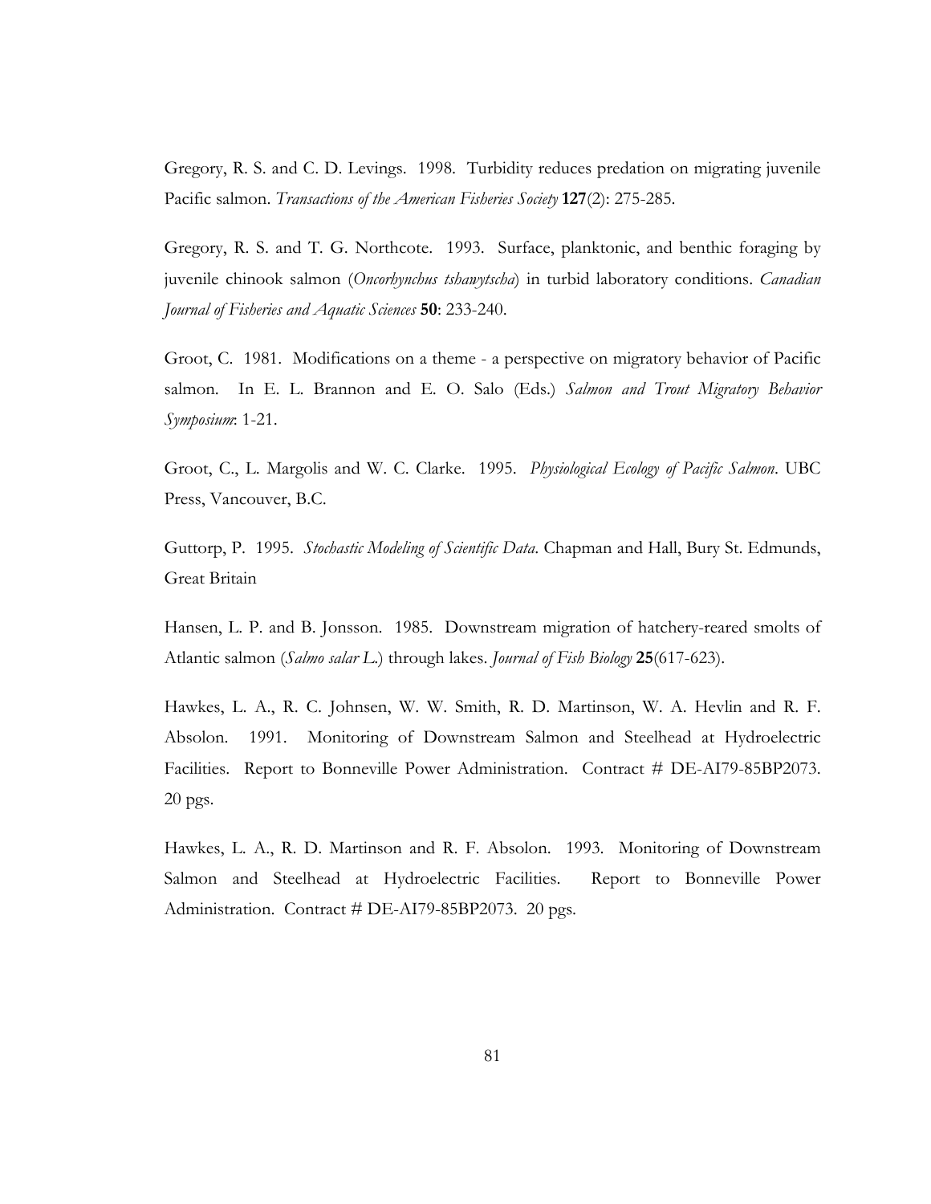Gregory, R. S. and C. D. Levings. 1998. Turbidity reduces predation on migrating juvenile Pacific salmon. *Transactions of the American Fisheries Society* **127**(2): 275-285.

Gregory, R. S. and T. G. Northcote. 1993. Surface, planktonic, and benthic foraging by juvenile chinook salmon (*Oncorhynchus tshawytscha*) in turbid laboratory conditions. *Canadian Journal of Fisheries and Aquatic Sciences* **50**: 233-240.

Groot, C. 1981. Modifications on a theme - a perspective on migratory behavior of Pacific salmon. In E. L. Brannon and E. O. Salo (Eds.) *Salmon and Trout Migratory Behavior Symposium*: 1-21.

Groot, C., L. Margolis and W. C. Clarke. 1995. *Physiological Ecology of Pacific Salmon*. UBC Press, Vancouver, B.C.

Guttorp, P. 1995. *Stochastic Modeling of Scientific Data*. Chapman and Hall, Bury St. Edmunds, Great Britain

Hansen, L. P. and B. Jonsson. 1985. Downstream migration of hatchery-reared smolts of Atlantic salmon (*Salmo salar L.*) through lakes. *Journal of Fish Biology* **25**(617-623).

Hawkes, L. A., R. C. Johnsen, W. W. Smith, R. D. Martinson, W. A. Hevlin and R. F. Absolon. 1991. Monitoring of Downstream Salmon and Steelhead at Hydroelectric Facilities. Report to Bonneville Power Administration. Contract # DE-AI79-85BP2073. 20 pgs.

Hawkes, L. A., R. D. Martinson and R. F. Absolon. 1993. Monitoring of Downstream Salmon and Steelhead at Hydroelectric Facilities. Report to Bonneville Power Administration. Contract # DE-AI79-85BP2073. 20 pgs.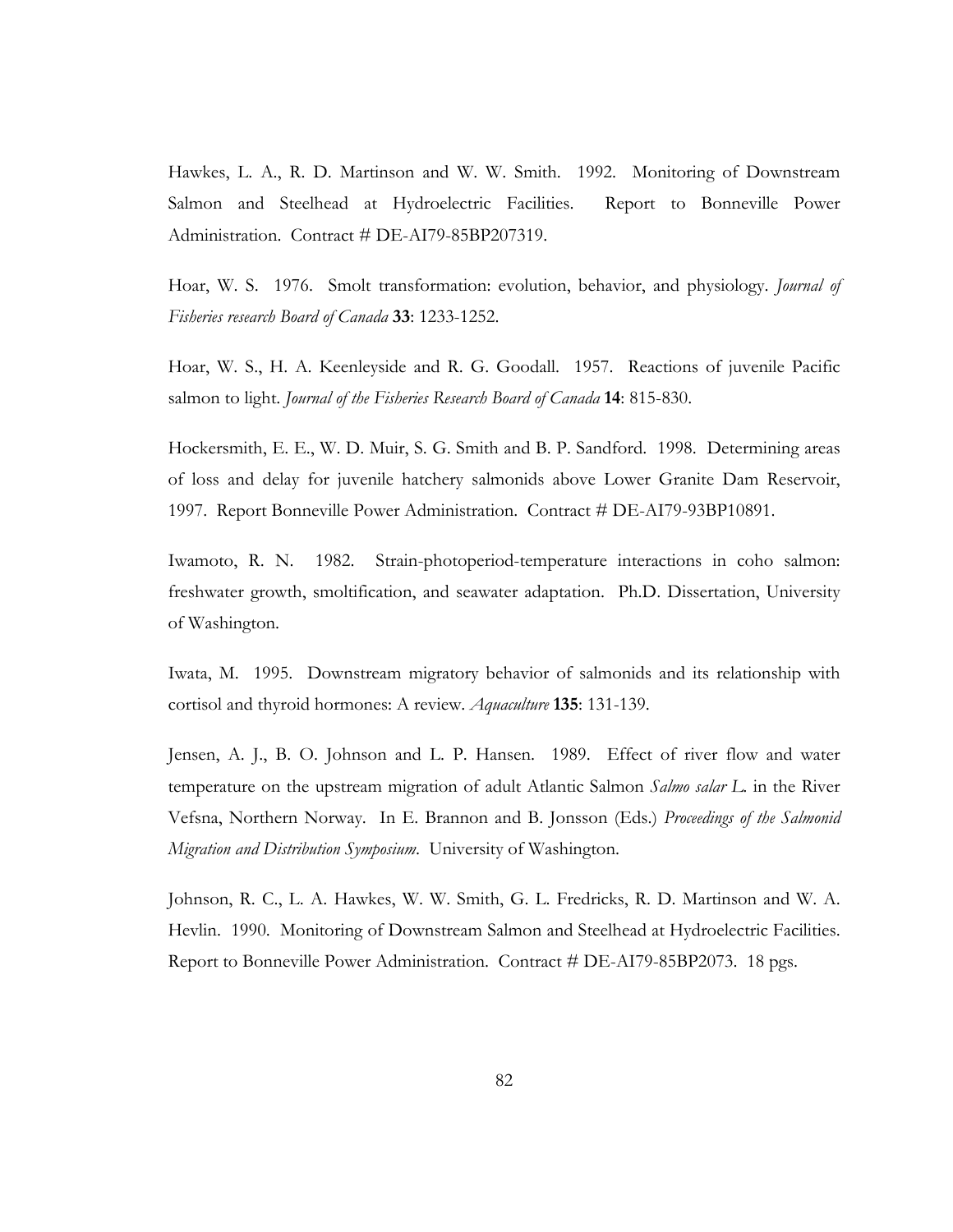Hawkes, L. A., R. D. Martinson and W. W. Smith. 1992. Monitoring of Downstream Salmon and Steelhead at Hydroelectric Facilities. Report to Bonneville Power Administration. Contract # DE-AI79-85BP207319.

Hoar, W. S. 1976. Smolt transformation: evolution, behavior, and physiology. *Journal of Fisheries research Board of Canada* **33**: 1233-1252.

Hoar, W. S., H. A. Keenleyside and R. G. Goodall. 1957. Reactions of juvenile Pacific salmon to light. *Journal of the Fisheries Research Board of Canada* **14**: 815-830.

Hockersmith, E. E., W. D. Muir, S. G. Smith and B. P. Sandford. 1998. Determining areas of loss and delay for juvenile hatchery salmonids above Lower Granite Dam Reservoir, 1997. Report Bonneville Power Administration. Contract # DE-AI79-93BP10891.

Iwamoto, R. N. 1982. Strain-photoperiod-temperature interactions in coho salmon: freshwater growth, smoltification, and seawater adaptation. Ph.D. Dissertation, University of Washington.

Iwata, M. 1995. Downstream migratory behavior of salmonids and its relationship with cortisol and thyroid hormones: A review. *Aquaculture* **135**: 131-139.

Jensen, A. J., B. O. Johnson and L. P. Hansen. 1989. Effect of river flow and water temperature on the upstream migration of adult Atlantic Salmon *Salmo salar L.* in the River Vefsna, Northern Norway. In E. Brannon and B. Jonsson (Eds.) *Proceedings of the Salmonid Migration and Distribution Symposium*. University of Washington.

Johnson, R. C., L. A. Hawkes, W. W. Smith, G. L. Fredricks, R. D. Martinson and W. A. Hevlin. 1990. Monitoring of Downstream Salmon and Steelhead at Hydroelectric Facilities. Report to Bonneville Power Administration. Contract # DE-AI79-85BP2073. 18 pgs.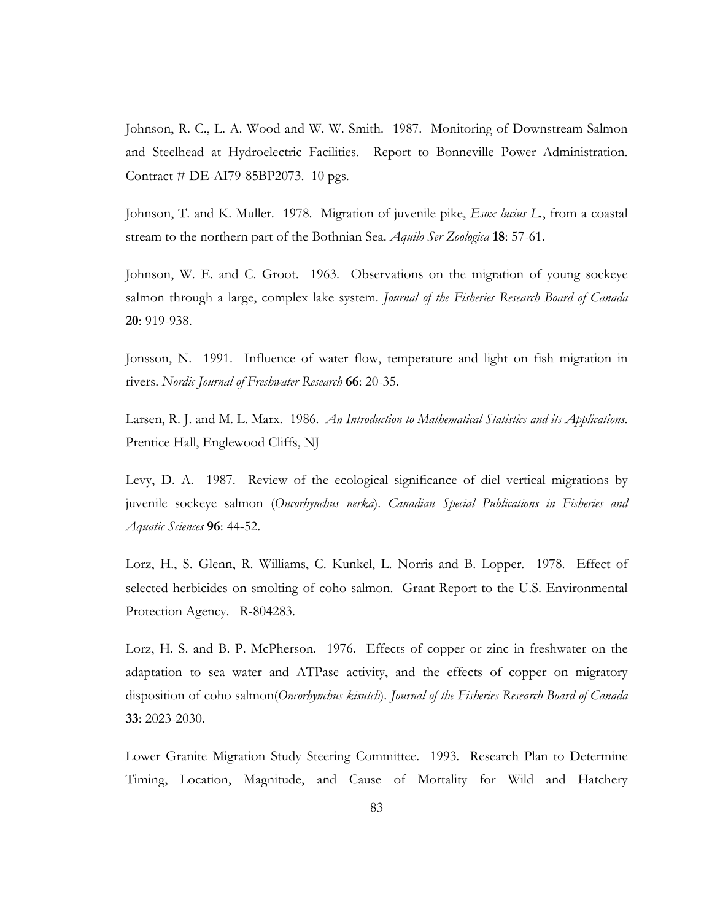Johnson, R. C., L. A. Wood and W. W. Smith. 1987. Monitoring of Downstream Salmon and Steelhead at Hydroelectric Facilities. Report to Bonneville Power Administration. Contract # DE-AI79-85BP2073. 10 pgs.

Johnson, T. and K. Muller. 1978. Migration of juvenile pike, *Esox lucius L.*, from a coastal stream to the northern part of the Bothnian Sea. *Aquilo Ser Zoologica* **18**: 57-61.

Johnson, W. E. and C. Groot. 1963. Observations on the migration of young sockeye salmon through a large, complex lake system. *Journal of the Fisheries Research Board of Canada* **20**: 919-938.

Jonsson, N. 1991. Influence of water flow, temperature and light on fish migration in rivers. *Nordic Journal of Freshwater Research* **66**: 20-35.

Larsen, R. J. and M. L. Marx. 1986. *An Introduction to Mathematical Statistics and its Applications*. Prentice Hall, Englewood Cliffs, NJ

Levy, D. A. 1987. Review of the ecological significance of diel vertical migrations by juvenile sockeye salmon (*Oncorhynchus nerka*). *Canadian Special Publications in Fisheries and Aquatic Sciences* **96**: 44-52.

Lorz, H., S. Glenn, R. Williams, C. Kunkel, L. Norris and B. Lopper. 1978. Effect of selected herbicides on smolting of coho salmon. Grant Report to the U.S. Environmental Protection Agency. R-804283.

Lorz, H. S. and B. P. McPherson. 1976. Effects of copper or zinc in freshwater on the adaptation to sea water and ATPase activity, and the effects of copper on migratory disposition of coho salmon(*Oncorhynchus kisutch*). *Journal of the Fisheries Research Board of Canada* **33**: 2023-2030.

Lower Granite Migration Study Steering Committee. 1993. Research Plan to Determine Timing, Location, Magnitude, and Cause of Mortality for Wild and Hatchery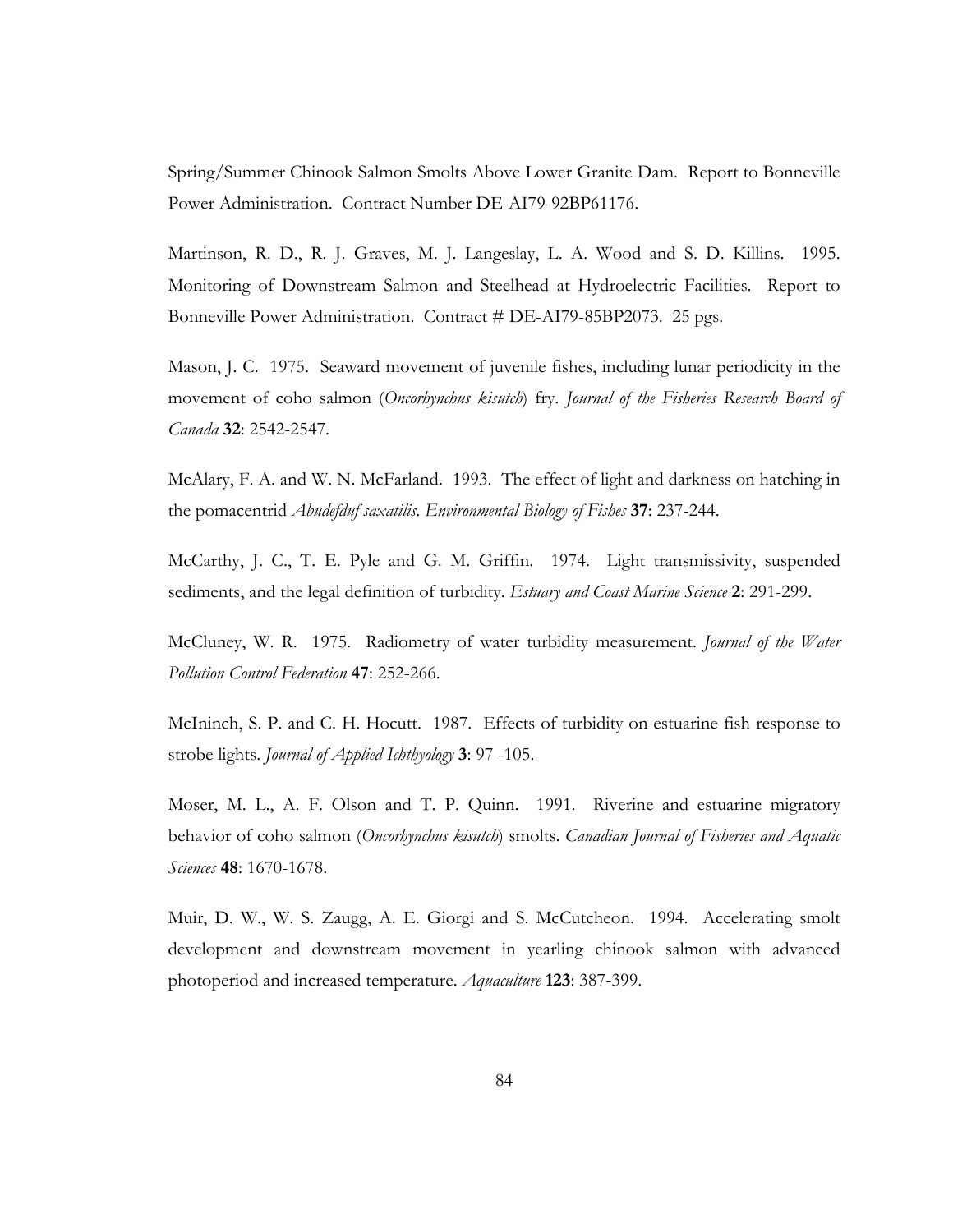Spring/Summer Chinook Salmon Smolts Above Lower Granite Dam. Report to Bonneville Power Administration. Contract Number DE-AI79-92BP61176.

Martinson, R. D., R. J. Graves, M. J. Langeslay, L. A. Wood and S. D. Killins. 1995. Monitoring of Downstream Salmon and Steelhead at Hydroelectric Facilities. Report to Bonneville Power Administration. Contract # DE-AI79-85BP2073. 25 pgs.

Mason, J. C. 1975. Seaward movement of juvenile fishes, including lunar periodicity in the movement of coho salmon (*Oncorhynchus kisutch*) fry. *Journal of the Fisheries Research Board of Canada* **32**: 2542-2547.

McAlary, F. A. and W. N. McFarland. 1993. The effect of light and darkness on hatching in the pomacentrid *Abudefduf saxatilis*. *Environmental Biology of Fishes* **37**: 237-244.

McCarthy, J. C., T. E. Pyle and G. M. Griffin. 1974. Light transmissivity, suspended sediments, and the legal definition of turbidity. *Estuary and Coast Marine Science* **2**: 291-299.

McCluney, W. R. 1975. Radiometry of water turbidity measurement. *Journal of the Water Pollution Control Federation* **47**: 252-266.

McIninch, S. P. and C. H. Hocutt. 1987. Effects of turbidity on estuarine fish response to strobe lights. *Journal of Applied Ichthyology* **3**: 97 -105.

Moser, M. L., A. F. Olson and T. P. Quinn. 1991. Riverine and estuarine migratory behavior of coho salmon (*Oncorhynchus kisutch*) smolts. *Canadian Journal of Fisheries and Aquatic Sciences* **48**: 1670-1678.

Muir, D. W., W. S. Zaugg, A. E. Giorgi and S. McCutcheon. 1994. Accelerating smolt development and downstream movement in yearling chinook salmon with advanced photoperiod and increased temperature. *Aquaculture* **123**: 387-399.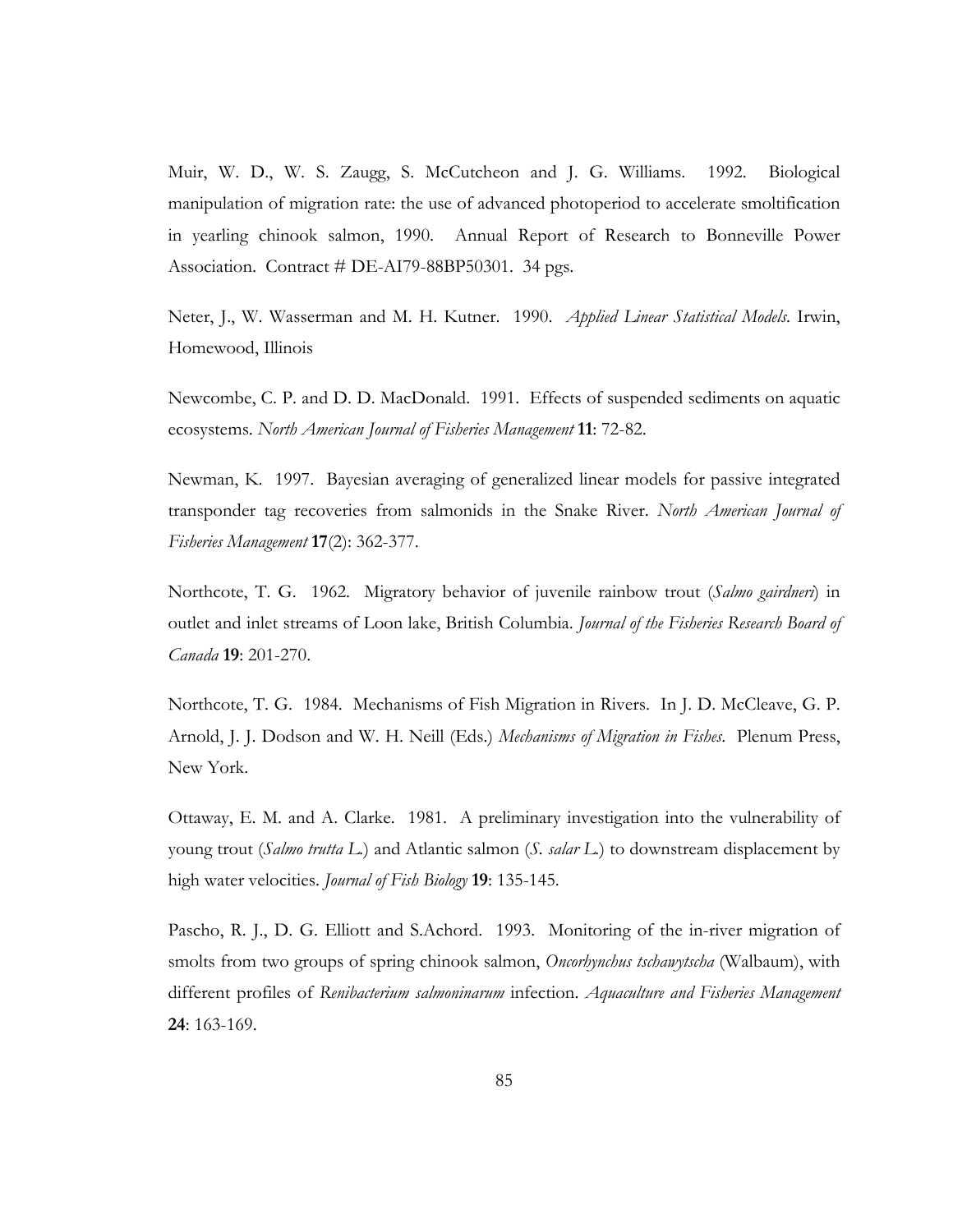Muir, W. D., W. S. Zaugg, S. McCutcheon and J. G. Williams. 1992. Biological manipulation of migration rate: the use of advanced photoperiod to accelerate smoltification in yearling chinook salmon, 1990. Annual Report of Research to Bonneville Power Association. Contract # DE-AI79-88BP50301. 34 pgs.

Neter, J., W. Wasserman and M. H. Kutner. 1990. *Applied Linear Statistical Models*. Irwin, Homewood, Illinois

Newcombe, C. P. and D. D. MacDonald. 1991. Effects of suspended sediments on aquatic ecosystems. *North American Journal of Fisheries Management* **11**: 72-82.

Newman, K. 1997. Bayesian averaging of generalized linear models for passive integrated transponder tag recoveries from salmonids in the Snake River. *North American Journal of Fisheries Management* **17**(2): 362-377.

Northcote, T. G. 1962. Migratory behavior of juvenile rainbow trout (*Salmo gairdneri*) in outlet and inlet streams of Loon lake, British Columbia. *Journal of the Fisheries Research Board of Canada* **19**: 201-270.

Northcote, T. G. 1984. Mechanisms of Fish Migration in Rivers. In J. D. McCleave, G. P. Arnold, J. J. Dodson and W. H. Neill (Eds.) *Mechanisms of Migration in Fishes*. Plenum Press, New York.

Ottaway, E. M. and A. Clarke. 1981. A preliminary investigation into the vulnerability of young trout (*Salmo trutta L.*) and Atlantic salmon (*S. salar L.*) to downstream displacement by high water velocities. *Journal of Fish Biology* **19**: 135-145.

Pascho, R. J., D. G. Elliott and S.Achord. 1993. Monitoring of the in-river migration of smolts from two groups of spring chinook salmon, *Oncorhynchus tschawytscha* (Walbaum), with different profiles of *Renibacterium salmoninarum* infection. *Aquaculture and Fisheries Management* **24**: 163-169.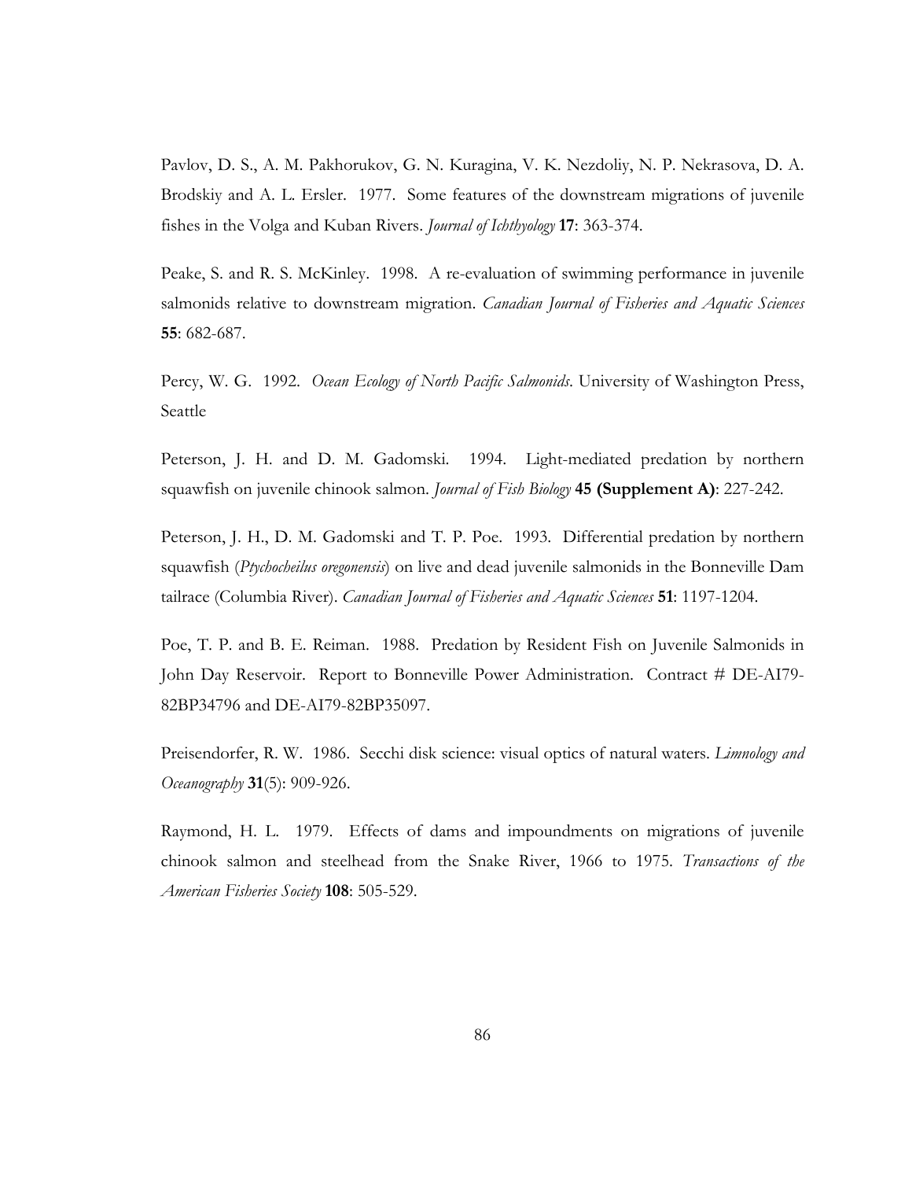Pavlov, D. S., A. M. Pakhorukov, G. N. Kuragina, V. K. Nezdoliy, N. P. Nekrasova, D. A. Brodskiy and A. L. Ersler. 1977. Some features of the downstream migrations of juvenile fishes in the Volga and Kuban Rivers. *Journal of Ichthyology* **17**: 363-374.

Peake, S. and R. S. McKinley. 1998. A re-evaluation of swimming performance in juvenile salmonids relative to downstream migration. *Canadian Journal of Fisheries and Aquatic Sciences* **55**: 682-687.

Percy, W. G. 1992. *Ocean Ecology of North Pacific Salmonids*. University of Washington Press, Seattle

Peterson, J. H. and D. M. Gadomski. 1994. Light-mediated predation by northern squawfish on juvenile chinook salmon. *Journal of Fish Biology* **45 (Supplement A)**: 227-242.

Peterson, J. H., D. M. Gadomski and T. P. Poe. 1993. Differential predation by northern squawfish (*Ptychocheilus oregonensis*) on live and dead juvenile salmonids in the Bonneville Dam tailrace (Columbia River). *Canadian Journal of Fisheries and Aquatic Sciences* **51**: 1197-1204.

Poe, T. P. and B. E. Reiman. 1988. Predation by Resident Fish on Juvenile Salmonids in John Day Reservoir. Report to Bonneville Power Administration. Contract # DE-AI79-82BP34796 and DE-AI79-82BP35097.

Preisendorfer, R. W. 1986. Secchi disk science: visual optics of natural waters. *Limnology and Oceanography* **31**(5): 909-926.

Raymond, H. L. 1979. Effects of dams and impoundments on migrations of juvenile chinook salmon and steelhead from the Snake River, 1966 to 1975. *Transactions of the American Fisheries Society* **108**: 505-529.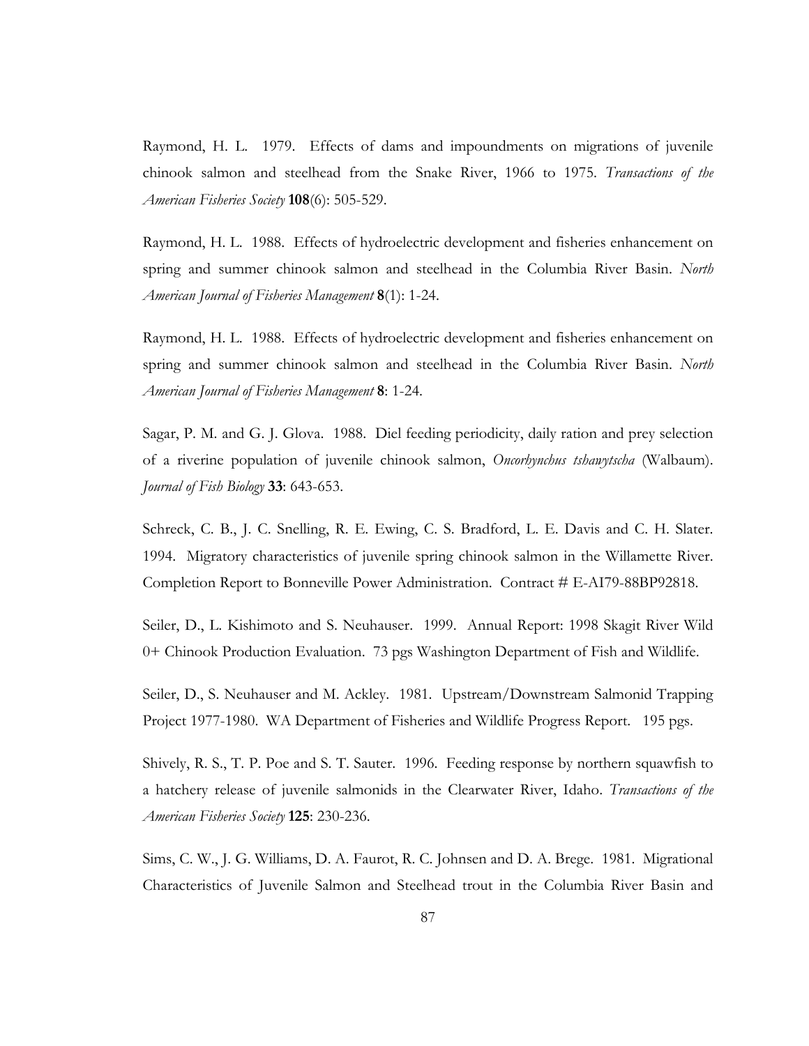Raymond, H. L. 1979. Effects of dams and impoundments on migrations of juvenile chinook salmon and steelhead from the Snake River, 1966 to 1975. *Transactions of the American Fisheries Society* **108**(6): 505-529.

Raymond, H. L. 1988. Effects of hydroelectric development and fisheries enhancement on spring and summer chinook salmon and steelhead in the Columbia River Basin. *North American Journal of Fisheries Management* **8**(1): 1-24.

Raymond, H. L. 1988. Effects of hydroelectric development and fisheries enhancement on spring and summer chinook salmon and steelhead in the Columbia River Basin. *North American Journal of Fisheries Management* **8**: 1-24.

Sagar, P. M. and G. J. Glova. 1988. Diel feeding periodicity, daily ration and prey selection of a riverine population of juvenile chinook salmon, *Oncorhynchus tshawytscha* (Walbaum). *Journal of Fish Biology* **33**: 643-653.

Schreck, C. B., J. C. Snelling, R. E. Ewing, C. S. Bradford, L. E. Davis and C. H. Slater. 1994. Migratory characteristics of juvenile spring chinook salmon in the Willamette River. Completion Report to Bonneville Power Administration. Contract # E-AI79-88BP92818.

Seiler, D., L. Kishimoto and S. Neuhauser. 1999. Annual Report: 1998 Skagit River Wild 0+ Chinook Production Evaluation. 73 pgs Washington Department of Fish and Wildlife.

Seiler, D., S. Neuhauser and M. Ackley. 1981. Upstream/Downstream Salmonid Trapping Project 1977-1980. WA Department of Fisheries and Wildlife Progress Report. 195 pgs.

Shively, R. S., T. P. Poe and S. T. Sauter. 1996. Feeding response by northern squawfish to a hatchery release of juvenile salmonids in the Clearwater River, Idaho. *Transactions of the American Fisheries Society* **125**: 230-236.

Sims, C. W., J. G. Williams, D. A. Faurot, R. C. Johnsen and D. A. Brege. 1981. Migrational Characteristics of Juvenile Salmon and Steelhead trout in the Columbia River Basin and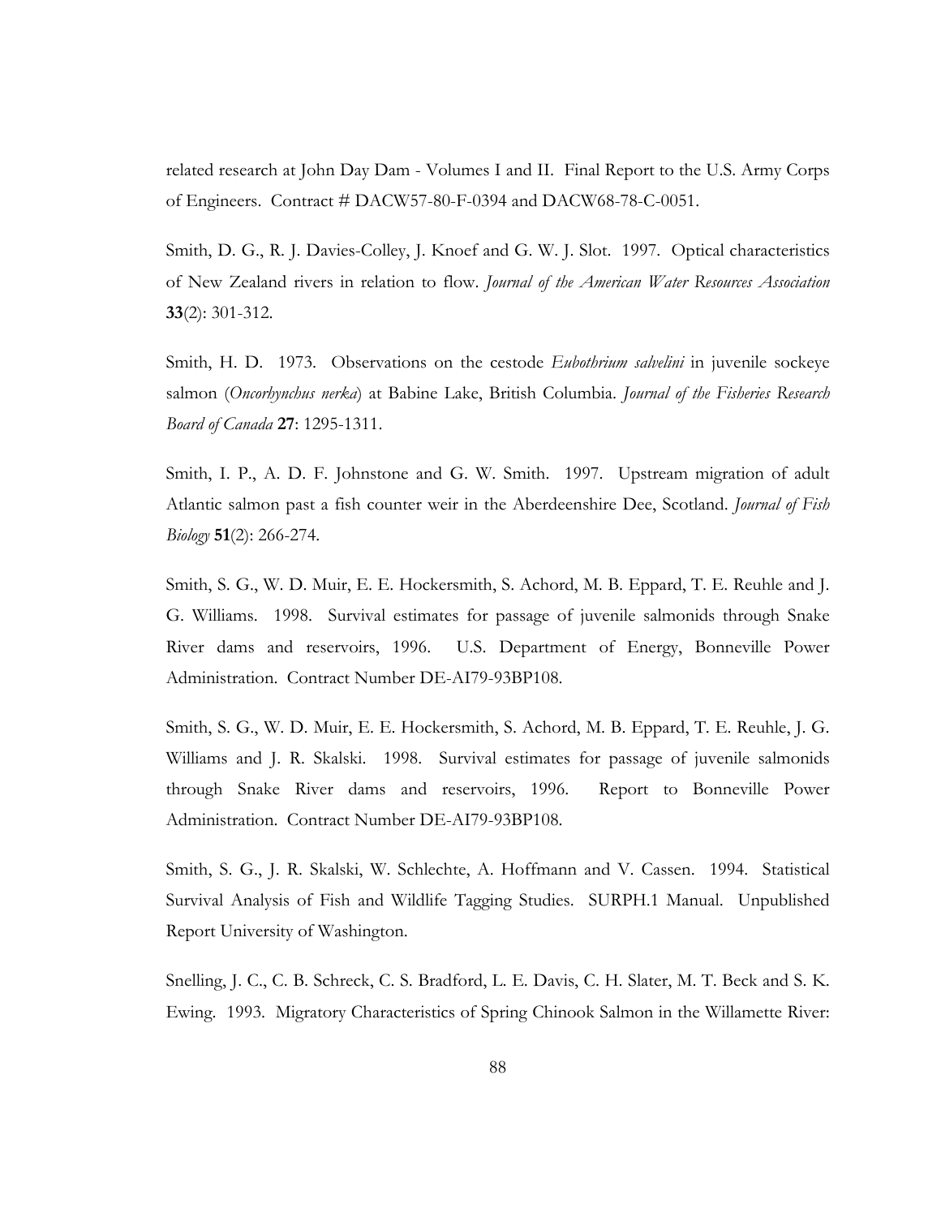related research at John Day Dam - Volumes I and II. Final Report to the U.S. Army Corps of Engineers. Contract # DACW57-80-F-0394 and DACW68-78-C-0051.

Smith, D. G., R. J. Davies-Colley, J. Knoef and G. W. J. Slot. 1997. Optical characteristics of New Zealand rivers in relation to flow. *Journal of the American Water Resources Association* **33**(2): 301-312.

Smith, H. D. 1973. Observations on the cestode *Eubothrium salvelini* in juvenile sockeye salmon (*Oncorhynchus nerka*) at Babine Lake, British Columbia. *Journal of the Fisheries Research Board of Canada* **27**: 1295-1311.

Smith, I. P., A. D. F. Johnstone and G. W. Smith. 1997. Upstream migration of adult Atlantic salmon past a fish counter weir in the Aberdeenshire Dee, Scotland. *Journal of Fish Biology* **51**(2): 266-274.

Smith, S. G., W. D. Muir, E. E. Hockersmith, S. Achord, M. B. Eppard, T. E. Reuhle and J. G. Williams. 1998. Survival estimates for passage of juvenile salmonids through Snake River dams and reservoirs, 1996. U.S. Department of Energy, Bonneville Power Administration. Contract Number DE-AI79-93BP108.

Smith, S. G., W. D. Muir, E. E. Hockersmith, S. Achord, M. B. Eppard, T. E. Reuhle, J. G. Williams and J. R. Skalski. 1998. Survival estimates for passage of juvenile salmonids through Snake River dams and reservoirs, 1996. Report to Bonneville Power Administration. Contract Number DE-AI79-93BP108.

Smith, S. G., J. R. Skalski, W. Schlechte, A. Hoffmann and V. Cassen. 1994. Statistical Survival Analysis of Fish and Wildlife Tagging Studies. SURPH.1 Manual. Unpublished Report University of Washington.

Snelling, J. C., C. B. Schreck, C. S. Bradford, L. E. Davis, C. H. Slater, M. T. Beck and S. K. Ewing. 1993. Migratory Characteristics of Spring Chinook Salmon in the Willamette River: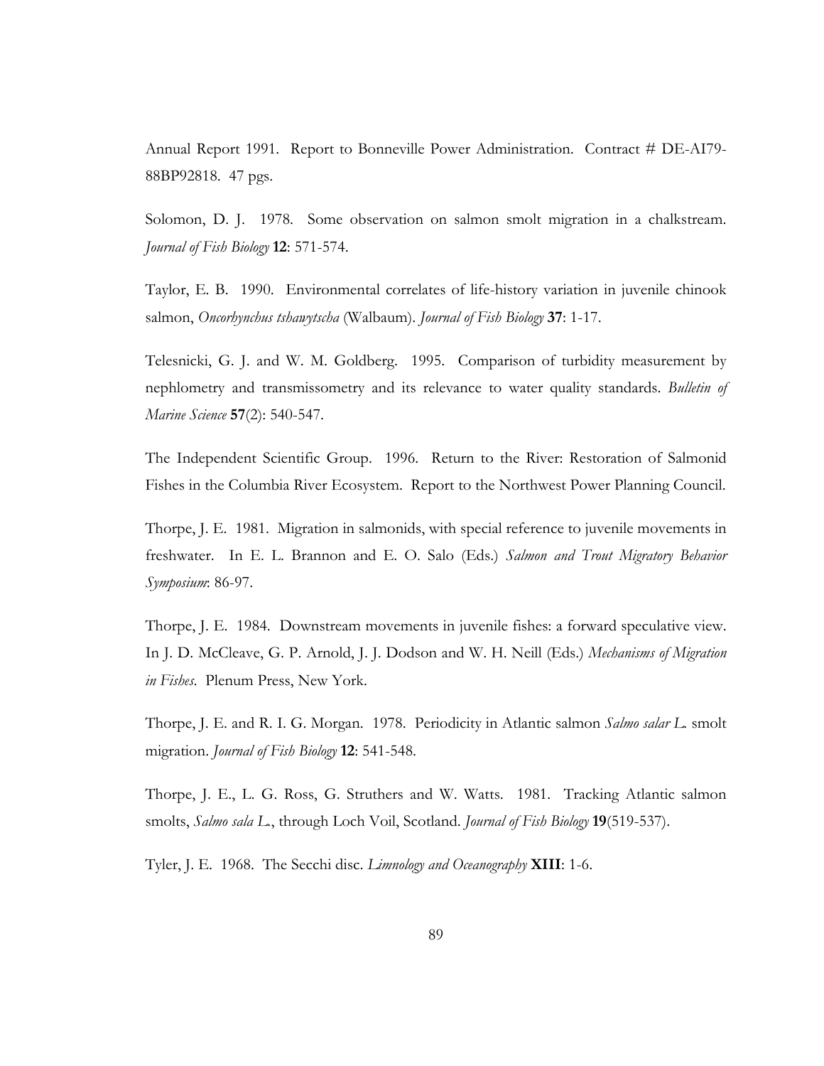Annual Report 1991. Report to Bonneville Power Administration. Contract # DE-AI79-88BP92818. 47 pgs.

Solomon, D. J. 1978. Some observation on salmon smolt migration in a chalkstream. *Journal of Fish Biology* **12**: 571-574.

Taylor, E. B. 1990. Environmental correlates of life-history variation in juvenile chinook salmon, *Oncorhynchus tshawytscha* (Walbaum). *Journal of Fish Biology* **37**: 1-17.

Telesnicki, G. J. and W. M. Goldberg. 1995. Comparison of turbidity measurement by nephlometry and transmissometry and its relevance to water quality standards. *Bulletin of Marine Science* **57**(2): 540-547.

The Independent Scientific Group. 1996. Return to the River: Restoration of Salmonid Fishes in the Columbia River Ecosystem. Report to the Northwest Power Planning Council.

Thorpe, J. E. 1981. Migration in salmonids, with special reference to juvenile movements in freshwater. In E. L. Brannon and E. O. Salo (Eds.) *Salmon and Trout Migratory Behavior Symposium*: 86-97.

Thorpe, J. E. 1984. Downstream movements in juvenile fishes: a forward speculative view. In J. D. McCleave, G. P. Arnold, J. J. Dodson and W. H. Neill (Eds.) *Mechanisms of Migration in Fishes*. Plenum Press, New York.

Thorpe, J. E. and R. I. G. Morgan. 1978. Periodicity in Atlantic salmon *Salmo salar L.* smolt migration. *Journal of Fish Biology* **12**: 541-548.

Thorpe, J. E., L. G. Ross, G. Struthers and W. Watts. 1981. Tracking Atlantic salmon smolts, *Salmo sala L.*, through Loch Voil, Scotland. *Journal of Fish Biology* **19**(519-537).

Tyler, J. E. 1968. The Secchi disc. *Limnology and Oceanography* **XIII**: 1-6.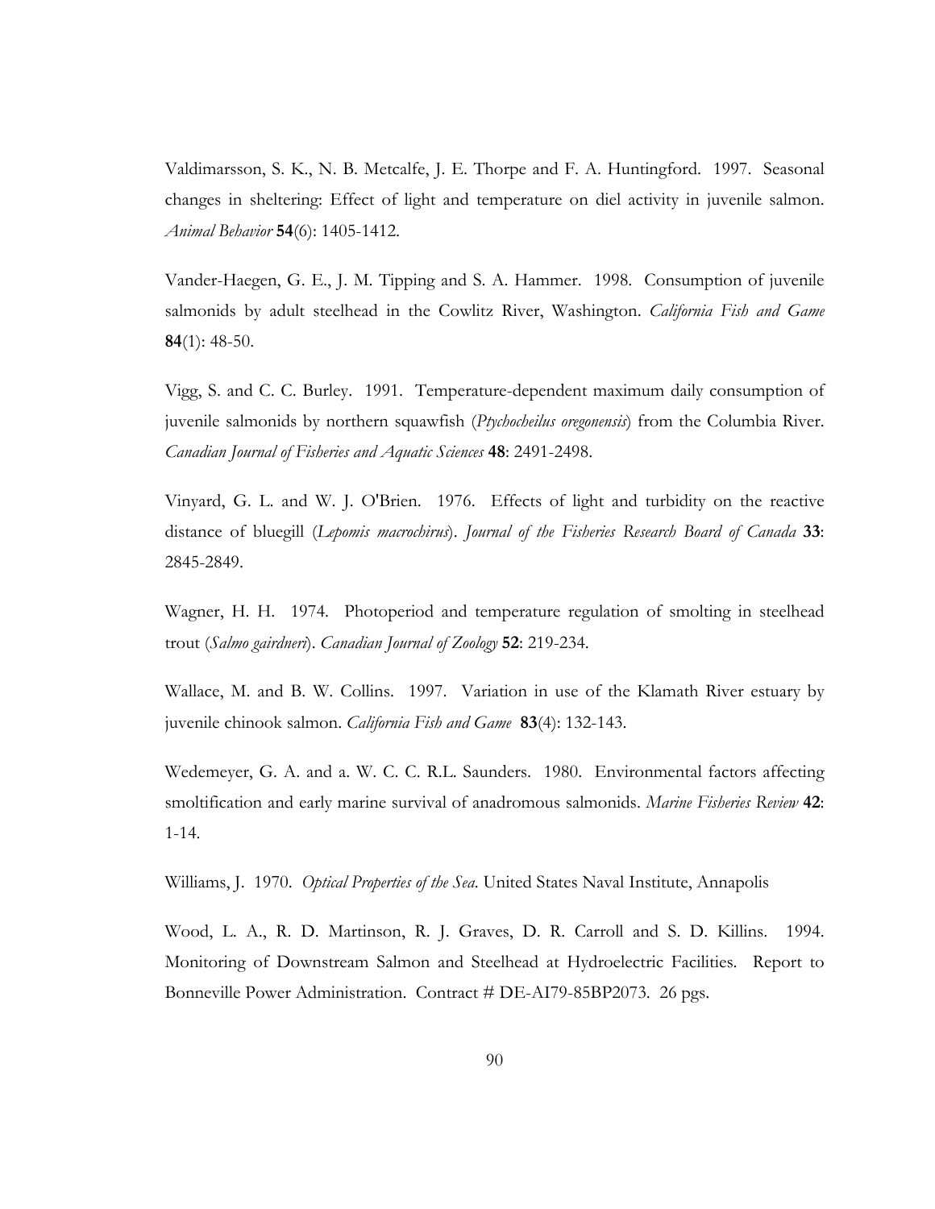Valdimarsson, S. K., N. B. Metcalfe, J. E. Thorpe and F. A. Huntingford. 1997. Seasonal changes in sheltering: Effect of light and temperature on diel activity in juvenile salmon. *Animal Behavior* **54**(6): 1405-1412.

Vander-Haegen, G. E., J. M. Tipping and S. A. Hammer. 1998. Consumption of juvenile salmonids by adult steelhead in the Cowlitz River, Washington. *California Fish and Game* **84**(1): 48-50.

Vigg, S. and C. C. Burley. 1991. Temperature-dependent maximum daily consumption of juvenile salmonids by northern squawfish (*Ptychocheilus oregonensis*) from the Columbia River. *Canadian Journal of Fisheries and Aquatic Sciences* **48**: 2491-2498.

Vinyard, G. L. and W. J. O'Brien. 1976. Effects of light and turbidity on the reactive distance of bluegill (*Lepomis macrochirus*). *Journal of the Fisheries Research Board of Canada* **33**: 2845-2849.

Wagner, H. H. 1974. Photoperiod and temperature regulation of smolting in steelhead trout (*Salmo gairdneri*). *Canadian Journal of Zoology* **52**: 219-234.

Wallace, M. and B. W. Collins. 1997. Variation in use of the Klamath River estuary by juvenile chinook salmon. *California Fish and Game* **83**(4): 132-143.

Wedemeyer, G. A. and a. W. C. C. R.L. Saunders. 1980. Environmental factors affecting smoltification and early marine survival of anadromous salmonids. *Marine Fisheries Review* **42**: 1-14.

Williams, J. 1970. *Optical Properties of the Sea.* United States Naval Institute, Annapolis

Wood, L. A., R. D. Martinson, R. J. Graves, D. R. Carroll and S. D. Killins. 1994. Monitoring of Downstream Salmon and Steelhead at Hydroelectric Facilities. Report to Bonneville Power Administration. Contract # DE-AI79-85BP2073. 26 pgs.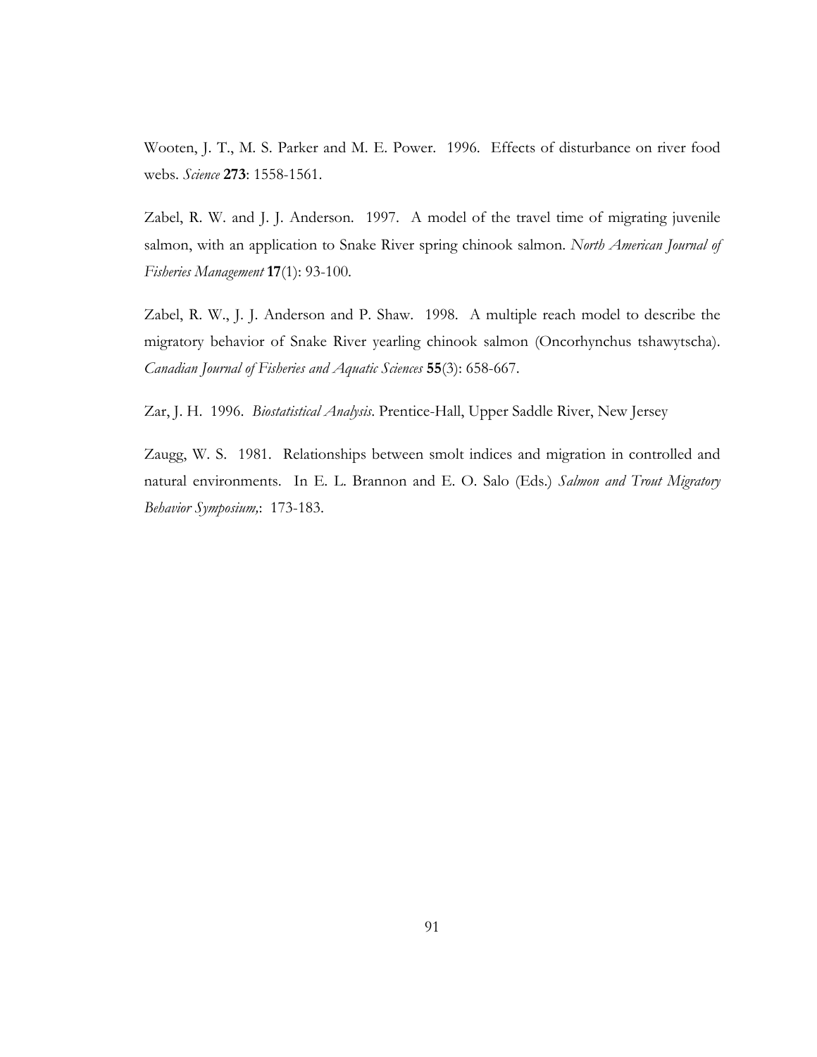Wooten, J. T., M. S. Parker and M. E. Power. 1996. Effects of disturbance on river food webs. *Science* **273**: 1558-1561.

Zabel, R. W. and J. J. Anderson. 1997. A model of the travel time of migrating juvenile salmon, with an application to Snake River spring chinook salmon. *North American Journal of Fisheries Management* **17**(1): 93-100.

Zabel, R. W., J. J. Anderson and P. Shaw. 1998. A multiple reach model to describe the migratory behavior of Snake River yearling chinook salmon (Oncorhynchus tshawytscha). *Canadian Journal of Fisheries and Aquatic Sciences* **55**(3): 658-667.

Zar, J. H. 1996. *Biostatistical Analysis*. Prentice-Hall, Upper Saddle River, New Jersey

Zaugg, W. S. 1981. Relationships between smolt indices and migration in controlled and natural environments. In E. L. Brannon and E. O. Salo (Eds.) *Salmon and Trout Migratory Behavior Symposium,*: 173-183.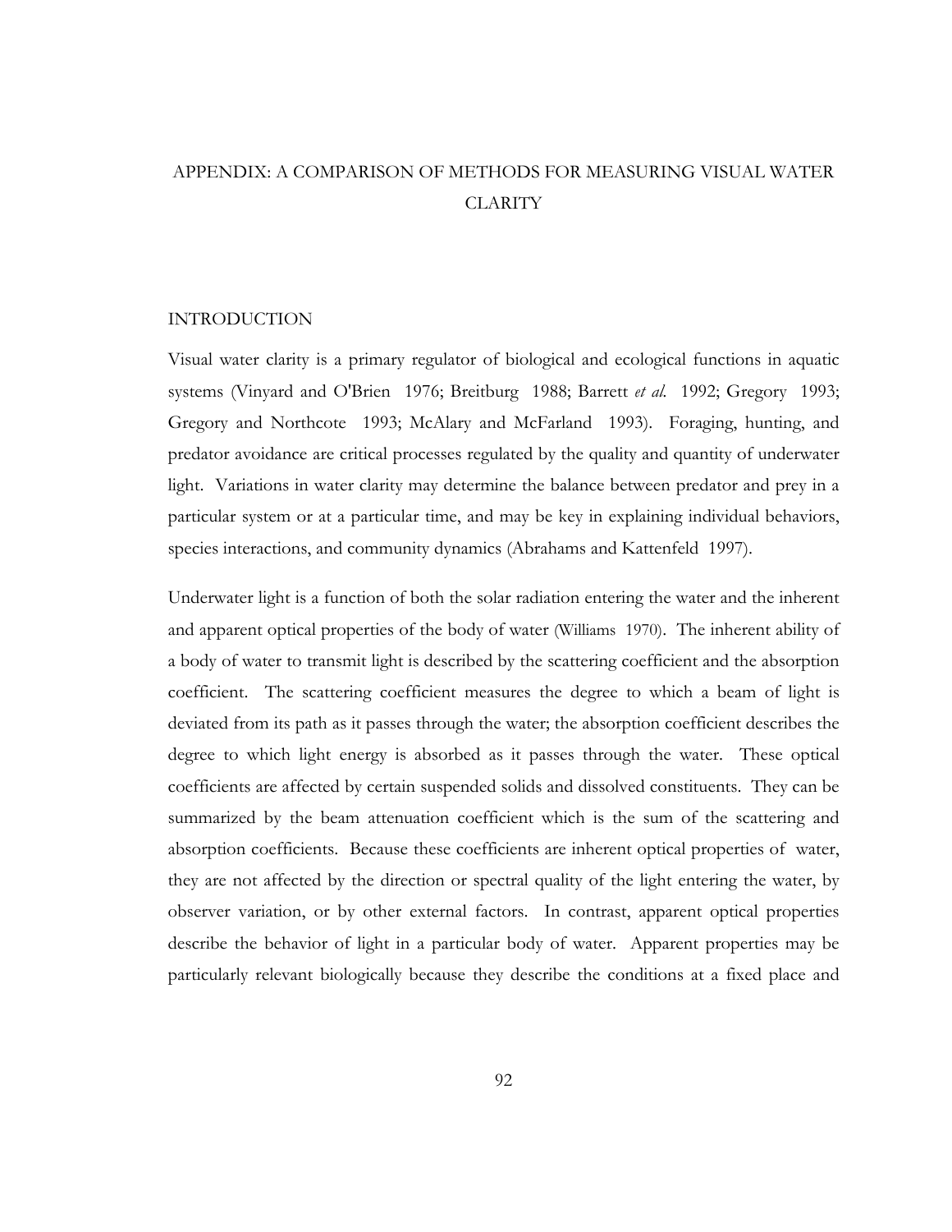# APPENDIX: A COMPARISON OF METHODS FOR MEASURING VISUAL WATER CLARITY

## INTRODUCTION

Visual water clarity is a primary regulator of biological and ecological functions in aquatic systems (Vinyard and O'Brien 1976; Breitburg 1988; Barrett *et al.* 1992; Gregory 1993; Gregory and Northcote 1993; McAlary and McFarland 1993). Foraging, hunting, and predator avoidance are critical processes regulated by the quality and quantity of underwater light. Variations in water clarity may determine the balance between predator and prey in a particular system or at a particular time, and may be key in explaining individual behaviors, species interactions, and community dynamics (Abrahams and Kattenfeld 1997).

Underwater light is a function of both the solar radiation entering the water and the inherent and apparent optical properties of the body of water (Williams 1970). The inherent ability of a body of water to transmit light is described by the scattering coefficient and the absorption coefficient. The scattering coefficient measures the degree to which a beam of light is deviated from its path as it passes through the water; the absorption coefficient describes the degree to which light energy is absorbed as it passes through the water. These optical coefficients are affected by certain suspended solids and dissolved constituents. They can be summarized by the beam attenuation coefficient which is the sum of the scattering and absorption coefficients. Because these coefficients are inherent optical properties of water, they are not affected by the direction or spectral quality of the light entering the water, by observer variation, or by other external factors. In contrast, apparent optical properties describe the behavior of light in a particular body of water. Apparent properties may be particularly relevant biologically because they describe the conditions at a fixed place and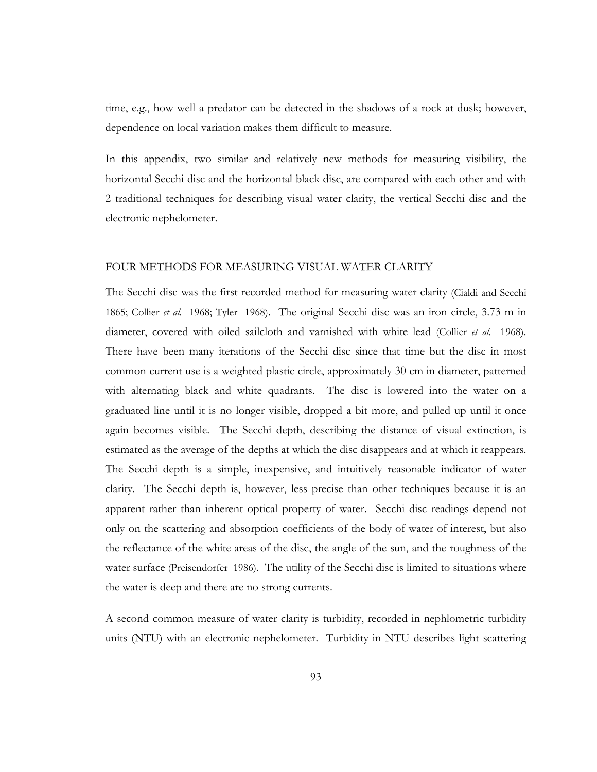time, e.g., how well a predator can be detected in the shadows of a rock at dusk; however, dependence on local variation makes them difficult to measure.

In this appendix, two similar and relatively new methods for measuring visibility, the horizontal Secchi disc and the horizontal black disc, are compared with each other and with 2 traditional techniques for describing visual water clarity, the vertical Secchi disc and the electronic nephelometer.

## FOUR METHODS FOR MEASURING VISUAL WATER CLARITY

The Secchi disc was the first recorded method for measuring water clarity (Cialdi and Secchi 1865; Collier *et al.* 1968; Tyler 1968). The original Secchi disc was an iron circle, 3.73 m in diameter, covered with oiled sailcloth and varnished with white lead (Collier *et al.* 1968). There have been many iterations of the Secchi disc since that time but the disc in most common current use is a weighted plastic circle, approximately 30 cm in diameter, patterned with alternating black and white quadrants. The disc is lowered into the water on a graduated line until it is no longer visible, dropped a bit more, and pulled up until it once again becomes visible. The Secchi depth, describing the distance of visual extinction, is estimated as the average of the depths at which the disc disappears and at which it reappears. The Secchi depth is a simple, inexpensive, and intuitively reasonable indicator of water clarity. The Secchi depth is, however, less precise than other techniques because it is an apparent rather than inherent optical property of water. Secchi disc readings depend not only on the scattering and absorption coefficients of the body of water of interest, but also the reflectance of the white areas of the disc, the angle of the sun, and the roughness of the water surface (Preisendorfer 1986). The utility of the Secchi disc is limited to situations where the water is deep and there are no strong currents.

A second common measure of water clarity is turbidity, recorded in nephlometric turbidity units (NTU) with an electronic nephelometer. Turbidity in NTU describes light scattering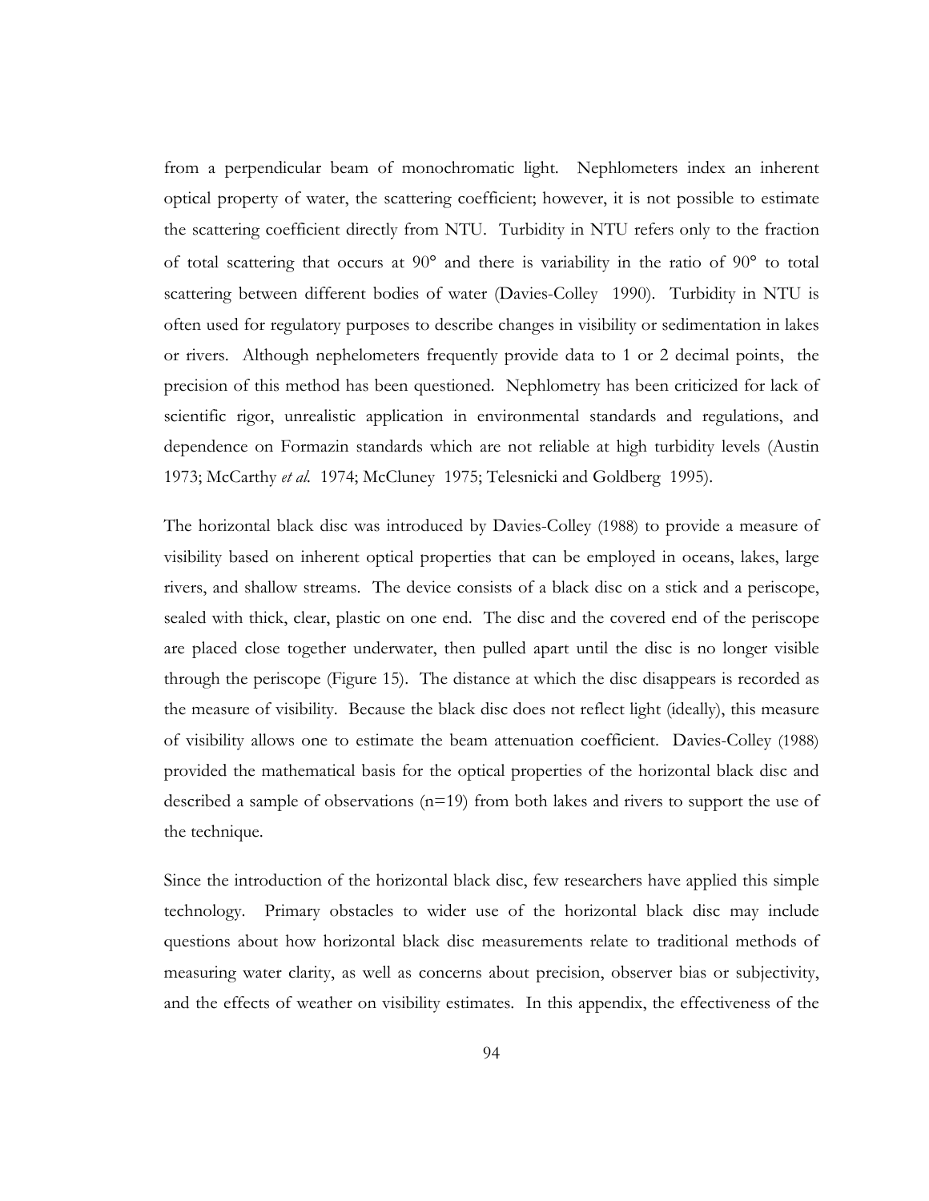from a perpendicular beam of monochromatic light. Nephlometers index an inherent optical property of water, the scattering coefficient; however, it is not possible to estimate the scattering coefficient directly from NTU. Turbidity in NTU refers only to the fraction of total scattering that occurs at 90° and there is variability in the ratio of 90° to total scattering between different bodies of water (Davies-Colley 1990). Turbidity in NTU is often used for regulatory purposes to describe changes in visibility or sedimentation in lakes or rivers. Although nephelometers frequently provide data to 1 or 2 decimal points, the precision of this method has been questioned. Nephlometry has been criticized for lack of scientific rigor, unrealistic application in environmental standards and regulations, and dependence on Formazin standards which are not reliable at high turbidity levels (Austin 1973; McCarthy *et al.* 1974; McCluney 1975; Telesnicki and Goldberg 1995).

The horizontal black disc was introduced by Davies-Colley (1988) to provide a measure of visibility based on inherent optical properties that can be employed in oceans, lakes, large rivers, and shallow streams. The device consists of a black disc on a stick and a periscope, sealed with thick, clear, plastic on one end. The disc and the covered end of the periscope are placed close together underwater, then pulled apart until the disc is no longer visible through the periscope (Figure 15). The distance at which the disc disappears is recorded as the measure of visibility. Because the black disc does not reflect light (ideally), this measure of visibility allows one to estimate the beam attenuation coefficient. Davies-Colley (1988) provided the mathematical basis for the optical properties of the horizontal black disc and described a sample of observations (n=19) from both lakes and rivers to support the use of the technique.

Since the introduction of the horizontal black disc, few researchers have applied this simple technology. Primary obstacles to wider use of the horizontal black disc may include questions about how horizontal black disc measurements relate to traditional methods of measuring water clarity, as well as concerns about precision, observer bias or subjectivity, and the effects of weather on visibility estimates. In this appendix, the effectiveness of the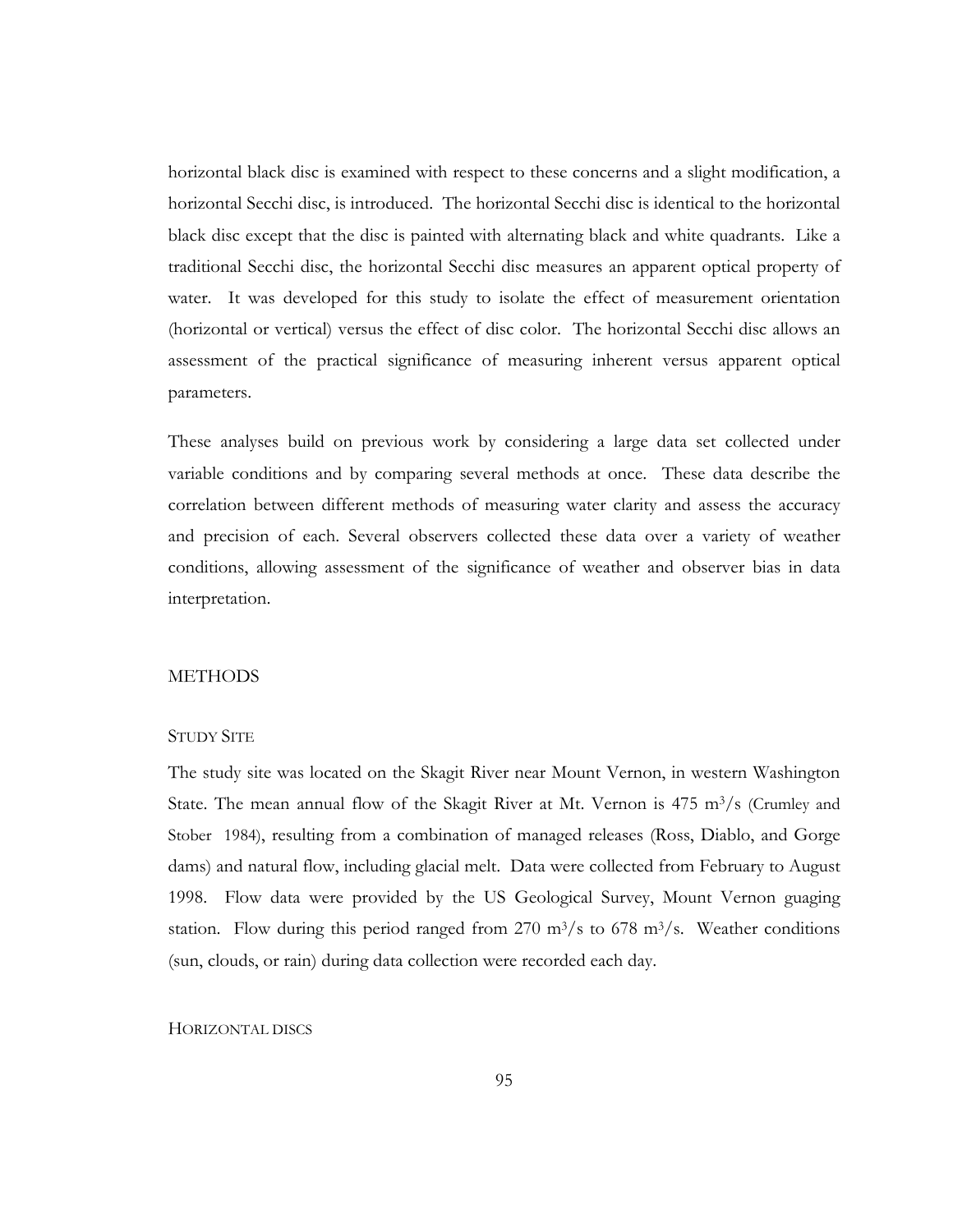horizontal black disc is examined with respect to these concerns and a slight modification, a horizontal Secchi disc, is introduced. The horizontal Secchi disc is identical to the horizontal black disc except that the disc is painted with alternating black and white quadrants. Like a traditional Secchi disc, the horizontal Secchi disc measures an apparent optical property of water. It was developed for this study to isolate the effect of measurement orientation (horizontal or vertical) versus the effect of disc color. The horizontal Secchi disc allows an assessment of the practical significance of measuring inherent versus apparent optical parameters.

These analyses build on previous work by considering a large data set collected under variable conditions and by comparing several methods at once. These data describe the correlation between different methods of measuring water clarity and assess the accuracy and precision of each. Several observers collected these data over a variety of weather conditions, allowing assessment of the significance of weather and observer bias in data interpretation.

## METHODS

### STUDY SITE

The study site was located on the Skagit River near Mount Vernon, in western Washington State. The mean annual flow of the Skagit River at Mt. Vernon is 475 $m^3/s$ (Crumley and Stober 1984), resulting from a combination of managed releases (Ross, Diablo, and Gorge dams) and natural flow, including glacial melt. Data were collected from February to August 1998. Flow data were provided by the US Geological Survey, Mount Vernon guaging station. Flow during this period ranged from 270 $m^3/s$ to 678 $m^3/s$. Weather conditions (sun, clouds, or rain) during data collection were recorded each day.

### HORIZONTAL DISCS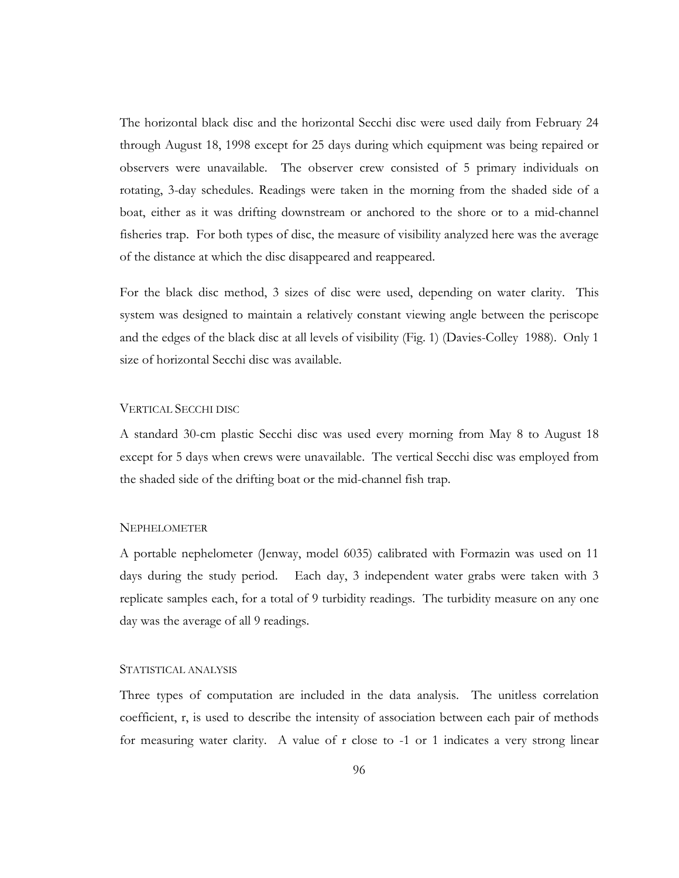The horizontal black disc and the horizontal Secchi disc were used daily from February 24 through August 18, 1998 except for 25 days during which equipment was being repaired or observers were unavailable. The observer crew consisted of 5 primary individuals on rotating, 3-day schedules. Readings were taken in the morning from the shaded side of a boat, either as it was drifting downstream or anchored to the shore or to a mid-channel fisheries trap. For both types of disc, the measure of visibility analyzed here was the average of the distance at which the disc disappeared and reappeared.

For the black disc method, 3 sizes of disc were used, depending on water clarity. This system was designed to maintain a relatively constant viewing angle between the periscope and the edges of the black disc at all levels of visibility (Fig. 1) (Davies-Colley 1988). Only 1 size of horizontal Secchi disc was available.

### Vertical Secchi disc

A standard 30-cm plastic Secchi disc was used every morning from May 8 to August 18 except for 5 days when crews were unavailable. The vertical Secchi disc was employed from the shaded side of the drifting boat or the mid-channel fish trap.

### Nephelometer

A portable nephelometer (Jenway, model 6035) calibrated with Formazin was used on 11 days during the study period. Each day, 3 independent water grabs were taken with 3 replicate samples each, for a total of 9 turbidity readings. The turbidity measure on any one day was the average of all 9 readings.

### Statistical analysis

Three types of computation are included in the data analysis. The unitless correlation coefficient, r, is used to describe the intensity of association between each pair of methods for measuring water clarity. A value of r close to -1 or 1 indicates a very strong linear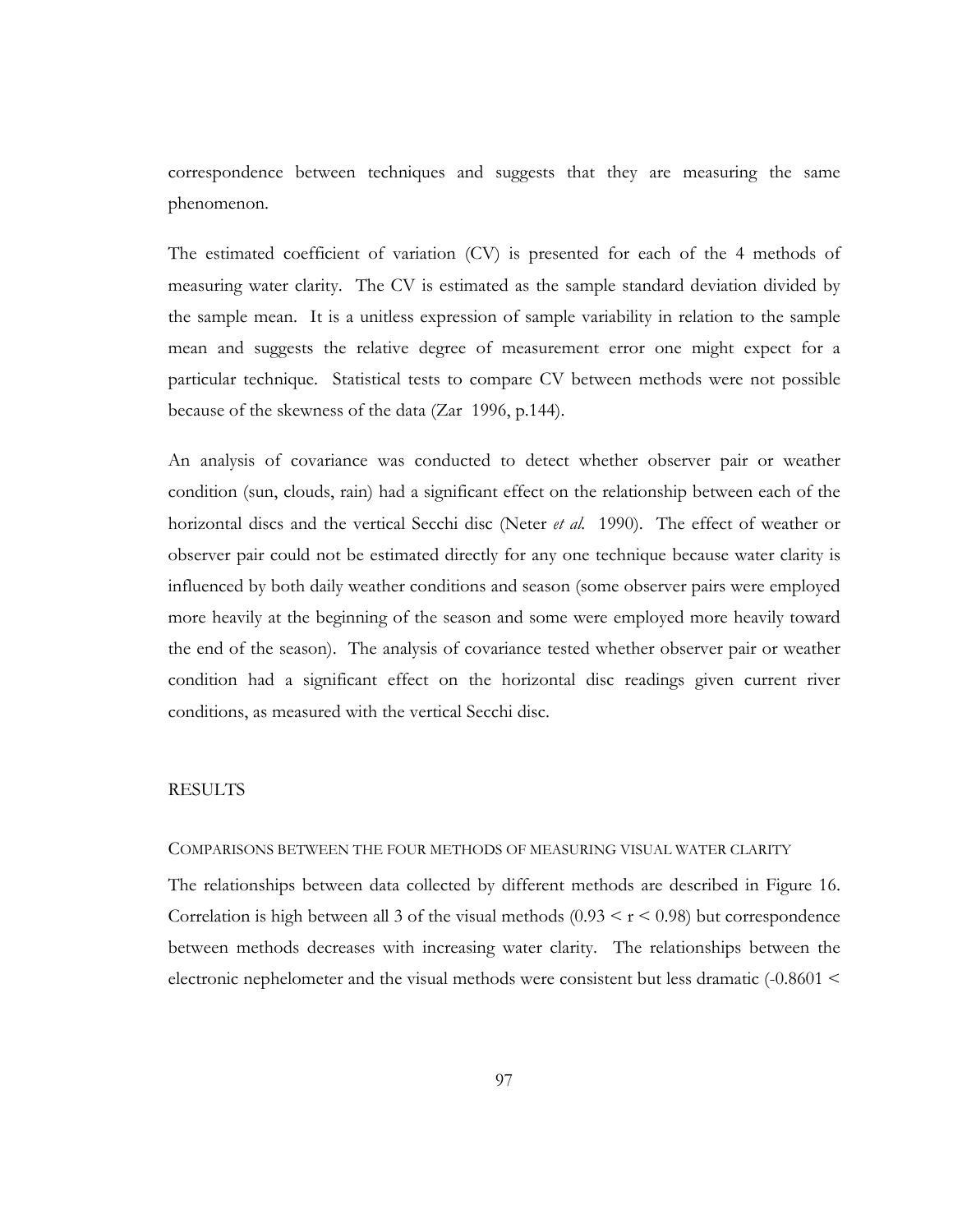correspondence between techniques and suggests that they are measuring the same phenomenon.

The estimated coefficient of variation (CV) is presented for each of the 4 methods of measuring water clarity. The CV is estimated as the sample standard deviation divided by the sample mean. It is a unitless expression of sample variability in relation to the sample mean and suggests the relative degree of measurement error one might expect for a particular technique. Statistical tests to compare CV between methods were not possible because of the skewness of the data (Zar 1996, p.144).

An analysis of covariance was conducted to detect whether observer pair or weather condition (sun, clouds, rain) had a significant effect on the relationship between each of the horizontal discs and the vertical Secchi disc (Neter *et al.* 1990). The effect of weather or observer pair could not be estimated directly for any one technique because water clarity is influenced by both daily weather conditions and season (some observer pairs were employed more heavily at the beginning of the season and some were employed more heavily toward the end of the season). The analysis of covariance tested whether observer pair or weather condition had a significant effect on the horizontal disc readings given current river conditions, as measured with the vertical Secchi disc.

## RESULTS

### COMPARISONS BETWEEN THE FOUR METHODS OF MEASURING VISUAL WATER CLARITY

The relationships between data collected by different methods are described in Figure 16. Correlation is high between all 3 of the visual methods ($0.93 < r < 0.98$) but correspondence between methods decreases with increasing water clarity. The relationships between the electronic nephelometer and the visual methods were consistent but less dramatic ($-0.8601 <$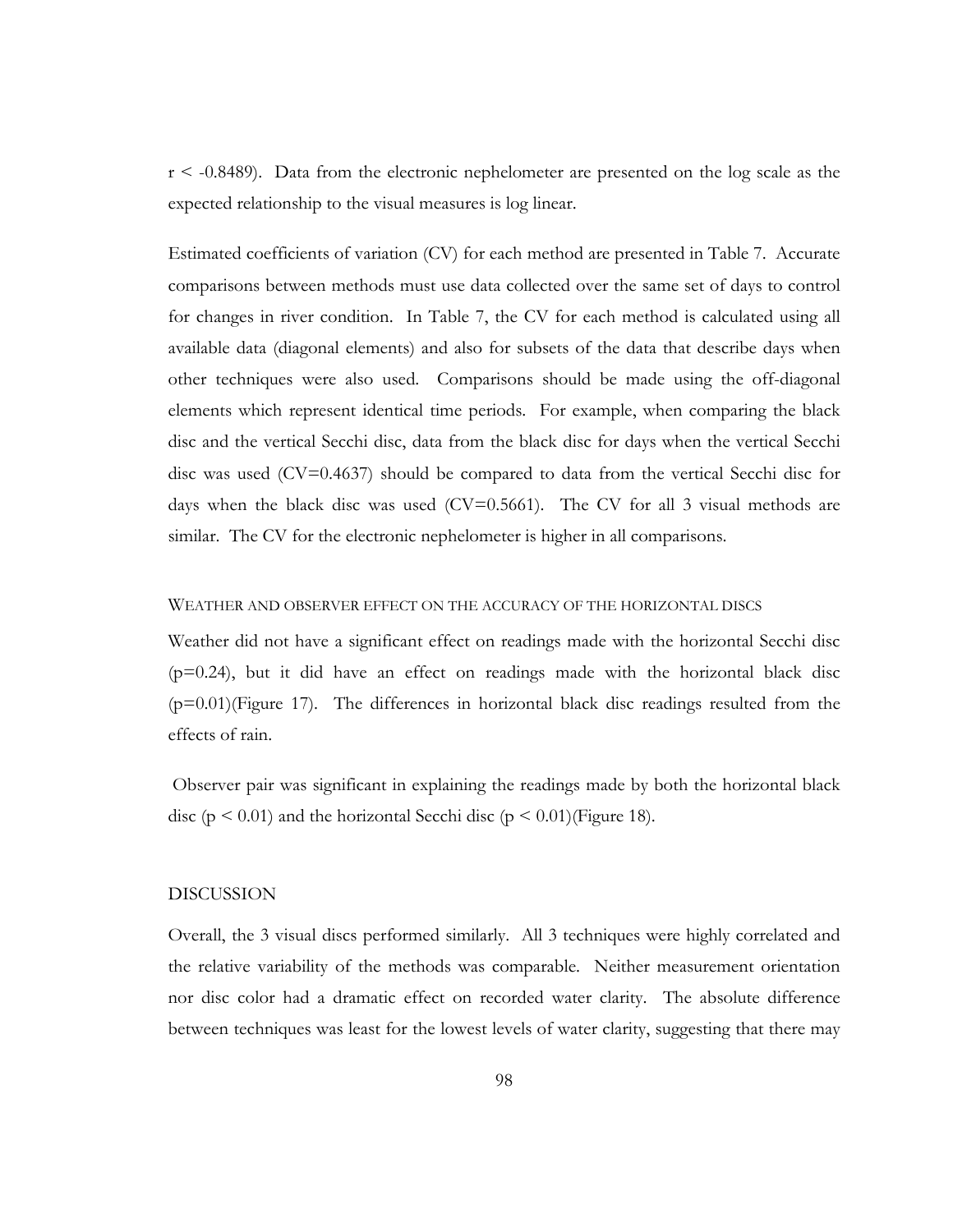$r < -0.8489$). Data from the electronic nephelometer are presented on the log scale as the expected relationship to the visual measures is log linear.

Estimated coefficients of variation (CV) for each method are presented in Table 7. Accurate comparisons between methods must use data collected over the same set of days to control for changes in river condition. In Table 7, the CV for each method is calculated using all available data (diagonal elements) and also for subsets of the data that describe days when other techniques were also used. Comparisons should be made using the off-diagonal elements which represent identical time periods. For example, when comparing the black disc and the vertical Secchi disc, data from the black disc for days when the vertical Secchi disc was used (CV=0.4637) should be compared to data from the vertical Secchi disc for days when the black disc was used (CV=0.5661). The CV for all 3 visual methods are similar. The CV for the electronic nephelometer is higher in all comparisons.

### WEATHER AND OBSERVER EFFECT ON THE ACCURACY OF THE HORIZONTAL DISCS

Weather did not have a significant effect on readings made with the horizontal Secchi disc ($p=0.24$), but it did have an effect on readings made with the horizontal black disc ($p=0.01$)(Figure 17). The differences in horizontal black disc readings resulted from the effects of rain.

Observer pair was significant in explaining the readings made by both the horizontal black disc ($p < 0.01$) and the horizontal Secchi disc ($p < 0.01$)(Figure 18).

## DISCUSSION

Overall, the 3 visual discs performed similarly. All 3 techniques were highly correlated and the relative variability of the methods was comparable. Neither measurement orientation nor disc color had a dramatic effect on recorded water clarity. The absolute difference between techniques was least for the lowest levels of water clarity, suggesting that there may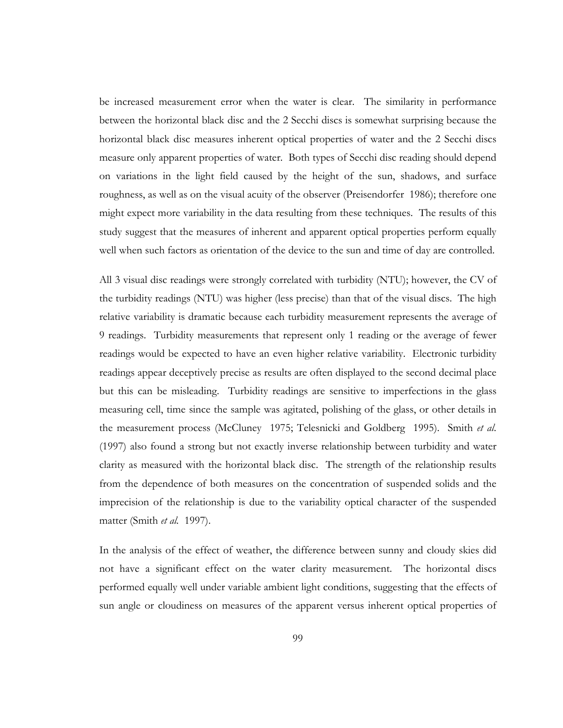be increased measurement error when the water is clear. The similarity in performance between the horizontal black disc and the 2 Secchi discs is somewhat surprising because the horizontal black disc measures inherent optical properties of water and the 2 Secchi discs measure only apparent properties of water. Both types of Secchi disc reading should depend on variations in the light field caused by the height of the sun, shadows, and surface roughness, as well as on the visual acuity of the observer (Preisendorfer 1986); therefore one might expect more variability in the data resulting from these techniques. The results of this study suggest that the measures of inherent and apparent optical properties perform equally well when such factors as orientation of the device to the sun and time of day are controlled.

All 3 visual disc readings were strongly correlated with turbidity (NTU); however, the CV of the turbidity readings (NTU) was higher (less precise) than that of the visual discs. The high relative variability is dramatic because each turbidity measurement represents the average of 9 readings. Turbidity measurements that represent only 1 reading or the average of fewer readings would be expected to have an even higher relative variability. Electronic turbidity readings appear deceptively precise as results are often displayed to the second decimal place but this can be misleading. Turbidity readings are sensitive to imperfections in the glass measuring cell, time since the sample was agitated, polishing of the glass, or other details in the measurement process (McCluney 1975; Telesnicki and Goldberg 1995). Smith *et al.* (1997) also found a strong but not exactly inverse relationship between turbidity and water clarity as measured with the horizontal black disc. The strength of the relationship results from the dependence of both measures on the concentration of suspended solids and the imprecision of the relationship is due to the variability optical character of the suspended matter (Smith *et al.* 1997).

In the analysis of the effect of weather, the difference between sunny and cloudy skies did not have a significant effect on the water clarity measurement. The horizontal discs performed equally well under variable ambient light conditions, suggesting that the effects of sun angle or cloudiness on measures of the apparent versus inherent optical properties of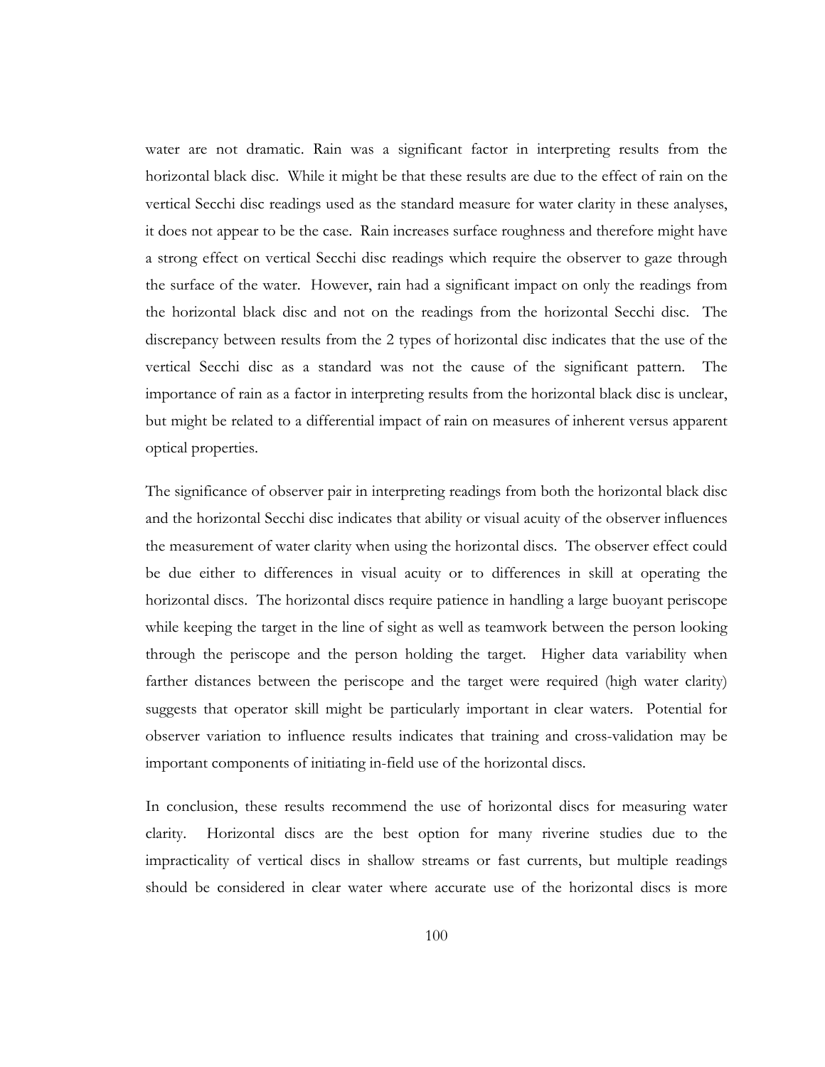water are not dramatic. Rain was a significant factor in interpreting results from the horizontal black disc. While it might be that these results are due to the effect of rain on the vertical Secchi disc readings used as the standard measure for water clarity in these analyses, it does not appear to be the case. Rain increases surface roughness and therefore might have a strong effect on vertical Secchi disc readings which require the observer to gaze through the surface of the water. However, rain had a significant impact on only the readings from the horizontal black disc and not on the readings from the horizontal Secchi disc. The discrepancy between results from the 2 types of horizontal disc indicates that the use of the vertical Secchi disc as a standard was not the cause of the significant pattern. The importance of rain as a factor in interpreting results from the horizontal black disc is unclear, but might be related to a differential impact of rain on measures of inherent versus apparent optical properties.

The significance of observer pair in interpreting readings from both the horizontal black disc and the horizontal Secchi disc indicates that ability or visual acuity of the observer influences the measurement of water clarity when using the horizontal discs. The observer effect could be due either to differences in visual acuity or to differences in skill at operating the horizontal discs. The horizontal discs require patience in handling a large buoyant periscope while keeping the target in the line of sight as well as teamwork between the person looking through the periscope and the person holding the target. Higher data variability when farther distances between the periscope and the target were required (high water clarity) suggests that operator skill might be particularly important in clear waters. Potential for observer variation to influence results indicates that training and cross-validation may be important components of initiating in-field use of the horizontal discs.

In conclusion, these results recommend the use of horizontal discs for measuring water clarity. Horizontal discs are the best option for many riverine studies due to the impracticality of vertical discs in shallow streams or fast currents, but multiple readings should be considered in clear water where accurate use of the horizontal discs is more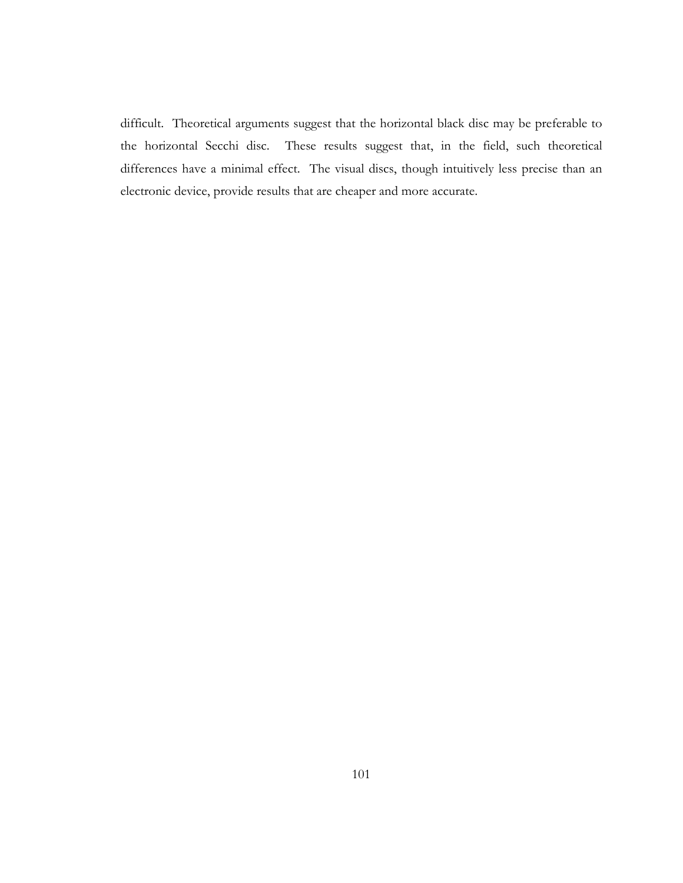difficult. Theoretical arguments suggest that the horizontal black disc may be preferable to the horizontal Secchi disc. These results suggest that, in the field, such theoretical differences have a minimal effect. The visual discs, though intuitively less precise than an electronic device, provide results that are cheaper and more accurate.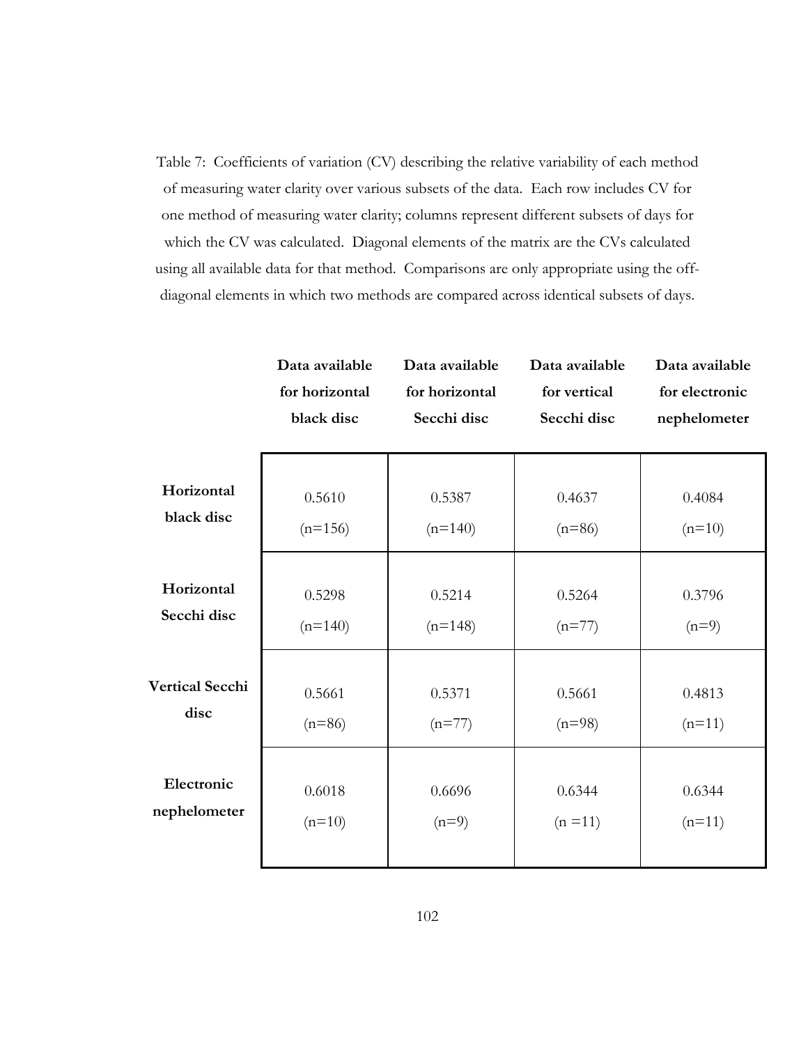Table 7: Coefficients of variation (CV) describing the relative variability of each method of measuring water clarity over various subsets of the data. Each row includes CV for one method of measuring water clarity; columns represent different subsets of days for which the CV was calculated. Diagonal elements of the matrix are the CVs calculated using all available data for that method. Comparisons are only appropriate using the off-diagonal elements in which two methods are compared across identical subsets of days.

| | **Data available for horizontal black disc** | **Data available for horizontal Secchi disc** | **Data available for vertical Secchi disc** | **Data available for electronic nephelometer** |
|---|---|---|---|---|
| **Horizontal black disc** | 0.5610 (n=156) | 0.5387 (n=140) | 0.4637 (n=86) | 0.4084 (n=10) |
| **Horizontal Secchi disc** | 0.5298 (n=140) | 0.5214 (n=148) | 0.5264 (n=77) | 0.3796 (n=9) |
| **Vertical Secchi disc** | 0.5661 (n=86) | 0.5371 (n=77) | 0.5661 (n=98) | 0.4813 (n=11) |
| **Electronic nephelometer** | 0.6018 (n=10) | 0.6696 (n=9) | 0.6344 (n =11) | 0.6344 (n=11) |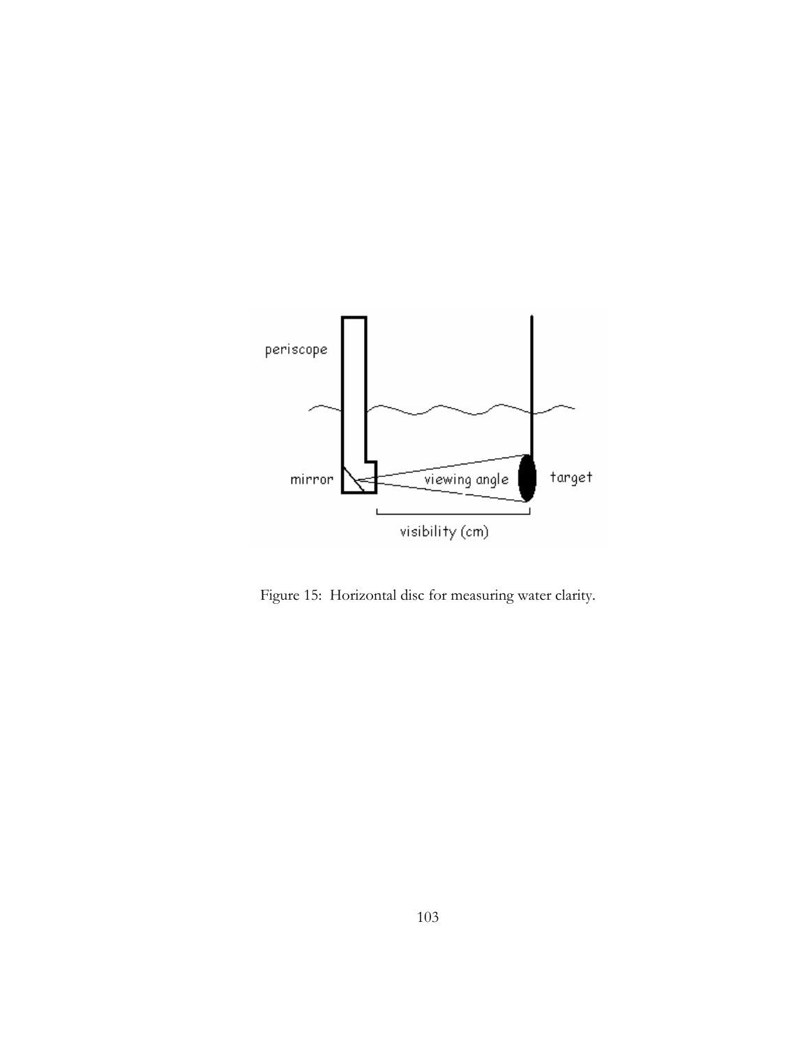periscope

mirror

viewing angle

target

visibility (cm)

Figure 15: Horizontal disc for measuring water clarity.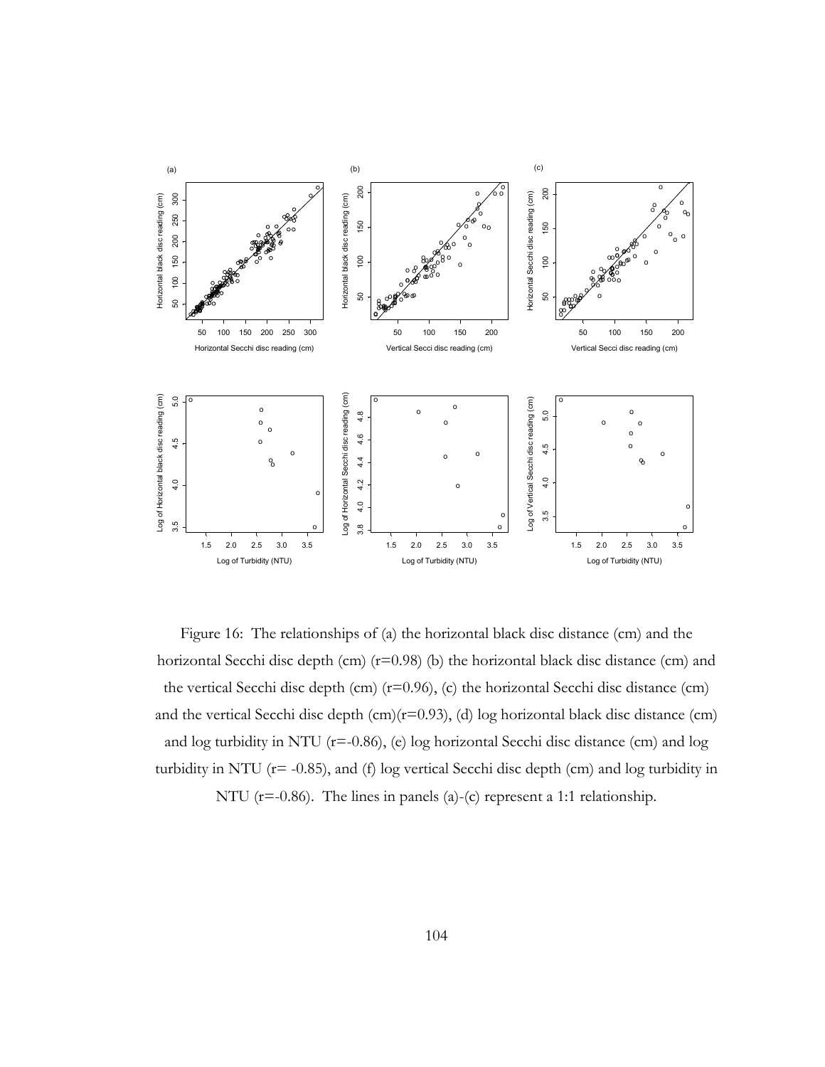(a)

Horizontal black disc reading (cm)

50 100 150 200 250 300

Horizontal Secchi disc reading (cm)

(b)

Horizontal black disc reading (cm)

50 100 150 200

Vertical Secci disc reading (cm)

(c)

Horizontal Secchi disc reading (cm)

50 100 150 200

Vertical Secci disc reading (cm)

Log of Horizontal black disc reading (cm)

3.5 4.0 4.5 5.0

1.5 2.0 2.5 3.0 3.5

Log of Turbidity (NTU)

Log of Horizontal Secchi disc reading (cm)

3.8 4.0 4.2 4.4 4.6 4.8

1.5 2.0 2.5 3.0 3.5

Log of Turbidity (NTU)

Log of Vertical Secchi disc reading (cm)

3.5 4.0 4.5 5.0

1.5 2.0 2.5 3.0 3.5

Log of Turbidity (NTU)

Figure 16: The relationships of (a) the horizontal black disc distance (cm) and the horizontal Secchi disc depth (cm) (r=0.98) (b) the horizontal black disc distance (cm) and the vertical Secchi disc depth (cm) (r=0.96), (c) the horizontal Secchi disc distance (cm) and the vertical Secchi disc depth (cm)(r=0.93), (d) log horizontal black disc distance (cm) and log turbidity in NTU (r=-0.86), (e) log horizontal Secchi disc distance (cm) and log turbidity in NTU (r= -0.85), and (f) log vertical Secchi disc depth (cm) and log turbidity in NTU (r=-0.86). The lines in panels (a)-(c) represent a 1:1 relationship.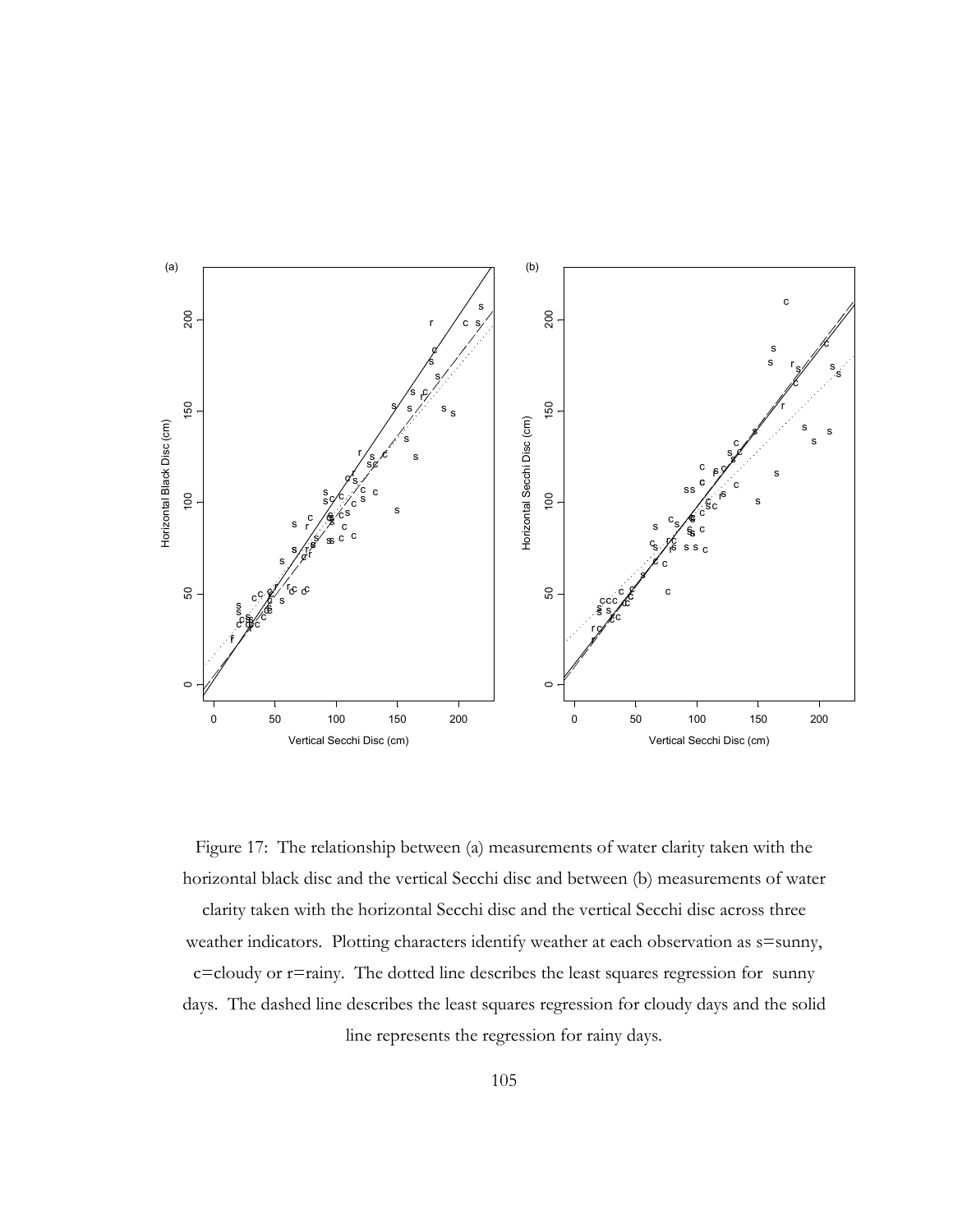Figure 17: The relationship between (a) measurements of water clarity taken with the horizontal black disc and the vertical Secchi disc and between (b) measurements of water clarity taken with the horizontal Secchi disc and the vertical Secchi disc across three weather indicators. Plotting characters identify weather at each observation as s=sunny, c=cloudy or r=rainy. The dotted line describes the least squares regression for sunny days. The dashed line describes the least squares regression for cloudy days and the solid line represents the regression for rainy days.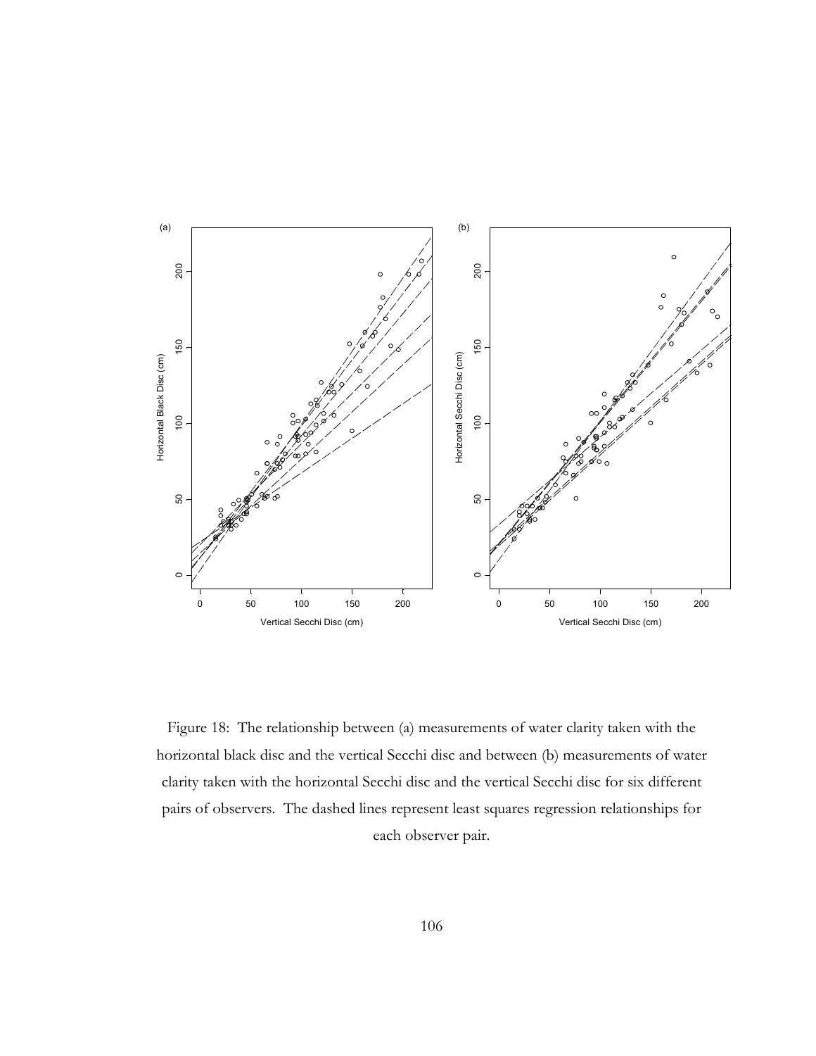(a)

Horizontal Black Disc (cm)

0
50
100
150
200

Vertical Secchi Disc (cm)

0
50
100
150
200

(b)

Horizontal Secchi Disc (cm)

0
50
100
150
200

Vertical Secchi Disc (cm)

0
50
100
150
200

Figure 18: The relationship between (a) measurements of water clarity taken with the horizontal black disc and the vertical Secchi disc and between (b) measurements of water clarity taken with the horizontal Secchi disc and the vertical Secchi disc for six different pairs of observers. The dashed lines represent least squares regression relationships for each observer pair.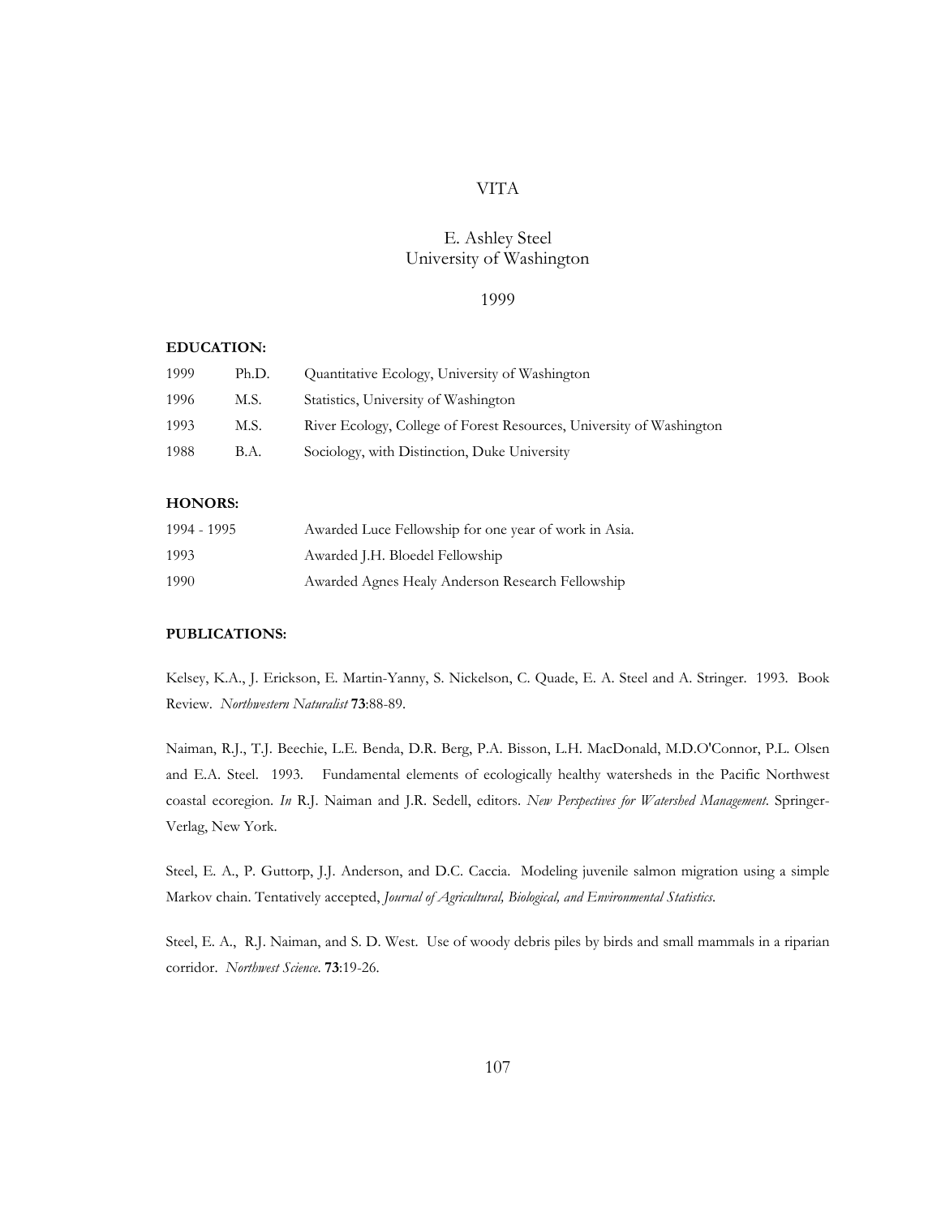# VITA

E. Ashley Steel
University of Washington

1999

**EDUCATION:**

| | | |
|---|---|---|
| 1999 | Ph.D. | Quantitative Ecology, University of Washington |
| 1996 | M.S. | Statistics, University of Washington |
| 1993 | M.S. | River Ecology, College of Forest Resources, University of Washington |
| 1988 | B.A. | Sociology, with Distinction, Duke University |

**HONORS:**

| | |
|---|---|
| 1994 - 1995 | Awarded Luce Fellowship for one year of work in Asia. |
| 1993 | Awarded J.H. Bloedel Fellowship |
| 1990 | Awarded Agnes Healy Anderson Research Fellowship |

**PUBLICATIONS:**

Kelsey, K.A., J. Erickson, E. Martin-Yanny, S. Nickelson, C. Quade, E. A. Steel and A. Stringer. 1993. Book Review. *Northwestern Naturalist* **73**:88-89.

Naiman, R.J., T.J. Beechie, L.E. Benda, D.R. Berg, P.A. Bisson, L.H. MacDonald, M.D.O'Connor, P.L. Olsen and E.A. Steel. 1993. Fundamental elements of ecologically healthy watersheds in the Pacific Northwest coastal ecoregion. *In* R.J. Naiman and J.R. Sedell, editors. *New Perspectives for Watershed Management*. Springer-Verlag, New York.

Steel, E. A., P. Guttorp, J.J. Anderson, and D.C. Caccia. Modeling juvenile salmon migration using a simple Markov chain. Tentatively accepted, *Journal of Agricultural, Biological, and Environmental Statistics*.

Steel, E. A., R.J. Naiman, and S. D. West. Use of woody debris piles by birds and small mammals in a riparian corridor. *Northwest Science*. **73**:19-26.